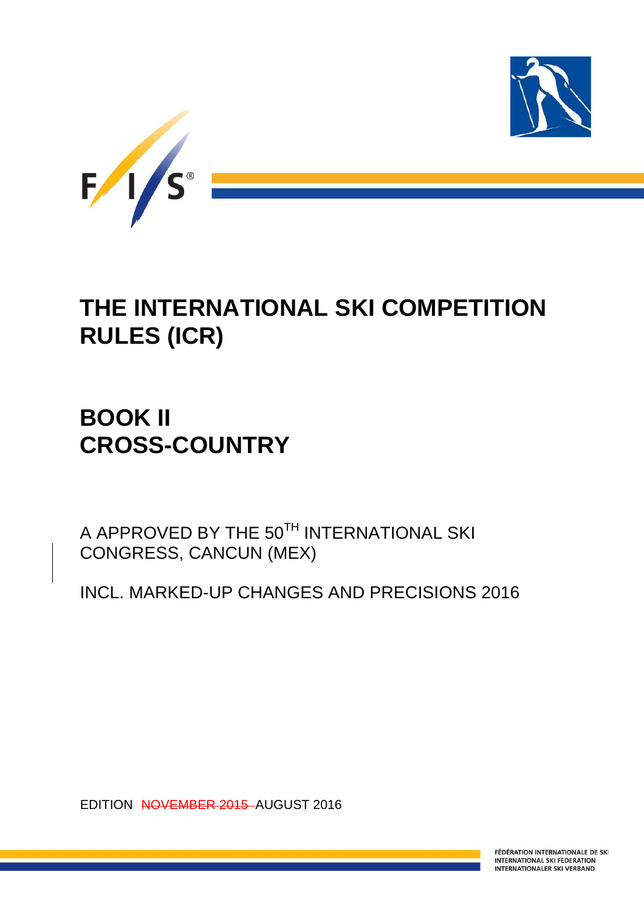# THE INTERNATIONAL SKI COMPETITION RULES (ICR)

# BOOK II
# CROSS-COUNTRY

A APPROVED BY THE 50TH INTERNATIONAL SKI CONGRESS, CANCUN (MEX)

INCL. MARKED-UP CHANGES AND PRECISIONS 2016

EDITION ~~NOVEMBER 2015~~ AUGUST 2016

FÉDÉRATION INTERNATIONALE DE SKI
INTERNATIONAL SKI FEDERATION
INTERNATIONALER SKI VERBAND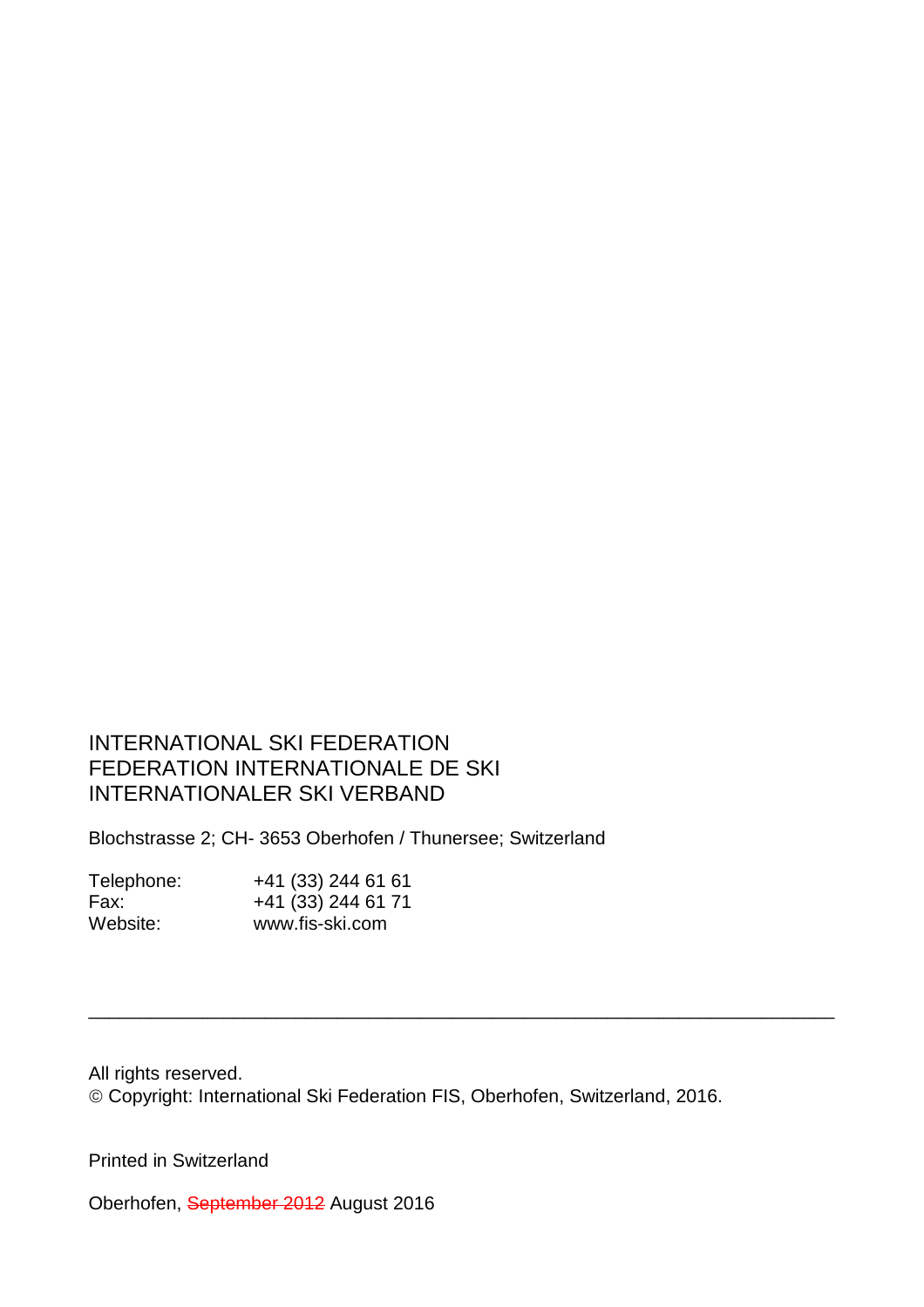INTERNATIONAL SKI FEDERATION
FEDERATION INTERNATIONALE DE SKI
INTERNATIONALER SKI VERBAND

Blochstrasse 2; CH- 3653 Oberhofen / Thunersee; Switzerland

| | |
|---|---|
| Telephone: | +41 (33) 244 61 61 |
| Fax: | +41 (33) 244 61 71 |
| Website: | www.fis-ski.com |

---

All rights reserved.
© Copyright: International Ski Federation FIS, Oberhofen, Switzerland, 2016.

Printed in Switzerland

Oberhofen, ~~September 2012~~ August 2016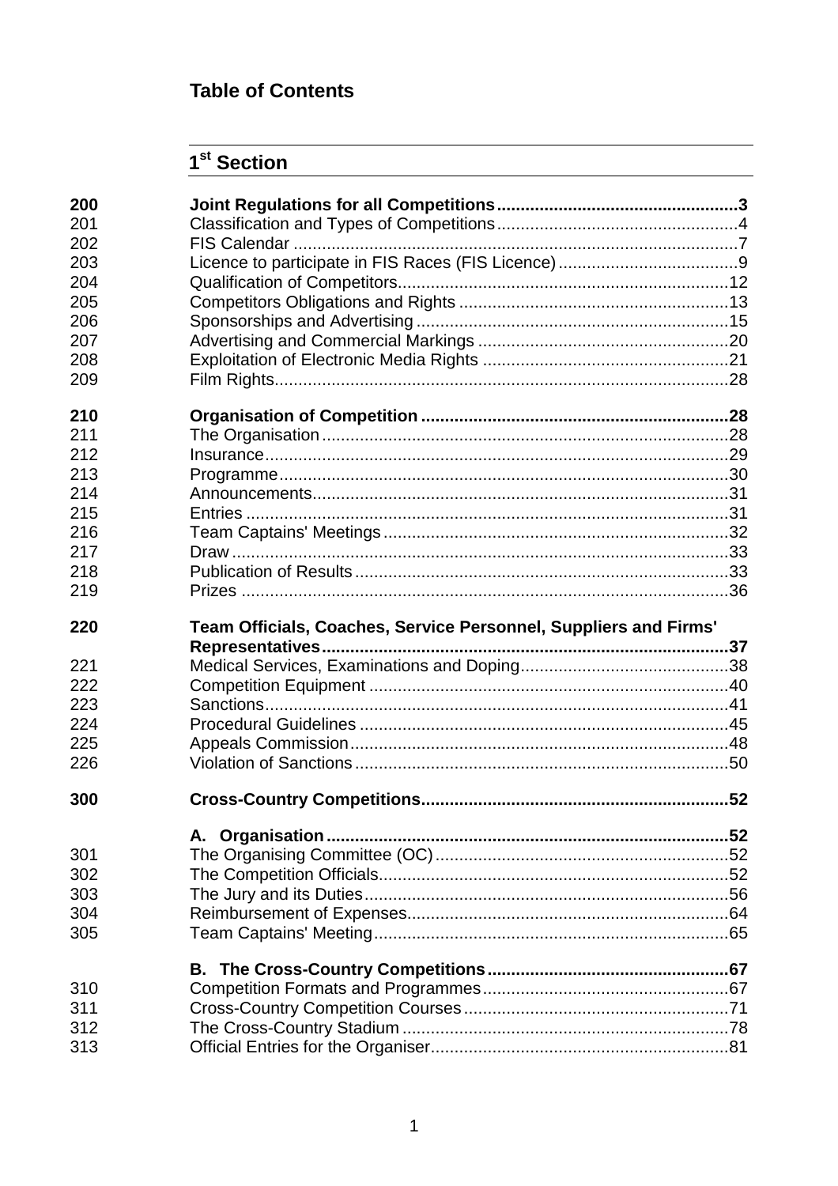# Table of Contents

## 1st Section

| | | |
|---|---|---|
| **200** | **Joint Regulations for all Competitions** | **3** |
| 201 | Classification and Types of Competitions | 4 |
| 202 | FIS Calendar | 7 |
| 203 | Licence to participate in FIS Races (FIS Licence) | 9 |
| 204 | Qualification of Competitors | 12 |
| 205 | Competitors Obligations and Rights | 13 |
| 206 | Sponsorships and Advertising | 15 |
| 207 | Advertising and Commercial Markings | 20 |
| 208 | Exploitation of Electronic Media Rights | 21 |
| 209 | Film Rights | 28 |
| **210** | **Organisation of Competition** | **28** |
| 211 | The Organisation | 28 |
| 212 | Insurance | 29 |
| 213 | Programme | 30 |
| 214 | Announcements | 31 |
| 215 | Entries | 31 |
| 216 | Team Captains' Meetings | 32 |
| 217 | Draw | 33 |
| 218 | Publication of Results | 33 |
| 219 | Prizes | 36 |
| **220** | **Team Officials, Coaches, Service Personnel, Suppliers and Firms' Representatives** | **37** |
| 221 | Medical Services, Examinations and Doping | 38 |
| 222 | Competition Equipment | 40 |
| 223 | Sanctions | 41 |
| 224 | Procedural Guidelines | 45 |
| 225 | Appeals Commission | 48 |
| 226 | Violation of Sanctions | 50 |
| **300** | **Cross-Country Competitions** | **52** |
| | **A. Organisation** | **52** |
| 301 | The Organising Committee (OC) | 52 |
| 302 | The Competition Officials | 52 |
| 303 | The Jury and its Duties | 56 |
| 304 | Reimbursement of Expenses | 64 |
| 305 | Team Captains' Meeting | 65 |
| | **B. The Cross-Country Competitions** | **67** |
| 310 | Competition Formats and Programmes | 67 |
| 311 | Cross-Country Competition Courses | 71 |
| 312 | The Cross-Country Stadium | 78 |
| 313 | Official Entries for the Organiser | 81 |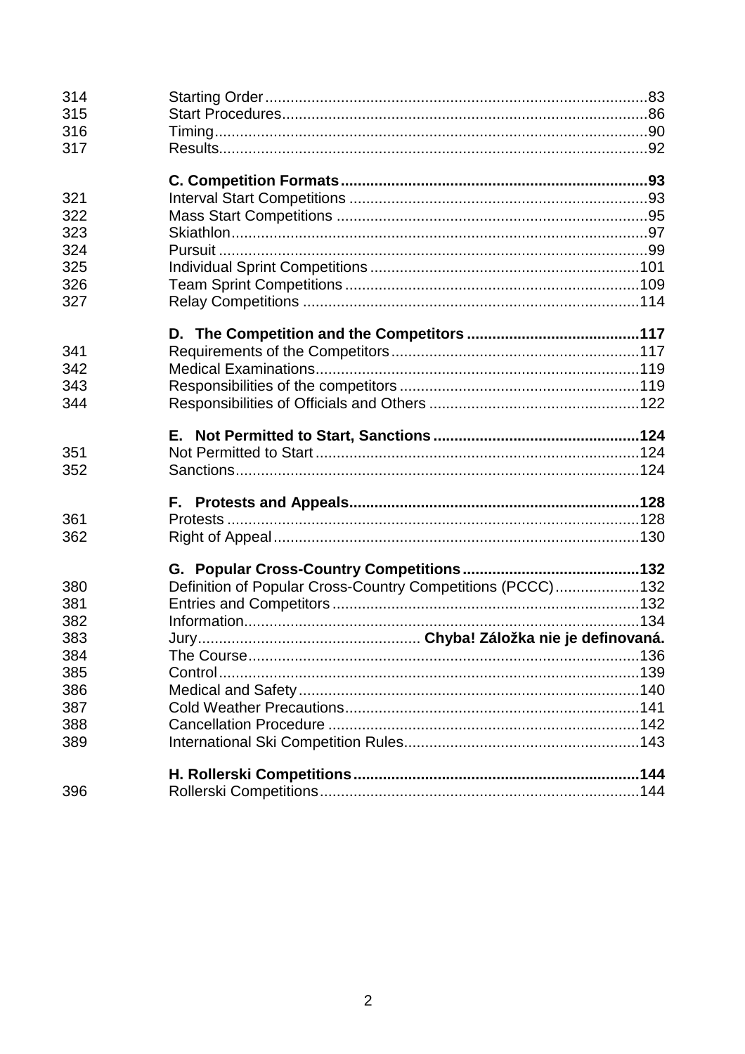| | | |
|---|---|---|
| 314 | Starting Order | 83 |
| 315 | Start Procedures | 86 |
| 316 | Timing | 90 |
| 317 | Results | 92 |
| | **C. Competition Formats** | **93** |
| 321 | Interval Start Competitions | 93 |
| 322 | Mass Start Competitions | 95 |
| 323 | Skiathlon | 97 |
| 324 | Pursuit | 99 |
| 325 | Individual Sprint Competitions | 101 |
| 326 | Team Sprint Competitions | 109 |
| 327 | Relay Competitions | 114 |
| | **D. The Competition and the Competitors** | **117** |
| 341 | Requirements of the Competitors | 117 |
| 342 | Medical Examinations | 119 |
| 343 | Responsibilities of the competitors | 119 |
| 344 | Responsibilities of Officials and Others | 122 |
| | **E. Not Permitted to Start, Sanctions** | **124** |
| 351 | Not Permitted to Start | 124 |
| 352 | Sanctions | 124 |
| | **F. Protests and Appeals** | **128** |
| 361 | Protests | 128 |
| 362 | Right of Appeal | 130 |
| | **G. Popular Cross-Country Competitions** | **132** |
| 380 | Definition of Popular Cross-Country Competitions (PCCC) | 132 |
| 381 | Entries and Competitors | 132 |
| 382 | Information | 134 |
| 383 | Jury | **Chyba! Záložka nie je definovaná.** |
| 384 | The Course | 136 |
| 385 | Control | 139 |
| 386 | Medical and Safety | 140 |
| 387 | Cold Weather Precautions | 141 |
| 388 | Cancellation Procedure | 142 |
| 389 | International Ski Competition Rules | 143 |
| | **H. Rollerski Competitions** | **144** |
| 396 | Rollerski Competitions | 144 |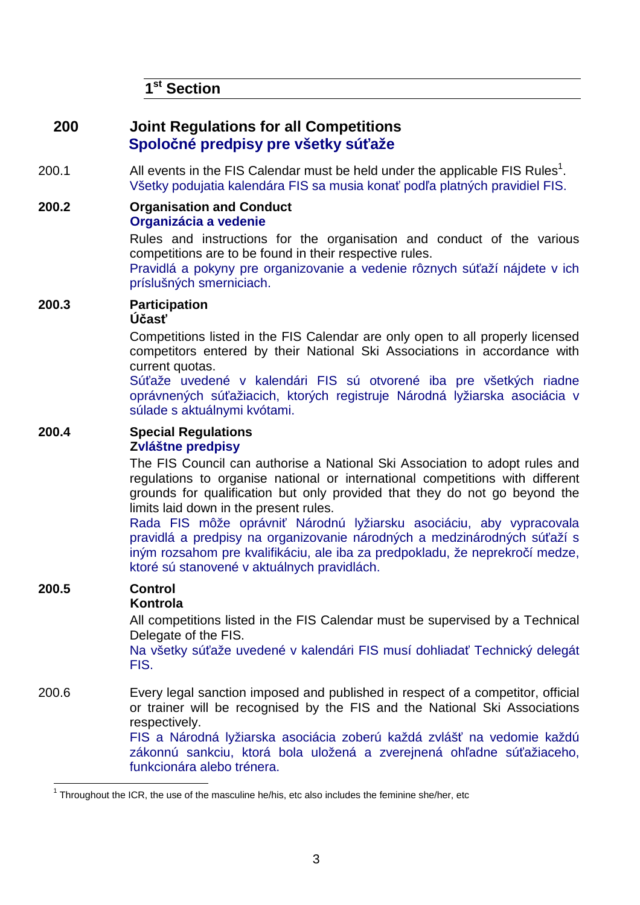## 1st Section

## 200 Joint Regulations for all Competitions
## Spoločné predpisy pre všetky súťaže

200.1 All events in the FIS Calendar must be held under the applicable FIS Rules[1].
Všetky podujatia kalendára FIS sa musia konať podľa platných pravidiel FIS.

**200.2 Organisation and Conduct**
**Organizácia a vedenie**

Rules and instructions for the organisation and conduct of the various competitions are to be found in their respective rules.
Pravidlá a pokyny pre organizovanie a vedenie rôznych súťaží nájdete v ich príslušných smerniciach.

**200.3 Participation**
**Účasť**

Competitions listed in the FIS Calendar are only open to all properly licensed competitors entered by their National Ski Associations in accordance with current quotas.
Súťaže uvedené v kalendári FIS sú otvorené iba pre všetkých riadne oprávnených súťažiacich, ktorých registruje Národná lyžiarska asociácia v súlade s aktuálnymi kvótami.

**200.4 Special Regulations**
**Zvláštne predpisy**

The FIS Council can authorise a National Ski Association to adopt rules and regulations to organise national or international competitions with different grounds for qualification but only provided that they do not go beyond the limits laid down in the present rules.
Rada FIS môže oprávniť Národnú lyžiarsku asociáciu, aby vypracovala pravidlá a predpisy na organizovanie národných a medzinárodných súťaží s iným rozsahom pre kvalifikáciu, ale iba za predpokladu, že neprekročí medze, ktoré sú stanovené v aktuálnych pravidlách.

**200.5 Control**
**Kontrola**

All competitions listed in the FIS Calendar must be supervised by a Technical Delegate of the FIS.
Na všetky súťaže uvedené v kalendári FIS musí dohliadať Technický delegát FIS.

200.6 Every legal sanction imposed and published in respect of a competitor, official or trainer will be recognised by the FIS and the National Ski Associations respectively.
FIS a Národná lyžiarska asociácia zoberú každá zvlášť na vedomie každú zákonnú sankciu, ktorá bola uložená a zverejnená ohľadne súťažiaceho, funkcionára alebo trénera.

---

[1] Throughout the ICR, the use of the masculine he/his, etc also includes the feminine she/her, etc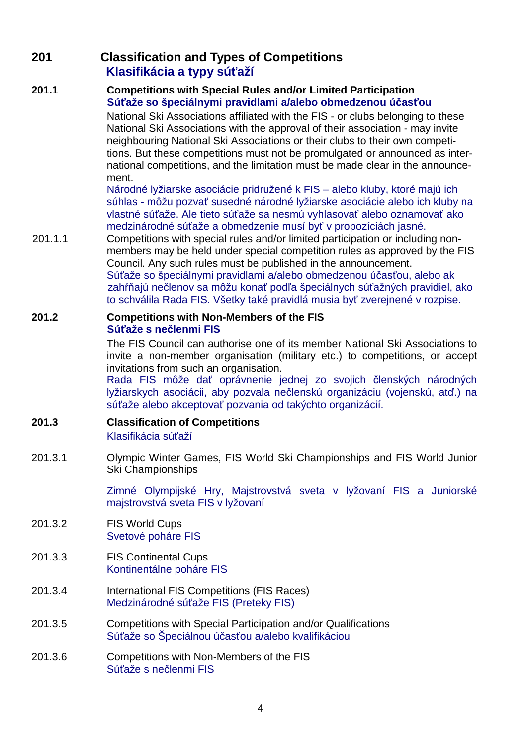## 201 Classification and Types of Competitions
## Klasifikácia a typy súťaží

### 201.1 Competitions with Special Rules and/or Limited Participation
### Súťaže so špeciálnymi pravidlami a/alebo obmedzenou účasťou

National Ski Associations affiliated with the FIS - or clubs belonging to these National Ski Associations with the approval of their association - may invite neighbouring National Ski Associations or their clubs to their own competitions. But these competitions must not be promulgated or announced as international competitions, and the limitation must be made clear in the announcement.

Národné lyžiarske asociácie pridružené k FIS – alebo kluby, ktoré majú ich súhlas - môžu pozvať susedné národné lyžiarske asociácie alebo ich kluby na vlastné súťaže. Ale tieto súťaže sa nesmú vyhlasovať alebo oznamovať ako medzinárodné súťaže a obmedzenie musí byť v propozíciách jasné.

201.1.1 Competitions with special rules and/or limited participation or including non-members may be held under special competition rules as approved by the FIS Council. Any such rules must be published in the announcement.

Súťaže so špeciálnymi pravidlami a/alebo obmedzenou účasťou, alebo ak zahŕňajú nečlenov sa môžu konať podľa špeciálnych súťažných pravidiel, ako to schválila Rada FIS. Všetky také pravidlá musia byť zverejnené v rozpise.

### 201.2 Competitions with Non-Members of the FIS
### Súťaže s nečlenmi FIS

The FIS Council can authorise one of its member National Ski Associations to invite a non-member organisation (military etc.) to competitions, or accept invitations from such an organisation.

Rada FIS môže dať oprávnenie jednej zo svojich členských národných lyžiarskych asociácii, aby pozvala nečlenskú organizáciu (vojenskú, atď.) na súťaže alebo akceptovať pozvania od takýchto organizácií.

### 201.3 Classification of Competitions
Klasifikácia súťaží

201.3.1 Olympic Winter Games, FIS World Ski Championships and FIS World Junior Ski Championships

Zimné Olympijské Hry, Majstrovstvá sveta v lyžovaní FIS a Juniorské majstrovstvá sveta FIS v lyžovaní

201.3.2 FIS World Cups
Svetové poháre FIS

201.3.3 FIS Continental Cups
Kontinentálne poháre FIS

201.3.4 International FIS Competitions (FIS Races)
Medzinárodné súťaže FIS (Preteky FIS)

201.3.5 Competitions with Special Participation and/or Qualifications
Súťaže so Špeciálnou účasťou a/alebo kvalifikáciou

201.3.6 Competitions with Non-Members of the FIS
Súťaže s nečlenmi FIS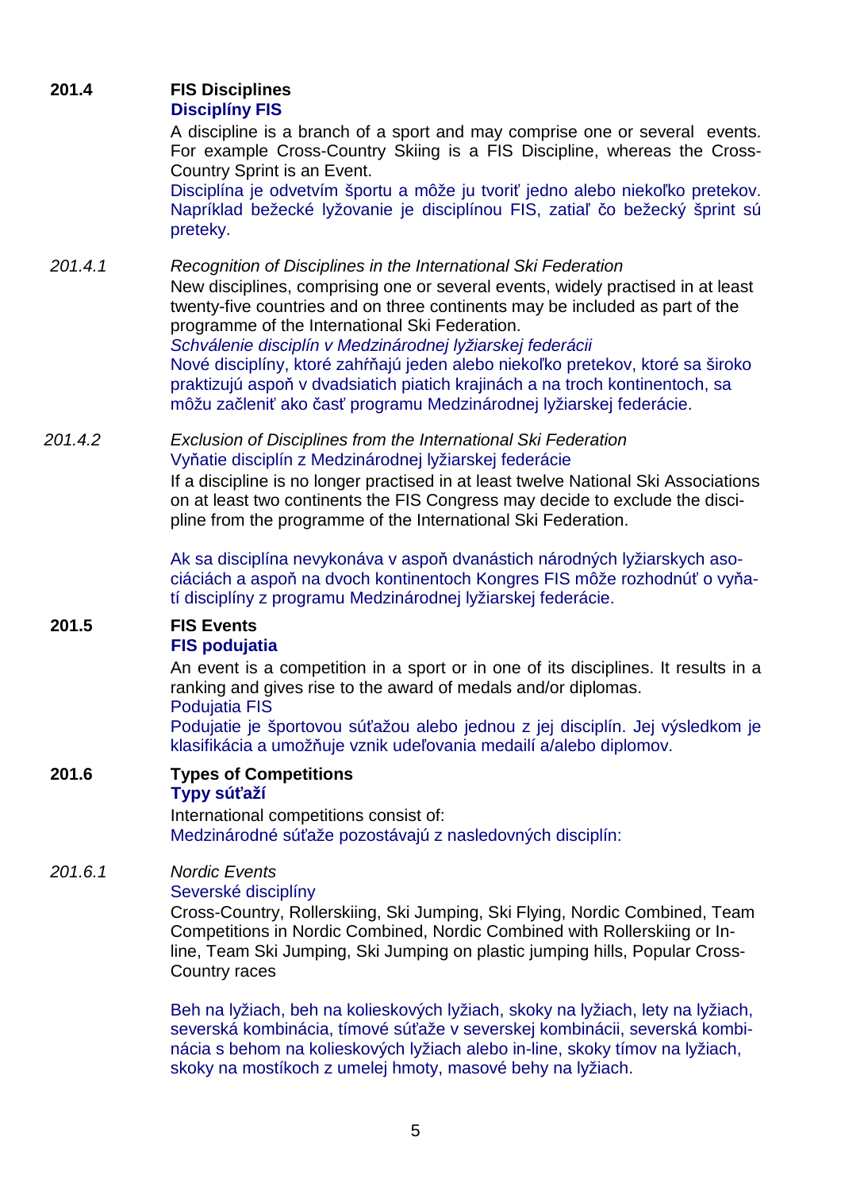**201.4 FIS Disciplines**

**Disciplíny FIS**

A discipline is a branch of a sport and may comprise one or several events. For example Cross-Country Skiing is a FIS Discipline, whereas the Cross-Country Sprint is an Event.

Disciplína je odvetvím športu a môže ju tvoriť jedno alebo niekoľko pretekov. Napríklad bežecké lyžovanie je disciplínou FIS, zatiaľ čo bežecký šprint sú preteky.

*201.4.1 Recognition of Disciplines in the International Ski Federation*

New disciplines, comprising one or several events, widely practised in at least twenty-five countries and on three continents may be included as part of the programme of the International Ski Federation.

*Schválenie disciplín v Medzinárodnej lyžiarskej federácii*

Nové disciplíny, ktoré zahŕňajú jeden alebo niekoľko pretekov, ktoré sa široko praktizujú aspoň v dvadsiatich piatich krajinách a na troch kontinentoch, sa môžu začleniť ako časť programu Medzinárodnej lyžiarskej federácie.

*201.4.2 Exclusion of Disciplines from the International Ski Federation*

Vyňatie disciplín z Medzinárodnej lyžiarskej federácie

If a discipline is no longer practised in at least twelve National Ski Associations on at least two continents the FIS Congress may decide to exclude the discipline from the programme of the International Ski Federation.

Ak sa disciplína nevykonáva v aspoň dvanástich národných lyžiarskych asociáciách a aspoň na dvoch kontinentoch Kongres FIS môže rozhodnúť o vyňatí disciplíny z programu Medzinárodnej lyžiarskej federácie.

**201.5 FIS Events**

**FIS podujatia**

An event is a competition in a sport or in one of its disciplines. It results in a ranking and gives rise to the award of medals and/or diplomas.

Podujatia FIS

Podujatie je športovou súťažou alebo jednou z jej disciplín. Jej výsledkom je klasifikácia a umožňuje vznik udeľovania medailí a/alebo diplomov.

**201.6 Types of Competitions**

**Typy súťaží**

International competitions consist of:

Medzinárodné súťaže pozostávajú z nasledovných disciplín:

*201.6.1 Nordic Events*

Severské disciplíny

Cross-Country, Rollerskiing, Ski Jumping, Ski Flying, Nordic Combined, Team Competitions in Nordic Combined, Nordic Combined with Rollerskiing or In-line, Team Ski Jumping, Ski Jumping on plastic jumping hills, Popular Cross-Country races

Beh na lyžiach, beh na kolieskových lyžiach, skoky na lyžiach, lety na lyžiach, severská kombinácia, tímové súťaže v severskej kombinácii, severská kombinácia s behom na kolieskových lyžiach alebo in-line, skoky tímov na lyžiach, skoky na mostíkoch z umelej hmoty, masové behy na lyžiach.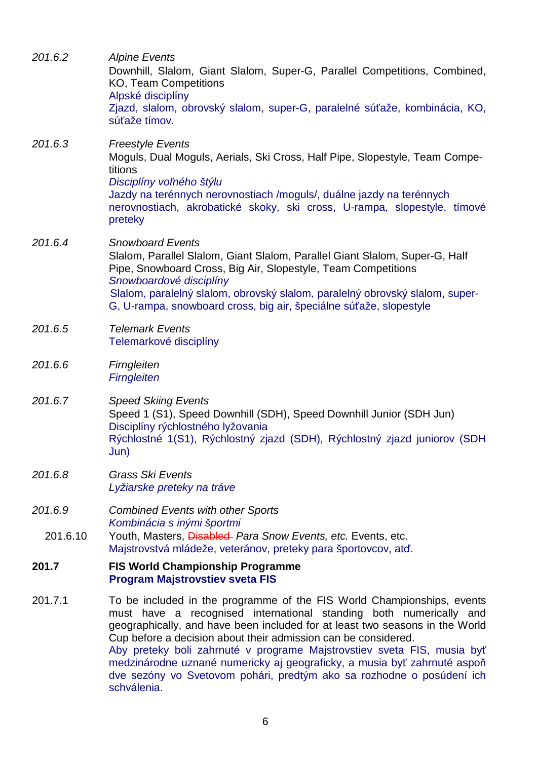*201.6.2* *Alpine Events*

Downhill, Slalom, Giant Slalom, Super-G, Parallel Competitions, Combined, KO, Team Competitions

Alpské disciplíny

Zjazd, slalom, obrovský slalom, super-G, paralelné súťaže, kombinácia, KO, súťaže tímov.

*201.6.3* *Freestyle Events*

Moguls, Dual Moguls, Aerials, Ski Cross, Half Pipe, Slopestyle, Team Competitions

*Disciplíny voľného štýlu*

Jazdy na terénnych nerovnostiach /moguls/, duálne jazdy na terénnych nerovnostiach, akrobatické skoky, ski cross, U-rampa, slopestyle, tímové preteky

*201.6.4* *Snowboard Events*

Slalom, Parallel Slalom, Giant Slalom, Parallel Giant Slalom, Super-G, Half Pipe, Snowboard Cross, Big Air, Slopestyle, Team Competitions

*Snowboardové disciplíny*

Slalom, paralelný slalom, obrovský slalom, paralelný obrovský slalom, super-G, U-rampa, snowboard cross, big air, špeciálne súťaže, slopestyle

*201.6.5* *Telemark Events*

Telemarkové disciplíny

*201.6.6* *Firngleiten*

*Firngleiten*

*201.6.7* *Speed Skiing Events*

Speed 1 (S1), Speed Downhill (SDH), Speed Downhill Junior (SDH Jun)

Disciplíny rýchlostného lyžovania

Rýchlostné 1(S1), Rýchlostný zjazd (SDH), Rýchlostný zjazd juniorov (SDH Jun)

*201.6.8* *Grass Ski Events*

*Lyžiarske preteky na tráve*

*201.6.9* *Combined Events with other Sports*

*Kombinácia s inými športmi*

201.6.10 Youth, Masters, ~~Disabled~~ *Para Snow Events, etc.* Events, etc.

Majstrovstvá mládeže, veteránov, preteky para športovcov, atď.

**201.7** **FIS World Championship Programme**

**Program Majstrovstiev sveta FIS**

201.7.1 To be included in the programme of the FIS World Championships, events must have a recognised international standing both numerically and geographically, and have been included for at least two seasons in the World Cup before a decision about their admission can be considered.

Aby preteky boli zahrnuté v programe Majstrovstiev sveta FIS, musia byť medzinárodne uznané numericky aj geograficky, a musia byť zahrnuté aspoň dve sezóny vo Svetovom pohári, predtým ako sa rozhodne o posúdení ich schválenia.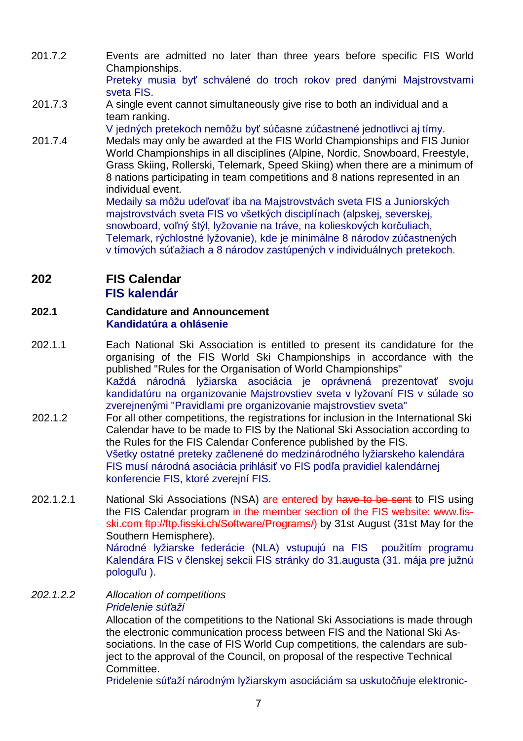201.7.2 Events are admitted no later than three years before specific FIS World Championships.
Preteky musia byť schválené do troch rokov pred danými Majstrovstvami sveta FIS.

201.7.3 A single event cannot simultaneously give rise to both an individual and a team ranking.
V jedných pretekoch nemôžu byť súčasne zúčastnené jednotlivci aj tímy.

201.7.4 Medals may only be awarded at the FIS World Championships and FIS Junior World Championships in all disciplines (Alpine, Nordic, Snowboard, Freestyle, Grass Skiing, Rollerski, Telemark, Speed Skiing) when there are a minimum of 8 nations participating in team competitions and 8 nations represented in an individual event.
Medaily sa môžu udeľovať iba na Majstrovstvách sveta FIS a Juniorských majstrovstvách sveta FIS vo všetkých disciplínach (alpskej, severskej, snowboard, voľný štýl, lyžovanie na tráve, na kolieskových korčuliach, Telemark, rýchlostné lyžovanie), kde je minimálne 8 národov zúčastnených v tímových súťažiach a 8 národov zastúpených v individuálnych pretekoch.

## 202 FIS Calendar
## FIS kalendár

### 202.1 Candidature and Announcement
### Kandidatúra a ohlásenie

202.1.1 Each National Ski Association is entitled to present its candidature for the organising of the FIS World Ski Championships in accordance with the published "Rules for the Organisation of World Championships"
Každá národná lyžiarska asociácia je oprávnená prezentovať svoju kandidatúru na organizovanie Majstrovstiev sveta v lyžovaní FIS v súlade so zverejnenými "Pravidlami pre organizovanie majstrovstiev sveta"

202.1.2 For all other competitions, the registrations for inclusion in the International Ski Calendar have to be made to FIS by the National Ski Association according to the Rules for the FIS Calendar Conference published by the FIS.
Všetky ostatné preteky začlenené do medzinárodného lyžiarskeho kalendára FIS musí národná asociácia prihlásiť vo FIS podľa pravidiel kalendárnej konferencie FIS, ktoré zverejní FIS.

202.1.2.1 National Ski Associations (NSA) are entered by ~~have to be sent~~ to FIS using the FIS Calendar program in the member section of the FIS website: www.fis-ski.com ~~ftp://ftp.fisski.ch/Software/Programs/~~) by 31st August (31st May for the Southern Hemisphere).
Národné lyžiarske federácie (NLA) vstupujú na FIS použitím programu Kalendára FIS v členskej sekcii FIS stránky do 31.augusta (31. mája pre južnú pologuľu ).

*202.1.2.2 Allocation of competitions*
*Pridelenie súťaží*
Allocation of the competitions to the National Ski Associations is made through the electronic communication process between FIS and the National Ski Associations. In the case of FIS World Cup competitions, the calendars are subject to the approval of the Council, on proposal of the respective Technical Committee.
Pridelenie súťaží národným lyžiarskym asociáciám sa uskutočňuje elektronic-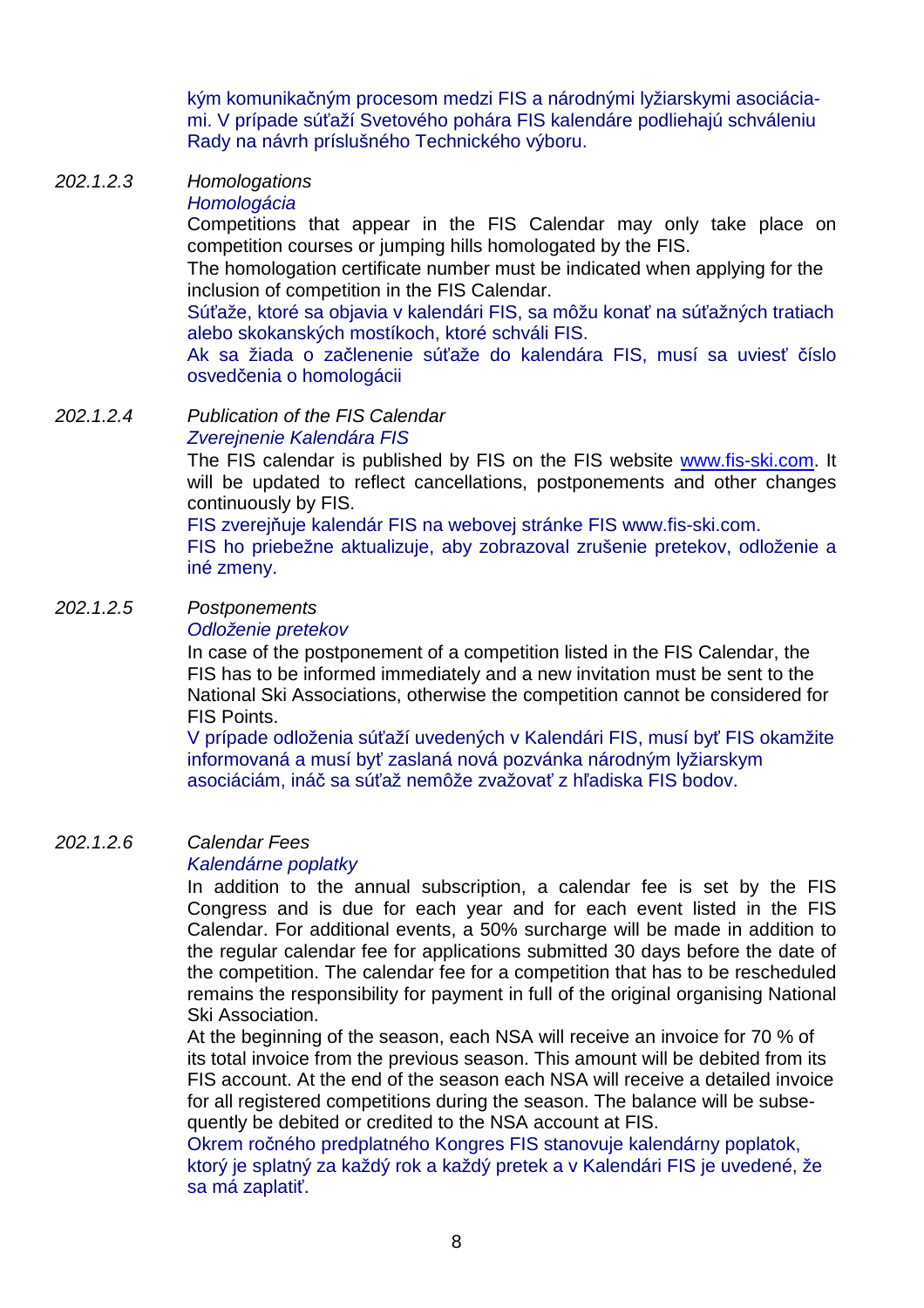kým komunikačným procesom medzi FIS a národnými lyžiarskymi asociácia-mi. V prípade súťaží Svetového pohára FIS kalendáre podliehajú schváleniu Rady na návrh príslušného Technického výboru.

*202.1.2.3* *Homologations*

*Homologácia*

Competitions that appear in the FIS Calendar may only take place on competition courses or jumping hills homologated by the FIS.

The homologation certificate number must be indicated when applying for the inclusion of competition in the FIS Calendar.

Súťaže, ktoré sa objavia v kalendári FIS, sa môžu konať na súťažných tratiach alebo skokanských mostíkoch, ktoré schváli FIS.

Ak sa žiada o začlenenie súťaže do kalendára FIS, musí sa uviesť číslo osvedčenia o homologácii

*202.1.2.4* *Publication of the FIS Calendar*

*Zverejnenie Kalendára FIS*

The FIS calendar is published by FIS on the FIS website www.fis-ski.com. It will be updated to reflect cancellations, postponements and other changes continuously by FIS.

FIS zverejňuje kalendár FIS na webovej stránke FIS www.fis-ski.com.

FIS ho priebežne aktualizuje, aby zobrazoval zrušenie pretekov, odloženie a iné zmeny.

*202.1.2.5* *Postponements*

*Odloženie pretekov*

In case of the postponement of a competition listed in the FIS Calendar, the FIS has to be informed immediately and a new invitation must be sent to the National Ski Associations, otherwise the competition cannot be considered for FIS Points.

V prípade odloženia súťaží uvedených v Kalendári FIS, musí byť FIS okamžite informovaná a musí byť zaslaná nová pozvánka národným lyžiarskym asociáciám, inač sa súťaž nemôže zvažovať z hľadiska FIS bodov.

*202.1.2.6* *Calendar Fees*

*Kalendárne poplatky*

In addition to the annual subscription, a calendar fee is set by the FIS Congress and is due for each year and for each event listed in the FIS Calendar. For additional events, a 50% surcharge will be made in addition to the regular calendar fee for applications submitted 30 days before the date of the competition. The calendar fee for a competition that has to be rescheduled remains the responsibility for payment in full of the original organising National Ski Association.

At the beginning of the season, each NSA will receive an invoice for 70 % of its total invoice from the previous season. This amount will be debited from its FIS account. At the end of the season each NSA will receive a detailed invoice for all registered competitions during the season. The balance will be subse-quently be debited or credited to the NSA account at FIS.

Okrem ročného predplatného Kongres FIS stanovuje kalendárny poplatok, ktorý je splatný za každý rok a každý pretek a v Kalendári FIS je uvedené, že sa má zaplatiť.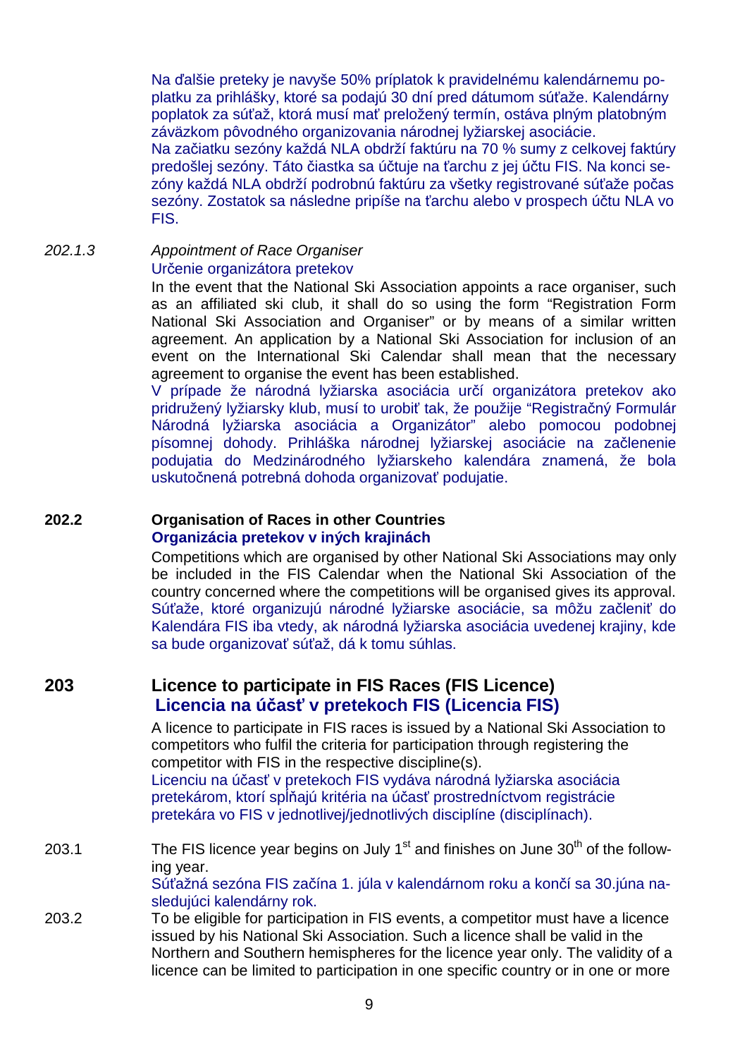Na ďalšie preteky je navyše 50% príplatok k pravidelnému kalendárnemu poplatku za prihlášky, ktoré sa podajú 30 dní pred dátumom súťaže. Kalendárny poplatok za súťaž, ktorá musí mať preložený termín, ostáva plným platobným záväzkom pôvodného organizovania národnej lyžiarskej asociácie.
Na začiatku sezóny každá NLA obdrží faktúru na 70 % sumy z celkovej faktúry predošlej sezóny. Táto čiastka sa účtuje na ťarchu z jej účtu FIS. Na konci sezóny každá NLA obdrží podrobnú faktúru za všetky registrované súťaže počas sezóny. Zostatok sa následne pripíše na ťarchu alebo v prospech účtu NLA vo FIS.

*202.1.3* *Appointment of Race Organiser*
Určenie organizátora pretekov

In the event that the National Ski Association appoints a race organiser, such as an affiliated ski club, it shall do so using the form “Registration Form National Ski Association and Organiser” or by means of a similar written agreement. An application by a National Ski Association for inclusion of an event on the International Ski Calendar shall mean that the necessary agreement to organise the event has been established.
V prípade že národná lyžiarska asociácia určí organizátora pretekov ako pridružený lyžiarsky klub, musí to urobiť tak, že použije “Registračný Formulár Národná lyžiarska asociácia a Organizátor” alebo pomocou podobnej písomnej dohody. Prihláška národnej lyžiarskej asociácie na začlenenie podujatia do Medzinárodného lyžiarskeho kalendára znamená, že bola uskutočnená potrebná dohoda organizovať podujatie.

**202.2** **Organisation of Races in other Countries**
**Organizácia pretekov v iných krajinách**

Competitions which are organised by other National Ski Associations may only be included in the FIS Calendar when the National Ski Association of the country concerned where the competitions will be organised gives its approval.
Súťaže, ktoré organizujú národné lyžiarske asociácie, sa môžu začleniť do Kalendára FIS iba vtedy, ak národná lyžiarska asociácia uvedenej krajiny, kde sa bude organizovať súťaž, dá k tomu súhlas.

## 203 Licence to participate in FIS Races (FIS Licence)
## Licencia na účasť v pretekoch FIS (Licencia FIS)

A licence to participate in FIS races is issued by a National Ski Association to competitors who fulfil the criteria for participation through registering the competitor with FIS in the respective discipline(s).
Licenciu na účasť v pretekoch FIS vydáva národná lyžiarska asociácia pretekárom, ktorí spĺňajú kritéria na účasť prostredníctvom registrácie pretekára vo FIS v jednotlivej/jednotlivých disciplíne (disciplínach).

203.1 The FIS licence year begins on July 1st and finishes on June 30th of the following year.
Súťažná sezóna FIS začína 1. júla v kalendárnom roku a končí sa 30.júna nasledujúci kalendárny rok.

203.2 To be eligible for participation in FIS events, a competitor must have a licence issued by his National Ski Association. Such a licence shall be valid in the Northern and Southern hemispheres for the licence year only. The validity of a licence can be limited to participation in one specific country or in one or more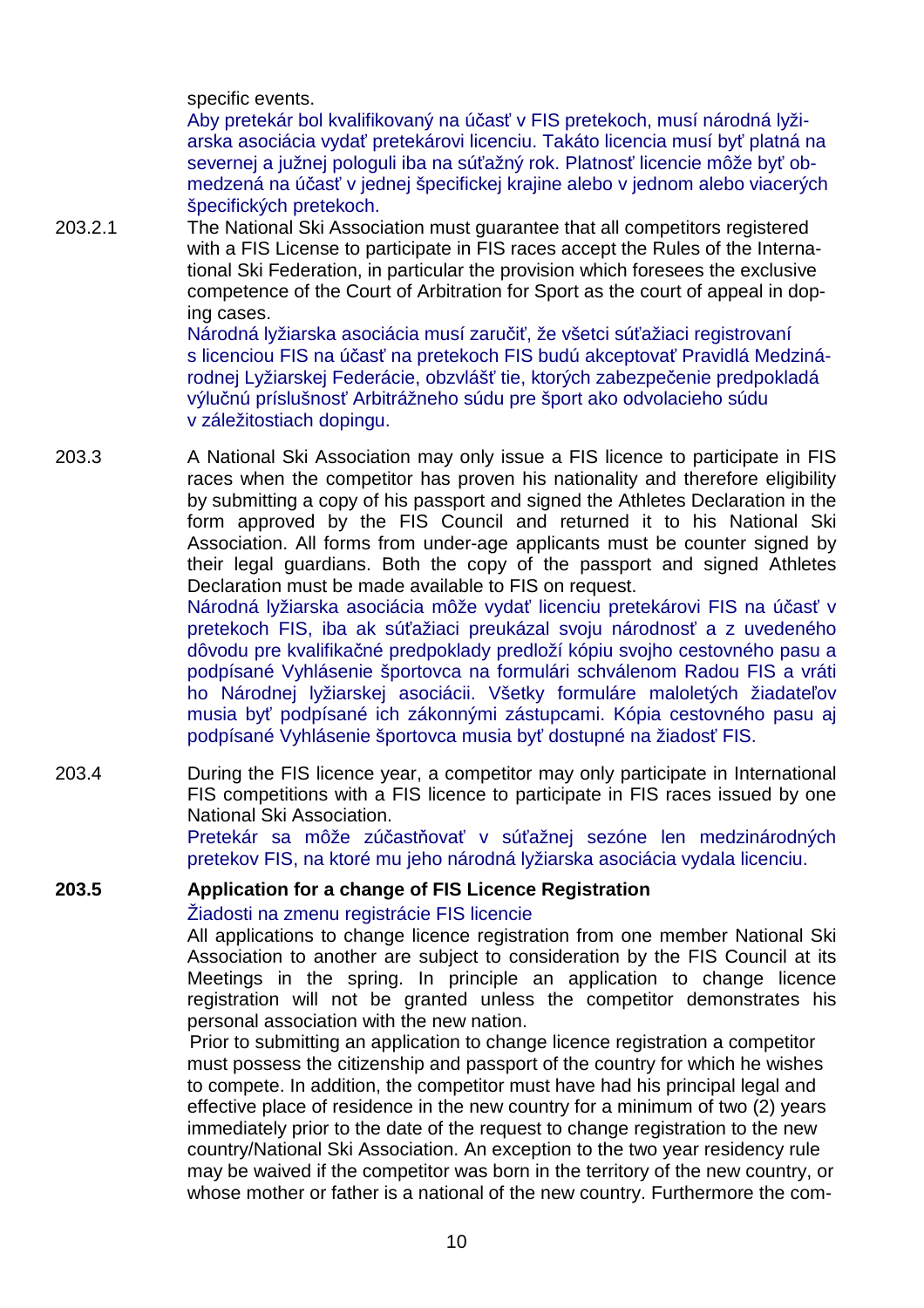specific events.

Aby pretekár bol kvalifikovaný na účasť v FIS pretekoch, musí národná lyžiarska asociácia vydať pretekárovi licenciu. Takáto licencia musí byť platná na severnej a južnej pologuli iba na súťažný rok. Platnosť licencie môže byť obmedzená na účasť v jednej špecifickej krajine alebo v jednom alebo viacerých špecifických pretekoch.

203.2.1 The National Ski Association must guarantee that all competitors registered with a FIS License to participate in FIS races accept the Rules of the International Ski Federation, in particular the provision which foresees the exclusive competence of the Court of Arbitration for Sport as the court of appeal in doping cases.

Národná lyžiarska asociácia musí zaručiť, že všetci súťažiaci registrovaní s licenciou FIS na účasť na pretekoch FIS budú akceptovať Pravidlá Medzinárodnej Lyžiarskej Federácie, obzvlášť tie, ktorých zabezpečenie predpokladá výlučnú príslušnosť Arbitrážneho súdu pre šport ako odvolacieho súdu v záležitostiach dopingu.

203.3 A National Ski Association may only issue a FIS licence to participate in FIS races when the competitor has proven his nationality and therefore eligibility by submitting a copy of his passport and signed the Athletes Declaration in the form approved by the FIS Council and returned it to his National Ski Association. All forms from under-age applicants must be counter signed by their legal guardians. Both the copy of the passport and signed Athletes Declaration must be made available to FIS on request.

Národná lyžiarska asociácia môže vydať licenciu pretekárovi FIS na účasť v pretekoch FIS, iba ak súťažiaci preukázal svoju národnosť a z uvedeného dôvodu pre kvalifikačné predpoklady predloží kópiu svojho cestovného pasu a podpísané Vyhlásenie športovca na formulári schválenom Radou FIS a vráti ho Národnej lyžiarskej asociácii. Všetky formuláre maloletých žiadateľov musia byť podpísané ich zákonnými zástupcami. Kópia cestovného pasu aj podpísané Vyhlásenie športovca musia byť dostupné na žiadosť FIS.

203.4 During the FIS licence year, a competitor may only participate in International FIS competitions with a FIS licence to participate in FIS races issued by one National Ski Association.

Pretekár sa môže zúčastňovať v súťažnej sezóne len medzinárodných pretekov FIS, na ktoré mu jeho národná lyžiarska asociácia vydala licenciu.

**203.5 Application for a change of FIS Licence Registration**

Žiadosti na zmenu registrácie FIS licencie

All applications to change licence registration from one member National Ski Association to another are subject to consideration by the FIS Council at its Meetings in the spring. In principle an application to change licence registration will not be granted unless the competitor demonstrates his personal association with the new nation.

Prior to submitting an application to change licence registration a competitor must possess the citizenship and passport of the country for which he wishes to compete. In addition, the competitor must have had his principal legal and effective place of residence in the new country for a minimum of two (2) years immediately prior to the date of the request to change registration to the new country/National Ski Association. An exception to the two year residency rule may be waived if the competitor was born in the territory of the new country, or whose mother or father is a national of the new country. Furthermore the com-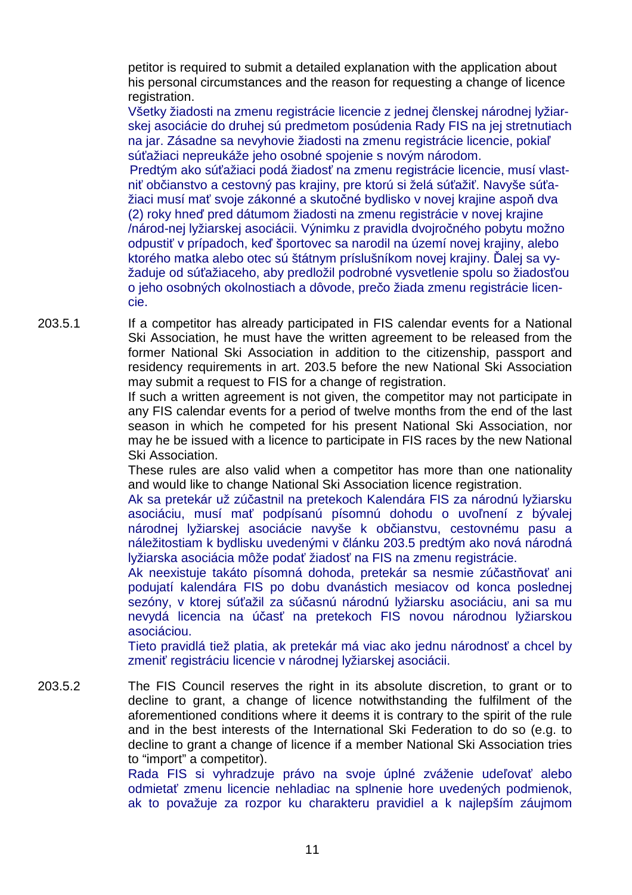petitor is required to submit a detailed explanation with the application about his personal circumstances and the reason for requesting a change of licence registration.

Všetky žiadosti na zmenu registrácie licencie z jednej členskej národnej lyžiarskej asociácie do druhej sú predmetom posúdenia Rady FIS na jej stretnutiach na jar. Zásadne sa nevyhovie žiadosti na zmenu registrácie licencie, pokiaľ súťažiaci nepreukáže jeho osobné spojenie s novým národom.

Predtým ako súťažiaci podá žiadosť na zmenu registrácie licencie, musí vlastniť občianstvo a cestovný pas krajiny, pre ktorú si želá súťažiť. Navyše súťažiaci musí mať svoje zákonné a skutočné bydlisko v novej krajine aspoň dva (2) roky hneď pred dátumom žiadosti na zmenu registrácie v novej krajine /národ-nej lyžiarskej asociácii. Výnimku z pravidla dvojročného pobytu možno odpustiť v prípadoch, keď športovec sa narodil na území novej krajiny, alebo ktorého matka alebo otec sú štátnym príslušníkom novej krajiny. Ďalej sa vyžaduje od súťažiaceho, aby predložil podrobné vysvetlenie spolu so žiadosťou o jeho osobných okolnostiach a dôvode, prečo žiada zmenu registrácie licencie.

203.5.1 If a competitor has already participated in FIS calendar events for a National Ski Association, he must have the written agreement to be released from the former National Ski Association in addition to the citizenship, passport and residency requirements in art. 203.5 before the new National Ski Association may submit a request to FIS for a change of registration.

If such a written agreement is not given, the competitor may not participate in any FIS calendar events for a period of twelve months from the end of the last season in which he competed for his present National Ski Association, nor may he be issued with a licence to participate in FIS races by the new National Ski Association.

These rules are also valid when a competitor has more than one nationality and would like to change National Ski Association licence registration.

Ak sa pretekár už zúčastnil na pretekoch Kalendára FIS za národnú lyžiarsku asociáciu, musí mať podpísanú písomnú dohodu o uvoľnení z bývalej národnej lyžiarskej asociácie navyše k občianstvu, cestovnému pasu a náležitostiam k bydlisku uvedenými v článku 203.5 predtým ako nová národná lyžiarska asociácia môže podať žiadosť na FIS na zmenu registrácie.

Ak neexistuje takáto písomná dohoda, pretekár sa nesmie zúčastňovať ani podujatí kalendára FIS po dobu dvanástich mesiacov od konca poslednej sezóny, v ktorej súťažil za súčasnú národnú lyžiarsku asociáciu, ani sa mu nevydá licencia na účasť na pretekoch FIS novou národnou lyžiarskou asociáciou.

Tieto pravidlá tiež platia, ak pretekár má viac ako jednu národnosť a chcel by zmeniť registráciu licencie v národnej lyžiarskej asociácii.

203.5.2 The FIS Council reserves the right in its absolute discretion, to grant or to decline to grant, a change of licence notwithstanding the fulfilment of the aforementioned conditions where it deems it is contrary to the spirit of the rule and in the best interests of the International Ski Federation to do so (e.g. to decline to grant a change of licence if a member National Ski Association tries to "import" a competitor).

Rada FIS si vyhradzuje právo na svoje úplné zváženie udeľovať alebo odmietať zmenu licencie nehladiac na splnenie hore uvedených podmienok, ak to považuje za rozpor ku charakteru pravidiel a k najlepším záujmom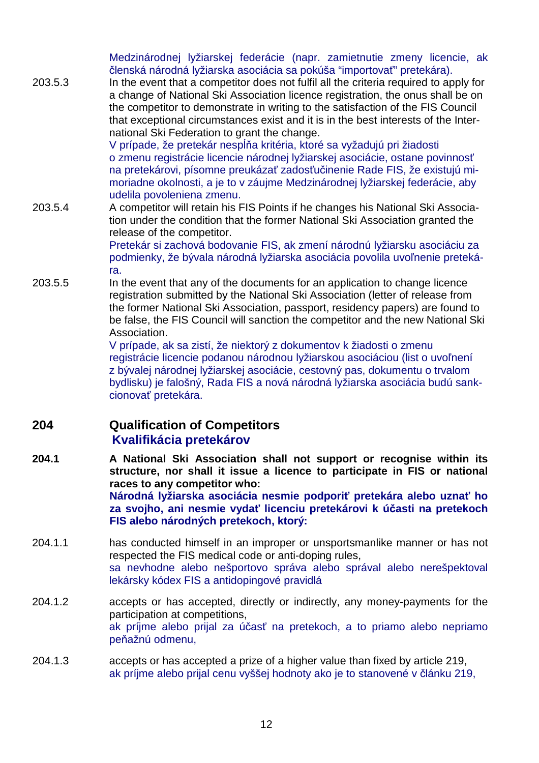Medzinárodnej lyžiarskej federácie (napr. zamietnutie zmeny licencie, ak členská národná lyžiarska asociácia sa pokúša "importovať" pretekára).

203.5.3 In the event that a competitor does not fulfil all the criteria required to apply for a change of National Ski Association licence registration, the onus shall be on the competitor to demonstrate in writing to the satisfaction of the FIS Council that exceptional circumstances exist and it is in the best interests of the International Ski Federation to grant the change.
V prípade, že pretekár nespĺňa kritéria, ktoré sa vyžadujú pri žiadosti o zmenu registrácie licencie národnej lyžiarskej asociácie, ostane povinnosť na pretekárovi, písomne preukázať zadosťučinenie Rade FIS, že existujú mimoriadne okolnosti, a je to v záujme Medzinárodnej lyžiarskej federácie, aby udelila povoleniena zmenu.

203.5.4 A competitor will retain his FIS Points if he changes his National Ski Association under the condition that the former National Ski Association granted the release of the competitor.
Pretekár si zachová bodovanie FIS, ak zmení národnú lyžiarsku asociáciu za podmienky, že bývala národná lyžiarska asociácia povolila uvoľnenie pretekára.

203.5.5 In the event that any of the documents for an application to change licence registration submitted by the National Ski Association (letter of release from the former National Ski Association, passport, residency papers) are found to be false, the FIS Council will sanction the competitor and the new National Ski Association.
V prípade, ak sa zistí, že niektorý z dokumentov k žiadosti o zmenu registrácie licencie podanou národnou lyžiarskou asociáciou (list o uvoľnení z bývalej národnej lyžiarskej asociácie, cestovný pas, dokumentu o trvalom bydlisku) je falošný, Rada FIS a nová národná lyžiarska asociácia budú sankcionovať pretekára.

## 204 Qualification of Competitors
## Kvalifikácia pretekárov

**204.1 A National Ski Association shall not support or recognise within its structure, nor shall it issue a licence to participate in FIS or national races to any competitor who:**
**Národná lyžiarska asociácia nesmie podporiť pretekára alebo uznať ho za svojho, ani nesmie vydať licenciu pretekárovi k účasti na pretekoch FIS alebo národných pretekoch, ktorý:**

204.1.1 has conducted himself in an improper or unsportsmanlike manner or has not respected the FIS medical code or anti-doping rules,
sa nevhodne alebo nešportovo správa alebo správal alebo nerešpektoval lekársky kódex FIS a antidopingové pravidlá

204.1.2 accepts or has accepted, directly or indirectly, any money-payments for the participation at competitions,
ak príjme alebo prijal za účasť na pretekoch, a to priamo alebo nepriamo peňažnú odmenu,

204.1.3 accepts or has accepted a prize of a higher value than fixed by article 219,
ak príjme alebo prijal cenu vyššej hodnoty ako je to stanovené v článku 219,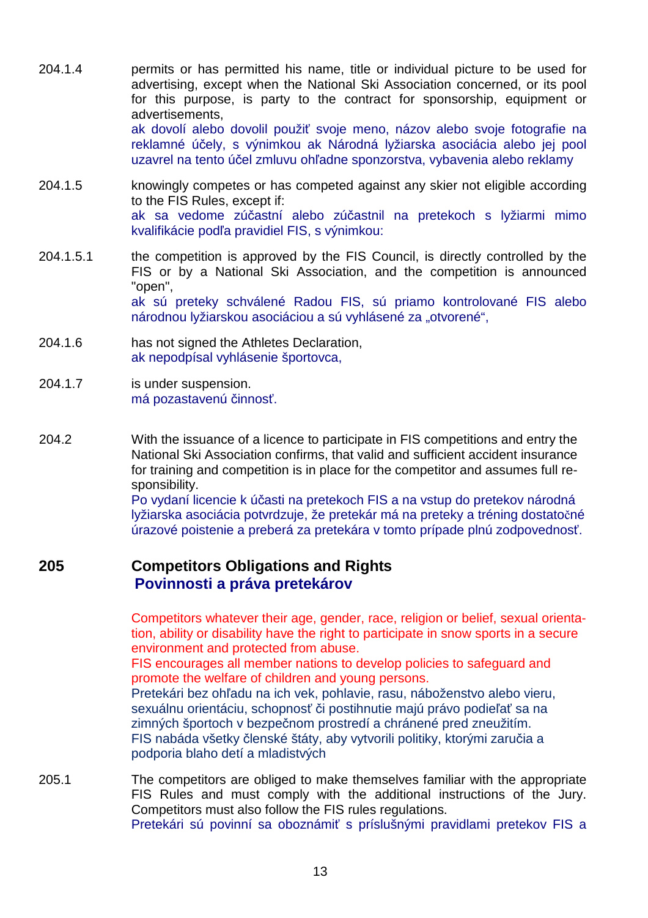204.1.4 permits or has permitted his name, title or individual picture to be used for advertising, except when the National Ski Association concerned, or its pool for this purpose, is party to the contract for sponsorship, equipment or advertisements,
ak dovolí alebo dovolil použiť svoje meno, názov alebo svoje fotografie na reklamné účely, s výnimkou ak Národná lyžiarska asociácia alebo jej pool uzavrel na tento účel zmluvu ohľadne sponzorstva, vybavenia alebo reklamy

204.1.5 knowingly competes or has competed against any skier not eligible according to the FIS Rules, except if:
ak sa vedome zúčastní alebo zúčastnil na pretekoch s lyžiarmi mimo kvalifikácie podľa pravidiel FIS, s výnimkou:

204.1.5.1 the competition is approved by the FIS Council, is directly controlled by the FIS or by a National Ski Association, and the competition is announced "open",
ak sú preteky schválené Radou FIS, sú priamo kontrolované FIS alebo národnou lyžiarskou asociáciou a sú vyhlásené za „otvorené“,

204.1.6 has not signed the Athletes Declaration,
ak nepodpísal vyhlásenie športovca,

204.1.7 is under suspension.
má pozastavenú činnosť.

204.2 With the issuance of a licence to participate in FIS competitions and entry the National Ski Association confirms, that valid and sufficient accident insurance for training and competition is in place for the competitor and assumes full responsibility.
Po vydaní licencie k účasti na pretekoch FIS a na vstup do pretekov národná lyžiarska asociácia potvrdzuje, že pretekár má na preteky a tréning dostatočné úrazové poistenie a preberá za pretekára v tomto prípade plnú zodpovednosť.

## 205 Competitors Obligations and Rights
## Povinnosti a práva pretekárov

Competitors whatever their age, gender, race, religion or belief, sexual orientation, ability or disability have the right to participate in snow sports in a secure environment and protected from abuse.
FIS encourages all member nations to develop policies to safeguard and promote the welfare of children and young persons.
Pretekári bez ohľadu na ich vek, pohlavie, rasu, náboženstvo alebo vieru, sexuálnu orientáciu, schopnosť či postihnutie majú právo podieľať sa na zimných športoch v bezpečnom prostredí a chránené pred zneužitím.
FIS nabáda všetky členské štáty, aby vytvorili politiky, ktorými zaručia a podporia blaho detí a mladistvých

205.1 The competitors are obliged to make themselves familiar with the appropriate FIS Rules and must comply with the additional instructions of the Jury. Competitors must also follow the FIS rules regulations.
Pretekári sú povinní sa oboznámiť s príslušnými pravidlami pretekov FIS a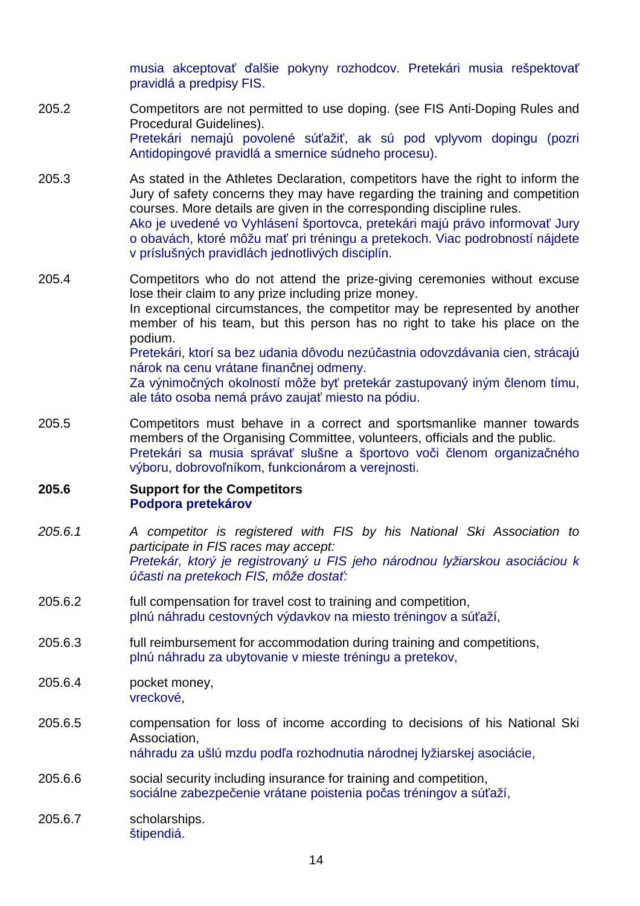musia akceptovať ďalšie pokyny rozhodcov. Pretekári musia rešpektovať pravidlá a predpisy FIS.

205.2 Competitors are not permitted to use doping. (see FIS Anti-Doping Rules and Procedural Guidelines).
Pretekári nemajú povolené súťažiť, ak sú pod vplyvom dopingu (pozri Antidopingové pravidlá a smernice súdneho procesu).

205.3 As stated in the Athletes Declaration, competitors have the right to inform the Jury of safety concerns they may have regarding the training and competition courses. More details are given in the corresponding discipline rules.
Ako je uvedené vo Vyhlásení športovca, pretekári majú právo informovať Jury o obavách, ktoré môžu mať pri tréningu a pretekoch. Viac podrobností nájdete v príslušných pravidlách jednotlivých disciplín.

205.4 Competitors who do not attend the prize-giving ceremonies without excuse lose their claim to any prize including prize money.
In exceptional circumstances, the competitor may be represented by another member of his team, but this person has no right to take his place on the podium.
Pretekári, ktorí sa bez udania dôvodu nezúčastnia odovzdávania cien, strácajú nárok na cenu vrátane finančnej odmeny.
Za výnimočných okolností môže byť pretekár zastupovaný iným členom tímu, ale táto osoba nemá právo zaujať miesto na pódiu.

205.5 Competitors must behave in a correct and sportsmanlike manner towards members of the Organising Committee, volunteers, officials and the public.
Pretekári sa musia správať slušne a športovo voči členom organizačného výboru, dobrovoľníkom, funkcionárom a verejnosti.

**205.6 Support for the Competitors**
**Podpora pretekárov**

*205.6.1 A competitor is registered with FIS by his National Ski Association to participate in FIS races may accept:*
*Pretekár, ktorý je registrovaný u FIS jeho národnou lyžiarskou asociáciou k účasti na pretekoch FIS, môže dostať:*

205.6.2 full compensation for travel cost to training and competition,
plnú náhradu cestovných výdavkov na miesto tréningov a súťaží,

205.6.3 full reimbursement for accommodation during training and competitions,
plnú náhradu za ubytovanie v mieste tréningu a pretekov,

205.6.4 pocket money,
vreckové,

205.6.5 compensation for loss of income according to decisions of his National Ski Association,
náhradu za ušlú mzdu podľa rozhodnutia národnej lyžiarskej asociácie,

205.6.6 social security including insurance for training and competition,
sociálne zabezpečenie vrátane poistenia počas tréningov a súťaží,

205.6.7 scholarships.
štipendiá.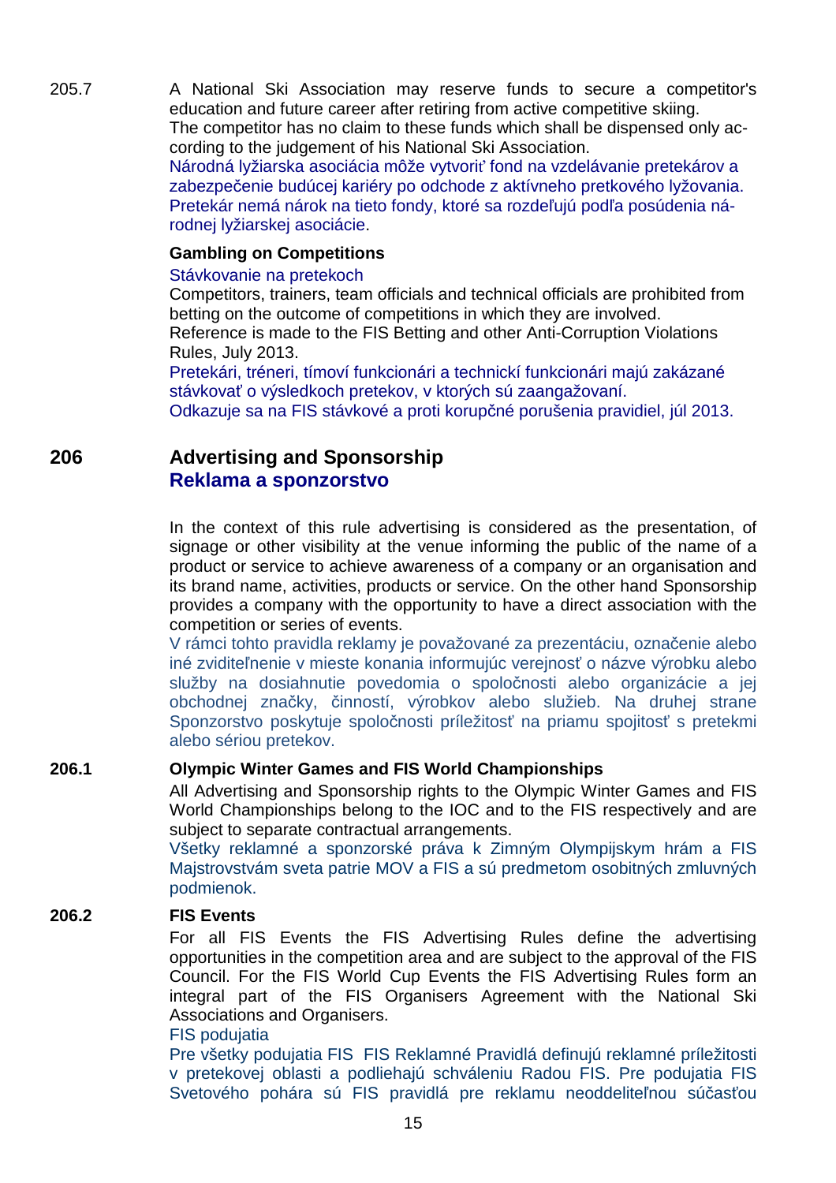205.7 A National Ski Association may reserve funds to secure a competitor's education and future career after retiring from active competitive skiing. The competitor has no claim to these funds which shall be dispensed only according to the judgement of his National Ski Association.
Národná lyžiarska asociácia môže vytvoriť fond na vzdelávanie pretekárov a zabezpečenie budúcej kariéry po odchode z aktívneho pretkového lyžovania. Pretekár nemá nárok na tieto fondy, ktoré sa rozdeľujú podľa posúdenia národnej lyžiarskej asociácie.

**Gambling on Competitions**

Stávkovanie na pretekoch

Competitors, trainers, team officials and technical officials are prohibited from betting on the outcome of competitions in which they are involved.
Reference is made to the FIS Betting and other Anti-Corruption Violations Rules, July 2013.
Pretekári, tréneri, tímoví funkcionári a technickí funkcionári majú zakázané stávkovať o výsledkoch pretekov, v ktorých sú zaangažovaní.
Odkazuje sa na FIS stávkové a proti korupčné porušenia pravidiel, júl 2013.

## 206 Advertising and Sponsorship
## Reklama a sponzorstvo

In the context of this rule advertising is considered as the presentation, of signage or other visibility at the venue informing the public of the name of a product or service to achieve awareness of a company or an organisation and its brand name, activities, products or service. On the other hand Sponsorship provides a company with the opportunity to have a direct association with the competition or series of events.
V rámci tohto pravidla reklamy je považované za prezentáciu, označenie alebo iné zviditeľnenie v mieste konania informujúc verejnosť o názve výrobku alebo služby na dosiahnutie povedomia o spoločnosti alebo organizácie a jej obchodnej značky, činností, výrobkov alebo služieb. Na druhej strane Sponzorstvo poskytuje spoločnosti príležitosť na priamu spojitosť s pretekmi alebo sériou pretekov.

**206.1 Olympic Winter Games and FIS World Championships**

All Advertising and Sponsorship rights to the Olympic Winter Games and FIS World Championships belong to the IOC and to the FIS respectively and are subject to separate contractual arrangements.
Všetky reklamné a sponzorské práva k Zimným Olympijskym hrám a FIS Majstrovstvám sveta patrie MOV a FIS a sú predmetom osobitných zmluvných podmienok.

**206.2 FIS Events**

For all FIS Events the FIS Advertising Rules define the advertising opportunities in the competition area and are subject to the approval of the FIS Council. For the FIS World Cup Events the FIS Advertising Rules form an integral part of the FIS Organisers Agreement with the National Ski Associations and Organisers.
FIS podujatia
Pre všetky podujatia FIS FIS Reklamné Pravidlá definujú reklamné príležitosti v pretekovej oblasti a podliehajú schváleniu Radou FIS. Pre podujatia FIS Svetového pohára sú FIS pravidlá pre reklamu neoddeliteľnou súčasťou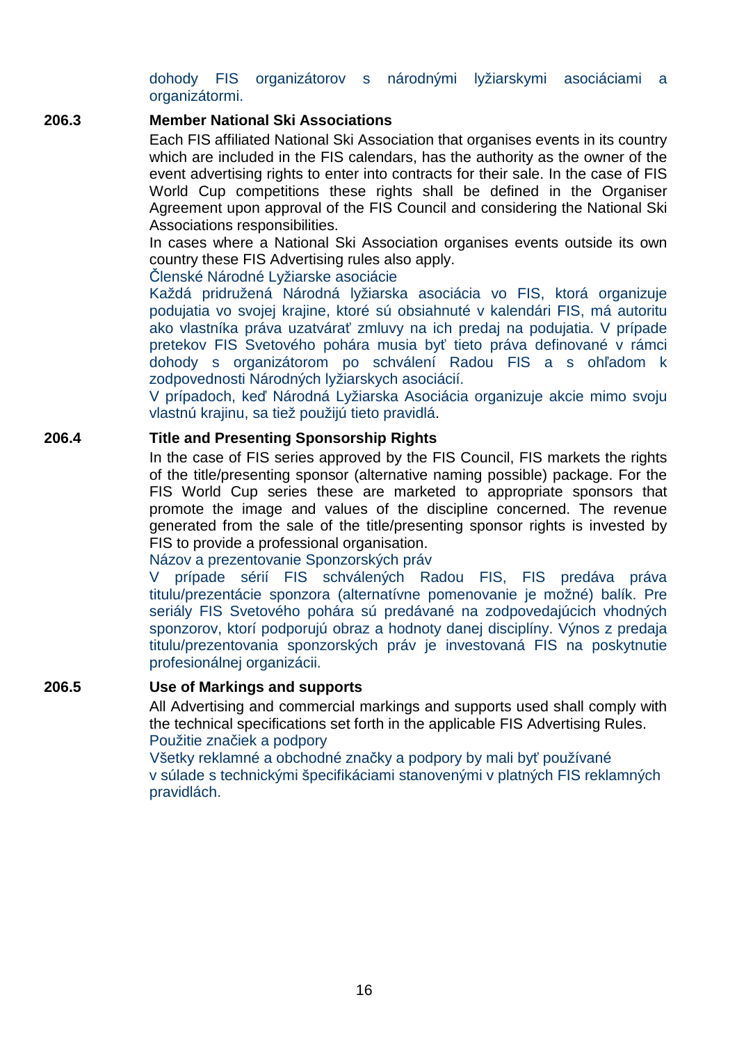dohody FIS organizátorov s národnými lyžiarskymi asociáciami a organizátormi.

**206.3 Member National Ski Associations**

Each FIS affiliated National Ski Association that organises events in its country which are included in the FIS calendars, has the authority as the owner of the event advertising rights to enter into contracts for their sale. In the case of FIS World Cup competitions these rights shall be defined in the Organiser Agreement upon approval of the FIS Council and considering the National Ski Associations responsibilities.

In cases where a National Ski Association organises events outside its own country these FIS Advertising rules also apply.

Členské Národné Lyžiarske asociácie

Každá pridružená Národná lyžiarska asociácia vo FIS, ktorá organizuje podujatia vo svojej krajine, ktoré sú obsiahnuté v kalendári FIS, má autoritu ako vlastníka práva uzatvárať zmluvy na ich predaj na podujatia. V prípade pretekov FIS Svetového pohára musia byť tieto práva definované v rámci dohody s organizátorom po schválení Radou FIS a s ohľadom k zodpovednosti Národných lyžiarskych asociácií.

V prípadoch, keď Národná Lyžiarska Asociácia organizuje akcie mimo svoju vlastnú krajinu, sa tiež použijú tieto pravidlá.

**206.4 Title and Presenting Sponsorship Rights**

In the case of FIS series approved by the FIS Council, FIS markets the rights of the title/presenting sponsor (alternative naming possible) package. For the FIS World Cup series these are marketed to appropriate sponsors that promote the image and values of the discipline concerned. The revenue generated from the sale of the title/presenting sponsor rights is invested by FIS to provide a professional organisation.

Názov a prezentovanie Sponzorských práv

V prípade sérií FIS schválených Radou FIS, FIS predáva práva titulu/prezentácie sponzora (alternatívne pomenovanie je možné) balík. Pre seriály FIS Svetového pohára sú predávané na zodpovedajúcich vhodných sponzorov, ktorí podporujú obraz a hodnoty danej disciplíny. Výnos z predaja titulu/prezentovania sponzorských práv je investovaná FIS na poskytnutie profesionálnej organizácii.

**206.5 Use of Markings and supports**

All Advertising and commercial markings and supports used shall comply with the technical specifications set forth in the applicable FIS Advertising Rules.

Použitie značiek a podpory

Všetky reklamné a obchodné značky a podpory by mali byť používané v súlade s technickými špecifikáciami stanovenými v platných FIS reklamných pravidlách.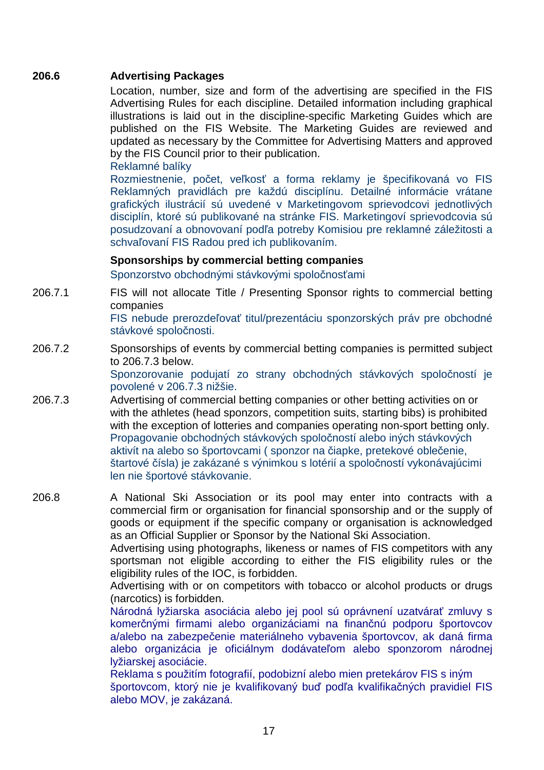**206.6 Advertising Packages**

Location, number, size and form of the advertising are specified in the FIS Advertising Rules for each discipline. Detailed information including graphical illustrations is laid out in the discipline-specific Marketing Guides which are published on the FIS Website. The Marketing Guides are reviewed and updated as necessary by the Committee for Advertising Matters and approved by the FIS Council prior to their publication.

Reklamné balíky

Rozmiestnenie, počet, veľkosť a forma reklamy je špecifikovaná vo FIS Reklamných pravidlách pre každú disciplínu. Detailné informácie vrátane grafických ilustrácií sú uvedené v Marketingovom sprievodcovi jednotlivých disciplín, ktoré sú publikované na stránke FIS. Marketingoví sprievodcovia sú posudzovaní a obnovovaní podľa potreby Komisiou pre reklamné záležitosti a schvaľovaní FIS Radou pred ich publikovaním.

**Sponsorships by commercial betting companies**

Sponzorstvo obchodnými stávkovými spoločnosťami

206.7.1 FIS will not allocate Title / Presenting Sponsor rights to commercial betting companies

FIS nebude prerozdeľovať titul/prezentáciu sponzorských práv pre obchodné stávkové spoločnosti.

206.7.2 Sponsorships of events by commercial betting companies is permitted subject to 206.7.3 below.

Sponzorovanie podujatí zo strany obchodných stávkových spoločností je povolené v 206.7.3 nižšie.

206.7.3 Advertising of commercial betting companies or other betting activities on or with the athletes (head sponzors, competition suits, starting bibs) is prohibited with the exception of lotteries and companies operating non-sport betting only.

Propagovanie obchodných stávkových spoločností alebo iných stávkových aktivít na alebo so športovcami ( sponzor na čiapke, pretekové oblečenie, štartové čísla) je zakázané s výnimkou s lotérií a spoločností vykonávajúcimi len nie športové stávkovanie.

206.8 A National Ski Association or its pool may enter into contracts with a commercial firm or organisation for financial sponsorship and or the supply of goods or equipment if the specific company or organisation is acknowledged as an Official Supplier or Sponsor by the National Ski Association.

Advertising using photographs, likeness or names of FIS competitors with any sportsman not eligible according to either the FIS eligibility rules or the eligibility rules of the IOC, is forbidden.

Advertising with or on competitors with tobacco or alcohol products or drugs (narcotics) is forbidden.

Národná lyžiarska asociácia alebo jej pool sú oprávnení uzatvárať zmluvy s komerčnými firmami alebo organizáciami na finančnú podporu športovcov a/alebo na zabezpečenie materiálneho vybavenia športovcov, ak daná firma alebo organizácia je oficiálnym dodávateľom alebo sponzorom národnej lyžiarskej asociácie.

Reklama s použitím fotografií, podobizní alebo mien pretekárov FIS s iným športovcom, ktorý nie je kvalifikovaný buď podľa kvalifikačných pravidiel FIS alebo MOV, je zakázaná.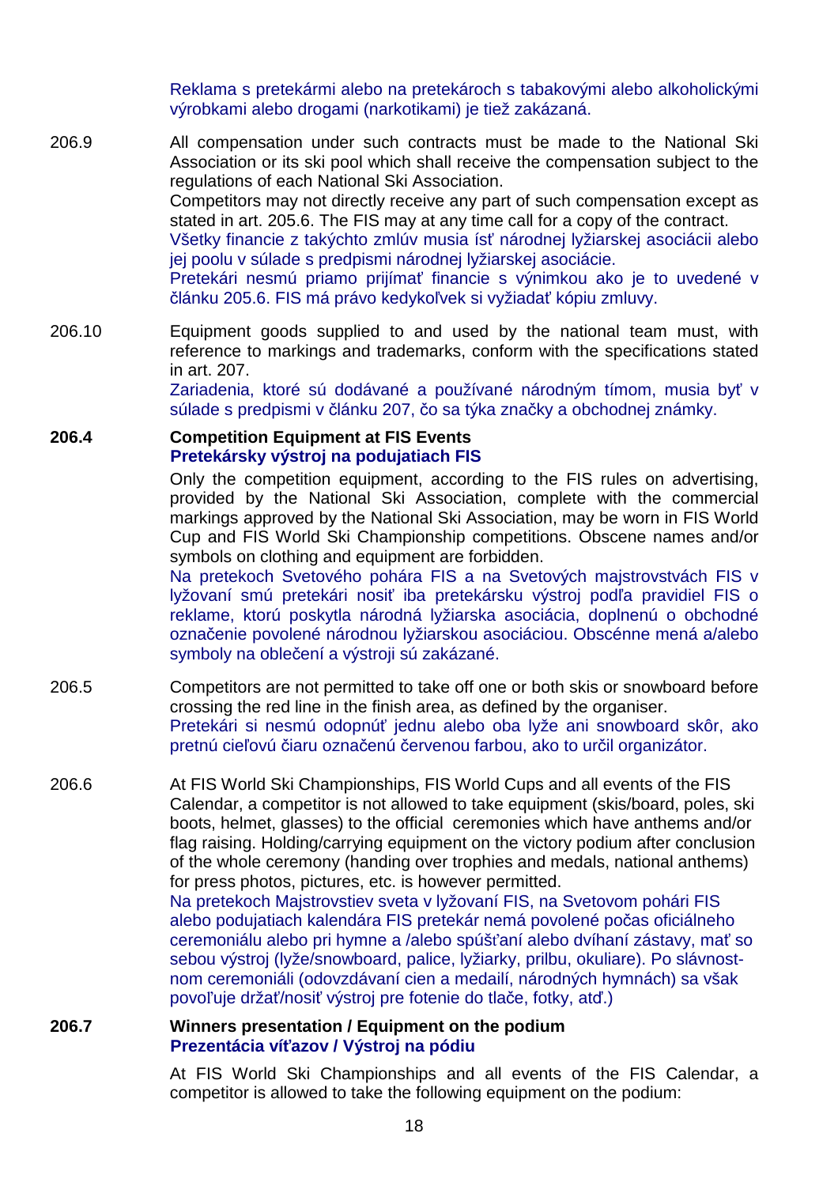Reklama s pretekármi alebo na pretekároch s tabakovými alebo alkoholickými výrobkami alebo drogami (narkotikami) je tiež zakázaná.

206.9 All compensation under such contracts must be made to the National Ski Association or its ski pool which shall receive the compensation subject to the regulations of each National Ski Association.
Competitors may not directly receive any part of such compensation except as stated in art. 205.6. The FIS may at any time call for a copy of the contract.
Všetky financie z takýchto zmlúv musia ísť národnej lyžiarskej asociácii alebo jej poolu v súlade s predpismi národnej lyžiarskej asociácie.
Pretekári nesmú priamo prijímať financie s výnimkou ako je to uvedené v článku 205.6. FIS má právo kedykoľvek si vyžiadať kópiu zmluvy.

206.10 Equipment goods supplied to and used by the national team must, with reference to markings and trademarks, conform with the specifications stated in art. 207.
Zariadenia, ktoré sú dodávané a používané národným tímom, musia byť v súlade s predpismi v článku 207, čo sa týka značky a obchodnej známky.

**206.4 Competition Equipment at FIS Events**
**Pretekársky výstroj na podujatiach FIS**

Only the competition equipment, according to the FIS rules on advertising, provided by the National Ski Association, complete with the commercial markings approved by the National Ski Association, may be worn in FIS World Cup and FIS World Ski Championship competitions. Obscene names and/or symbols on clothing and equipment are forbidden.
Na pretekoch Svetového pohára FIS a na Svetových majstrovstvách FIS v lyžovaní smú pretekári nosiť iba pretekársku výstroj podľa pravidiel FIS o reklame, ktorú poskytla národná lyžiarska asociácia, doplnenú o obchodné označenie povolené národnou lyžiarskou asociáciou. Obscénne mená a/alebo symboly na oblečení a výstroji sú zakázané.

206.5 Competitors are not permitted to take off one or both skis or snowboard before crossing the red line in the finish area, as defined by the organiser.
Pretekári si nesmú odopnúť jednu alebo oba lyže ani snowboard skôr, ako pretnú cieľovú čiaru označenú červenou farbou, ako to určil organizátor.

206.6 At FIS World Ski Championships, FIS World Cups and all events of the FIS Calendar, a competitor is not allowed to take equipment (skis/board, poles, ski boots, helmet, glasses) to the official ceremonies which have anthems and/or flag raising. Holding/carrying equipment on the victory podium after conclusion of the whole ceremony (handing over trophies and medals, national anthems) for press photos, pictures, etc. is however permitted.
Na pretekoch Majstrovstiev sveta v lyžovaní FIS, na Svetovom pohári FIS alebo podujatiach kalendára FIS pretekár nemá povolené počas oficiálneho ceremoniálu alebo pri hymne a /alebo spúšťaní alebo dvíhaní zástavy, mať so sebou výstroj (lyže/snowboard, palice, lyžiarky, prilbu, okuliare). Po slávnostnom ceremoniáli (odovzdávaní cien a medailí, národných hymnách) sa však povoľuje držať/nosiť výstroj pre fotenie do tlače, fotky, atď.)

**206.7 Winners presentation / Equipment on the podium**
**Prezentácia víťazov / Výstroj na pódiu**

At FIS World Ski Championships and all events of the FIS Calendar, a competitor is allowed to take the following equipment on the podium: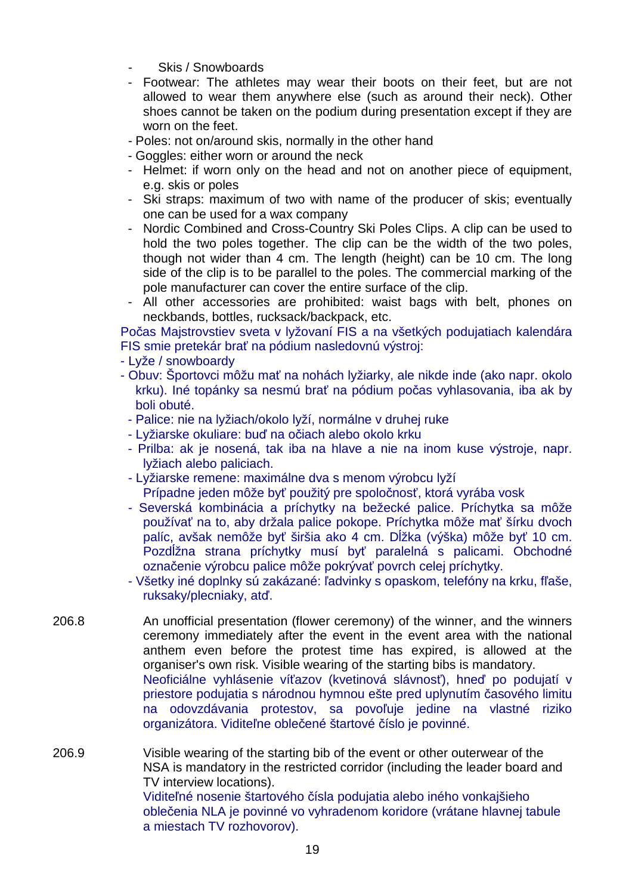- Skis / Snowboards
- Footwear: The athletes may wear their boots on their feet, but are not allowed to wear them anywhere else (such as around their neck). Other shoes cannot be taken on the podium during presentation except if they are worn on the feet.
- Poles: not on/around skis, normally in the other hand
- Goggles: either worn or around the neck
- Helmet: if worn only on the head and not on another piece of equipment, e.g. skis or poles
- Ski straps: maximum of two with name of the producer of skis; eventually one can be used for a wax company
- Nordic Combined and Cross-Country Ski Poles Clips. A clip can be used to hold the two poles together. The clip can be the width of the two poles, though not wider than 4 cm. The length (height) can be 10 cm. The long side of the clip is to be parallel to the poles. The commercial marking of the pole manufacturer can cover the entire surface of the clip.
- All other accessories are prohibited: waist bags with belt, phones on neckbands, bottles, rucksack/backpack, etc.

Počas Majstrovstiev sveta v lyžovaní FIS a na všetkých podujatiach kalendára FIS smie pretekár brať na pódium nasledovnú výstroj:

- Lyže / snowboardy
- Obuv: Športovci môžu mať na nohách lyžiarky, ale nikde inde (ako napr. okolo krku). Iné topánky sa nesmú brať na pódium počas vyhlasovania, iba ak by boli obuté.
- Palice: nie na lyžiach/okolo lyží, normálne v druhej ruke
- Lyžiarske okuliare: buď na očiach alebo okolo krku
- Prilba: ak je nosená, tak iba na hlave a nie na inom kuse výstroje, napr. lyžiach alebo paliciach.
- Lyžiarske remene: maximálne dva s menom výrobcu lyží
  Prípadne jeden môže byť použitý pre spoločnosť, ktorá vyrába vosk
- Severská kombinácia a príchytky na bežecké palice. Príchytka sa môže používať na to, aby držala palice pokope. Príchytka môže mať šírku dvoch palíc, avšak nemôže byť širšia ako 4 cm. Dĺžka (výška) môže byť 10 cm. Pozdĺžna strana príchytky musí byť paralelná s palicami. Obchodné označenie výrobcu palice môže pokrývať povrch celej príchytky.
- Všetky iné doplnky sú zakázané: ľadvinky s opaskom, telefóny na krku, fľaše, ruksaky/plecniaky, atď.

206.8 An unofficial presentation (flower ceremony) of the winner, and the winners ceremony immediately after the event in the event area with the national anthem even before the protest time has expired, is allowed at the organiser's own risk. Visible wearing of the starting bibs is mandatory.
Neoficiálne vyhlásenie víťazov (kvetinová slávnosť), hneď po podujatí v priestore podujatia s národnou hymnou ešte pred uplynutím časového limitu na odovzdávania protestov, sa povoľuje jedine na vlastné riziko organizátora. Viditeľné oblečené štartové číslo je povinné.

206.9 Visible wearing of the starting bib of the event or other outerwear of the NSA is mandatory in the restricted corridor (including the leader board and TV interview locations).
Viditeľné nosenie štartového čísla podujatia alebo iného vonkajšieho oblečenia NLA je povinné vo vyhradenom koridore (vrátane hlavnej tabule a miestach TV rozhovorov).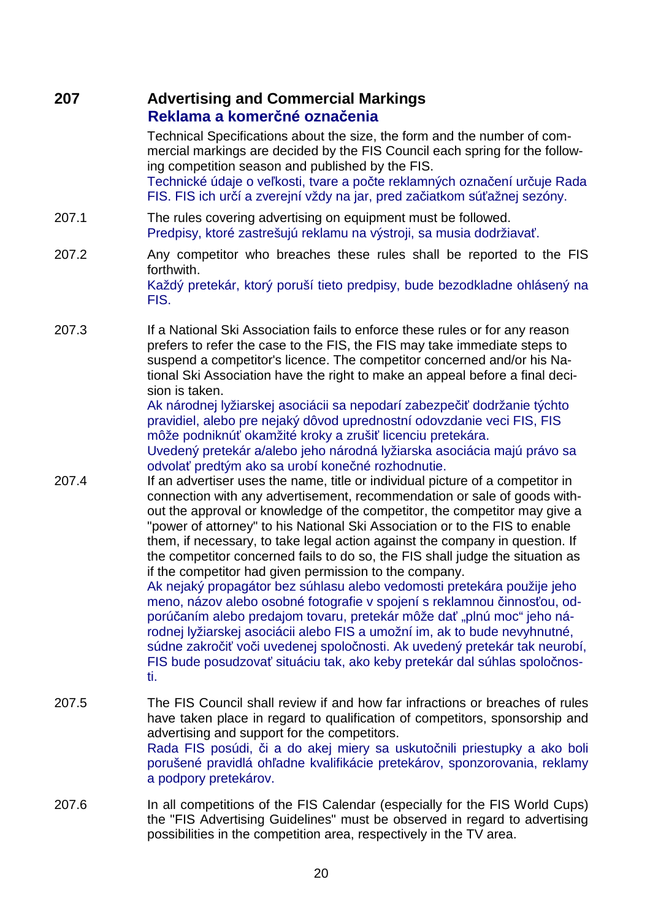## 207 Advertising and Commercial Markings
## Reklama a komerčné označenia

Technical Specifications about the size, the form and the number of commercial markings are decided by the FIS Council each spring for the following competition season and published by the FIS.
Technické údaje o veľkosti, tvare a počte reklamných označení určuje Rada FIS. FIS ich určí a zverejní vždy na jar, pred začiatkom súťažnej sezóny.

207.1 The rules covering advertising on equipment must be followed.
Predpisy, ktoré zastrešujú reklamu na výstroji, sa musia dodržiavať.

207.2 Any competitor who breaches these rules shall be reported to the FIS forthwith.
Každý pretekár, ktorý poruší tieto predpisy, bude bezodkladne ohlásený na FIS.

207.3 If a National Ski Association fails to enforce these rules or for any reason prefers to refer the case to the FIS, the FIS may take immediate steps to suspend a competitor's licence. The competitor concerned and/or his National Ski Association have the right to make an appeal before a final decision is taken.
Ak národnej lyžiarskej asociácii sa nepodarí zabezpečiť dodržanie týchto pravidiel, alebo pre nejaký dôvod uprednostní odovzdanie veci FIS, FIS môže podniknúť okamžité kroky a zrušiť licenciu pretekára.
Uvedený pretekár a/alebo jeho národná lyžiarska asociácia majú právo sa odvolať predtým ako sa urobí konečné rozhodnutie.

207.4 If an advertiser uses the name, title or individual picture of a competitor in connection with any advertisement, recommendation or sale of goods without the approval or knowledge of the competitor, the competitor may give a "power of attorney" to his National Ski Association or to the FIS to enable them, if necessary, to take legal action against the company in question. If the competitor concerned fails to do so, the FIS shall judge the situation as if the competitor had given permission to the company.
Ak nejaký propagátor bez súhlasu alebo vedomosti pretekára použije jeho meno, názov alebo osobné fotografie v spojení s reklamnou činnosťou, odporúčaním alebo predajom tovaru, pretekár môže dať „plnú moc“ jeho národnej lyžiarskej asociácii alebo FIS a umožní im, ak to bude nevyhnutné, súdne zakročiť voči uvedenej spoločnosti. Ak uvedený pretekár tak neurobí, FIS bude posudzovať situáciu tak, ako keby pretekár dal súhlas spoločnosti.

207.5 The FIS Council shall review if and how far infractions or breaches of rules have taken place in regard to qualification of competitors, sponsorship and advertising and support for the competitors.
Rada FIS posúdi, či a do akej miery sa uskutočnili priestupky a ako boli porušené pravidlá ohľadne kvalifikácie pretekárov, sponzorovania, reklamy a podpory pretekárov.

207.6 In all competitions of the FIS Calendar (especially for the FIS World Cups) the "FIS Advertising Guidelines" must be observed in regard to advertising possibilities in the competition area, respectively in the TV area.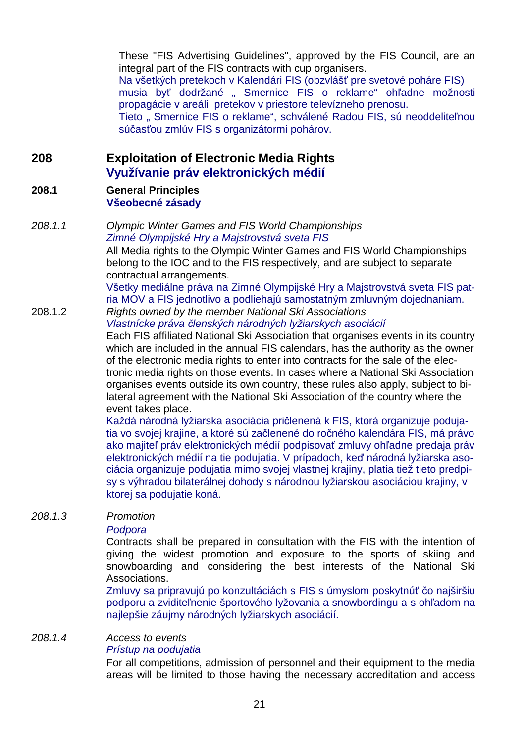These "FIS Advertising Guidelines", approved by the FIS Council, are an integral part of the FIS contracts with cup organisers.

Na všetkých pretekoch v Kalendári FIS (obzvlášť pre svetové poháre FIS) musia byť dodržané „ Smernice FIS o reklame" ohľadne možnosti propagácie v areáli pretekov v priestore televízneho prenosu.

Tieto „ Smernice FIS o reklame", schválené Radou FIS, sú neoddeliteľnou súčasťou zmlúv FIS s organizátormi pohárov.

## 208 Exploitation of Electronic Media Rights
## Využívanie práv elektronických médií

### 208.1 General Principles
### Všeobecné zásady

*208.1.1* *Olympic Winter Games and FIS World Championships*
*Zimné Olympijské Hry a Majstrovstvá sveta FIS*

All Media rights to the Olympic Winter Games and FIS World Championships belong to the IOC and to the FIS respectively, and are subject to separate contractual arrangements.

Všetky mediálne práva na Zimné Olympijské Hry a Majstrovstvá sveta FIS patria MOV a FIS jednotlivo a podliehajú samostatným zmluvným dojednaniam.

208.1.2 *Rights owned by the member National Ski Associations*
*Vlastnícke práva členských národných lyžiarskych asociácií*

Each FIS affiliated National Ski Association that organises events in its country which are included in the annual FIS calendars, has the authority as the owner of the electronic media rights to enter into contracts for the sale of the electronic media rights on those events. In cases where a National Ski Association organises events outside its own country, these rules also apply, subject to bilateral agreement with the National Ski Association of the country where the event takes place.

Každá národná lyžiarska asociácia pričlenená k FIS, ktorá organizuje podujatia vo svojej krajine, a ktoré sú začlenené do ročného kalendára FIS, má právo ako majiteľ práv elektronických médií podpisovať zmluvy ohľadne predaja práv elektronických médií na tie podujatia. V prípadoch, keď národná lyžiarska asociácia organizuje podujatia mimo svojej vlastnej krajiny, platia tiež tieto predpisy s výhradou bilaterálnej dohody s národnou lyžiarskou asociáciou krajiny, v ktorej sa podujatie koná.

*208.1.3* *Promotion*
*Podpora*

Contracts shall be prepared in consultation with the FIS with the intention of giving the widest promotion and exposure to the sports of skiing and snowboarding and considering the best interests of the National Ski Associations.

Zmluvy sa pripravujú po konzultáciách s FIS s úmyslom poskytnúť čo najširšiu podporu a zviditeľnenie športového lyžovania a snowbordingu a s ohľadom na najlepšie záujmy národných lyžiarskych asociácií.

*208.1.4* *Access to events*
*Prístup na podujatia*

For all competitions, admission of personnel and their equipment to the media areas will be limited to those having the necessary accreditation and access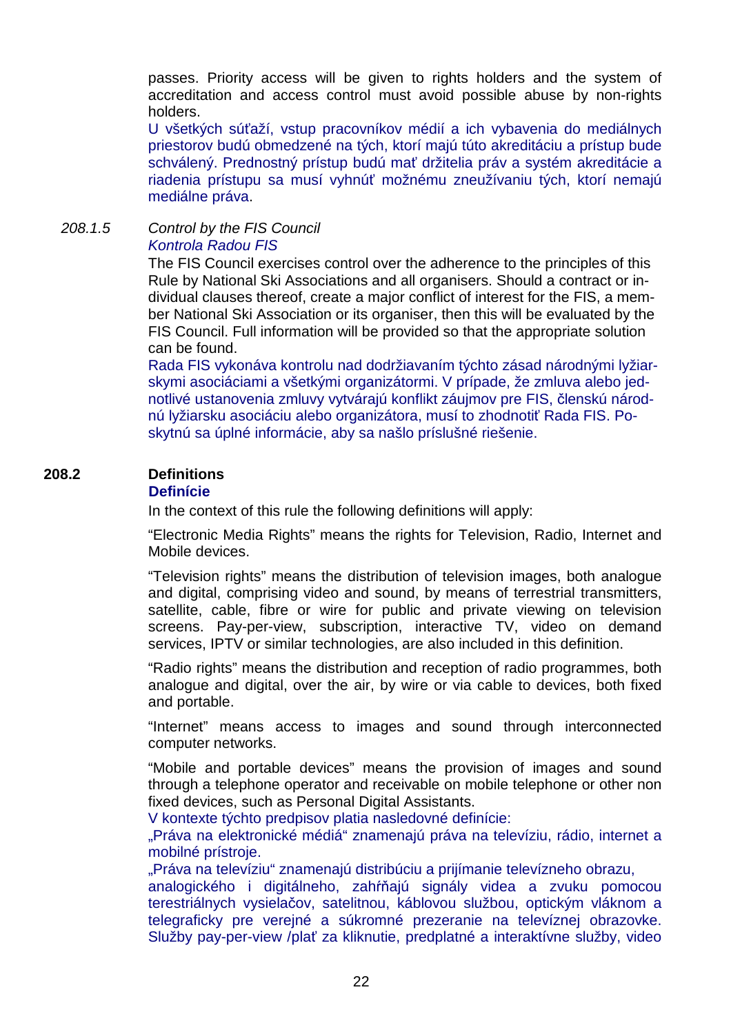passes. Priority access will be given to rights holders and the system of accreditation and access control must avoid possible abuse by non-rights holders.
U všetkých súťaží, vstup pracovníkov médií a ich vybavenia do mediálnych priestorov budú obmedzené na tých, ktorí majú túto akreditáciu a prístup bude schválený. Prednostný prístup budú mať držitelia práv a systém akreditácie a riadenia prístupu sa musí vyhnúť možnému zneužívaniu tých, ktorí nemajú mediálne práva.

*208.1.5* *Control by the FIS Council*
*Kontrola Radou FIS*

The FIS Council exercises control over the adherence to the principles of this Rule by National Ski Associations and all organisers. Should a contract or individual clauses thereof, create a major conflict of interest for the FIS, a member National Ski Association or its organiser, then this will be evaluated by the FIS Council. Full information will be provided so that the appropriate solution can be found.
Rada FIS vykonáva kontrolu nad dodržiavaním týchto zásad národnými lyžiarskymi asociáciami a všetkými organizátormi. V prípade, že zmluva alebo jednotlivé ustanovenia zmluvy vytvárajú konflikt záujmov pre FIS, členskú národnú lyžiarsku asociáciu alebo organizátora, musí to zhodnotiť Rada FIS. Poskytnú sa úplné informácie, aby sa našlo príslušné riešenie.

## 208.2 Definitions
## Definície

In the context of this rule the following definitions will apply:

"Electronic Media Rights" means the rights for Television, Radio, Internet and Mobile devices.

"Television rights" means the distribution of television images, both analogue and digital, comprising video and sound, by means of terrestrial transmitters, satellite, cable, fibre or wire for public and private viewing on television screens. Pay-per-view, subscription, interactive TV, video on demand services, IPTV or similar technologies, are also included in this definition.

"Radio rights" means the distribution and reception of radio programmes, both analogue and digital, over the air, by wire or via cable to devices, both fixed and portable.

"Internet" means access to images and sound through interconnected computer networks.

"Mobile and portable devices" means the provision of images and sound through a telephone operator and receivable on mobile telephone or other non fixed devices, such as Personal Digital Assistants.
V kontexte týchto predpisov platia nasledovné definície:
„Práva na elektronické médiá" znamenajú práva na televíziu, rádio, internet a mobilné prístroje.
„Práva na televíziu" znamenajú distribúciu a prijímanie televízneho obrazu, analogického i digitálneho, zahŕňajú signály videa a zvuku pomocou terestriálnych vysielačov, satelitnou, káblovou službou, optickým vláknom a telegraficky pre verejné a súkromné prezeranie na televíznej obrazovke. Služby pay-per-view /plať za kliknutie, predplatné a interaktívne služby, video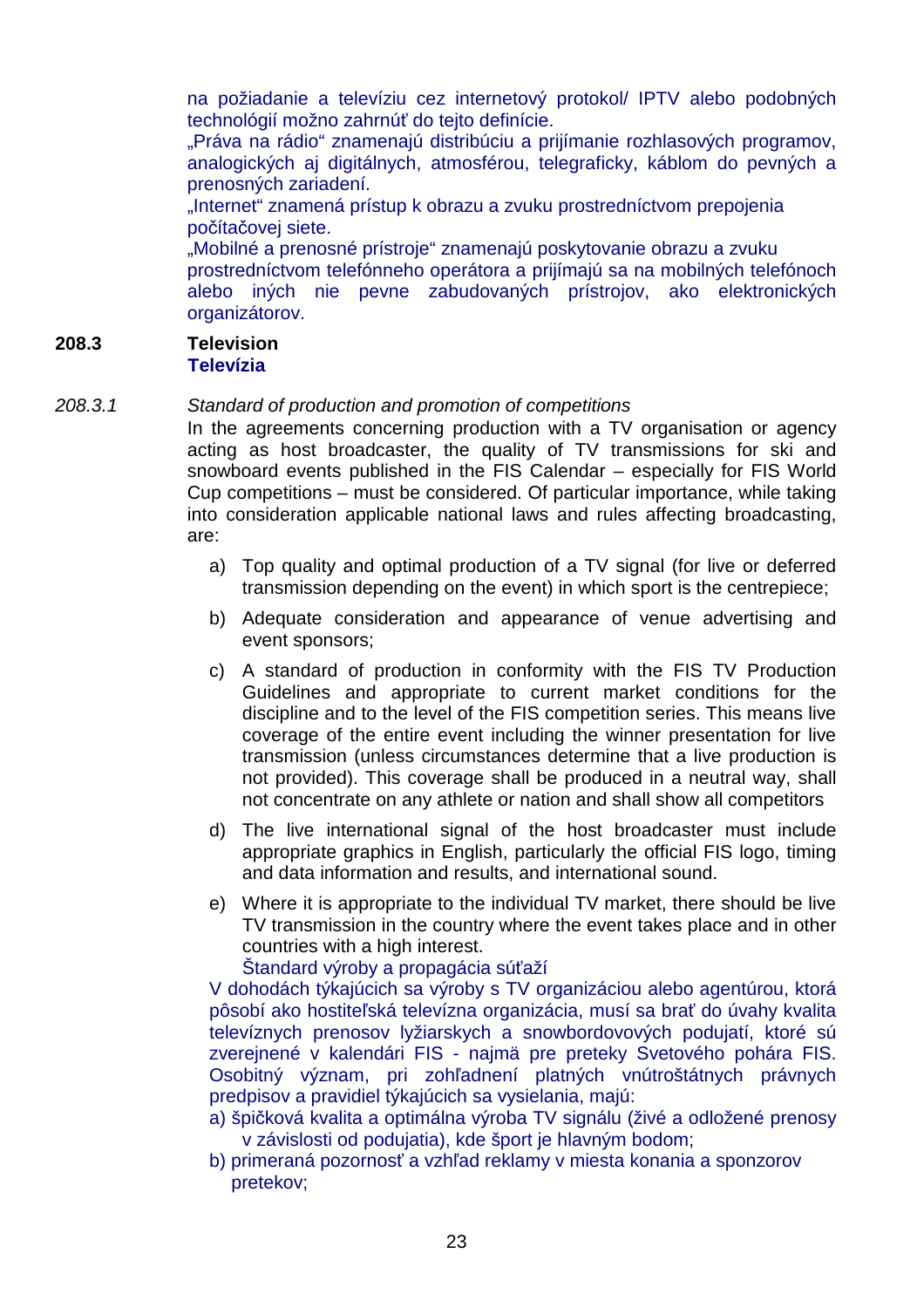na požiadanie a televíziu cez internetový protokol/ IPTV alebo podobných technológií možno zahrnúť do tejto definície.
„Práva na rádio“ znamenajú distribúciu a prijímanie rozhlasových programov, analogických aj digitálnych, atmosférou, telegraficky, káblom do pevných a prenosných zariadení.
„Internet“ znamená prístup k obrazu a zvuku prostredníctvom prepojenia počítačovej siete.
„Mobilné a prenosné prístroje“ znamenajú poskytovanie obrazu a zvuku prostredníctvom telefónneho operátora a prijímajú sa na mobilných telefónoch alebo iných nie pevne zabudovaných prístrojov, ako elektronických organizátorov.

### 208.3 Television
**Televízia**

*208.3.1* *Standard of production and promotion of competitions*

In the agreements concerning production with a TV organisation or agency acting as host broadcaster, the quality of TV transmissions for ski and snowboard events published in the FIS Calendar – especially for FIS World Cup competitions – must be considered. Of particular importance, while taking into consideration applicable national laws and rules affecting broadcasting, are:

a) Top quality and optimal production of a TV signal (for live or deferred transmission depending on the event) in which sport is the centrepiece;

b) Adequate consideration and appearance of venue advertising and event sponsors;

c) A standard of production in conformity with the FIS TV Production Guidelines and appropriate to current market conditions for the discipline and to the level of the FIS competition series. This means live coverage of the entire event including the winner presentation for live transmission (unless circumstances determine that a live production is not provided). This coverage shall be produced in a neutral way, shall not concentrate on any athlete or nation and shall show all competitors

d) The live international signal of the host broadcaster must include appropriate graphics in English, particularly the official FIS logo, timing and data information and results, and international sound.

e) Where it is appropriate to the individual TV market, there should be live TV transmission in the country where the event takes place and in other countries with a high interest.

Štandard výroby a propagácia súťaží

V dohodách týkajúcich sa výroby s TV organizáciou alebo agentúrou, ktorá pôsobí ako hostiteľská televízna organizácia, musí sa brať do úvahy kvalita televíznych prenosov lyžiarskych a snowbordových podujatí, ktoré sú zverejnené v kalendári FIS - najmä pre preteky Svetového pohára FIS. Osobitný význam, pri zohľadnení platných vnútroštátnych právnych predpisov a pravidiel týkajúcich sa vysielania, majú:

a) špičková kvalita a optimálna výroba TV signálu (živé a odložené prenosy v závislosti od podujatia), kde šport je hlavným bodom;

b) primeraná pozornosť a vzhľad reklamy v miesta konania a sponzorov pretekov;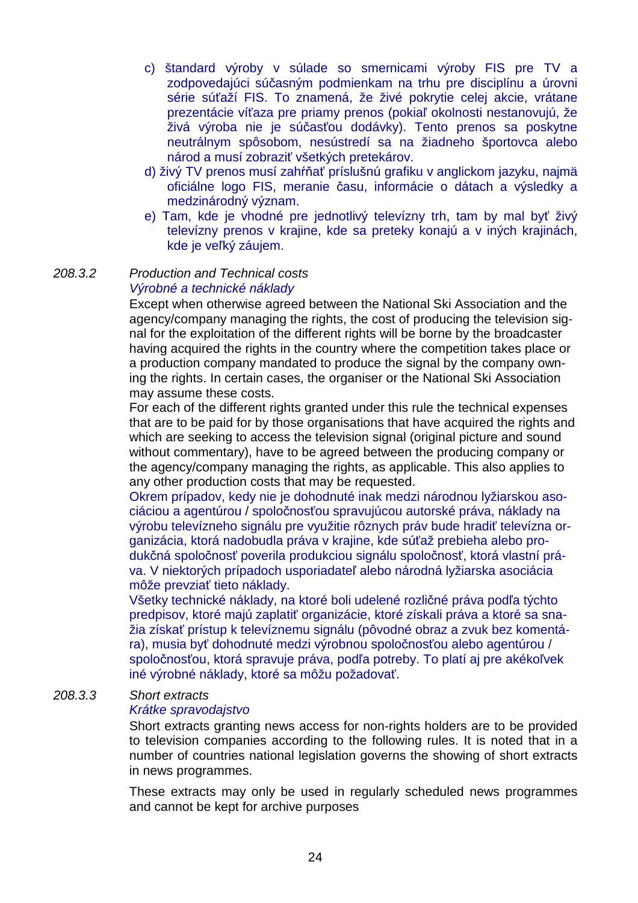c) štandard výroby v súlade so smernicami výroby FIS pre TV a zodpovedajúci súčasným podmienkam na trhu pre disciplínu a úrovni série súťaží FIS. To znamená, že živé pokrytie celej akcie, vrátane prezentácie víťaza pre priamy prenos (pokiaľ okolnosti nestanovujú, že živá výroba nie je súčasťou dodávky). Tento prenos sa poskytne neutrálnym spôsobom, nesústredí sa na žiadneho športovca alebo národ a musí zobraziť všetkých pretekárov.

d) živý TV prenos musí zahŕňať príslušnú grafiku v anglickom jazyku, najmä oficiálne logo FIS, meranie času, informácie o dátach a výsledky a medzinárodný význam.

e) Tam, kde je vhodné pre jednotlivý televízny trh, tam by mal byť živý televízny prenos v krajine, kde sa preteky konajú a v iných krajinách, kde je veľký záujem.

*208.3.2* *Production and Technical costs*
*Výrobné a technické náklady*

Except when otherwise agreed between the National Ski Association and the agency/company managing the rights, the cost of producing the television signal for the exploitation of the different rights will be borne by the broadcaster having acquired the rights in the country where the competition takes place or a production company mandated to produce the signal by the company owning the rights. In certain cases, the organiser or the National Ski Association may assume these costs.

For each of the different rights granted under this rule the technical expenses that are to be paid for by those organisations that have acquired the rights and which are seeking to access the television signal (original picture and sound without commentary), have to be agreed between the producing company or the agency/company managing the rights, as applicable. This also applies to any other production costs that may be requested.

Okrem prípadov, kedy nie je dohodnuté inak medzi národnou lyžiarskou asociáciou a agentúrou / spoločnosťou spravujúcou autorské práva, náklady na výrobu televízneho signálu pre využitie rôznych práv bude hradiť televízna organizácia, ktorá nadobudla práva v krajine, kde súťaž prebieha alebo produkčná spoločnosť poverila produkciou signálu spoločnosť, ktorá vlastní práva. V niektorých prípadoch usporiadateľ alebo národná lyžiarska asociácia môže prevziať tieto náklady.

Všetky technické náklady, na ktoré boli udelené rozličné práva podľa týchto predpisov, ktoré majú zaplatiť organizácie, ktoré získali práva a ktoré sa snažia získať prístup k televíznemu signálu (pôvodné obraz a zvuk bez komentára), musia byť dohodnuté medzi výrobnou spoločnosťou alebo agentúrou / spoločnosťou, ktorá spravuje práva, podľa potreby. To platí aj pre akékoľvek iné výrobné náklady, ktoré sa môžu požadovať.

*208.3.3* *Short extracts*
*Krátke spravodajstvo*

Short extracts granting news access for non-rights holders are to be provided to television companies according to the following rules. It is noted that in a number of countries national legislation governs the showing of short extracts in news programmes.

These extracts may only be used in regularly scheduled news programmes and cannot be kept for archive purposes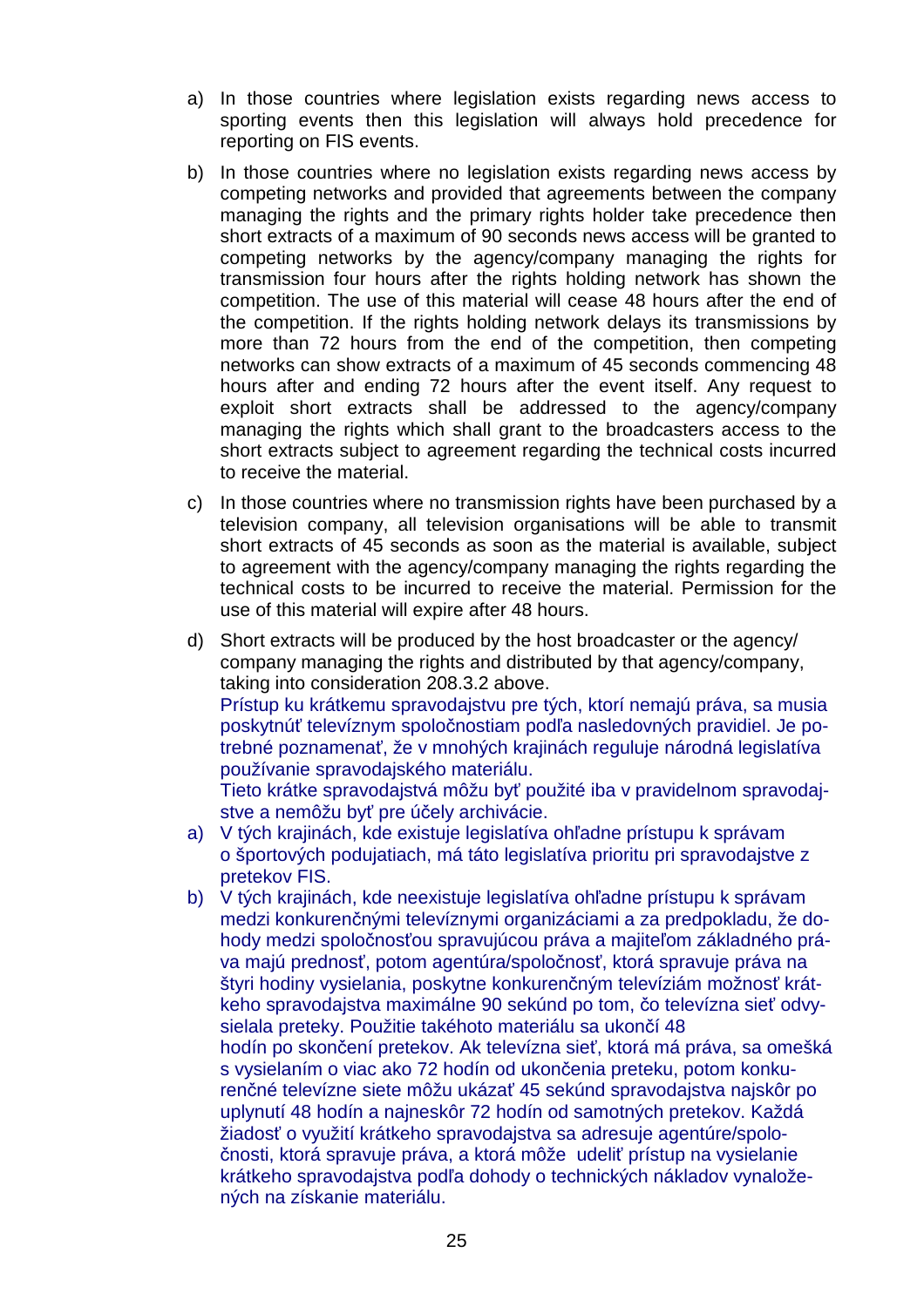a) In those countries where legislation exists regarding news access to sporting events then this legislation will always hold precedence for reporting on FIS events.

b) In those countries where no legislation exists regarding news access by competing networks and provided that agreements between the company managing the rights and the primary rights holder take precedence then short extracts of a maximum of 90 seconds news access will be granted to competing networks by the agency/company managing the rights for transmission four hours after the rights holding network has shown the competition. The use of this material will cease 48 hours after the end of the competition. If the rights holding network delays its transmissions by more than 72 hours from the end of the competition, then competing networks can show extracts of a maximum of 45 seconds commencing 48 hours after and ending 72 hours after the event itself. Any request to exploit short extracts shall be addressed to the agency/company managing the rights which shall grant to the broadcasters access to the short extracts subject to agreement regarding the technical costs incurred to receive the material.

c) In those countries where no transmission rights have been purchased by a television company, all television organisations will be able to transmit short extracts of 45 seconds as soon as the material is available, subject to agreement with the agency/company managing the rights regarding the technical costs to be incurred to receive the material. Permission for the use of this material will expire after 48 hours.

d) Short extracts will be produced by the host broadcaster or the agency/ company managing the rights and distributed by that agency/company, taking into consideration 208.3.2 above.

Prístup ku krátkemu spravodajstvu pre tých, ktorí nemajú práva, sa musia poskytnúť televíznym spoločnostiam podľa nasledovných pravidiel. Je potrebné poznamenať, že v mnohých krajinách reguluje národná legislatíva používanie spravodajského materiálu.

Tieto krátke spravodajstvá môžu byť použité iba v pravidelnom spravodajstve a nemôžu byť pre účely archivácie.

a) V tých krajinách, kde existuje legislatíva ohľadne prístupu k správam o športových podujatiach, má táto legislatíva prioritu pri spravodajstve z pretekov FIS.

b) V tých krajinách, kde neexistuje legislatíva ohľadne prístupu k správam medzi konkurenčnými televíznymi organizáciami a za predpokladu, že dohody medzi spoločnosťou spravujúcou práva a majiteľom základného práva majú prednosť, potom agentúra/spoločnosť, ktorá spravuje práva na štyri hodiny vysielania, poskytne konkurenčným televíziám možnosť krátkeho spravodajstva maximálne 90 sekúnd po tom, čo televízna sieť odvysielala preteky. Použitie takéhoto materiálu sa ukončí 48 hodín po skončení pretekov. Ak televízna sieť, ktorá má práva, sa omešká s vysielaním o viac ako 72 hodín od ukončenia preteku, potom konkurenčné televízne siete môžu ukázať 45 sekúnd spravodajstva najskôr po uplynutí 48 hodín a najneskôr 72 hodín od samotných pretekov. Každá žiadosť o využití krátkeho spravodajstva sa adresuje agentúre/spoločnosti, ktorá spravuje práva, a ktorá môže udeliť prístup na vysielanie krátkeho spravodajstva podľa dohody o technických nákladov vynaložených na získanie materiálu.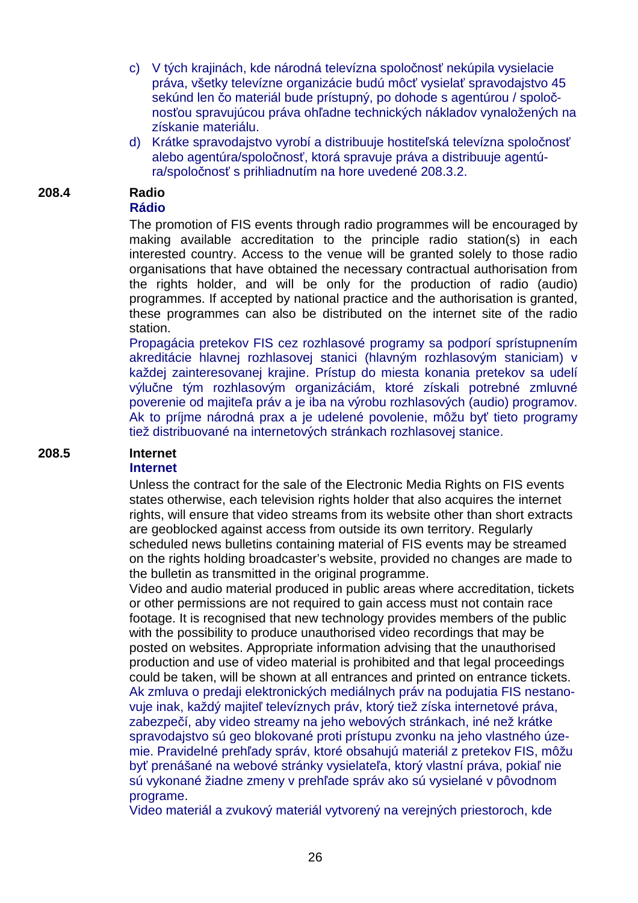c) V tých krajinách, kde národná televízna spoločnosť nekúpila vysielacie práva, všetky televízne organizácie budú môcť vysielať spravodajstvo 45 sekúnd len čo materiál bude prístupný, po dohode s agentúrou / spoločnosťou spravujúcou práva ohľadne technických nákladov vynaložených na získanie materiálu.

d) Krátke spravodajstvo vyrobí a distribuuje hostiteľská televízna spoločnosť alebo agentúra/spoločnosť, ktorá spravuje práva a distribuuje agentúra/spoločnosť s prihliadnutím na hore uvedené 208.3.2.

### 208.4 Radio
### Rádio

The promotion of FIS events through radio programmes will be encouraged by making available accreditation to the principle radio station(s) in each interested country. Access to the venue will be granted solely to those radio organisations that have obtained the necessary contractual authorisation from the rights holder, and will be only for the production of radio (audio) programmes. If accepted by national practice and the authorisation is granted, these programmes can also be distributed on the internet site of the radio station.

Propagácia pretekov FIS cez rozhlasové programy sa podporí sprístupnením akreditácie hlavnej rozhlasovej stanici (hlavným rozhlasovým staniciam) v každej zainteresovanej krajine. Prístup do miesta konania pretekov sa udelí výlučne tým rozhlasovým organizáciám, ktoré získali potrebné zmluvné poverenie od majiteľa práv a je iba na výrobu rozhlasových (audio) programov. Ak to príjme národná prax a je udelené povolenie, môžu byť tieto programy tiež distribuované na internetových stránkach rozhlasovej stanice.

### 208.5 Internet
### Internet

Unless the contract for the sale of the Electronic Media Rights on FIS events states otherwise, each television rights holder that also acquires the internet rights, will ensure that video streams from its website other than short extracts are geoblocked against access from outside its own territory. Regularly scheduled news bulletins containing material of FIS events may be streamed on the rights holding broadcaster's website, provided no changes are made to the bulletin as transmitted in the original programme.

Video and audio material produced in public areas where accreditation, tickets or other permissions are not required to gain access must not contain race footage. It is recognised that new technology provides members of the public with the possibility to produce unauthorised video recordings that may be posted on websites. Appropriate information advising that the unauthorised production and use of video material is prohibited and that legal proceedings could be taken, will be shown at all entrances and printed on entrance tickets.

Ak zmluva o predaji elektronických mediálnych práv na podujatia FIS nestanovuje inak, každý majiteľ televíznych práv, ktorý tiež získa internetové práva, zabezpečí, aby video streamy na jeho webových stránkach, iné než krátke spravodajstvo sú geo blokované proti prístupu zvonku na jeho vlastného územie. Pravidelné prehľady správ, ktoré obsahujú materiál z pretekov FIS, môžu byť prenášané na webové stránky vysielateľa, ktorý vlastní práva, pokiaľ nie sú vykonané žiadne zmeny v prehľade správ ako sú vysielané v pôvodnom programe.

Video materiál a zvukový materiál vytvorený na verejných priestoroch, kde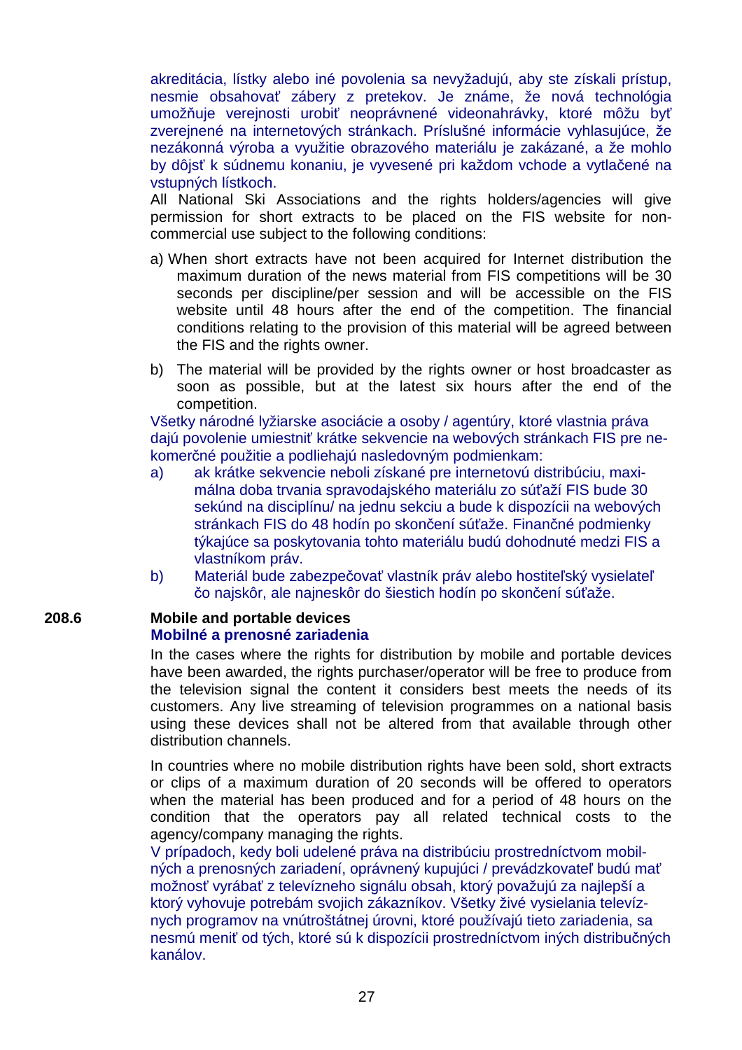akreditácia, lístky alebo iné povolenia sa nevyžadujú, aby ste získali prístup, nesmie obsahovať zábery z pretekov. Je známe, že nová technológia umožňuje verejnosti urobiť neoprávnené videonahrávky, ktoré môžu byť zverejnené na internetových stránkach. Príslušné informácie vyhlasujúce, že nezákonná výroba a využitie obrazového materiálu je zakázané, a že mohlo by dôjsť k súdnemu konaniu, je vyvesené pri každom vchode a vytlačené na vstupných lístkoch.

All National Ski Associations and the rights holders/agencies will give permission for short extracts to be placed on the FIS website for non-commercial use subject to the following conditions:

a) When short extracts have not been acquired for Internet distribution the maximum duration of the news material from FIS competitions will be 30 seconds per discipline/per session and will be accessible on the FIS website until 48 hours after the end of the competition. The financial conditions relating to the provision of this material will be agreed between the FIS and the rights owner.

b) The material will be provided by the rights owner or host broadcaster as soon as possible, but at the latest six hours after the end of the competition.

Všetky národné lyžiarske asociácie a osoby / agentúry, ktoré vlastnia práva dajú povolenie umiestniť krátke sekvencie na webových stránkach FIS pre nekomerčné použitie a podliehajú nasledovným podmienkam:

a) ak krátke sekvencie neboli získané pre internetovú distribúciu, maximálna doba trvania spravodajského materiálu zo súťaží FIS bude 30 sekúnd na disciplínu/ na jednu sekciu a bude k dispozícii na webových stránkach FIS do 48 hodín po skončení súťaže. Finančné podmienky týkajúce sa poskytovania tohto materiálu budú dohodnuté medzi FIS a vlastníkom práv.

b) Materiál bude zabezpečovať vlastník práv alebo hostiteľský vysielateľ čo najskôr, ale najneskôr do šiestich hodín po skončení súťaže.

**208.6 Mobile and portable devices**
**Mobilné a prenosné zariadenia**

In the cases where the rights for distribution by mobile and portable devices have been awarded, the rights purchaser/operator will be free to produce from the television signal the content it considers best meets the needs of its customers. Any live streaming of television programmes on a national basis using these devices shall not be altered from that available through other distribution channels.

In countries where no mobile distribution rights have been sold, short extracts or clips of a maximum duration of 20 seconds will be offered to operators when the material has been produced and for a period of 48 hours on the condition that the operators pay all related technical costs to the agency/company managing the rights.

V prípadoch, kedy boli udelené práva na distribúciu prostredníctvom mobilných a prenosných zariadení, oprávnený kupujúci / prevádzkovateľ budú mať možnosť vyrábať z televízneho signálu obsah, ktorý považujú za najlepší a ktorý vyhovuje potrebám svojich zákazníkov. Všetky živé vysielania televíznych programov na vnútroštátnej úrovni, ktoré používajú tieto zariadenia, sa nesmú meniť od tých, ktoré sú k dispozícii prostredníctvom iných distribučných kanálov.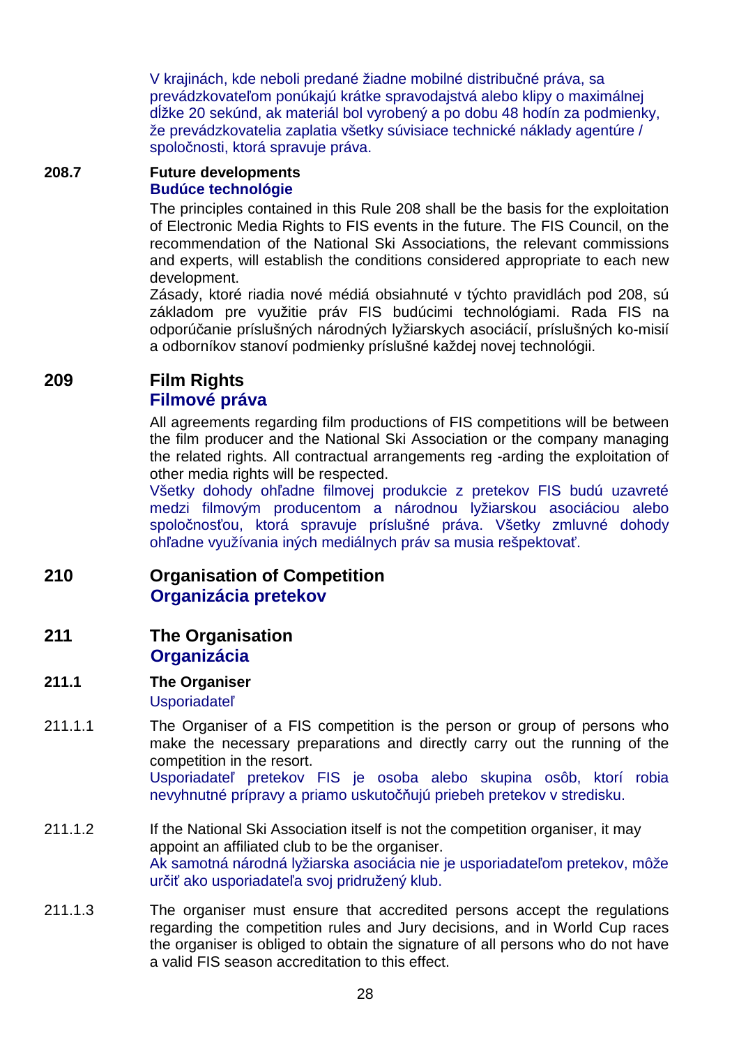V krajinách, kde neboli predané žiadne mobilné distribučné práva, sa prevádzkovateľom ponúkajú krátke spravodajstvá alebo klipy o maximálnej dĺžke 20 sekúnd, ak materiál bol vyrobený a po dobu 48 hodín za podmienky, že prevádzkovatelia zaplatia všetky súvisiace technické náklady agentúre / spoločnosti, ktorá spravuje práva.

### 208.7 Future developments
**Budúce technológie**

The principles contained in this Rule 208 shall be the basis for the exploitation of Electronic Media Rights to FIS events in the future. The FIS Council, on the recommendation of the National Ski Associations, the relevant commissions and experts, will establish the conditions considered appropriate to each new development.

Zásady, ktoré riadia nové médiá obsiahnuté v týchto pravidlách pod 208, sú základom pre využitie práv FIS budúcimi technológiami. Rada FIS na odporúčanie príslušných národných lyžiarskych asociácií, príslušných ko-misií a odborníkov stanoví podmienky príslušné každej novej technológii.

## 209 Film Rights
## Filmové práva

All agreements regarding film productions of FIS competitions will be between the film producer and the National Ski Association or the company managing the related rights. All contractual arrangements reg -arding the exploitation of other media rights will be respected.

Všetky dohody ohľadne filmovej produkcie z pretekov FIS budú uzavreté medzi filmovým producentom a národnou lyžiarskou asociáciou alebo spoločnosťou, ktorá spravuje príslušné práva. Všetky zmluvné dohody ohľadne využívania iných mediálnych práv sa musia rešpektovať.

## 210 Organisation of Competition
## Organizácia pretekov

## 211 The Organisation
## Organizácia

### 211.1 The Organiser
Usporiadateľ

211.1.1 The Organiser of a FIS competition is the person or group of persons who make the necessary preparations and directly carry out the running of the competition in the resort.

Usporiadateľ pretekov FIS je osoba alebo skupina osôb, ktorí robia nevyhnutné prípravy a priamo uskutočňujú priebeh pretekov v stredisku.

211.1.2 If the National Ski Association itself is not the competition organiser, it may appoint an affiliated club to be the organiser.

Ak samotná národná lyžiarska asociácia nie je usporiadateľom pretekov, môže určiť ako usporiadateľa svoj pridružený klub.

211.1.3 The organiser must ensure that accredited persons accept the regulations regarding the competition rules and Jury decisions, and in World Cup races the organiser is obliged to obtain the signature of all persons who do not have a valid FIS season accreditation to this effect.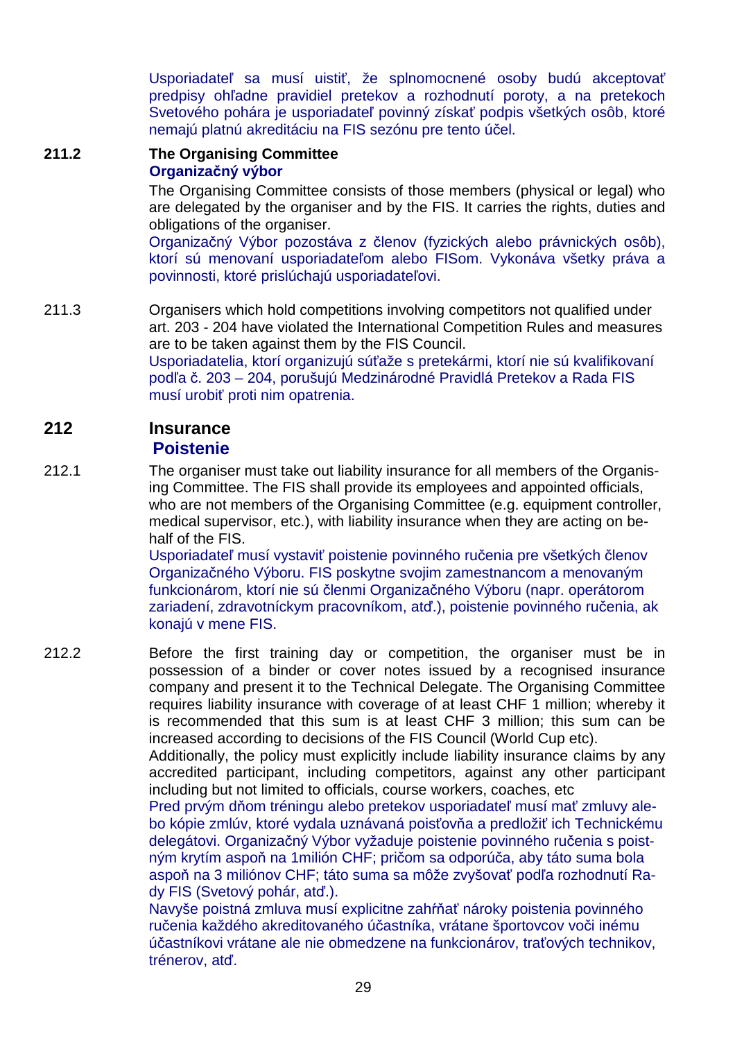Usporiadateľ sa musí uistiť, že splnomocnené osoby budú akceptovať predpisy ohľadne pravidiel pretekov a rozhodnutí poroty, a na pretekoch Svetového pohára je usporiadateľ povinný získať podpis všetkých osôb, ktoré nemajú platnú akreditáciu na FIS sezónu pre tento účel.

**211.2 The Organising Committee**
**Organizačný výbor**

The Organising Committee consists of those members (physical or legal) who are delegated by the organiser and by the FIS. It carries the rights, duties and obligations of the organiser.
Organizačný Výbor pozostáva z členov (fyzických alebo právnických osôb), ktorí sú menovaní usporiadateľom alebo FISom. Vykonáva všetky práva a povinnosti, ktoré prislúchajú usporiadateľovi.

211.3 Organisers which hold competitions involving competitors not qualified under art. 203 - 204 have violated the International Competition Rules and measures are to be taken against them by the FIS Council.
Usporiadatelia, ktorí organizujú súťaže s pretekármi, ktorí nie sú kvalifikovaní podľa č. 203 – 204, porušujú Medzinárodné Pravidlá Pretekov a Rada FIS musí urobiť proti nim opatrenia.

## 212 Insurance
## Poistenie

212.1 The organiser must take out liability insurance for all members of the Organising Committee. The FIS shall provide its employees and appointed officials, who are not members of the Organising Committee (e.g. equipment controller, medical supervisor, etc.), with liability insurance when they are acting on behalf of the FIS.
Usporiadateľ musí vystaviť poistenie povinného ručenia pre všetkých členov Organizačného Výboru. FIS poskytne svojim zamestnancom a menovaným funkcionárom, ktorí nie sú členmi Organizačného Výboru (napr. operátorom zariadení, zdravotníckym pracovníkom, atď.), poistenie povinného ručenia, ak konajú v mene FIS.

212.2 Before the first training day or competition, the organiser must be in possession of a binder or cover notes issued by a recognised insurance company and present it to the Technical Delegate. The Organising Committee requires liability insurance with coverage of at least CHF 1 million; whereby it is recommended that this sum is at least CHF 3 million; this sum can be increased according to decisions of the FIS Council (World Cup etc).
Additionally, the policy must explicitly include liability insurance claims by any accredited participant, including competitors, against any other participant including but not limited to officials, course workers, coaches, etc
Pred prvým dňom tréningu alebo pretekov usporiadateľ musí mať zmluvy alebo kópie zmlúv, ktoré vydala uznávaná poisťovňa a predložiť ich Technickému delegátovi. Organizačný Výbor vyžaduje poistenie povinného ručenia s poistným krytím aspoň na 1milión CHF; pričom sa odporúča, aby táto suma bola aspoň na 3 miliónov CHF; táto suma sa môže zvyšovať podľa rozhodnutí Rady FIS (Svetový pohár, atď.).
Navyše poistná zmluva musí explicitne zahŕňať nároky poistenia povinného ručenia každého akreditovaného účastníka, vrátane športovcov voči inému účastníkovi vrátane ale nie obmedzene na funkcionárov, traťových technikov, trénerov, atď.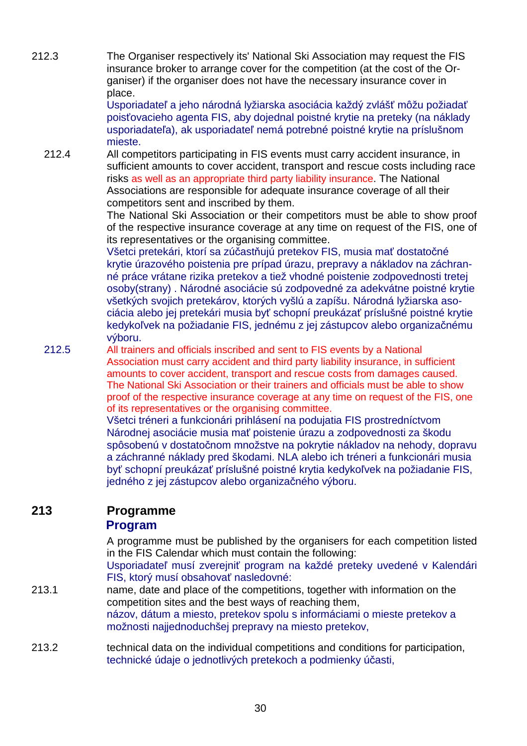212.3 The Organiser respectively its' National Ski Association may request the FIS insurance broker to arrange cover for the competition (at the cost of the Organiser) if the organiser does not have the necessary insurance cover in place.
Usporiadateľ a jeho národná lyžiarska asociácia každý zvlášť môžu požiadať poisťovacieho agenta FIS, aby dojednal poistné krytie na preteky (na náklady usporiadateľa), ak usporiadateľ nemá potrebné poistné krytie na príslušnom mieste.

212.4 All competitors participating in FIS events must carry accident insurance, in sufficient amounts to cover accident, transport and rescue costs including race risks as well as an appropriate third party liability insurance. The National Associations are responsible for adequate insurance coverage of all their competitors sent and inscribed by them.
The National Ski Association or their competitors must be able to show proof of the respective insurance coverage at any time on request of the FIS, one of its representatives or the organising committee.
Všetci pretekári, ktorí sa zúčastňujú pretekov FIS, musia mať dostatočné krytie úrazového poistenia pre prípad úrazu, prepravy a nákladov na záchranné práce vrátane rizika pretekov a tiež vhodné poistenie zodpovednosti tretej osoby(strany) . Národné asociácie sú zodpovedné za adekvátne poistné krytie všetkých svojich pretekárov, ktorých vyšlú a zapíšu. Národná lyžiarska asociácia alebo jej pretekári musia byť schopní preukázať príslušné poistné krytie kedykoľvek na požiadanie FIS, jednému z jej zástupcov alebo organizačnému výboru.

212.5 All trainers and officials inscribed and sent to FIS events by a National Association must carry accident and third party liability insurance, in sufficient amounts to cover accident, transport and rescue costs from damages caused. The National Ski Association or their trainers and officials must be able to show proof of the respective insurance coverage at any time on request of the FIS, one of its representatives or the organising committee.
Všetci tréneri a funkcionári prihlásení na podujatia FIS prostredníctvom Národnej asociácie musia mať poistenie úrazu a zodpovednosti za škodu spôsobenú v dostatočnom množstve na pokrytie nákladov na nehody, dopravu a záchranné náklady pred škodami. NLA alebo ich tréneri a funkcionári musia byť schopní preukázať príslušné poistné krytia kedykoľvek na požiadanie FIS, jedného z jej zástupcov alebo organizačného výboru.

## 213 Programme

## Program

A programme must be published by the organisers for each competition listed in the FIS Calendar which must contain the following:
Usporiadateľ musí zverejniť program na každé preteky uvedené v Kalendári FIS, ktorý musí obsahovať nasledovné:

213.1 name, date and place of the competitions, together with information on the competition sites and the best ways of reaching them,
názov, dátum a miesto, pretekov spolu s informáciami o mieste pretekov a možnosti najjednoduchšej prepravy na miesto pretekov,

213.2 technical data on the individual competitions and conditions for participation,
technické údaje o jednotlivých pretekoch a podmienky účasti,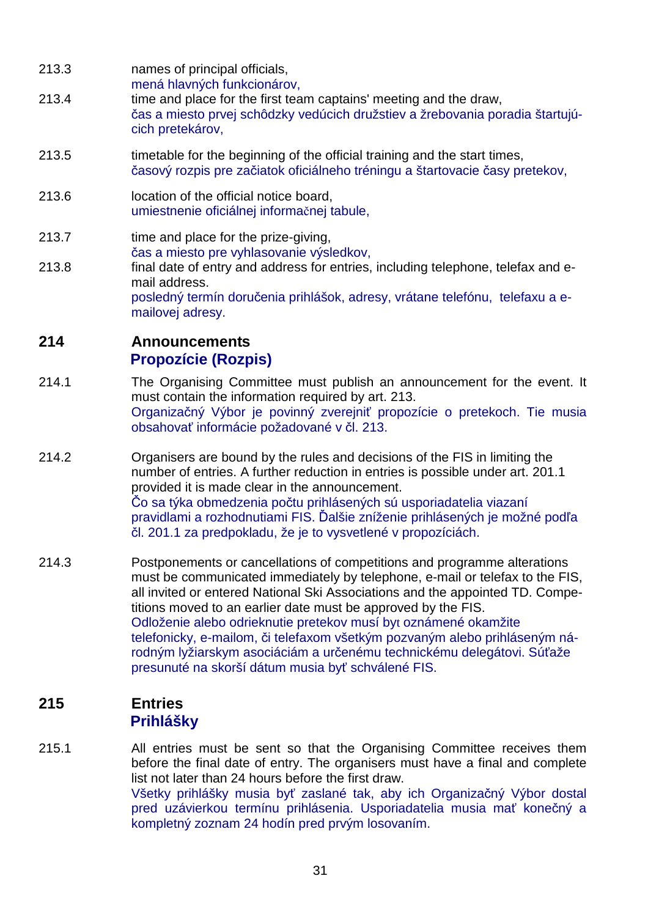213.3 names of principal officials,
mená hlavných funkcionárov,

213.4 time and place for the first team captains' meeting and the draw,
čas a miesto prvej schôdzky vedúcich družstiev a žrebovania poradia štartujúcich pretekárov,

213.5 timetable for the beginning of the official training and the start times,
časový rozpis pre začiatok oficiálneho tréningu a štartovacie časy pretekov,

213.6 location of the official notice board,
umiestnenie oficiálnej informačnej tabule,

213.7 time and place for the prize-giving,
čas a miesto pre vyhlasovanie výsledkov,

213.8 final date of entry and address for entries, including telephone, telefax and e-mail address.
posledný termín doručenia prihlášok, adresy, vrátane telefónu, telefaxu a e-mailovej adresy.

## 214 Announcements
## Propozície (Rozpis)

214.1 The Organising Committee must publish an announcement for the event. It must contain the information required by art. 213.
Organizačný Výbor je povinný zverejniť propozície o pretekoch. Tie musia obsahovať informácie požadované v čl. 213.

214.2 Organisers are bound by the rules and decisions of the FIS in limiting the number of entries. A further reduction in entries is possible under art. 201.1 provided it is made clear in the announcement.
Čo sa týka obmedzenia počtu prihlásených sú usporiadatelia viazaní pravidlami a rozhodnutiami FIS. Ďalšie zníženie prihlásených je možné podľa čl. 201.1 za predpokladu, že je to vysvetlené v propozíciách.

214.3 Postponements or cancellations of competitions and programme alterations must be communicated immediately by telephone, e-mail or telefax to the FIS, all invited or entered National Ski Associations and the appointed TD. Competitions moved to an earlier date must be approved by the FIS.
Odloženie alebo odrieknutie pretekov musí byt oznámené okamžite telefonicky, e-mailom, či telefaxom všetkým pozvaným alebo prihláseným národným lyžiarskym asociáciám a určenému technickému delegátovi. Súťaže presunuté na skorší dátum musia byť schválené FIS.

## 215 Entries
## Prihlášky

215.1 All entries must be sent so that the Organising Committee receives them before the final date of entry. The organisers must have a final and complete list not later than 24 hours before the first draw.
Všetky prihlášky musia byť zaslané tak, aby ich Organizačný Výbor dostal pred uzávierkou termínu prihlásenia. Usporiadatelia musia mať konečný a kompletný zoznam 24 hodín pred prvým losovaním.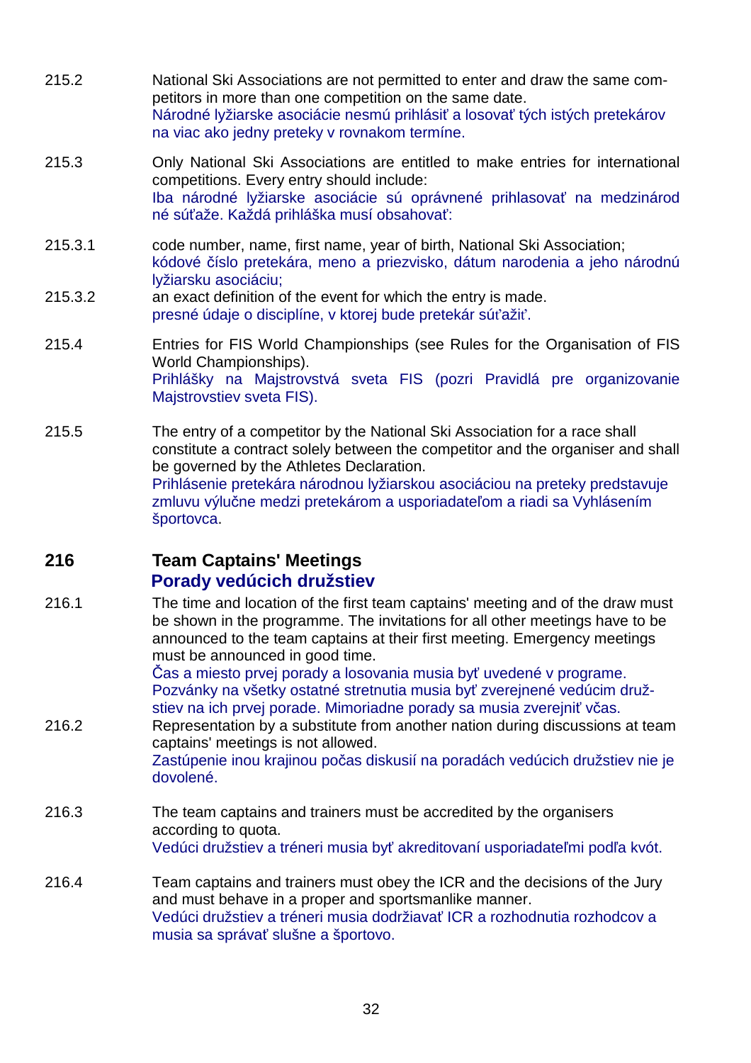215.2 National Ski Associations are not permitted to enter and draw the same competitors in more than one competition on the same date.
Národné lyžiarske asociácie nesmú prihlásiť a losovať tých istých pretekárov na viac ako jedny preteky v rovnakom termíne.

215.3 Only National Ski Associations are entitled to make entries for international competitions. Every entry should include:
Iba národné lyžiarske asociácie sú oprávnené prihlasovať na medzinárodné súťaže. Každá prihláška musí obsahovať:

215.3.1 code number, name, first name, year of birth, National Ski Association;
kódové číslo pretekára, meno a priezvisko, dátum narodenia a jeho národnú lyžiarsku asociáciu;

215.3.2 an exact definition of the event for which the entry is made.
presné údaje o disciplíne, v ktorej bude pretekár súťažiť.

215.4 Entries for FIS World Championships (see Rules for the Organisation of FIS World Championships).
Prihlášky na Majstrovstvá sveta FIS (pozri Pravidlá pre organizovanie Majstrovstiev sveta FIS).

215.5 The entry of a competitor by the National Ski Association for a race shall constitute a contract solely between the competitor and the organiser and shall be governed by the Athletes Declaration.
Prihlásenie pretekára národnou lyžiarskou asociáciou na preteky predstavuje zmluvu výlučne medzi pretekárom a usporiadateľom a riadi sa Vyhlásením športovca.

## 216 Team Captains' Meetings
## Porady vedúcich družstiev

216.1 The time and location of the first team captains' meeting and of the draw must be shown in the programme. The invitations for all other meetings have to be announced to the team captains at their first meeting. Emergency meetings must be announced in good time.
Čas a miesto prvej porady a losovania musia byť uvedené v programe. Pozvánky na všetky ostatné stretnutia musia byť zverejnené vedúcim družstiev na ich prvej porade. Mimoriadne porady sa musia zverejniť včas.

216.2 Representation by a substitute from another nation during discussions at team captains' meetings is not allowed.
Zastúpenie inou krajinou počas diskusií na poradách vedúcich družstiev nie je dovolené.

216.3 The team captains and trainers must be accredited by the organisers according to quota.
Vedúci družstiev a tréneri musia byť akreditovaní usporiadateľmi podľa kvót.

216.4 Team captains and trainers must obey the ICR and the decisions of the Jury and must behave in a proper and sportsmanlike manner.
Vedúci družstiev a tréneri musia dodržiavať ICR a rozhodnutia rozhodcov a musia sa správať slušne a športovo.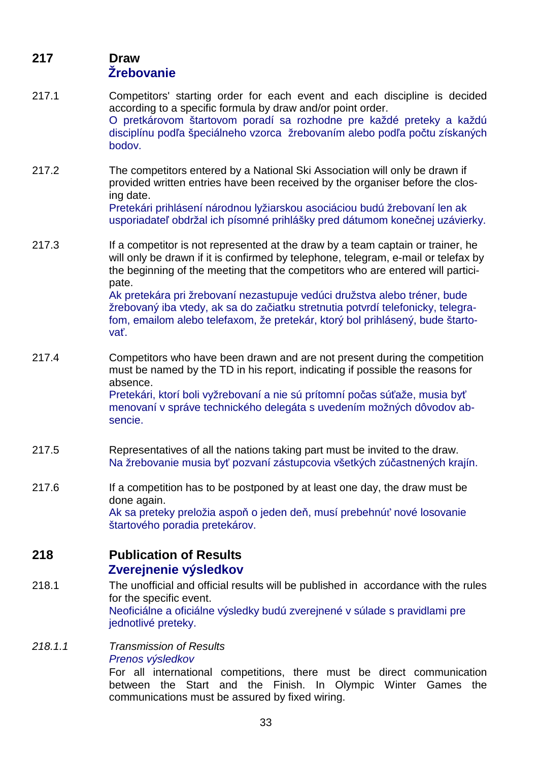## 217 Draw
## Žrebovanie

217.1 Competitors' starting order for each event and each discipline is decided according to a specific formula by draw and/or point order.
O pretkárovom štartovom poradí sa rozhodne pre každé preteky a každú disciplínu podľa špeciálneho vzorca žrebovaním alebo podľa počtu získaných bodov.

217.2 The competitors entered by a National Ski Association will only be drawn if provided written entries have been received by the organiser before the closing date.
Pretekári prihlásení národnou lyžiarskou asociáciou budú žrebovaní len ak usporiadateľ obdržal ich písomné prihlášky pred dátumom konečnej uzávierky.

217.3 If a competitor is not represented at the draw by a team captain or trainer, he will only be drawn if it is confirmed by telephone, telegram, e-mail or telefax by the beginning of the meeting that the competitors who are entered will participate.
Ak pretekára pri žrebovaní nezastupuje vedúci družstva alebo tréner, bude žrebovaný iba vtedy, ak sa do začiatku stretnutia potvrdí telefonicky, telegrafom, emailom alebo telefaxom, že pretekár, ktorý bol prihlásený, bude štartovať.

217.4 Competitors who have been drawn and are not present during the competition must be named by the TD in his report, indicating if possible the reasons for absence.
Pretekári, ktorí boli vyžrebovaní a nie sú prítomní počas súťaže, musia byť menovaní v správe technického delegáta s uvedením možných dôvodov absencie.

217.5 Representatives of all the nations taking part must be invited to the draw.
Na žrebovanie musia byť pozvaní zástupcovia všetkých zúčastnených krajín.

217.6 If a competition has to be postponed by at least one day, the draw must be done again.
Ak sa preteky preložia aspoň o jeden deň, musí prebehnúť nové losovanie štartového poradia pretekárov.

## 218 Publication of Results
## Zverejnenie výsledkov

218.1 The unofficial and official results will be published in accordance with the rules for the specific event.
Neoficiálne a oficiálne výsledky budú zverejnené v súlade s pravidlami pre jednotlivé preteky.

*218.1.1* *Transmission of Results*
*Prenos výsledkov*
For all international competitions, there must be direct communication between the Start and the Finish. In Olympic Winter Games the communications must be assured by fixed wiring.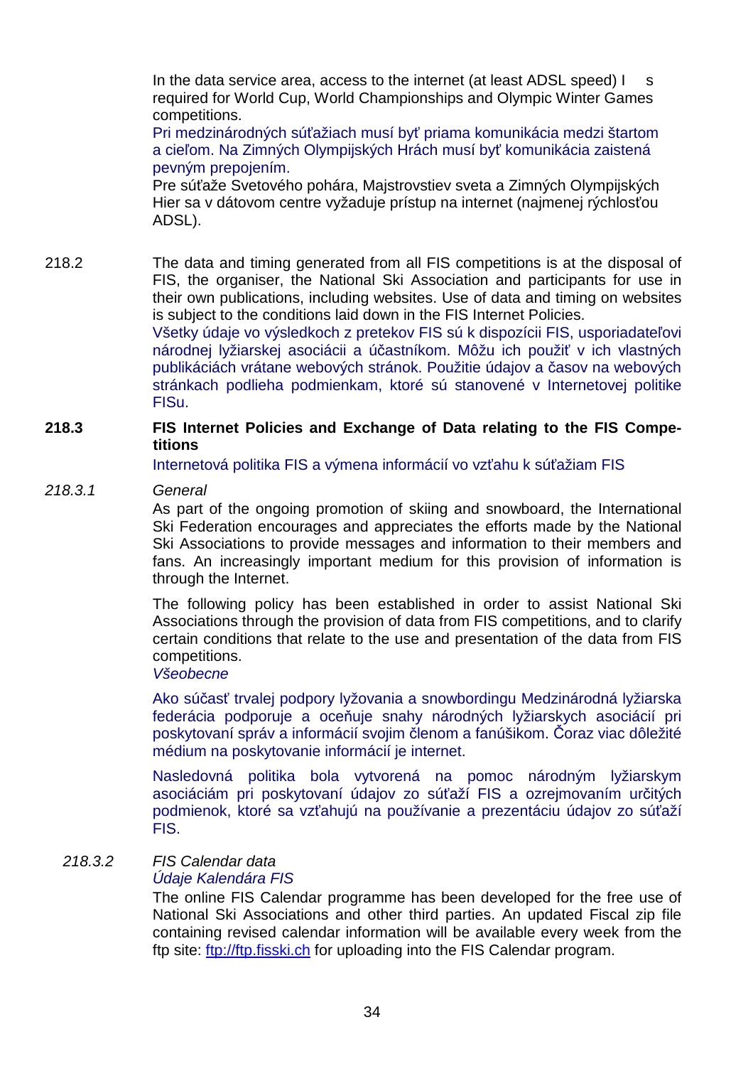In the data service area, access to the internet (at least ADSL speed) I s required for World Cup, World Championships and Olympic Winter Games competitions.
Pri medzinárodných súťažiach musí byť priama komunikácia medzi štartom a cieľom. Na Zimných Olympijských Hrách musí byť komunikácia zaistená pevným prepojením.
Pre súťaže Svetového pohára, Majstrovstiev sveta a Zimných Olympijských Hier sa v dátovom centre vyžaduje prístup na internet (najmenej rýchlosťou ADSL).

218.2 The data and timing generated from all FIS competitions is at the disposal of FIS, the organiser, the National Ski Association and participants for use in their own publications, including websites. Use of data and timing on websites is subject to the conditions laid down in the FIS Internet Policies.
Všetky údaje vo výsledkoch z pretekov FIS sú k dispozícii FIS, usporiadateľovi národnej lyžiarskej asociácii a účastníkom. Môžu ich použiť v ich vlastných publikáciách vrátane webových stránok. Použitie údajov a časov na webových stránkach podlieha podmienkam, ktoré sú stanovené v Internetovej politike FISu.

**218.3 FIS Internet Policies and Exchange of Data relating to the FIS Competitions**

Internetová politika FIS a výmena informácií vo vzťahu k súťažiam FIS

*218.3.1 General*

As part of the ongoing promotion of skiing and snowboard, the International Ski Federation encourages and appreciates the efforts made by the National Ski Associations to provide messages and information to their members and fans. An increasingly important medium for this provision of information is through the Internet.

The following policy has been established in order to assist National Ski Associations through the provision of data from FIS competitions, and to clarify certain conditions that relate to the use and presentation of the data from FIS competitions.

*Všeobecne*

Ako súčasť trvalej podpory lyžovania a snowbordingu Medzinárodná lyžiarska federácia podporuje a oceňuje snahy národných lyžiarskych asociácií pri poskytovaní správ a informácií svojim členom a fanúšikom. Čoraz viac dôležité médium na poskytovanie informácií je internet.

Nasledovná politika bola vytvorená na pomoc národným lyžiarskym asociáciám pri poskytovaní údajov zo súťaží FIS a ozrejmovaním určitých podmienok, ktoré sa vzťahujú na používanie a prezentáciu údajov zo súťaží FIS.

*218.3.2 FIS Calendar data*

*Údaje Kalendára FIS*

The online FIS Calendar programme has been developed for the free use of National Ski Associations and other third parties. An updated Fiscal zip file containing revised calendar information will be available every week from the ftp site: [ftp://ftp.fisski.ch](ftp://ftp.fisski.ch) for uploading into the FIS Calendar program.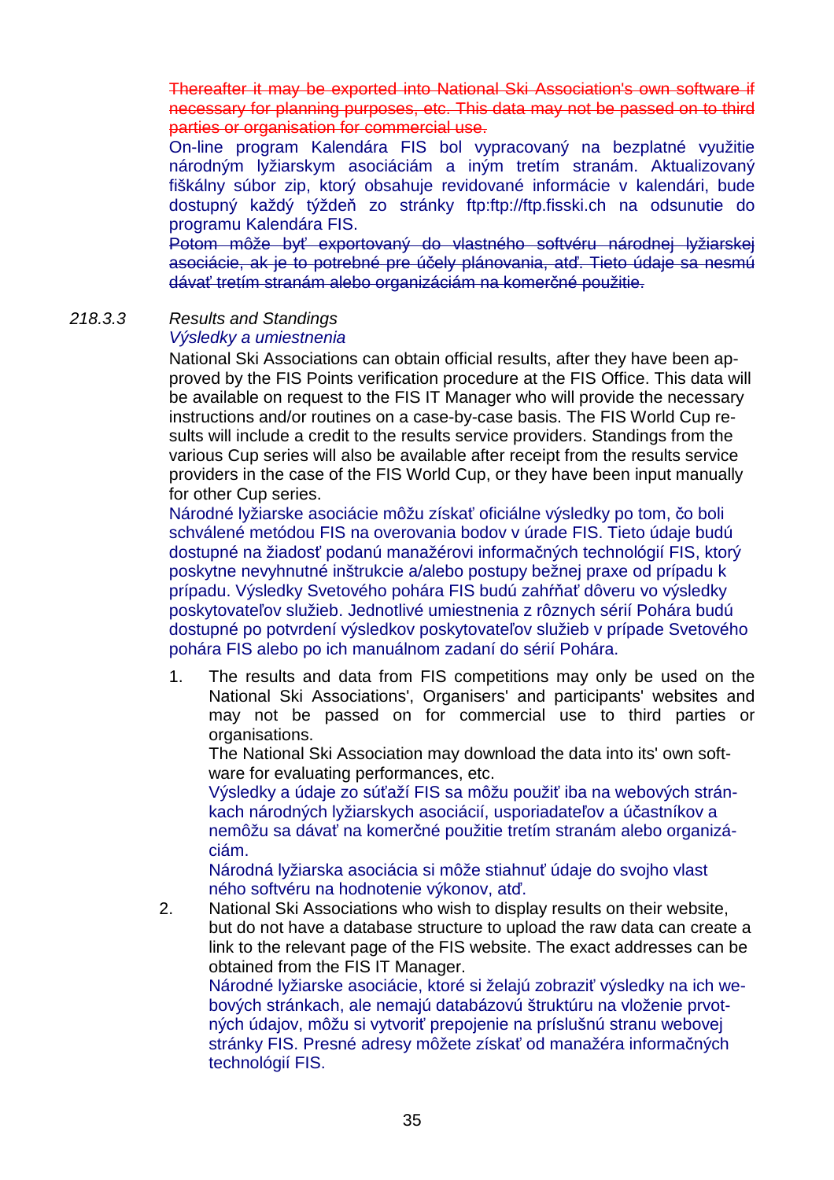~~Thereafter it may be exported into National Ski Association's own software if necessary for planning purposes, etc. This data may not be passed on to third parties or organisation for commercial use.~~

On-line program Kalendára FIS bol vypracovaný na bezplatné využitie národným lyžiarskym asociáciám a iným tretím stranám. Aktualizovaný fiškálny súbor zip, ktorý obsahuje revidované informácie v kalendári, bude dostupný každý týždeň zo stránky ftp:ftp://ftp.fisski.ch na odsunutie do programu Kalendára FIS.

~~Potom môže byť exportovaný do vlastného softvéru národnej lyžiarskej asociácie, ak je to potrebné pre účely plánovania, atď. Tieto údaje sa nesmú dávať tretím stranám alebo organizáciám na komerčné použitie.~~

218.3.3 *Results and Standings*
*Výsledky a umiestnenia*

National Ski Associations can obtain official results, after they have been approved by the FIS Points verification procedure at the FIS Office. This data will be available on request to the FIS IT Manager who will provide the necessary instructions and/or routines on a case-by-case basis. The FIS World Cup results will include a credit to the results service providers. Standings from the various Cup series will also be available after receipt from the results service providers in the case of the FIS World Cup, or they have been input manually for other Cup series.

Národné lyžiarske asociácie môžu získať oficiálne výsledky po tom, čo boli schválené metódou FIS na overovania bodov v úrade FIS. Tieto údaje budú dostupné na žiadosť podanú manažérovi informačných technológií FIS, ktorý poskytne nevyhnutné inštrukcie a/alebo postupy bežnej praxe od prípadu k prípadu. Výsledky Svetového pohára FIS budú zahŕňať dôveru vo výsledky poskytovateľov služieb. Jednotlivé umiestnenia z rôznych sérií Pohára budú dostupné po potvrdení výsledkov poskytovateľov služieb v prípade Svetového pohára FIS alebo po ich manuálnom zadaní do sérií Pohára.

1. The results and data from FIS competitions may only be used on the National Ski Associations', Organisers' and participants' websites and may not be passed on for commercial use to third parties or organisations.
   The National Ski Association may download the data into its' own software for evaluating performances, etc.
   Výsledky a údaje zo súťaží FIS sa môžu použiť iba na webových stránkach národných lyžiarskych asociácií, usporiadateľov a účastníkov a nemôžu sa dávať na komerčné použitie tretím stranám alebo organizáciám.
   Národná lyžiarska asociácia si môže stiahnuť údaje do svojho vlast ného softvéru na hodnotenie výkonov, atď.
2. National Ski Associations who wish to display results on their website, but do not have a database structure to upload the raw data can create a link to the relevant page of the FIS website. The exact addresses can be obtained from the FIS IT Manager.
   Národné lyžiarske asociácie, ktoré si želajú zobraziť výsledky na ich webových stránkach, ale nemajú databázovú štruktúru na vloženie prvotných údajov, môžu si vytvoriť prepojenie na príslušnú stranu webovej stránky FIS. Presné adresy môžete získať od manažéra informačných technológií FIS.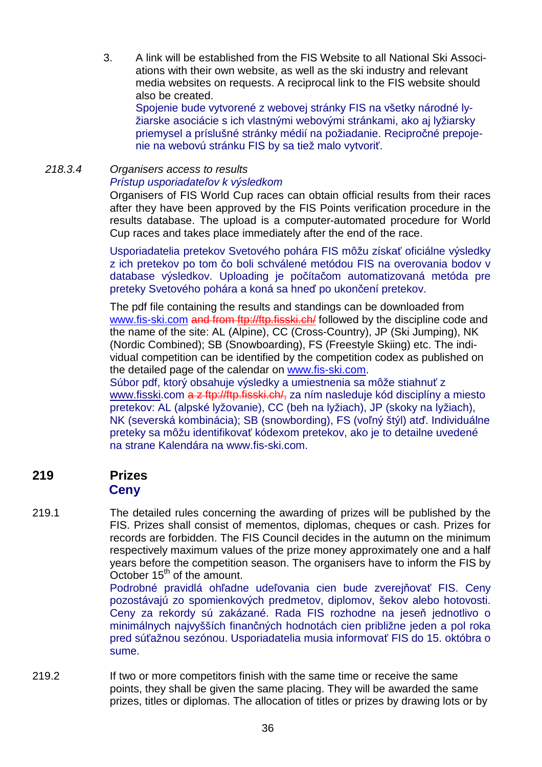3. A link will be established from the FIS Website to all National Ski Associations with their own website, as well as the ski industry and relevant media websites on requests. A reciprocal link to the FIS website should also be created.
   Spojenie bude vytvorené z webovej stránky FIS na všetky národné lyžiarske asociácie s ich vlastnými webovými stránkami, ako aj lyžiarsky priemysel a príslušné stránky médií na požiadanie. Recipročné prepojenie na webovú stránku FIS by sa tiež malo vytvoriť.

*218.3.4 Organisers access to results*
*Prístup usporiadateľov k výsledkom*

Organisers of FIS World Cup races can obtain official results from their races after they have been approved by the FIS Points verification procedure in the results database. The upload is a computer-automated procedure for World Cup races and takes place immediately after the end of the race.

Usporiadatelia pretekov Svetového pohára FIS môžu získať oficiálne výsledky z ich pretekov po tom čo boli schválené metódou FIS na overovania bodov v database výsledkov. Uploading je počítačom automatizovaná metóda pre preteky Svetového pohára a koná sa hneď po ukončení pretekov.

The pdf file containing the results and standings can be downloaded from www.fis-ski.com ~~and from ftp://ftp.fisski.ch/~~ followed by the discipline code and the name of the site: AL (Alpine), CC (Cross-Country), JP (Ski Jumping), NK (Nordic Combined); SB (Snowboarding), FS (Freestyle Skiing) etc. The individual competition can be identified by the competition codex as published on the detailed page of the calendar on www.fis-ski.com.
Súbor pdf, ktorý obsahuje výsledky a umiestnenia sa môže stiahnuť z www.fisski.com ~~a z ftp://ftp.fisski.ch/,~~ za ním nasleduje kód disciplíny a miesto pretekov: AL (alpské lyžovanie), CC (beh na lyžiach), JP (skoky na lyžiach), NK (severská kombinácia); SB (snowbording), FS (voľný štýl) atď. Individuálne preteky sa môžu identifikovať kódexom pretekov, ako je to detailne uvedené na strane Kalendára na www.fis-ski.com.

## 219 Prizes
## Ceny

219.1 The detailed rules concerning the awarding of prizes will be published by the FIS. Prizes shall consist of mementos, diplomas, cheques or cash. Prizes for records are forbidden. The FIS Council decides in the autumn on the minimum respectively maximum values of the prize money approximately one and a half years before the competition season. The organisers have to inform the FIS by October 15th of the amount.
Podrobné pravidlá ohľadne udeľovania cien bude zverejňovať FIS. Ceny pozostávajú zo spomienkových predmetov, diplomov, šekov alebo hotovosti. Ceny za rekordy sú zakázané. Rada FIS rozhodne na jeseň jednotlivo o minimálnych najvyšších finančných hodnotách cien približne jeden a pol roka pred súťažnou sezónou. Usporiadatelia musia informovať FIS do 15. októbra o sume.

219.2 If two or more competitors finish with the same time or receive the same points, they shall be given the same placing. They will be awarded the same prizes, titles or diplomas. The allocation of titles or prizes by drawing lots or by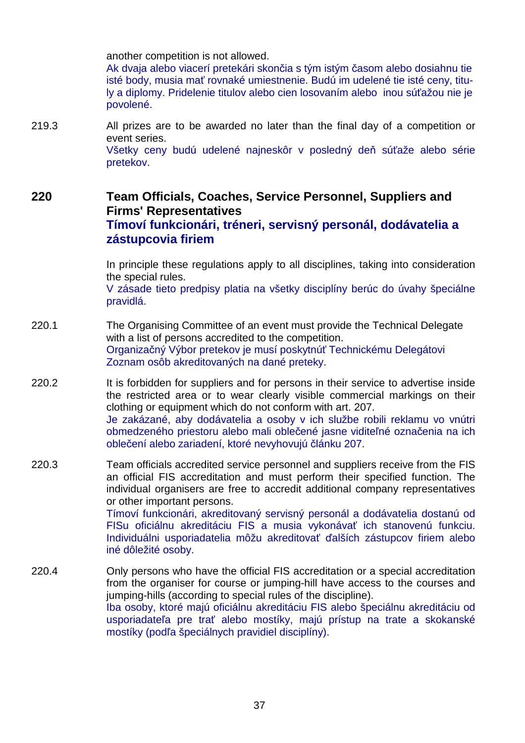another competition is not allowed.
Ak dvaja alebo viacerí pretekári skončia s tým istým časom alebo dosiahnu tie isté body, musia mať rovnaké umiestnenie. Budú im udelené tie isté ceny, tituly a diplomy. Pridelenie titulov alebo cien losovaním alebo inou súťažou nie je povolené.

219.3 All prizes are to be awarded no later than the final day of a competition or event series.
Všetky ceny budú udelené najneskôr v posledný deň súťaže alebo série pretekov.

## 220 Team Officials, Coaches, Service Personnel, Suppliers and Firms' Representatives
## Tímoví funkcionári, tréneri, servisný personál, dodávatelia a zástupcovia firiem

In principle these regulations apply to all disciplines, taking into consideration the special rules.
V zásade tieto predpisy platia na všetky disciplíny berúc do úvahy špeciálne pravidlá.

220.1 The Organising Committee of an event must provide the Technical Delegate with a list of persons accredited to the competition.
Organizačný Výbor pretekov je musí poskytnúť Technickému Delegátovi Zoznam osôb akreditovaných na dané preteky.

220.2 It is forbidden for suppliers and for persons in their service to advertise inside the restricted area or to wear clearly visible commercial markings on their clothing or equipment which do not conform with art. 207.
Je zakázané, aby dodávatelia a osoby v ich službe robili reklamu vo vnútri obmedzeného priestoru alebo mali oblečené jasne viditeľné označenia na ich oblečení alebo zariadení, ktoré nevyhovujú článku 207.

220.3 Team officials accredited service personnel and suppliers receive from the FIS an official FIS accreditation and must perform their specified function. The individual organisers are free to accredit additional company representatives or other important persons.
Tímoví funkcionári, akreditovaný servisný personál a dodávatelia dostanú od FISu oficiálnu akreditáciu FIS a musia vykonávať ich stanovenú funkciu. Individuálni usporiadatelia môžu akreditovať ďalších zástupcov firiem alebo iné dôležité osoby.

220.4 Only persons who have the official FIS accreditation or a special accreditation from the organiser for course or jumping-hill have access to the courses and jumping-hills (according to special rules of the discipline).
Iba osoby, ktoré majú oficiálnu akreditáciu FIS alebo špeciálnu akreditáciu od usporiadateľa pre trať alebo mostíky, majú prístup na trate a skokanské mostíky (podľa špeciálnych pravidiel disciplíny).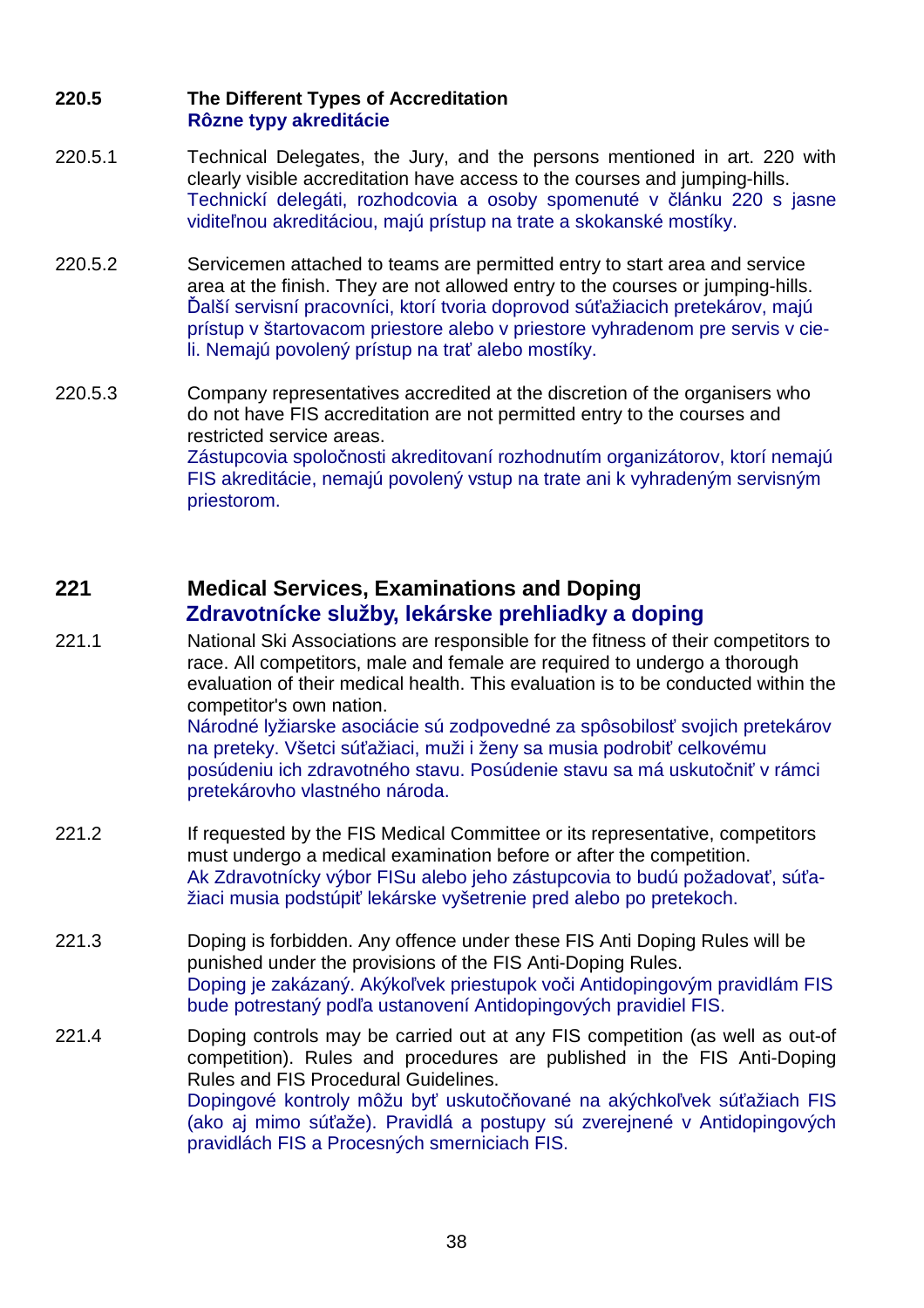### 220.5 The Different Types of Accreditation
**Rôzne typy akreditácie**

220.5.1 Technical Delegates, the Jury, and the persons mentioned in art. 220 with clearly visible accreditation have access to the courses and jumping-hills.
Technickí delegáti, rozhodcovia a osoby spomenuté v článku 220 s jasne viditeľnou akreditáciou, majú prístup na trate a skokanské mostíky.

220.5.2 Servicemen attached to teams are permitted entry to start area and service area at the finish. They are not allowed entry to the courses or jumping-hills.
Ďalší servisní pracovníci, ktorí tvoria doprovod súťažiacich pretekárov, majú prístup v štartovacom priestore alebo v priestore vyhradenom pre servis v cieli. Nemajú povolený prístup na trať alebo mostíky.

220.5.3 Company representatives accredited at the discretion of the organisers who do not have FIS accreditation are not permitted entry to the courses and restricted service areas.
Zástupcovia spoločnosti akreditovaní rozhodnutím organizátorov, ktorí nemajú FIS akreditácie, nemajú povolený vstup na trate ani k vyhradeným servisným priestorom.

## 221 Medical Services, Examinations and Doping
**Zdravotnícke služby, lekárske prehliadky a doping**

221.1 National Ski Associations are responsible for the fitness of their competitors to race. All competitors, male and female are required to undergo a thorough evaluation of their medical health. This evaluation is to be conducted within the competitor's own nation.
Národné lyžiarske asociácie sú zodpovedné za spôsobilosť svojich pretekárov na preteky. Všetci súťažiaci, muži i ženy sa musia podrobiť celkovému posúdeniu ich zdravotného stavu. Posúdenie stavu sa má uskutočniť v rámci pretekárovho vlastného národa.

221.2 If requested by the FIS Medical Committee or its representative, competitors must undergo a medical examination before or after the competition.
Ak Zdravotnícky výbor FISu alebo jeho zástupcovia to budú požadovať, súťažiaci musia podstúpiť lekárske vyšetrenie pred alebo po pretekoch.

221.3 Doping is forbidden. Any offence under these FIS Anti Doping Rules will be punished under the provisions of the FIS Anti-Doping Rules.
Doping je zakázaný. Akýkoľvek priestupok voči Antidopingovým pravidlám FIS bude potrestaný podľa ustanovení Antidopingových pravidiel FIS.

221.4 Doping controls may be carried out at any FIS competition (as well as out-of competition). Rules and procedures are published in the FIS Anti-Doping Rules and FIS Procedural Guidelines.
Dopingové kontroly môžu byť uskutočňované na akýchkoľvek súťažiach FIS (ako aj mimo súťaže). Pravidlá a postupy sú zverejnené v Antidopingových pravidlách FIS a Procesných smerniciach FIS.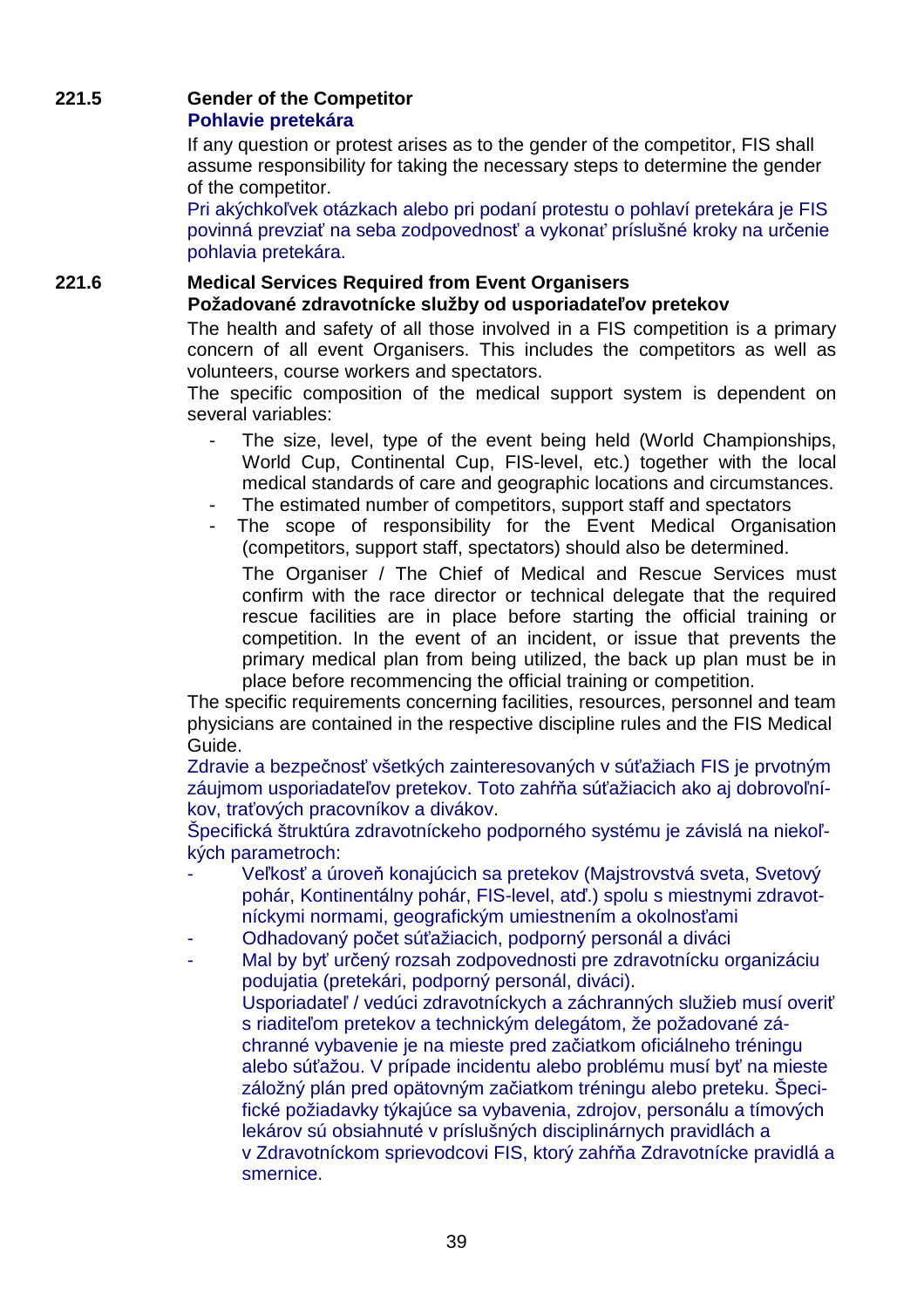### 221.5 Gender of the Competitor

**Pohlavie pretekára**

If any question or protest arises as to the gender of the competitor, FIS shall assume responsibility for taking the necessary steps to determine the gender of the competitor.

Pri akýchkoľvek otázkach alebo pri podaní protestu o pohlaví pretekára je FIS povinná prevziať na seba zodpovednosť a vykonať príslušné kroky na určenie pohlavia pretekára.

### 221.6 Medical Services Required from Event Organisers

**Požadované zdravotnícke služby od usporiadateľov pretekov**

The health and safety of all those involved in a FIS competition is a primary concern of all event Organisers. This includes the competitors as well as volunteers, course workers and spectators.

The specific composition of the medical support system is dependent on several variables:

- The size, level, type of the event being held (World Championships, World Cup, Continental Cup, FIS-level, etc.) together with the local medical standards of care and geographic locations and circumstances.
- The estimated number of competitors, support staff and spectators
- The scope of responsibility for the Event Medical Organisation (competitors, support staff, spectators) should also be determined.

  The Organiser / The Chief of Medical and Rescue Services must confirm with the race director or technical delegate that the required rescue facilities are in place before starting the official training or competition. In the event of an incident, or issue that prevents the primary medical plan from being utilized, the back up plan must be in place before recommencing the official training or competition.

The specific requirements concerning facilities, resources, personnel and team physicians are contained in the respective discipline rules and the FIS Medical Guide.

Zdravie a bezpečnosť všetkých zainteresovaných v súťažiach FIS je prvotným záujmom usporiadateľov pretekov. Toto zahŕňa súťažiacich ako aj dobrovoľníkov, traťových pracovníkov a divákov.

Špecifická štruktúra zdravotníckeho podporného systému je závislá na niekoľkých parametroch:

- Veľkosť a úroveň konajúcich sa pretekov (Majstrovstvá sveta, Svetový pohár, Kontinentálny pohár, FIS-level, atď.) spolu s miestnymi zdravotníckymi normami, geografickým umiestnením a okolnosťami
- Odhadovaný počet súťažiacich, podporný personál a diváci
- Mal by byť určený rozsah zodpovednosti pre zdravotnícku organizáciu podujatia (pretekári, podporný personál, diváci).

  Usporiadateľ / vedúci zdravotníckych a záchranných služieb musí overiť s riaditeľom pretekov a technickým delegátom, že požadované záchranné vybavenie je na mieste pred začiatkom oficiálneho tréningu alebo súťažou. V prípade incidentu alebo problému musí byť na mieste záložný plán pred opätovným začiatkom tréningu alebo preteku. Špecifické požiadavky týkajúce sa vybavenia, zdrojov, personálu a tímových lekárov sú obsiahnuté v príslušných disciplinárnych pravidlách a v Zdravotníckom sprievodcovi FIS, ktorý zahŕňa Zdravotnícke pravidlá a smernice.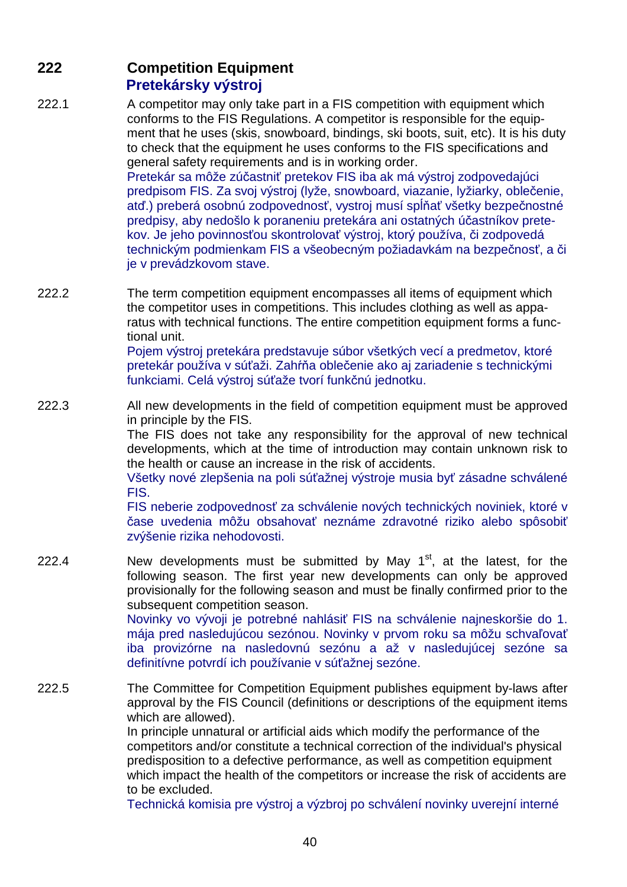## 222 Competition Equipment
**Pretekársky výstroj**

222.1 A competitor may only take part in a FIS competition with equipment which conforms to the FIS Regulations. A competitor is responsible for the equipment that he uses (skis, snowboard, bindings, ski boots, suit, etc). It is his duty to check that the equipment he uses conforms to the FIS specifications and general safety requirements and is in working order.
Pretekár sa môže zúčastniť pretekov FIS iba ak má výstroj zodpovedajúci predpisom FIS. Za svoj výstroj (lyže, snowboard, viazanie, lyžiarky, oblečenie, atď.) preberá osobnú zodpovednosť, vystroj musí spĺňať všetky bezpečnostné predpisy, aby nedošlo k poraneniu pretekára ani ostatných účastníkov pretekov. Je jeho povinnosťou skontrolovať výstroj, ktorý používa, či zodpovedá technickým podmienkam FIS a všeobecným požiadavkám na bezpečnosť, a či je v prevádzkovom stave.

222.2 The term competition equipment encompasses all items of equipment which the competitor uses in competitions. This includes clothing as well as apparatus with technical functions. The entire competition equipment forms a functional unit.
Pojem výstroj pretekára predstavuje súbor všetkých vecí a predmetov, ktoré pretekár používa v súťaži. Zahŕňa oblečenie ako aj zariadenie s technickými funkciami. Celá výstroj súťaže tvorí funkčnú jednotku.

222.3 All new developments in the field of competition equipment must be approved in principle by the FIS.
The FIS does not take any responsibility for the approval of new technical developments, which at the time of introduction may contain unknown risk to the health or cause an increase in the risk of accidents.
Všetky nové zlepšenia na poli súťažnej výstroje musia byť zásadne schválené FIS.
FIS neberie zodpovednosť za schválenie nových technických noviniek, ktoré v čase uvedenia môžu obsahovať neznáme zdravotné riziko alebo spôsobiť zvýšenie rizika nehodovosti.

222.4 New developments must be submitted by May 1st, at the latest, for the following season. The first year new developments can only be approved provisionally for the following season and must be finally confirmed prior to the subsequent competition season.
Novinky vo vývoji je potrebné nahlásiť FIS na schválenie najneskoršie do 1. mája pred nasledujúcou sezónou. Novinky v prvom roku sa môžu schvaľovať iba provizórne na nasledovnú sezónu a až v nasledujúcej sezóne sa definitívne potvrdí ich používanie v súťažnej sezóne.

222.5 The Committee for Competition Equipment publishes equipment by-laws after approval by the FIS Council (definitions or descriptions of the equipment items which are allowed).
In principle unnatural or artificial aids which modify the performance of the competitors and/or constitute a technical correction of the individual's physical predisposition to a defective performance, as well as competition equipment which impact the health of the competitors or increase the risk of accidents are to be excluded.
Technická komisia pre výstroj a výzbroj po schválení novinky uverejní interné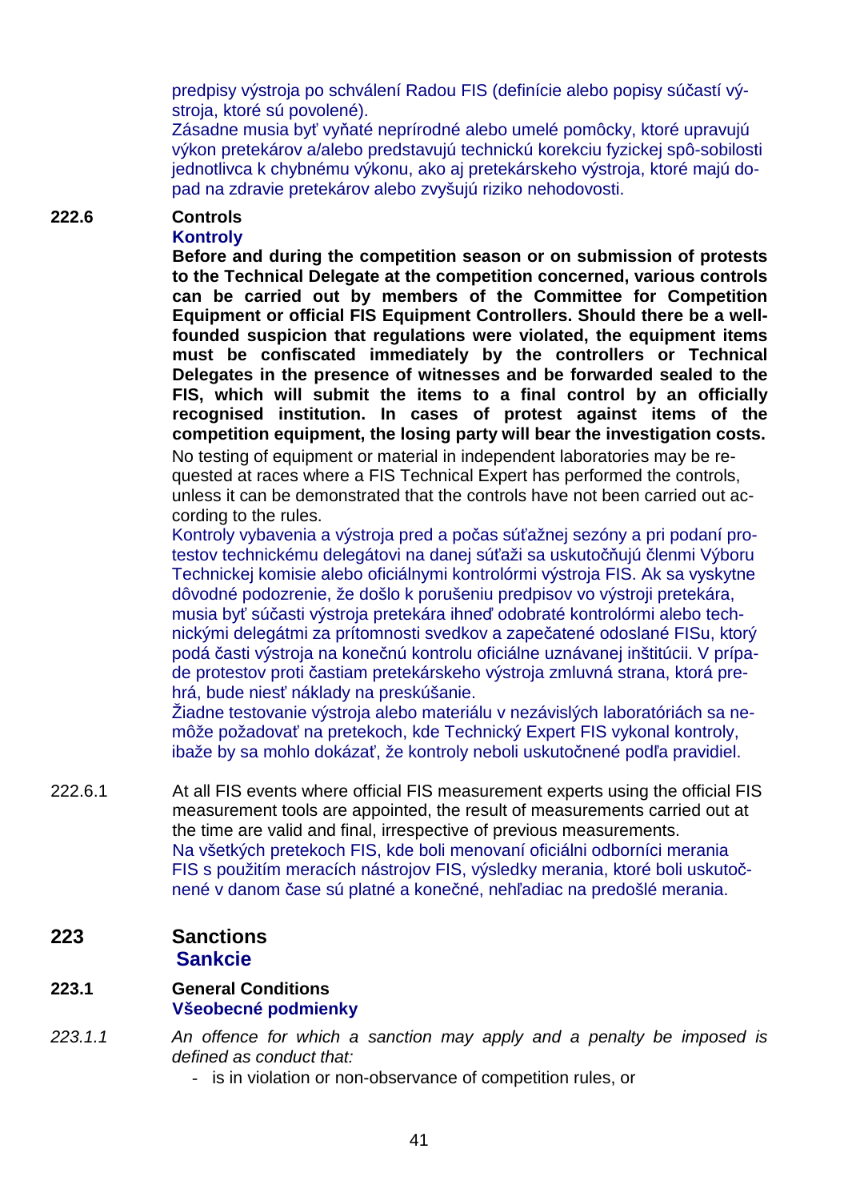predpisy výstroja po schválení Radou FIS (definície alebo popisy súčastí výstroja, ktoré sú povolené).
Zásadne musia byť vyňaté neprírodné alebo umelé pomôcky, ktoré upravujú výkon pretekárov a/alebo predstavujú technickú korekciu fyzickej spô-sobilosti jednotlivca k chybnému výkonu, ako aj pretekárskeho výstroja, ktoré majú dopad na zdravie pretekárov alebo zvyšujú riziko nehodovosti.

**222.6 Controls**
**Kontroly**

**Before and during the competition season or on submission of protests to the Technical Delegate at the competition concerned, various controls can be carried out by members of the Committee for Competition Equipment or official FIS Equipment Controllers. Should there be a well-founded suspicion that regulations were violated, the equipment items must be confiscated immediately by the controllers or Technical Delegates in the presence of witnesses and be forwarded sealed to the FIS, which will submit the items to a final control by an officially recognised institution. In cases of protest against items of the competition equipment, the losing party will bear the investigation costs.**
No testing of equipment or material in independent laboratories may be requested at races where a FIS Technical Expert has performed the controls, unless it can be demonstrated that the controls have not been carried out according to the rules.
Kontroly vybavenia a výstroja pred a počas súťažnej sezóny a pri podaní protestov technickému delegátovi na danej súťaži sa uskutočňujú členmi Výboru Technickej komisie alebo oficiálnymi kontrolórmi výstroja FIS. Ak sa vyskytne dôvodné podozrenie, že došlo k porušeniu predpisov vo výstroji pretekára, musia byť súčasti výstroja pretekára ihneď odobraté kontrolórmi alebo technickými delegátmi za prítomnosti svedkov a zapečatené odoslané FISu, ktorý podá časti výstroja na konečnú kontrolu oficiálne uznávanej inštitúcii. V prípade protestov proti častiam pretekárskeho výstroja zmluvná strana, ktorá prehrá, bude niesť náklady na preskúšanie.
Žiadne testovanie výstroja alebo materiálu v nezávislých laboratóriách sa nemôže požadovať na pretekoch, kde Technický Expert FIS vykonal kontroly, ibaže by sa mohlo dokázať, že kontroly neboli uskutočnené podľa pravidiel.

222.6.1 At all FIS events where official FIS measurement experts using the official FIS measurement tools are appointed, the result of measurements carried out at the time are valid and final, irrespective of previous measurements.
Na všetkých pretekoch FIS, kde boli menovaní oficiálni odborníci merania FIS s použitím meracích nástrojov FIS, výsledky merania, ktoré boli uskutočnené v danom čase sú platné a konečné, nehľadiac na predošlé merania.

## 223 Sanctions
## Sankcie

**223.1 General Conditions**
**Všeobecné podmienky**

*223.1.1 An offence for which a sanction may apply and a penalty be imposed is defined as conduct that:*

- is in violation or non-observance of competition rules, or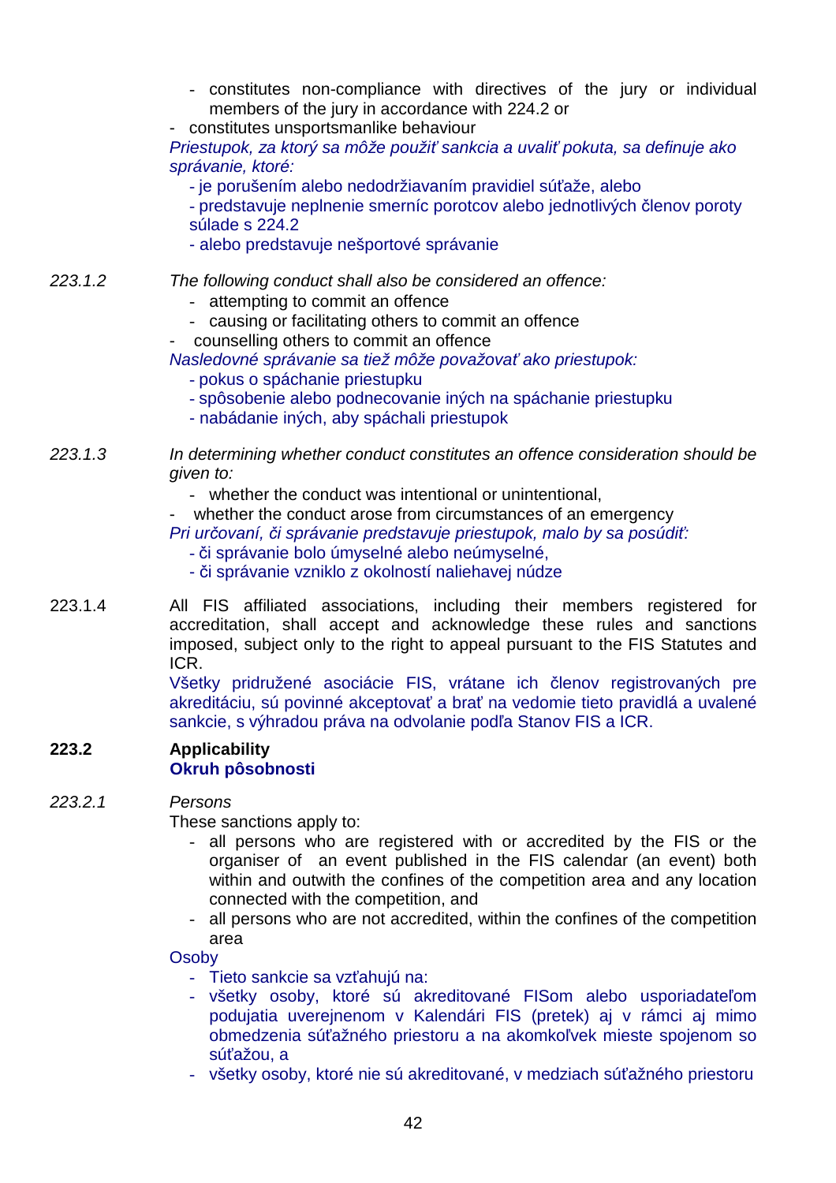- constitutes non-compliance with directives of the jury or individual members of the jury in accordance with 224.2 or
- constitutes unsportsmanlike behaviour

*Priestupok, za ktorý sa môže použiť sankcia a uvaliť pokuta, sa definuje ako správanie, ktoré:*

- je porušením alebo nedodržiavaním pravidiel súťaže, alebo
- predstavuje neplnenie smerníc porotcov alebo jednotlivých členov poroty súlade s 224.2
- alebo predstavuje nešportové správanie

*223.1.2* *The following conduct shall also be considered an offence:*

- attempting to commit an offence
- causing or facilitating others to commit an offence
- counselling others to commit an offence

*Nasledovné správanie sa tiež môže považovať ako priestupok:*

- pokus o spáchanie priestupku
- spôsobenie alebo podnecovanie iných na spáchanie priestupku
- nabádanie iných, aby spáchali priestupok

*223.1.3* *In determining whether conduct constitutes an offence consideration should be given to:*

- whether the conduct was intentional or unintentional,
- whether the conduct arose from circumstances of an emergency

*Pri určovaní, či správanie predstavuje priestupok, malo by sa posúdiť:*

- či správanie bolo úmyselné alebo neúmyselné,
- či správanie vzniklo z okolností naliehavej núdze

223.1.4 All FIS affiliated associations, including their members registered for accreditation, shall accept and acknowledge these rules and sanctions imposed, subject only to the right to appeal pursuant to the FIS Statutes and ICR.

Všetky pridružené asociácie FIS, vrátane ich členov registrovaných pre akreditáciu, sú povinné akceptovať a brať na vedomie tieto pravidlá a uvalené sankcie, s výhradou práva na odvolanie podľa Stanov FIS a ICR.

**223.2 Applicability**
**Okruh pôsobnosti**

*223.2.1* *Persons*

These sanctions apply to:

- all persons who are registered with or accredited by the FIS or the organiser of an event published in the FIS calendar (an event) both within and outwith the confines of the competition area and any location connected with the competition, and
- all persons who are not accredited, within the confines of the competition area

Osoby

- Tieto sankcie sa vzťahujú na:
- všetky osoby, ktoré sú akreditované FISom alebo usporiadateľom podujatia uverejnenom v Kalendári FIS (pretek) aj v rámci aj mimo obmedzenia súťažného priestoru a na akomkoľvek mieste spojenom so súťažou, a
- všetky osoby, ktoré nie sú akreditované, v medziach súťažného priestoru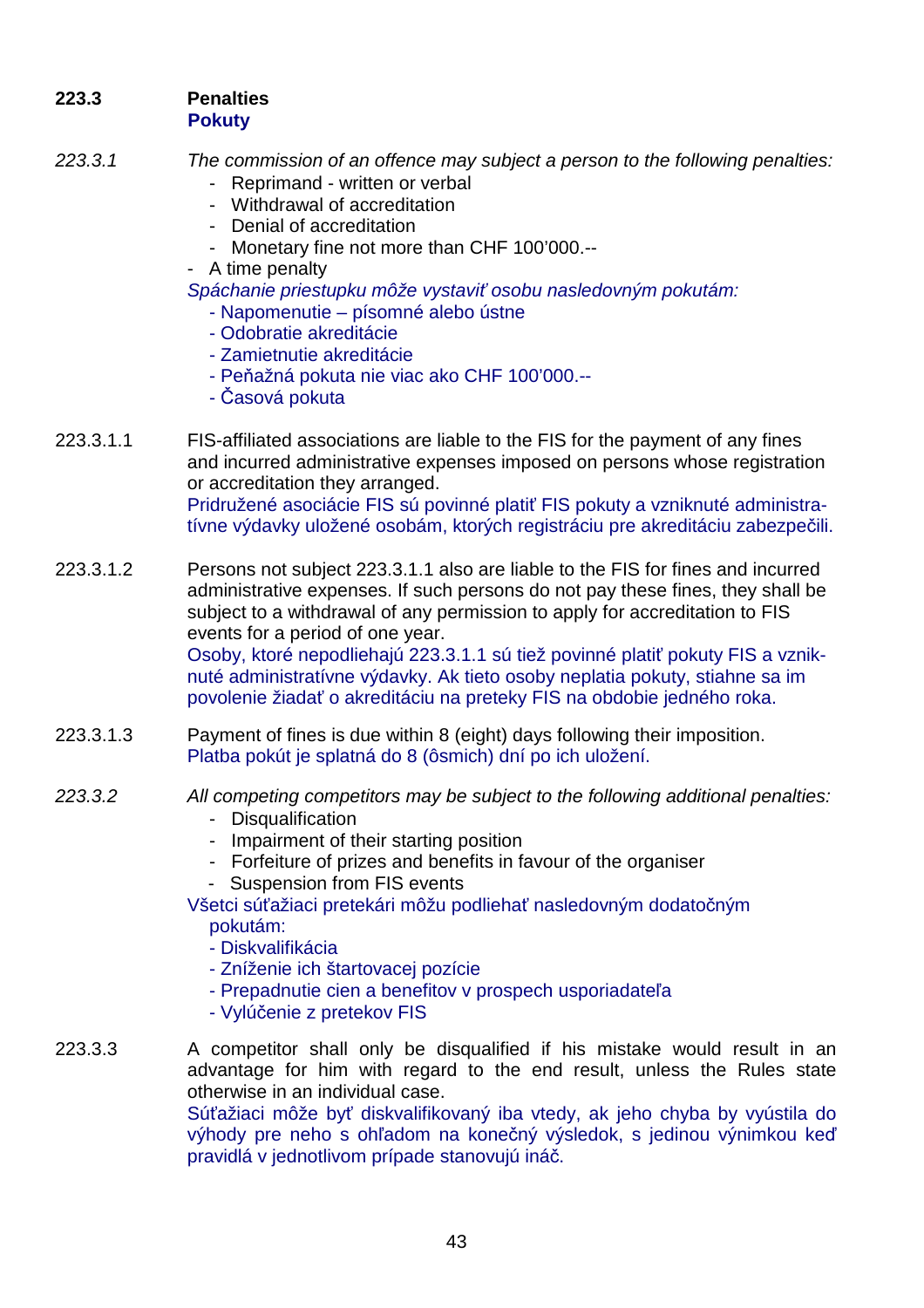### 223.3 Penalties
**Pokuty**

*223.3.1* *The commission of an offence may subject a person to the following penalties:*

- Reprimand - written or verbal
- Withdrawal of accreditation
- Denial of accreditation
- Monetary fine not more than CHF 100'000.--
- A time penalty

*Spáchanie priestupku môže vystaviť osobu nasledovným pokutám:*

- Napomenutie – písomné alebo ústne
- Odobratie akreditácie
- Zamietnutie akreditácie
- Peňažná pokuta nie viac ako CHF 100'000.--
- Časová pokuta

223.3.1.1 FIS-affiliated associations are liable to the FIS for the payment of any fines and incurred administrative expenses imposed on persons whose registration or accreditation they arranged.
Pridružené asociácie FIS sú povinné platiť FIS pokuty a vzniknuté administratívne výdavky uložené osobám, ktorých registráciu pre akreditáciu zabezpečili.

223.3.1.2 Persons not subject 223.3.1.1 also are liable to the FIS for fines and incurred administrative expenses. If such persons do not pay these fines, they shall be subject to a withdrawal of any permission to apply for accreditation to FIS events for a period of one year.
Osoby, ktoré nepodliehajú 223.3.1.1 sú tiež povinné platiť pokuty FIS a vzniknuté administratívne výdavky. Ak tieto osoby neplatia pokuty, stiahne sa im povolenie žiadať o akreditáciu na preteky FIS na obdobie jedného roka.

223.3.1.3 Payment of fines is due within 8 (eight) days following their imposition.
Platba pokút je splatná do 8 (ôsmich) dní po ich uložení.

*223.3.2* *All competing competitors may be subject to the following additional penalties:*

- Disqualification
- Impairment of their starting position
- Forfeiture of prizes and benefits in favour of the organiser
- Suspension from FIS events

Všetci súťažiaci pretekári môžu podliehať nasledovným dodatočným pokutám:

- Diskvalifikácia
- Zníženie ich štartovacej pozície
- Prepadnutie cien a benefitov v prospech usporiadateľa
- Vylúčenie z pretekov FIS

223.3.3 A competitor shall only be disqualified if his mistake would result in an advantage for him with regard to the end result, unless the Rules state otherwise in an individual case.
Súťažiaci môže byť diskvalifikovaný iba vtedy, ak jeho chyba by vyústila do výhody pre neho s ohľadom na konečný výsledok, s jedinou výnimkou keď pravidlá v jednotlivom prípade stanovujú ináč.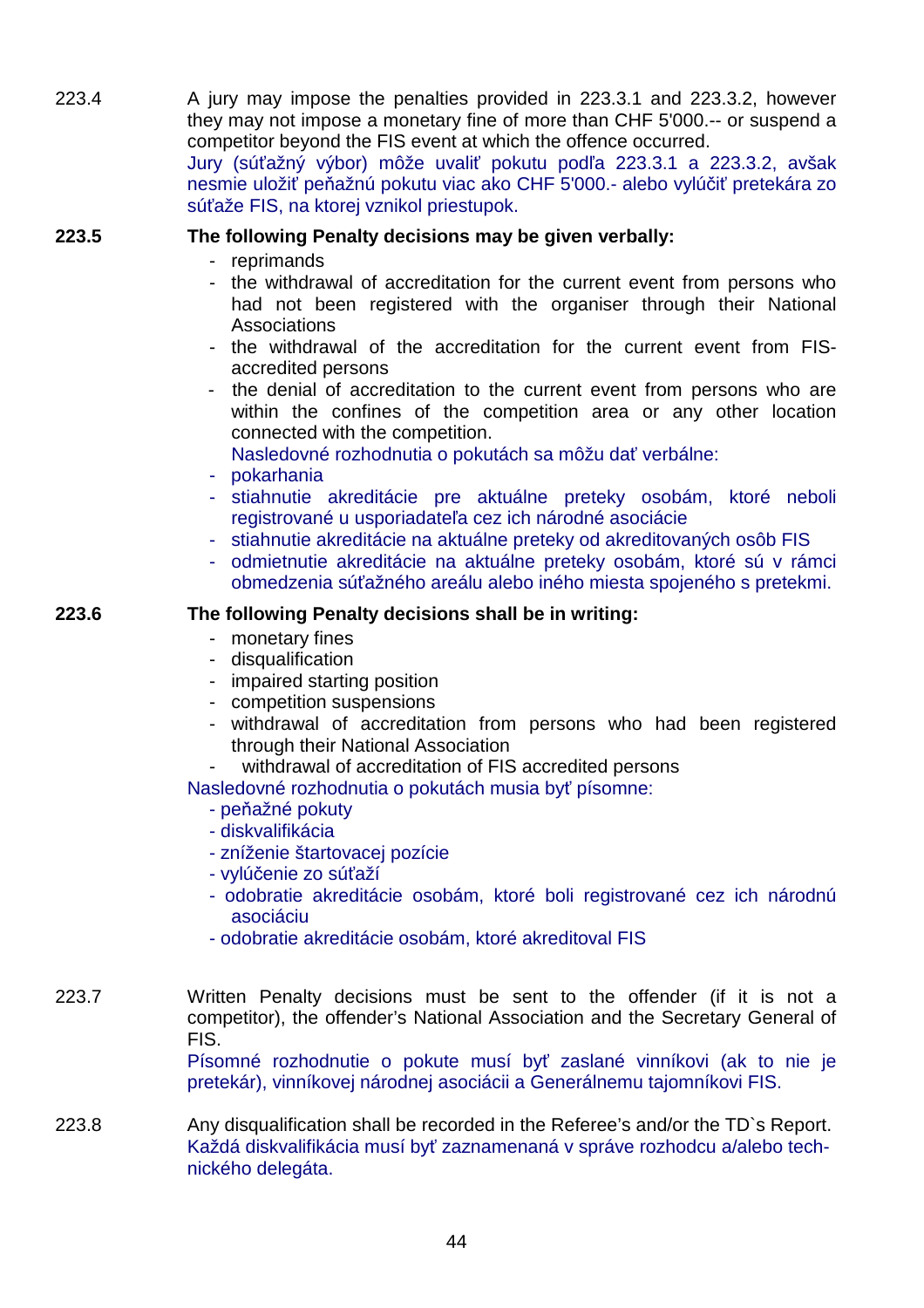223.4 A jury may impose the penalties provided in 223.3.1 and 223.3.2, however they may not impose a monetary fine of more than CHF 5'000.-- or suspend a competitor beyond the FIS event at which the offence occurred.
Jury (súťažný výbor) môže uvaliť pokutu podľa 223.3.1 a 223.3.2, avšak nesmie uložiť peňažnú pokutu viac ako CHF 5'000.- alebo vylúčiť pretekára zo súťaže FIS, na ktorej vznikol priestupok.

**223.5 The following Penalty decisions may be given verbally:**

- reprimands
- the withdrawal of accreditation for the current event from persons who had not been registered with the organiser through their National Associations
- the withdrawal of the accreditation for the current event from FIS-accredited persons
- the denial of accreditation to the current event from persons who are within the confines of the competition area or any other location connected with the competition.

Nasledovné rozhodnutia o pokutách sa môžu dať verbálne:

- pokarhania
- stiahnutie akreditácie pre aktuálne preteky osobám, ktoré neboli registrované u usporiadateľa cez ich národné asociácie
- stiahnutie akreditácie na aktuálne preteky od akreditovaných osôb FIS
- odmietnutie akreditácie na aktuálne preteky osobám, ktoré sú v rámci obmedzenia súťažného areálu alebo iného miesta spojeného s pretekmi.

**223.6 The following Penalty decisions shall be in writing:**

- monetary fines
- disqualification
- impaired starting position
- competition suspensions
- withdrawal of accreditation from persons who had been registered through their National Association
- withdrawal of accreditation of FIS accredited persons

Nasledovné rozhodnutia o pokutách musia byť písomne:

- peňažné pokuty
- diskvalifikácia
- zníženie štartovacej pozície
- vylúčenie zo súťaží
- odobratie akreditácie osobám, ktoré boli registrované cez ich národnú asociáciu
- odobratie akreditácie osobám, ktoré akreditoval FIS

223.7 Written Penalty decisions must be sent to the offender (if it is not a competitor), the offender's National Association and the Secretary General of FIS.
Písomné rozhodnutie o pokute musí byť zaslané vinníkovi (ak to nie je pretekár), vinníkovej národnej asociácii a Generálnemu tajomníkovi FIS.

223.8 Any disqualification shall be recorded in the Referee's and/or the TD`s Report.
Každá diskvalifikácia musí byť zaznamenaná v správe rozhodcu a/alebo technického delegáta.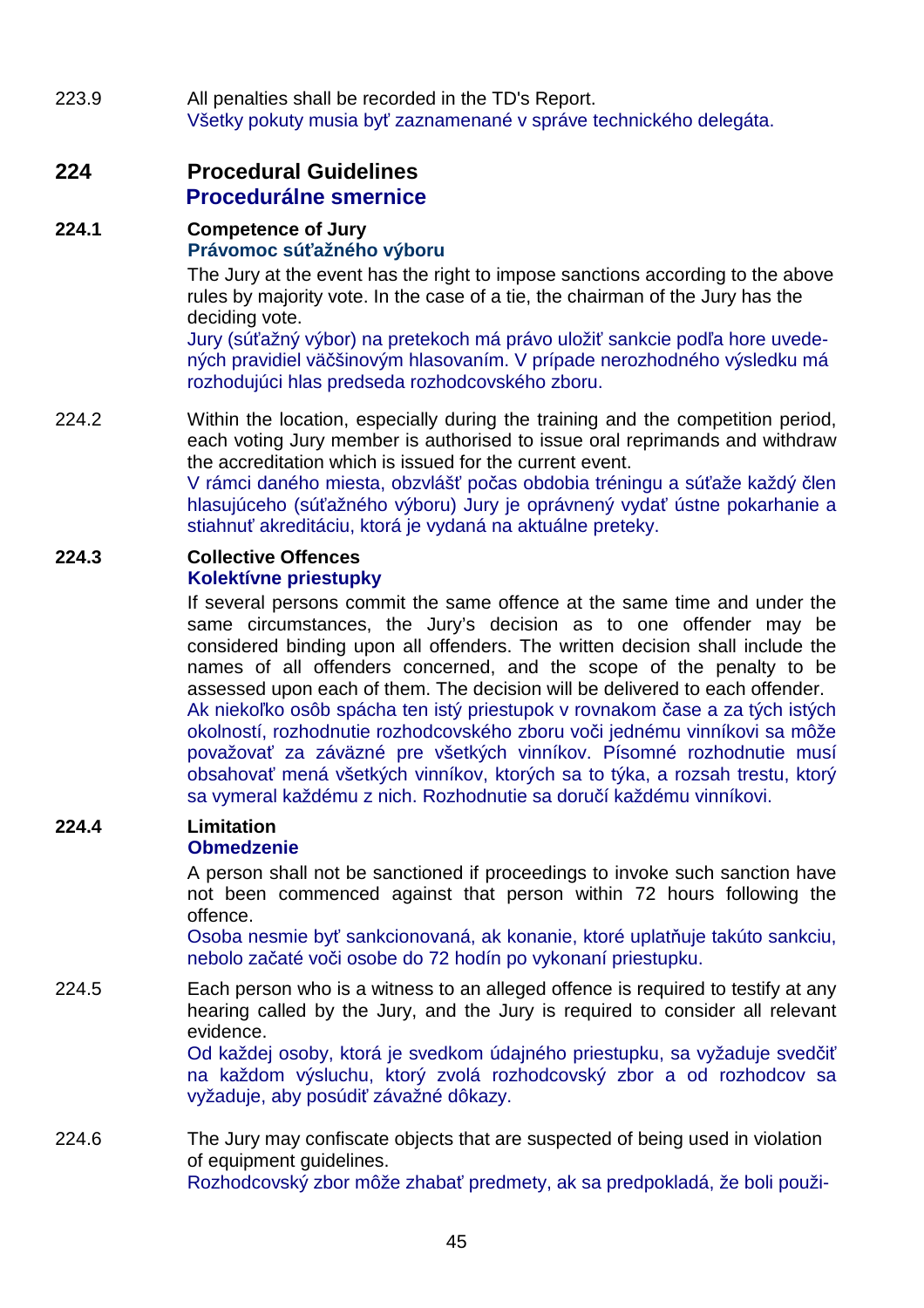223.9 All penalties shall be recorded in the TD's Report.
Všetky pokuty musia byť zaznamenané v správe technického delegáta.

## 224 Procedural Guidelines
## Procedurálne smernice

### 224.1 Competence of Jury
### Právomoc súťažného výboru

The Jury at the event has the right to impose sanctions according to the above rules by majority vote. In the case of a tie, the chairman of the Jury has the deciding vote.
Jury (súťažný výbor) na pretekoch má právo uložiť sankcie podľa hore uvedených pravidiel väčšinovým hlasovaním. V prípade nerozhodného výsledku má rozhodujúci hlas predseda rozhodcovského zboru.

224.2 Within the location, especially during the training and the competition period, each voting Jury member is authorised to issue oral reprimands and withdraw the accreditation which is issued for the current event.
V rámci daného miesta, obzvlášť počas obdobia tréningu a súťaže každý člen hlasujúceho (súťažného výboru) Jury je oprávnený vydať ústne pokarhanie a stiahnuť akreditáciu, ktorá je vydaná na aktuálne preteky.

### 224.3 Collective Offences
### Kolektívne priestupky

If several persons commit the same offence at the same time and under the same circumstances, the Jury's decision as to one offender may be considered binding upon all offenders. The written decision shall include the names of all offenders concerned, and the scope of the penalty to be assessed upon each of them. The decision will be delivered to each offender.
Ak niekoľko osôb spácha ten istý priestupok v rovnakom čase a za tých istých okolností, rozhodnutie rozhodcovského zboru voči jednému vinníkovi sa môže považovať za záväzné pre všetkých vinníkov. Písomné rozhodnutie musí obsahovať mená všetkých vinníkov, ktorých sa to týka, a rozsah trestu, ktorý sa vymeral každému z nich. Rozhodnutie sa doručí každému vinníkovi.

### 224.4 Limitation
### Obmedzenie

A person shall not be sanctioned if proceedings to invoke such sanction have not been commenced against that person within 72 hours following the offence.
Osoba nesmie byť sankcionovaná, ak konanie, ktoré uplatňuje takúto sankciu, nebolo začaté voči osobe do 72 hodín po vykonaní priestupku.

224.5 Each person who is a witness to an alleged offence is required to testify at any hearing called by the Jury, and the Jury is required to consider all relevant evidence.
Od každej osoby, ktorá je svedkom údajného priestupku, sa vyžaduje svedčiť na každom výsluchu, ktorý zvolá rozhodcovský zbor a od rozhodcov sa vyžaduje, aby posúdiť závažné dôkazy.

224.6 The Jury may confiscate objects that are suspected of being used in violation of equipment guidelines.
Rozhodcovský zbor môže zhabať predmety, ak sa predpokladá, že boli použi-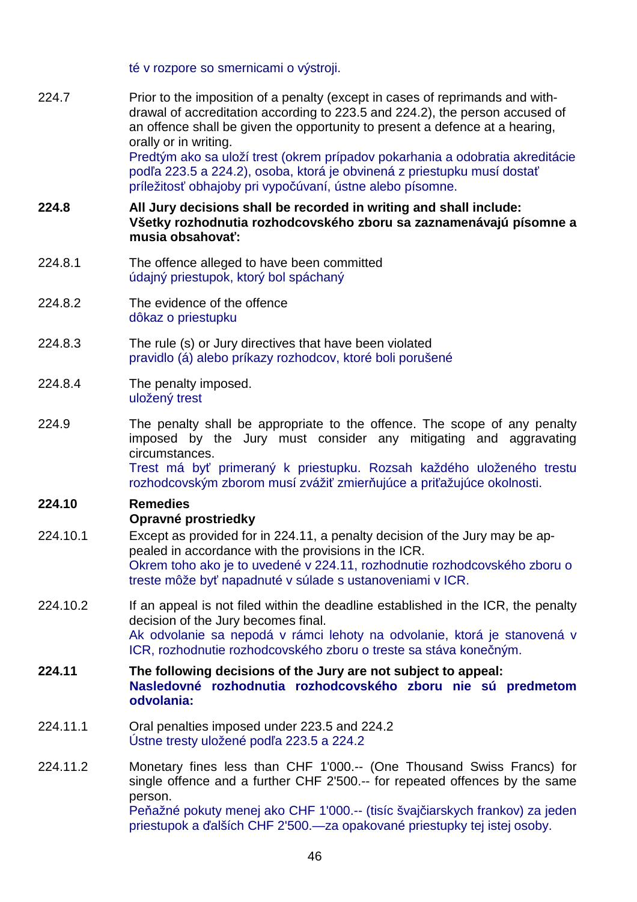té v rozpore so smernicami o výstroji.

224.7 Prior to the imposition of a penalty (except in cases of reprimands and withdrawal of accreditation according to 223.5 and 224.2), the person accused of an offence shall be given the opportunity to present a defence at a hearing, orally or in writing.
Predtým ako sa uloží trest (okrem prípadov pokarhania a odobratia akreditácie podľa 223.5 a 224.2), osoba, ktorá je obvinená z priestupku musí dostať príležitosť obhajoby pri vypočúvaní, ústne alebo písomne.

**224.8 All Jury decisions shall be recorded in writing and shall include:**
**Všetky rozhodnutia rozhodcovského zboru sa zaznamenávajú písomne a musia obsahovať:**

224.8.1 The offence alleged to have been committed
údajný priestupok, ktorý bol spáchaný

224.8.2 The evidence of the offence
dôkaz o priestupku

224.8.3 The rule (s) or Jury directives that have been violated
pravidlo (á) alebo príkazy rozhodcov, ktoré boli porušené

224.8.4 The penalty imposed.
uložený trest

224.9 The penalty shall be appropriate to the offence. The scope of any penalty imposed by the Jury must consider any mitigating and aggravating circumstances.
Trest má byť primeraný k priestupku. Rozsah každého uloženého trestu rozhodcovským zborom musí zvážiť zmierňujúce a priťažujúce okolnosti.

**224.10 Remedies**
**Opravné prostriedky**

224.10.1 Except as provided for in 224.11, a penalty decision of the Jury may be appealed in accordance with the provisions in the ICR.
Okrem toho ako je to uvedené v 224.11, rozhodnutie rozhodcovského zboru o treste môže byť napadnuté v súlade s ustanoveniami v ICR.

224.10.2 If an appeal is not filed within the deadline established in the ICR, the penalty decision of the Jury becomes final.
Ak odvolanie sa nepodá v rámci lehoty na odvolanie, ktorá je stanovená v ICR, rozhodnutie rozhodcovského zboru o treste sa stáva konečným.

**224.11 The following decisions of the Jury are not subject to appeal:**
**Nasledovné rozhodnutia rozhodcovského zboru nie sú predmetom odvolania:**

224.11.1 Oral penalties imposed under 223.5 and 224.2
Ústne tresty uložené podľa 223.5 a 224.2

224.11.2 Monetary fines less than CHF 1'000.-- (One Thousand Swiss Francs) for single offence and a further CHF 2'500.-- for repeated offences by the same person.
Peňažné pokuty menej ako CHF 1'000.-- (tisíc švajčiarskych frankov) za jeden priestupok a ďalších CHF 2'500.—za opakované priestupky tej istej osoby.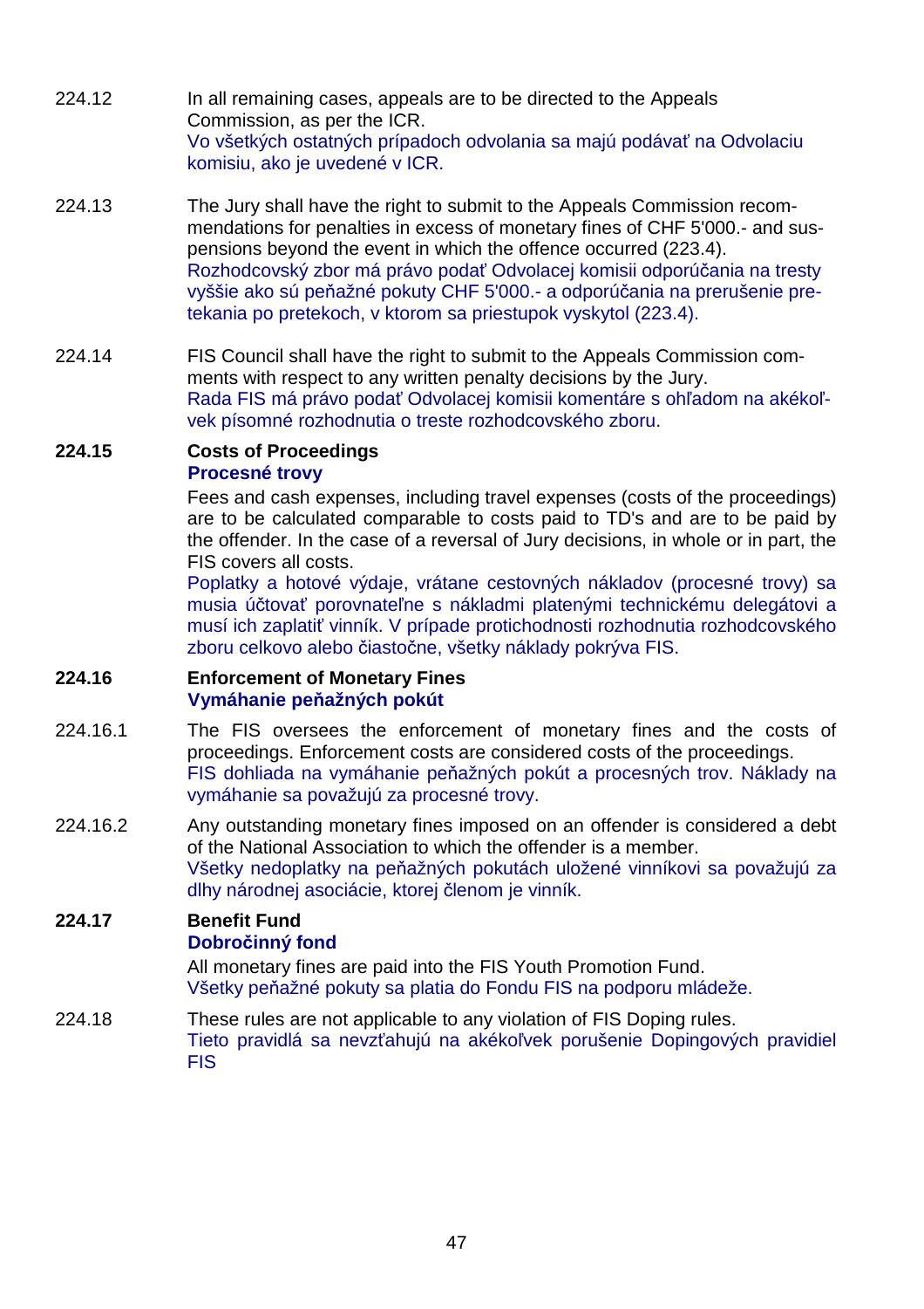224.12 In all remaining cases, appeals are to be directed to the Appeals Commission, as per the ICR.
Vo všetkých ostatných prípadoch odvolania sa majú podávať na Odvolaciu komisiu, ako je uvedené v ICR.

224.13 The Jury shall have the right to submit to the Appeals Commission recommendations for penalties in excess of monetary fines of CHF 5'000.- and suspensions beyond the event in which the offence occurred (223.4).
Rozhodcovský zbor má právo podať Odvolacej komisii odporúčania na tresty vyššie ako sú peňažné pokuty CHF 5'000.- a odporúčania na prerušenie pretekania po pretekoch, v ktorom sa priestupok vyskytol (223.4).

224.14 FIS Council shall have the right to submit to the Appeals Commission comments with respect to any written penalty decisions by the Jury.
Rada FIS má právo podať Odvolacej komisii komentáre s ohľadom na akékoľvek písomné rozhodnutia o treste rozhodcovského zboru.

**224.15 Costs of Proceedings**
**Procesné trovy**

Fees and cash expenses, including travel expenses (costs of the proceedings) are to be calculated comparable to costs paid to TD's and are to be paid by the offender. In the case of a reversal of Jury decisions, in whole or in part, the FIS covers all costs.
Poplatky a hotové výdaje, vrátane cestovných nákladov (procesné trovy) sa musia účtovať porovnateľne s nákladmi platenými technickému delegátovi a musí ich zaplatiť vinník. V prípade protichodnosti rozhodnutia rozhodcovského zboru celkovo alebo čiastočne, všetky náklady pokrýva FIS.

**224.16 Enforcement of Monetary Fines**
**Vymáhanie peňažných pokút**

224.16.1 The FIS oversees the enforcement of monetary fines and the costs of proceedings. Enforcement costs are considered costs of the proceedings.
FIS dohliada na vymáhanie peňažných pokút a procesných trov. Náklady na vymáhanie sa považujú za procesné trovy.

224.16.2 Any outstanding monetary fines imposed on an offender is considered a debt of the National Association to which the offender is a member.
Všetky nedoplatky na peňažných pokutách uložené vinníkovi sa považujú za dlhy národnej asociácie, ktorej členom je vinník.

**224.17 Benefit Fund**
**Dobročinný fond**

All monetary fines are paid into the FIS Youth Promotion Fund.
Všetky peňažné pokuty sa platia do Fondu FIS na podporu mládeže.

224.18 These rules are not applicable to any violation of FIS Doping rules.
Tieto pravidlá sa nevzťahujú na akékoľvek porušenie Dopingových pravidiel FIS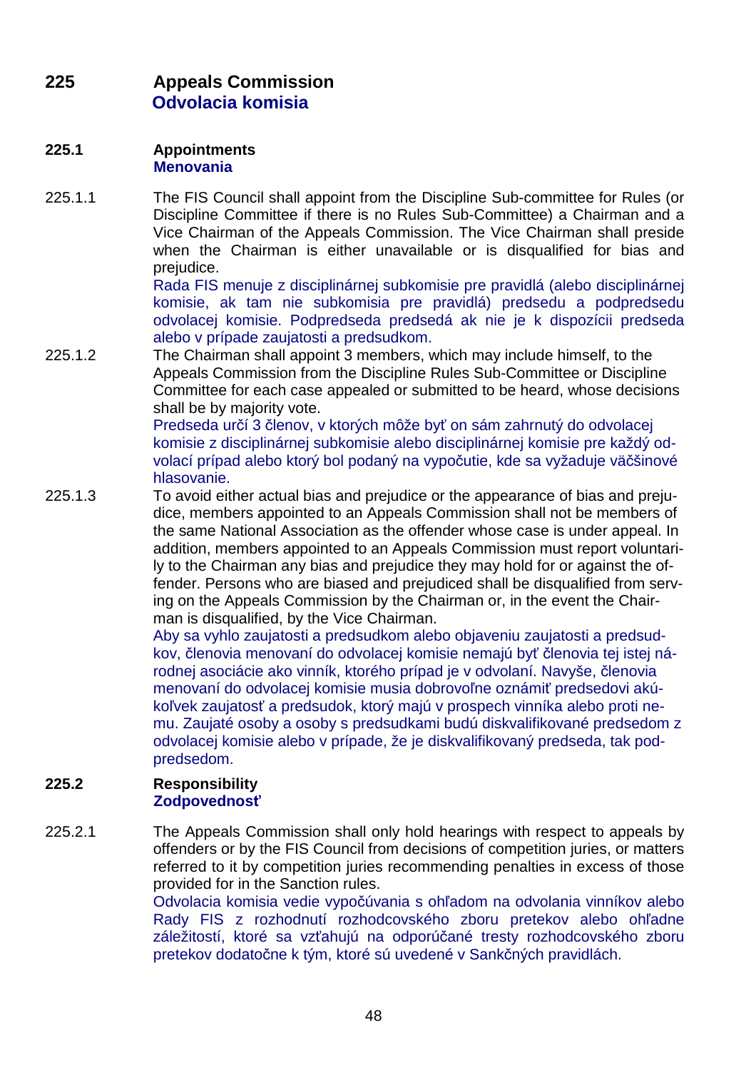## 225 Appeals Commission
**Odvolacia komisia**

### 225.1 Appointments
**Menovania**

225.1.1 The FIS Council shall appoint from the Discipline Sub-committee for Rules (or Discipline Committee if there is no Rules Sub-Committee) a Chairman and a Vice Chairman of the Appeals Commission. The Vice Chairman shall preside when the Chairman is either unavailable or is disqualified for bias and prejudice.
Rada FIS menuje z disciplinárnej subkomisie pre pravidlá (alebo disciplinárnej komisie, ak tam nie subkomisia pre pravidlá) predsedu a podpredsedu odvolacej komisie. Podpredseda predsedá ak nie je k dispozícii predseda alebo v prípade zaujatosti a predsudkom.

225.1.2 The Chairman shall appoint 3 members, which may include himself, to the Appeals Commission from the Discipline Rules Sub-Committee or Discipline Committee for each case appealed or submitted to be heard, whose decisions shall be by majority vote.
Predseda určí 3 členov, v ktorých môže byť on sám zahrnutý do odvolacej komisie z disciplinárnej subkomisie alebo disciplinárnej komisie pre každý odvolací prípad alebo ktorý bol podaný na vypočutie, kde sa vyžaduje väčšinové hlasovanie.

225.1.3 To avoid either actual bias and prejudice or the appearance of bias and prejudice, members appointed to an Appeals Commission shall not be members of the same National Association as the offender whose case is under appeal. In addition, members appointed to an Appeals Commission must report voluntarily to the Chairman any bias and prejudice they may hold for or against the offender. Persons who are biased and prejudiced shall be disqualified from serving on the Appeals Commission by the Chairman or, in the event the Chairman is disqualified, by the Vice Chairman.
Aby sa vyhlo zaujatosti a predsudkom alebo objaveniu zaujatosti a predsudkov, členovia menovaní do odvolacej komisie nemajú byť členovia tej istej národnej asociácie ako vinník, ktorého prípad je v odvolaní. Navyše, členovia menovaní do odvolacej komisie musia dobrovoľne oznámiť predsedovi akúkoľvek zaujatosť a predsudok, ktorý majú v prospech vinníka alebo proti nemu. Zaujaté osoby a osoby s predsudkami budú diskvalifikované predsedom z odvolacej komisie alebo v prípade, že je diskvalifikovaný predseda, tak podpredsedom.

### 225.2 Responsibility
**Zodpovednosť**

225.2.1 The Appeals Commission shall only hold hearings with respect to appeals by offenders or by the FIS Council from decisions of competition juries, or matters referred to it by competition juries recommending penalties in excess of those provided for in the Sanction rules.
Odvolacia komisia vedie vypočúvania s ohľadom na odvolania vinníkov alebo Rady FIS z rozhodnutí rozhodcovského zboru pretekov alebo ohľadne záležitostí, ktoré sa vzťahujú na odporúčané tresty rozhodcovského zboru pretekov dodatočne k tým, ktoré sú uvedené v Sankčných pravidlách.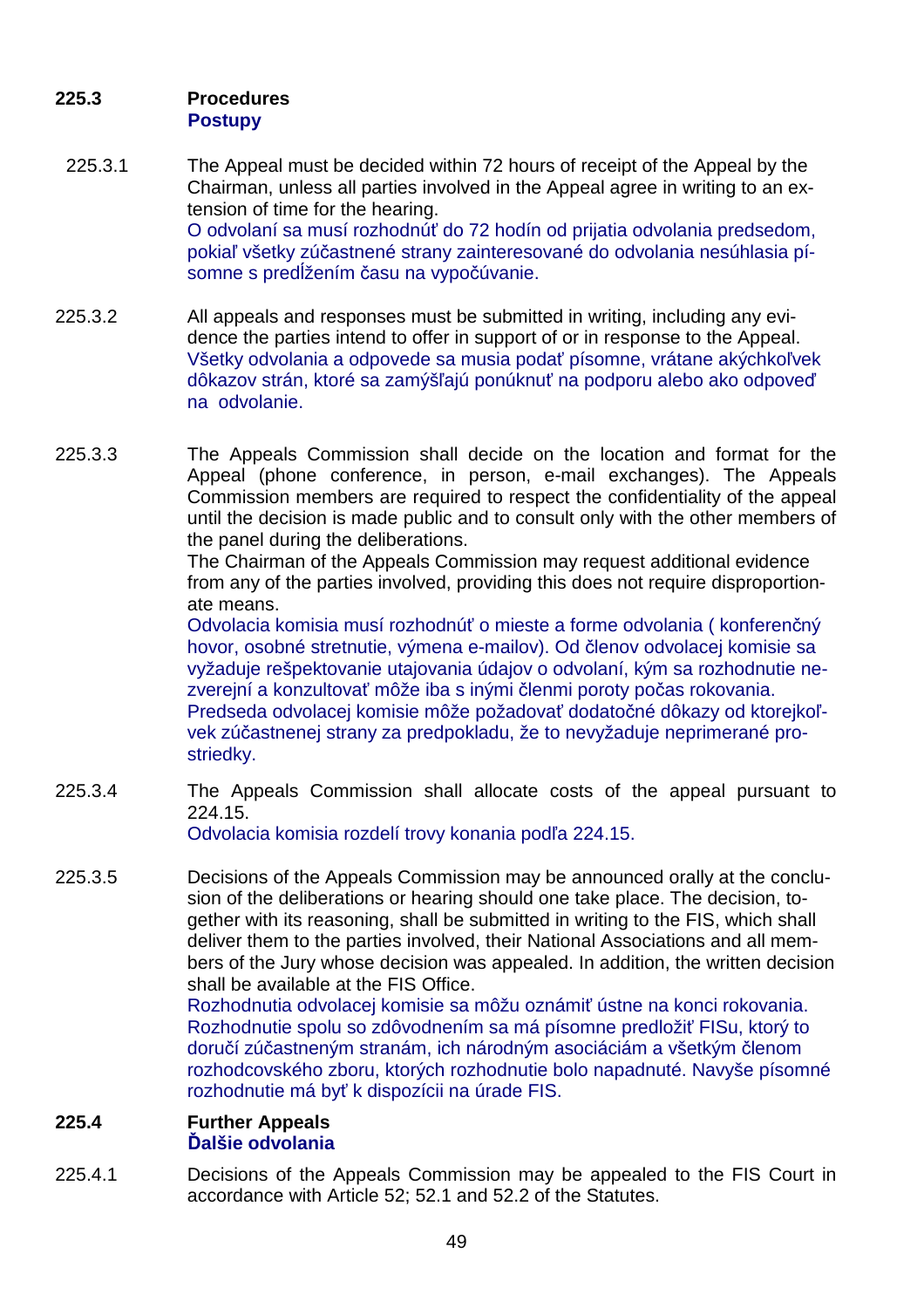### 225.3 Procedures
**Postupy**

225.3.1 The Appeal must be decided within 72 hours of receipt of the Appeal by the Chairman, unless all parties involved in the Appeal agree in writing to an extension of time for the hearing.
O odvolaní sa musí rozhodnúť do 72 hodín od prijatia odvolania predsedom, pokiaľ všetky zúčastnené strany zainteresované do odvolania nesúhlasia písomne s predĺžením času na vypočúvanie.

225.3.2 All appeals and responses must be submitted in writing, including any evidence the parties intend to offer in support of or in response to the Appeal.
Všetky odvolania a odpovede sa musia podať písomne, vrátane akýchkoľvek dôkazov strán, ktoré sa zamýšľajú ponúknuť na podporu alebo ako odpoveď na odvolanie.

225.3.3 The Appeals Commission shall decide on the location and format for the Appeal (phone conference, in person, e-mail exchanges). The Appeals Commission members are required to respect the confidentiality of the appeal until the decision is made public and to consult only with the other members of the panel during the deliberations.
The Chairman of the Appeals Commission may request additional evidence from any of the parties involved, providing this does not require disproportionate means.
Odvolacia komisia musí rozhodnúť o mieste a forme odvolania ( konferenčný hovor, osobné stretnutie, výmena e-mailov). Od členov odvolacej komisie sa vyžaduje rešpektovanie utajovania údajov o odvolaní, kým sa rozhodnutie nezverejní a konzultovať môže iba s inými členmi poroty počas rokovania.
Predseda odvolacej komisie môže požadovať dodatočné dôkazy od ktorejkoľvek zúčastnenej strany za predpokladu, že to nevyžaduje neprimerané prostriedky.

225.3.4 The Appeals Commission shall allocate costs of the appeal pursuant to 224.15.
Odvolacia komisia rozdelí trovy konania podľa 224.15.

225.3.5 Decisions of the Appeals Commission may be announced orally at the conclusion of the deliberations or hearing should one take place. The decision, together with its reasoning, shall be submitted in writing to the FIS, which shall deliver them to the parties involved, their National Associations and all members of the Jury whose decision was appealed. In addition, the written decision shall be available at the FIS Office.
Rozhodnutia odvolacej komisie sa môžu oznámiť ústne na konci rokovania. Rozhodnutie spolu so zdôvodnením sa má písomne predložiť FISu, ktorý to doručí zúčastneným stranám, ich národným asociáciám a všetkým členom rozhodcovského zboru, ktorých rozhodnutie bolo napadnuté. Navyše písomné rozhodnutie má byť k dispozícii na úrade FIS.

### 225.4 Further Appeals
**Ďalšie odvolania**

225.4.1 Decisions of the Appeals Commission may be appealed to the FIS Court in accordance with Article 52; 52.1 and 52.2 of the Statutes.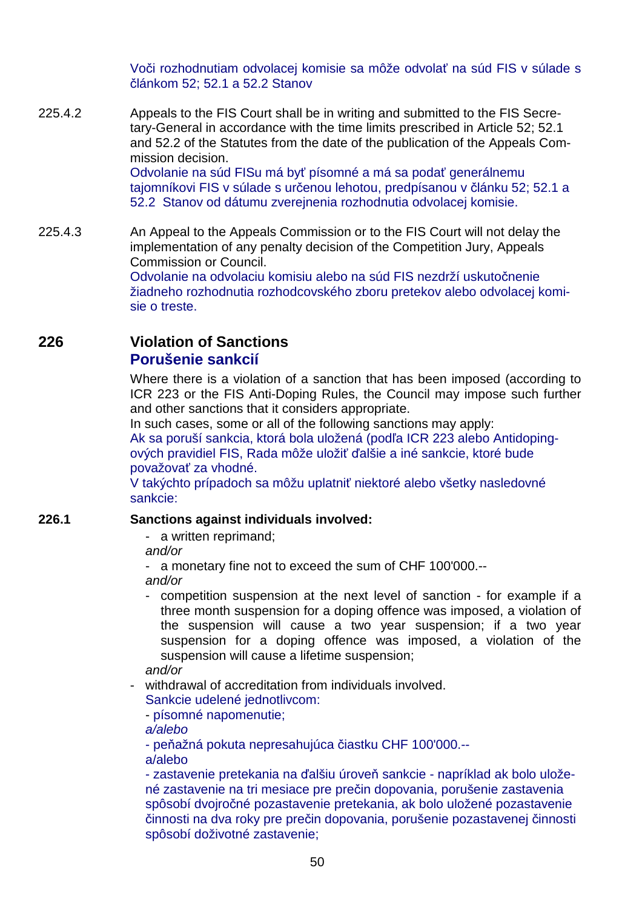Voči rozhodnutiam odvolacej komisie sa môže odvolať na súd FIS v súlade s článkom 52; 52.1 a 52.2 Stanov

225.4.2 Appeals to the FIS Court shall be in writing and submitted to the FIS Secretary-General in accordance with the time limits prescribed in Article 52; 52.1 and 52.2 of the Statutes from the date of the publication of the Appeals Commission decision.
Odvolanie na súd FISu má byť písomné a má sa podať generálnemu tajomníkovi FIS v súlade s určenou lehotou, predpísanou v článku 52; 52.1 a 52.2 Stanov od dátumu zverejnenia rozhodnutia odvolacej komisie.

225.4.3 An Appeal to the Appeals Commission or to the FIS Court will not delay the implementation of any penalty decision of the Competition Jury, Appeals Commission or Council.
Odvolanie na odvolaciu komisiu alebo na súd FIS nezdrží uskutočnenie žiadneho rozhodnutia rozhodcovského zboru pretekov alebo odvolacej komisie o treste.

## 226 Violation of Sanctions
## Porušenie sankcií

Where there is a violation of a sanction that has been imposed (according to ICR 223 or the FIS Anti-Doping Rules, the Council may impose such further and other sanctions that it considers appropriate.
In such cases, some or all of the following sanctions may apply:
Ak sa poruší sankcia, ktorá bola uložená (podľa ICR 223 alebo Antidopingových pravidiel FIS, Rada môže uložiť ďalšie a iné sankcie, ktoré bude považovať za vhodné.
V takýchto prípadoch sa môžu uplatniť niektoré alebo všetky nasledovné sankcie:

**226.1 Sanctions against individuals involved:**

- a written reprimand;

*and/or*

- a monetary fine not to exceed the sum of CHF 100'000.--

*and/or*

- competition suspension at the next level of sanction - for example if a three month suspension for a doping offence was imposed, a violation of the suspension will cause a two year suspension; if a two year suspension for a doping offence was imposed, a violation of the suspension will cause a lifetime suspension;

*and/or*

- withdrawal of accreditation from individuals involved.

Sankcie udelené jednotlivcom:

- písomné napomenutie;

*a/alebo*

- peňažná pokuta nepresahujúca čiastku CHF 100'000.--

a/alebo

- zastavenie pretekania na ďalšiu úroveň sankcie - napríklad ak bolo uložené zastavenie na tri mesiace pre prečin dopovania, porušenie zastavenia spôsobí dvojročné pozastavenie pretekania, ak bolo uložené pozastavenie činnosti na dva roky pre prečin dopovania, porušenie pozastavenej činnosti spôsobí doživotné zastavenie;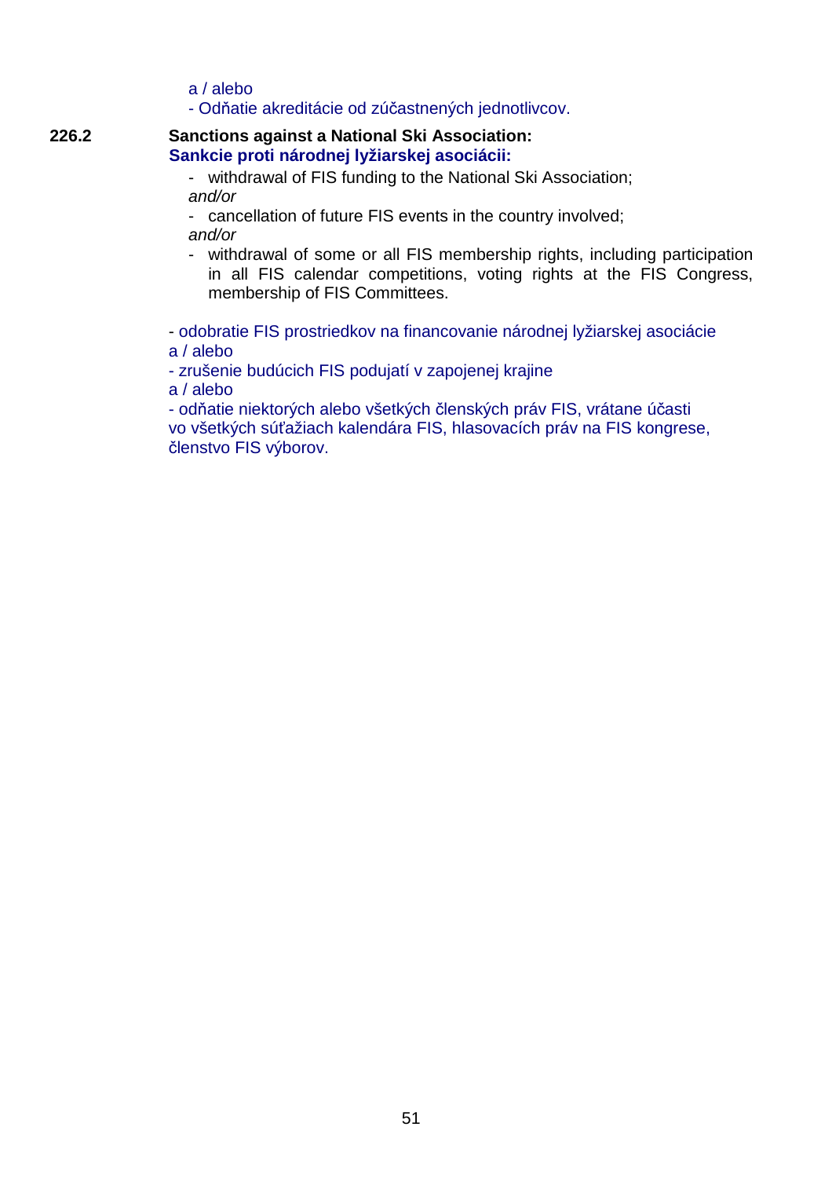a / alebo

- Odňatie akreditácie od zúčastnených jednotlivcov.

**226.2 Sanctions against a National Ski Association:**
**Sankcie proti národnej lyžiarskej asociácii:**

- withdrawal of FIS funding to the National Ski Association;

*and/or*

- cancellation of future FIS events in the country involved;

*and/or*

- withdrawal of some or all FIS membership rights, including participation in all FIS calendar competitions, voting rights at the FIS Congress, membership of FIS Committees.

- odobratie FIS prostriedkov na financovanie národnej lyžiarskej asociácie

a / alebo

- zrušenie budúcich FIS podujatí v zapojenej krajine

a / alebo

- odňatie niektorých alebo všetkých členských práv FIS, vrátane účasti vo všetkých súťažiach kalendára FIS, hlasovacích práv na FIS kongrese, členstvo FIS výborov.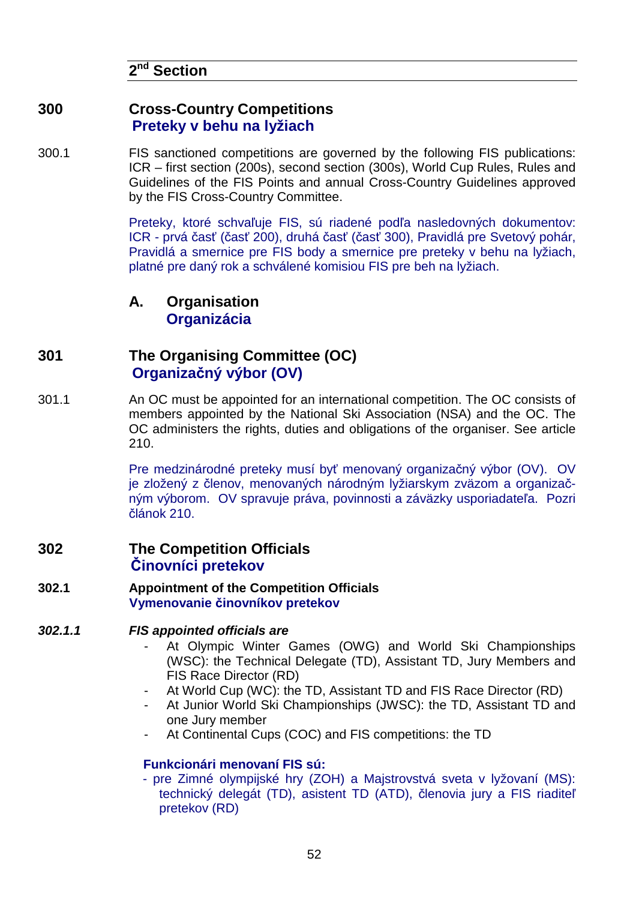## 2nd Section

## 300 Cross-Country Competitions
**Preteky v behu na lyžiach**

300.1 FIS sanctioned competitions are governed by the following FIS publications: ICR – first section (200s), second section (300s), World Cup Rules, Rules and Guidelines of the FIS Points and annual Cross-Country Guidelines approved by the FIS Cross-Country Committee.

Preteky, ktoré schvaľuje FIS, sú riadené podľa nasledovných dokumentov: ICR - prvá časť (časť 200), druhá časť (časť 300), Pravidlá pre Svetový pohár, Pravidlá a smernice pre FIS body a smernice pre preteky v behu na lyžiach, platné pre daný rok a schválené komisiou FIS pre beh na lyžiach.

### A. Organisation
**Organizácia**

## 301 The Organising Committee (OC)
**Organizačný výbor (OV)**

301.1 An OC must be appointed for an international competition. The OC consists of members appointed by the National Ski Association (NSA) and the OC. The OC administers the rights, duties and obligations of the organiser. See article 210.

Pre medzinárodné preteky musí byť menovaný organizačný výbor (OV). OV je zložený z členov, menovaných národným lyžiarskym zväzom a organizačným výborom. OV spravuje práva, povinnosti a záväzky usporiadateľa. Pozri článok 210.

## 302 The Competition Officials
**Činovníci pretekov**

### 302.1 Appointment of the Competition Officials
**Vymenovanie činovníkov pretekov**

***302.1.1 FIS appointed officials are***

- At Olympic Winter Games (OWG) and World Ski Championships (WSC): the Technical Delegate (TD), Assistant TD, Jury Members and FIS Race Director (RD)
- At World Cup (WC): the TD, Assistant TD and FIS Race Director (RD)
- At Junior World Ski Championships (JWSC): the TD, Assistant TD and one Jury member
- At Continental Cups (COC) and FIS competitions: the TD

**Funkcionári menovaní FIS sú:**

- pre Zimné olympijské hry (ZOH) a Majstrovstvá sveta v lyžovaní (MS): technický delegát (TD), asistent TD (ATD), členovia jury a FIS riaditeľ pretekov (RD)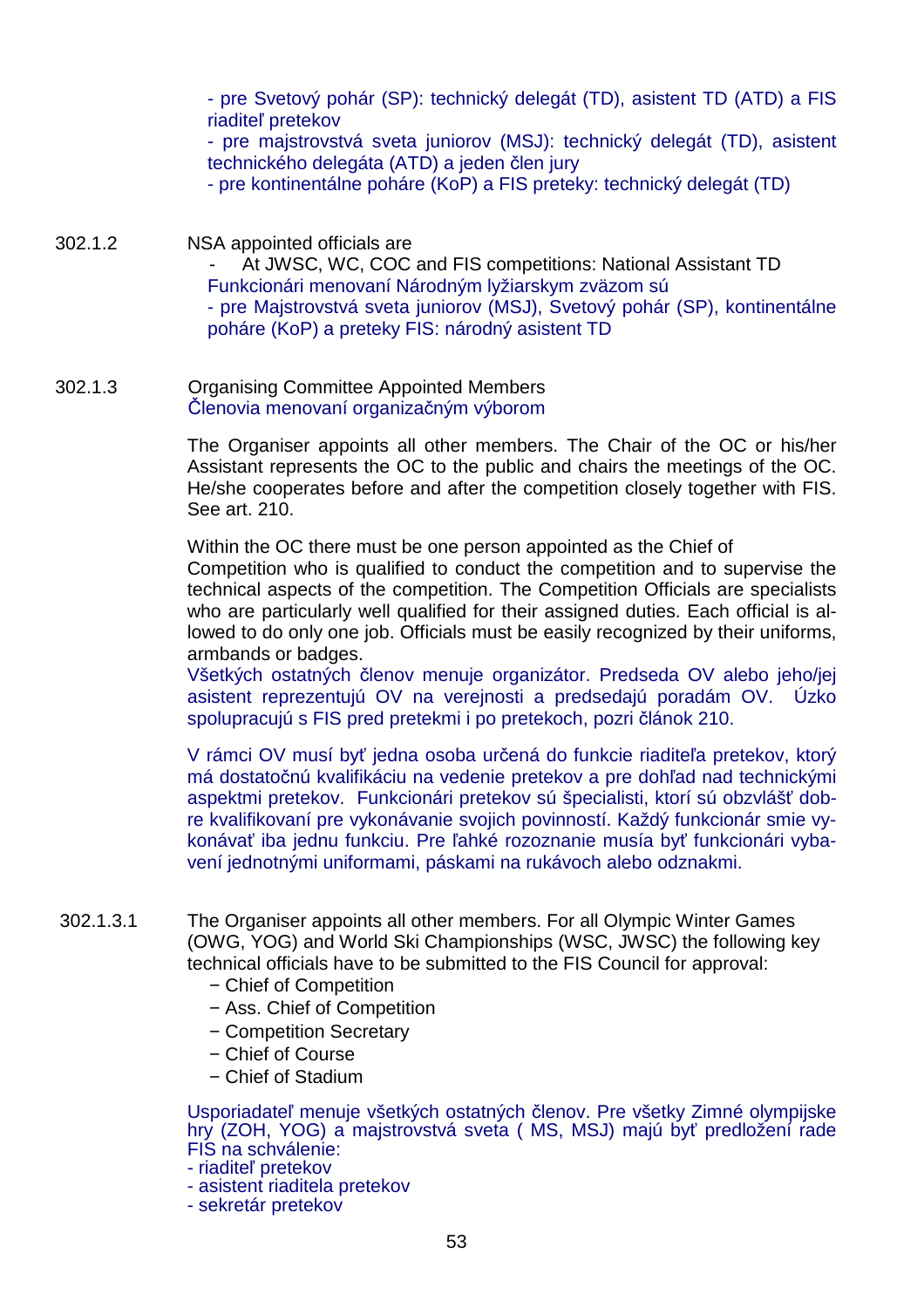- pre Svetový pohár (SP): technický delegát (TD), asistent TD (ATD) a FIS riaditeľ pretekov
- pre majstrovstvá sveta juniorov (MSJ): technický delegát (TD), asistent technického delegáta (ATD) a jeden člen jury
- pre kontinentálne poháre (KoP) a FIS preteky: technický delegát (TD)

302.1.2 NSA appointed officials are

- At JWSC, WC, COC and FIS competitions: National Assistant TD

Funkcionári menovaní Národným lyžiarskym zväzom sú
- pre Majstrovstvá sveta juniorov (MSJ), Svetový pohár (SP), kontinentálne poháre (KoP) a preteky FIS: národný asistent TD

302.1.3 Organising Committee Appointed Members
Členovia menovaní organizačným výborom

The Organiser appoints all other members. The Chair of the OC or his/her Assistant represents the OC to the public and chairs the meetings of the OC. He/she cooperates before and after the competition closely together with FIS. See art. 210.

Within the OC there must be one person appointed as the Chief of Competition who is qualified to conduct the competition and to supervise the technical aspects of the competition. The Competition Officials are specialists who are particularly well qualified for their assigned duties. Each official is allowed to do only one job. Officials must be easily recognized by their uniforms, armbands or badges.
Všetkých ostatných členov menuje organizátor. Predseda OV alebo jeho/jej asistent reprezentujú OV na verejnosti a predsedajú poradám OV. Úzko spolupracujú s FIS pred pretekmi i po pretekoch, pozri článok 210.

V rámci OV musí byť jedna osoba určená do funkcie riaditeľa pretekov, ktorý má dostatočnú kvalifikáciu na vedenie pretekov a pre dohľad nad technickými aspektmi pretekov. Funkcionári pretekov sú špecialisti, ktorí sú obzvlášť dobre kvalifikovaní pre vykonávanie svojich povinností. Každý funkcionár smie vykonávať iba jednu funkciu. Pre ľahké rozoznanie musía byť funkcionári vybavení jednotnými uniformami, páskami na rukávoch alebo odznakmi.

302.1.3.1 The Organiser appoints all other members. For all Olympic Winter Games (OWG, YOG) and World Ski Championships (WSC, JWSC) the following key technical officials have to be submitted to the FIS Council for approval:

- Chief of Competition
- Ass. Chief of Competition
- Competition Secretary
- Chief of Course
- Chief of Stadium

Usporiadateľ menuje všetkých ostatných členov. Pre všetky Zimné olympijske hry (ZOH, YOG) a majstrovstvá sveta ( MS, MSJ) majú byť predložení rade FIS na schválenie:
- riaditeľ pretekov
- asistent riaditela pretekov
- sekretár pretekov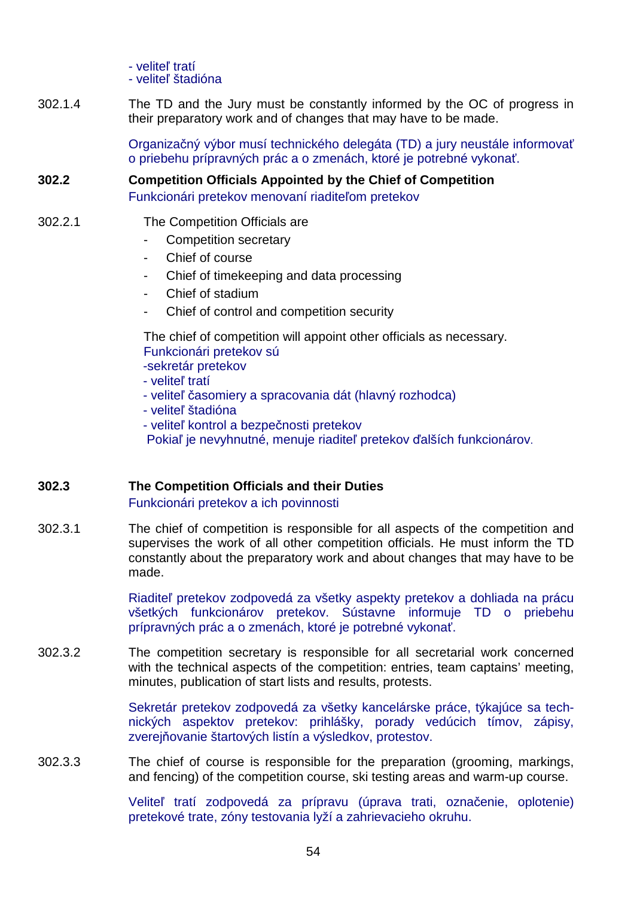- veliteľ tratí
- veliteľ štadióna

302.1.4 The TD and the Jury must be constantly informed by the OC of progress in their preparatory work and of changes that may have to be made.

Organizačný výbor musí technického delegáta (TD) a jury neustále informovať o priebehu prípravných prác a o zmenách, ktoré je potrebné vykonať.

### 302.2 Competition Officials Appointed by the Chief of Competition

Funkcionári pretekov menovaní riaditeľom pretekov

302.2.1 The Competition Officials are

- Competition secretary
- Chief of course
- Chief of timekeeping and data processing
- Chief of stadium
- Chief of control and competition security

The chief of competition will appoint other officials as necessary.

Funkcionári pretekov sú
-sekretár pretekov
- veliteľ tratí
- veliteľ časomiery a spracovania dát (hlavný rozhodca)
- veliteľ štadióna
- veliteľ kontrol a bezpečnosti pretekov

Pokiaľ je nevyhnutné, menuje riaditeľ pretekov ďalších funkcionárov.

### 302.3 The Competition Officials and their Duties

Funkcionári pretekov a ich povinnosti

302.3.1 The chief of competition is responsible for all aspects of the competition and supervises the work of all other competition officials. He must inform the TD constantly about the preparatory work and about changes that may have to be made.

Riaditeľ pretekov zodpovedá za všetky aspekty pretekov a dohliada na prácu všetkých funkcionárov pretekov. Sústavne informuje TD o priebehu prípravných prác a o zmenách, ktoré je potrebné vykonať.

302.3.2 The competition secretary is responsible for all secretarial work concerned with the technical aspects of the competition: entries, team captains' meeting, minutes, publication of start lists and results, protests.

Sekretár pretekov zodpovedá za všetky kancelárske práce, týkajúce sa technických aspektov pretekov: prihlášky, porady vedúcich tímov, zápisy, zverejňovanie štartových listín a výsledkov, protestov.

302.3.3 The chief of course is responsible for the preparation (grooming, markings, and fencing) of the competition course, ski testing areas and warm-up course.

Veliteľ tratí zodpovedá za prípravu (úprava trati, označenie, oplotenie) pretekové trate, zóny testovania lyží a zahrievacieho okruhu.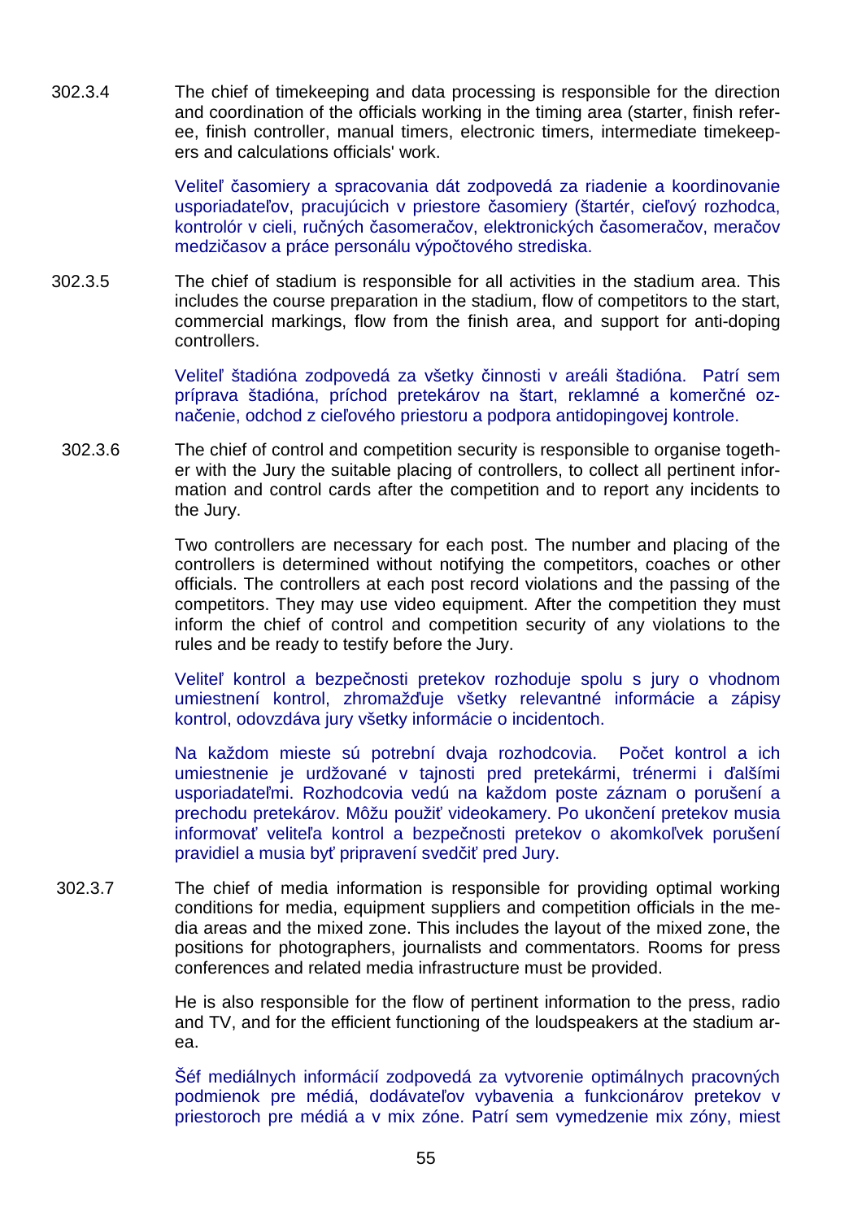302.3.4 The chief of timekeeping and data processing is responsible for the direction and coordination of the officials working in the timing area (starter, finish referee, finish controller, manual timers, electronic timers, intermediate timekeepers and calculations officials' work.

Veliteľ časomiery a spracovania dát zodpovedá za riadenie a koordinovanie usporiadateľov, pracujúcich v priestore časomiery (štartér, cieľový rozhodca, kontrolór v cieli, ručných časomeračov, elektronických časomeračov, meračov medzičasov a práce personálu výpočtového strediska.

302.3.5 The chief of stadium is responsible for all activities in the stadium area. This includes the course preparation in the stadium, flow of competitors to the start, commercial markings, flow from the finish area, and support for anti-doping controllers.

Veliteľ štadióna zodpovedá za všetky činnosti v areáli štadióna. Patrí sem príprava štadióna, príchod pretekárov na štart, reklamné a komerčné označenie, odchod z cieľového priestoru a podpora antidopingovej kontrole.

302.3.6 The chief of control and competition security is responsible to organise together with the Jury the suitable placing of controllers, to collect all pertinent information and control cards after the competition and to report any incidents to the Jury.

Two controllers are necessary for each post. The number and placing of the controllers is determined without notifying the competitors, coaches or other officials. The controllers at each post record violations and the passing of the competitors. They may use video equipment. After the competition they must inform the chief of control and competition security of any violations to the rules and be ready to testify before the Jury.

Veliteľ kontrol a bezpečnosti pretekov rozhoduje spolu s jury o vhodnom umiestnení kontrol, zhromažďuje všetky relevantné informácie a zápisy kontrol, odovzdáva jury všetky informácie o incidentoch.

Na každom mieste sú potrební dvaja rozhodcovia. Počet kontrol a ich umiestnenie je urdžované v tajnosti pred pretekármi, trénermi i ďalšími usporiadateľmi. Rozhodcovia vedú na každom poste záznam o porušení a prechodu pretekárov. Môžu použiť videokamery. Po ukončení pretekov musia informovať veliteľa kontrol a bezpečnosti pretekov o akomkoľvek porušení pravidiel a musia byť pripravení svedčiť pred Jury.

302.3.7 The chief of media information is responsible for providing optimal working conditions for media, equipment suppliers and competition officials in the media areas and the mixed zone. This includes the layout of the mixed zone, the positions for photographers, journalists and commentators. Rooms for press conferences and related media infrastructure must be provided.

He is also responsible for the flow of pertinent information to the press, radio and TV, and for the efficient functioning of the loudspeakers at the stadium area.

Šéf mediálnych informácií zodpovedá za vytvorenie optimálnych pracovných podmienok pre médiá, dodávateľov vybavenia a funkcionárov pretekov v priestoroch pre médiá a v mix zóne. Patrí sem vymedzenie mix zóny, miest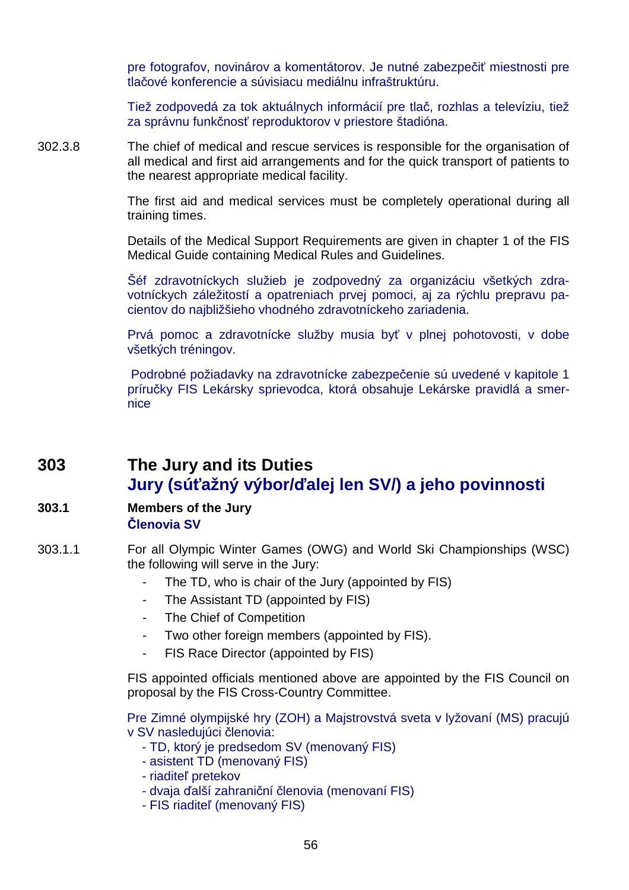pre fotografov, novinárov a komentátorov. Je nutné zabezpečiť miestnosti pre tlačové konferencie a súvisiacu mediálnu infraštruktúru.

Tiež zodpovedá za tok aktuálnych informácií pre tlač, rozhlas a televíziu, tiež za správnu funkčnosť reproduktorov v priestore štadióna.

302.3.8 The chief of medical and rescue services is responsible for the organisation of all medical and first aid arrangements and for the quick transport of patients to the nearest appropriate medical facility.

The first aid and medical services must be completely operational during all training times.

Details of the Medical Support Requirements are given in chapter 1 of the FIS Medical Guide containing Medical Rules and Guidelines.

Šéf zdravotníckych služieb je zodpovedný za organizáciu všetkých zdravotníckych záležitostí a opatreniach prvej pomoci, aj za rýchlu prepravu pacientov do najbližšieho vhodného zdravotníckeho zariadenia.

Prvá pomoc a zdravotnícke služby musia byť v plnej pohotovosti, v dobe všetkých tréningov.

Podrobné požiadavky na zdravotnícke zabezpečenie sú uvedené v kapitole 1 príručky FIS Lekársky sprievodca, ktorá obsahuje Lekárske pravidlá a smernice

## 303 The Jury and its Duties
## Jury (súťažný výbor/ďalej len SV/) a jeho povinnosti

### 303.1 Members of the Jury
### Členovia SV

303.1.1 For all Olympic Winter Games (OWG) and World Ski Championships (WSC) the following will serve in the Jury:

- The TD, who is chair of the Jury (appointed by FIS)
- The Assistant TD (appointed by FIS)
- The Chief of Competition
- Two other foreign members (appointed by FIS).
- FIS Race Director (appointed by FIS)

FIS appointed officials mentioned above are appointed by the FIS Council on proposal by the FIS Cross-Country Committee.

Pre Zimné olympijské hry (ZOH) a Majstrovstvá sveta v lyžovaní (MS) pracujú v SV nasledujúci členovia:

- TD, ktorý je predsedom SV (menovaný FIS)
- asistent TD (menovaný FIS)
- riaditeľ pretekov
- dvaja ďalší zahraniční členovia (menovaní FIS)
- FIS riaditeľ (menovaný FIS)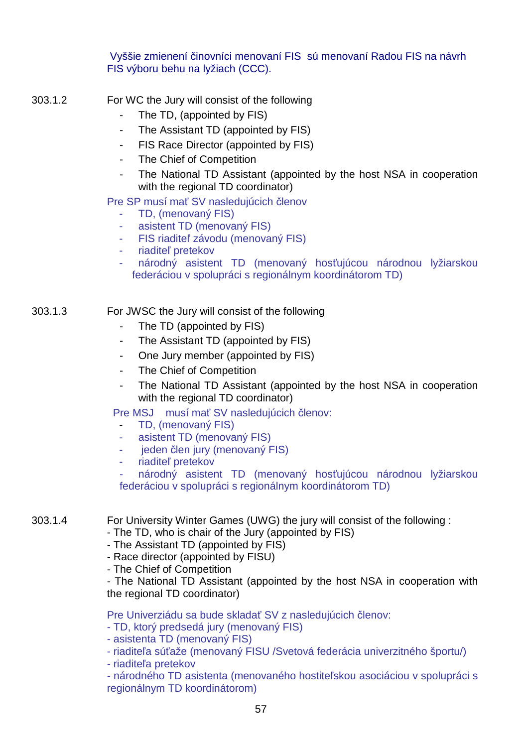Vyššie zmienení činovníci menovaní FIS sú menovaní Radou FIS na návrh FIS výboru behu na lyžiach (CCC).

303.1.2 For WC the Jury will consist of the following

- The TD, (appointed by FIS)
- The Assistant TD (appointed by FIS)
- FIS Race Director (appointed by FIS)
- The Chief of Competition
- The National TD Assistant (appointed by the host NSA in cooperation with the regional TD coordinator)

Pre SP musí mať SV nasledujúcich členov

- TD, (menovaný FIS)
- asistent TD (menovaný FIS)
- FIS riaditeľ závodu (menovaný FIS)
- riaditeľ pretekov
- národný asistent TD (menovaný hosťujúcou národnou lyžiarskou federáciou v spolupráci s regionálnym koordinátorom TD)

303.1.3 For JWSC the Jury will consist of the following

- The TD (appointed by FIS)
- The Assistant TD (appointed by FIS)
- One Jury member (appointed by FIS)
- The Chief of Competition
- The National TD Assistant (appointed by the host NSA in cooperation with the regional TD coordinator)

Pre MSJ musí mať SV nasledujúcich členov:

- TD, (menovaný FIS)
- asistent TD (menovaný FIS)
- jeden člen jury (menovaný FIS)
- riaditeľ pretekov
- národný asistent TD (menovaný hosťujúcou národnou lyžiarskou federáciou v spolupráci s regionálnym koordinátorom TD)

303.1.4 For University Winter Games (UWG) the jury will consist of the following :

- The TD, who is chair of the Jury (appointed by FIS)
- The Assistant TD (appointed by FIS)
- Race director (appointed by FISU)
- The Chief of Competition
- The National TD Assistant (appointed by the host NSA in cooperation with the regional TD coordinator)

Pre Univerziádu sa bude skladať SV z nasledujúcich členov:

- TD, ktorý predsedá jury (menovaný FIS)
- asistenta TD (menovaný FIS)
- riaditeľa súťaže (menovaný FISU /Svetová federácia univerzitného športu/)
- riaditeľa pretekov
- národného TD asistenta (menovaného hostiteľskou asociáciou v spolupráci s regionálnym TD koordinátorom)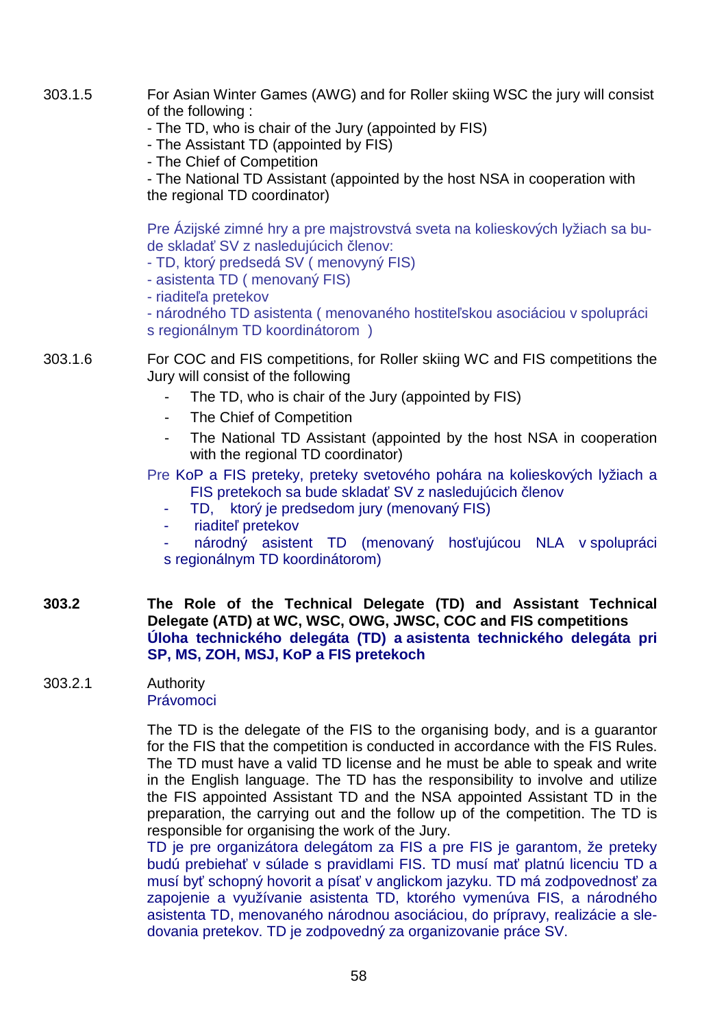303.1.5 For Asian Winter Games (AWG) and for Roller skiing WSC the jury will consist of the following :

- The TD, who is chair of the Jury (appointed by FIS)
- The Assistant TD (appointed by FIS)
- The Chief of Competition
- The National TD Assistant (appointed by the host NSA in cooperation with the regional TD coordinator)

Pre Ázijské zimné hry a pre majstrovstvá sveta na kolieskových lyžiach sa bude skladať SV z nasledujúcich členov:

- TD, ktorý predsedá SV ( menovyný FIS)
- asistenta TD ( menovaný FIS)
- riaditeľa pretekov
- národného TD asistenta ( menovaného hostiteľskou asociáciou v spolupráci s regionálnym TD koordinátorom )

303.1.6 For COC and FIS competitions, for Roller skiing WC and FIS competitions the Jury will consist of the following

- The TD, who is chair of the Jury (appointed by FIS)
- The Chief of Competition
- The National TD Assistant (appointed by the host NSA in cooperation with the regional TD coordinator)

Pre KoP a FIS preteky, preteky svetového pohára na kolieskových lyžiach a FIS pretekoch sa bude skladať SV z nasledujúcich členov

- TD, ktorý je predsedom jury (menovaný FIS)
- riaditeľ pretekov
- národný asistent TD (menovaný hosťujúcou NLA v spolupráci s regionálnym TD koordinátorom)

## 303.2 The Role of the Technical Delegate (TD) and Assistant Technical Delegate (ATD) at WC, WSC, OWG, JWSC, COC and FIS competitions

## Úloha technického delegáta (TD) a asistenta technického delegáta pri SP, MS, ZOH, MSJ, KoP a FIS pretekoch

303.2.1 Authority

Právomoci

The TD is the delegate of the FIS to the organising body, and is a guarantor for the FIS that the competition is conducted in accordance with the FIS Rules. The TD must have a valid TD license and he must be able to speak and write in the English language. The TD has the responsibility to involve and utilize the FIS appointed Assistant TD and the NSA appointed Assistant TD in the preparation, the carrying out and the follow up of the competition. The TD is responsible for organising the work of the Jury.

TD je pre organizátora delegátom za FIS a pre FIS je garantom, že preteky budú prebiehať v súlade s pravidlami FIS. TD musí mať platnú licenciu TD a musí byť schopný hovoriť a písať v anglickom jazyku. TD má zodpovednosť za zapojenie a využívanie asistenta TD, ktorého vymenúva FIS, a národného asistenta TD, menovaného národnou asociáciou, do prípravy, realizácie a sledovania pretekov. TD je zodpovedný za organizovanie práce SV.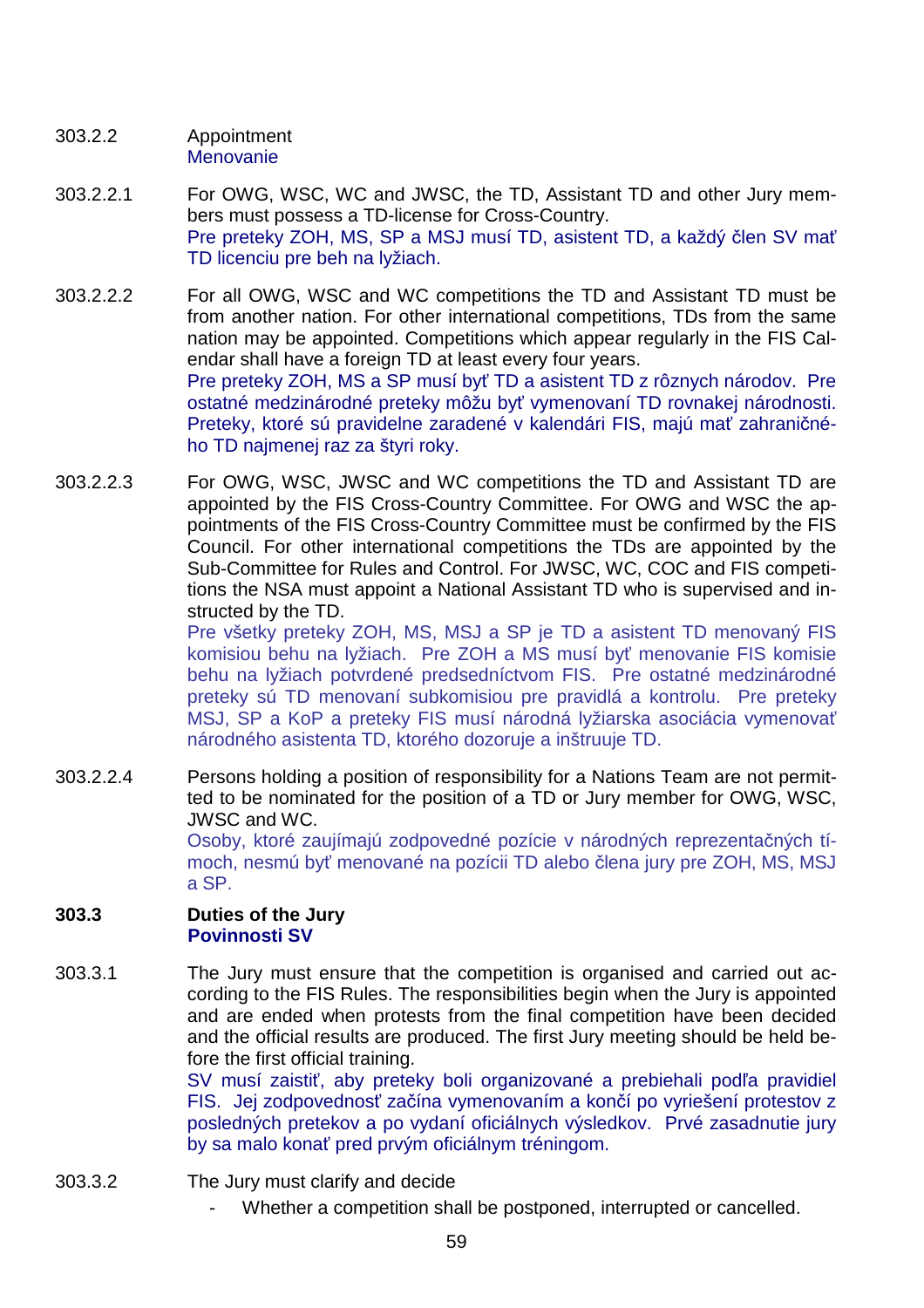303.2.2 Appointment
Menovanie

303.2.2.1 For OWG, WSC, WC and JWSC, the TD, Assistant TD and other Jury members must possess a TD-license for Cross-Country.
Pre preteky ZOH, MS, SP a MSJ musí TD, asistent TD, a každý člen SV mať TD licenciu pre beh na lyžiach.

303.2.2.2 For all OWG, WSC and WC competitions the TD and Assistant TD must be from another nation. For other international competitions, TDs from the same nation may be appointed. Competitions which appear regularly in the FIS Calendar shall have a foreign TD at least every four years.
Pre preteky ZOH, MS a SP musí byť TD a asistent TD z rôznych národov. Pre ostatné medzinárodné preteky môžu byť vymenovaní TD rovnakej národnosti. Preteky, ktoré sú pravidelne zaradené v kalendári FIS, majú mať zahraničného TD najmenej raz za štyri roky.

303.2.2.3 For OWG, WSC, JWSC and WC competitions the TD and Assistant TD are appointed by the FIS Cross-Country Committee. For OWG and WSC the appointments of the FIS Cross-Country Committee must be confirmed by the FIS Council. For other international competitions the TDs are appointed by the Sub-Committee for Rules and Control. For JWSC, WC, COC and FIS competitions the NSA must appoint a National Assistant TD who is supervised and instructed by the TD.
Pre všetky preteky ZOH, MS, MSJ a SP je TD a asistent TD menovaný FIS komisiou behu na lyžiach. Pre ZOH a MS musí byť menovanie FIS komisie behu na lyžiach potvrdené predsedníctvom FIS. Pre ostatné medzinárodné preteky sú TD menovaní subkomisiou pre pravidlá a kontrolu. Pre preteky MSJ, SP a KoP a preteky FIS musí národná lyžiarska asociácia vymenovať národného asistenta TD, ktorého dozoruje a inštruuje TD.

303.2.2.4 Persons holding a position of responsibility for a Nations Team are not permitted to be nominated for the position of a TD or Jury member for OWG, WSC, JWSC and WC.
Osoby, ktoré zaujímajú zodpovedné pozície v národných reprezentačných tímoch, nesmú byť menované na pozícii TD alebo člena jury pre ZOH, MS, MSJ a SP.

## 303.3 Duties of the Jury
## Povinnosti SV

303.3.1 The Jury must ensure that the competition is organised and carried out according to the FIS Rules. The responsibilities begin when the Jury is appointed and are ended when protests from the final competition have been decided and the official results are produced. The first Jury meeting should be held before the first official training.
SV musí zaistiť, aby preteky boli organizované a prebiehali podľa pravidiel FIS. Jej zodpovednosť začína vymenovaním a končí po vyriešení protestov z posledných pretekov a po vydaní oficiálnych výsledkov. Prvé zasadnutie jury by sa malo konať pred prvým oficiálnym tréningom.

303.3.2 The Jury must clarify and decide

- Whether a competition shall be postponed, interrupted or cancelled.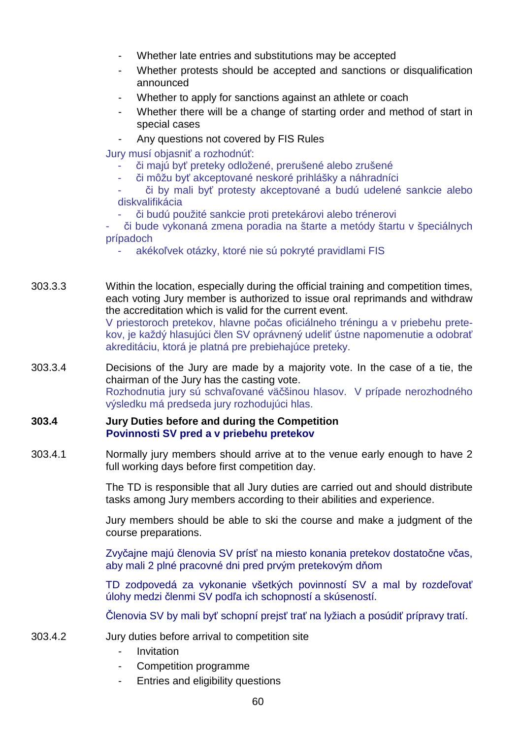- Whether late entries and substitutions may be accepted
- Whether protests should be accepted and sanctions or disqualification announced
- Whether to apply for sanctions against an athlete or coach
- Whether there will be a change of starting order and method of start in special cases
- Any questions not covered by FIS Rules

Jury musí objasniť a rozhodnúť:

- či majú byť preteky odložené, prerušené alebo zrušené
- či môžu byť akceptované neskoré prihlášky a náhradníci
- či by mali byť protesty akceptované a budú udelené sankcie alebo diskvalifikácia
- či budú použité sankcie proti pretekárovi alebo trénerovi
- či bude vykonaná zmena poradia na štarte a metódy štartu v špeciálnych prípadoch
- akékoľvek otázky, ktoré nie sú pokryté pravidlami FIS

303.3.3 Within the location, especially during the official training and competition times, each voting Jury member is authorized to issue oral reprimands and withdraw the accreditation which is valid for the current event.
V priestoroch pretekov, hlavne počas oficiálneho tréningu a v priebehu pretekov, je každý hlasujúci člen SV oprávnený udeliť ústne napomenutie a odobrať akreditáciu, ktorá je platná pre prebiehajúce preteky.

303.3.4 Decisions of the Jury are made by a majority vote. In the case of a tie, the chairman of the Jury has the casting vote.
Rozhodnutia jury sú schvaľované väčšinou hlasov. V prípade nerozhodného výsledku má predseda jury rozhodujúci hlas.

**303.4 Jury Duties before and during the Competition**
**Povinnosti SV pred a v priebehu pretekov**

303.4.1 Normally jury members should arrive at to the venue early enough to have 2 full working days before first competition day.

The TD is responsible that all Jury duties are carried out and should distribute tasks among Jury members according to their abilities and experience.

Jury members should be able to ski the course and make a judgment of the course preparations.

Zvyčajne majú členovia SV prísť na miesto konania pretekov dostatočne včas, aby mali 2 plné pracovné dni pred prvým pretekovým dňom

TD zodpovedá za vykonanie všetkých povinností SV a mal by rozdeľovať úlohy medzi členmi SV podľa ich schopností a skúseností.

Členovia SV by mali byť schopní prejsť trať na lyžiach a posúdiť prípravy tratí.

303.4.2 Jury duties before arrival to competition site

- Invitation
- Competition programme
- Entries and eligibility questions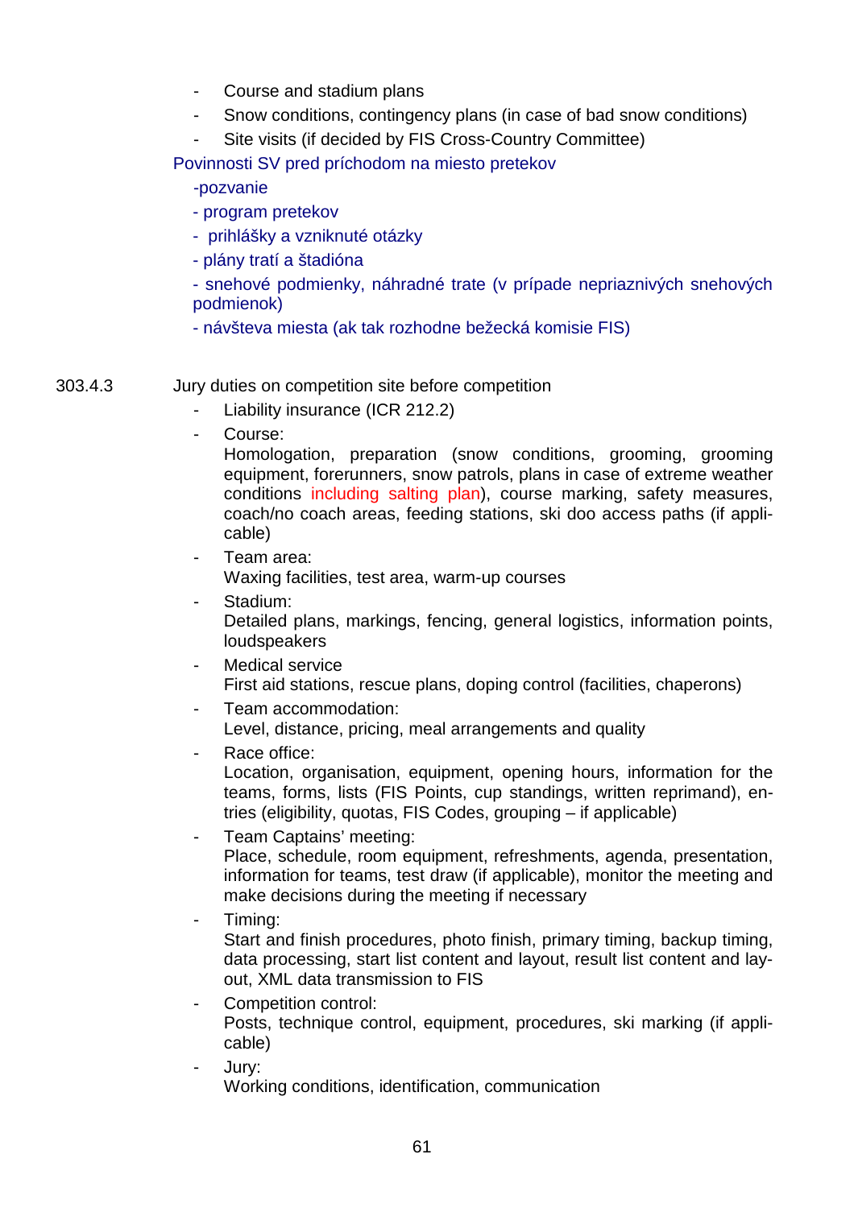- Course and stadium plans
- Snow conditions, contingency plans (in case of bad snow conditions)
- Site visits (if decided by FIS Cross-Country Committee)

Povinnosti SV pred príchodom na miesto pretekov

-pozvanie

- program pretekov
- prihlášky a vzniknuté otázky
- plány tratí a štadióna
- snehové podmienky, náhradné trate (v prípade nepriaznivých snehových podmienok)
- návšteva miesta (ak tak rozhodne bežecká komisie FIS)

303.4.3 Jury duties on competition site before competition

- Liability insurance (ICR 212.2)
- Course:
  Homologation, preparation (snow conditions, grooming, grooming equipment, forerunners, snow patrols, plans in case of extreme weather conditions including salting plan), course marking, safety measures, coach/no coach areas, feeding stations, ski doo access paths (if applicable)
- Team area:
  Waxing facilities, test area, warm-up courses
- Stadium:
  Detailed plans, markings, fencing, general logistics, information points, loudspeakers
- Medical service
  First aid stations, rescue plans, doping control (facilities, chaperons)
- Team accommodation:
  Level, distance, pricing, meal arrangements and quality
- Race office:
  Location, organisation, equipment, opening hours, information for the teams, forms, lists (FIS Points, cup standings, written reprimand), entries (eligibility, quotas, FIS Codes, grouping – if applicable)
- Team Captains' meeting:
  Place, schedule, room equipment, refreshments, agenda, presentation, information for teams, test draw (if applicable), monitor the meeting and make decisions during the meeting if necessary
- Timing:
  Start and finish procedures, photo finish, primary timing, backup timing, data processing, start list content and layout, result list content and layout, XML data transmission to FIS
- Competition control:
  Posts, technique control, equipment, procedures, ski marking (if applicable)
- Jury:
  Working conditions, identification, communication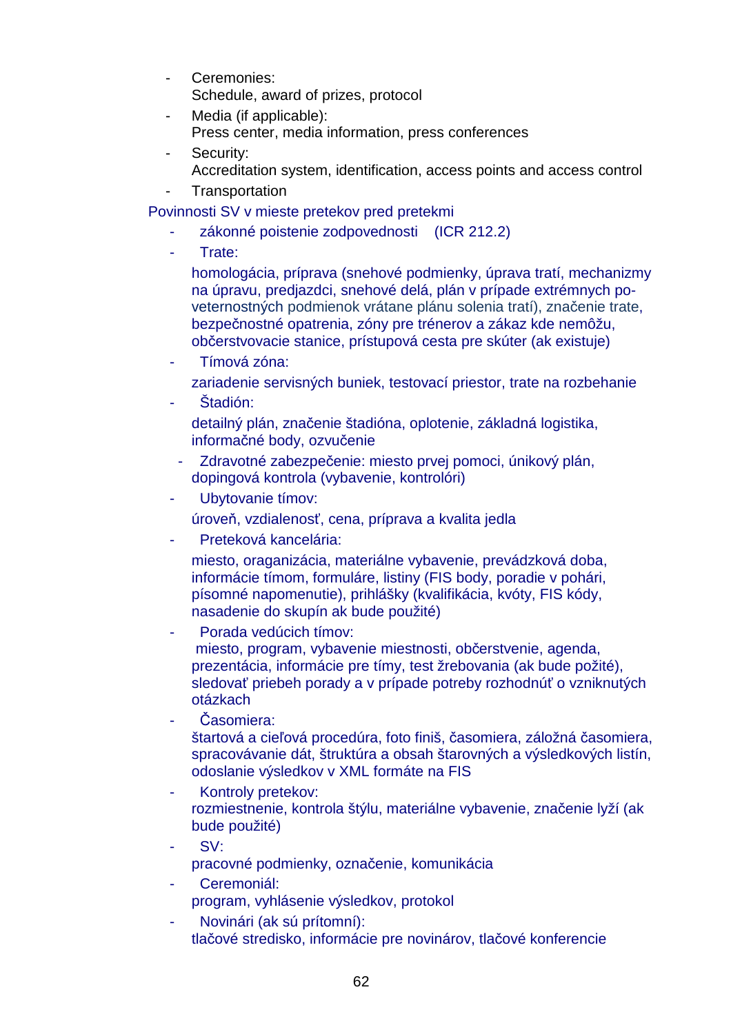- Ceremonies:
  Schedule, award of prizes, protocol
- Media (if applicable):
  Press center, media information, press conferences
- Security:
  Accreditation system, identification, access points and access control
- Transportation

Povinnosti SV v mieste pretekov pred pretekmi

- zákonné poistenie zodpovednosti (ICR 212.2)
- Trate:
  homologácia, príprava (snehové podmienky, úprava tratí, mechanizmy na úpravu, predjazdci, snehové delá, plán v prípade extrémnych po-veternostných podmienok vrátane plánu solenia tratí), značenie trate, bezpečnostné opatrenia, zóny pre trénerov a zákaz kde nemôžu, občerstvovacie stanice, prístupová cesta pre skúter (ak existuje)
- Tímová zóna:
  zariadenie servisných buniek, testovací priestor, trate na rozbehanie
- Štadión:
  detailný plán, značenie štadióna, oplotenie, základná logistika, informačné body, ozvučenie
- Zdravotné zabezpečenie: miesto prvej pomoci, únikový plán, dopingová kontrola (vybavenie, kontrolóri)
- Ubytovanie tímov:
  úroveň, vzdialenosť, cena, príprava a kvalita jedla
- Preteková kancelária:
  miesto, oraganizácia, materiálne vybavenie, prevádzková doba, informácie tímom, formuláre, listiny (FIS body, poradie v pohári, písomné napomenutie), prihlášky (kvalifikácia, kvóty, FIS kódy, nasadenie do skupín ak bude použité)
- Porada vedúcich tímov:
  miesto, program, vybavenie miestnosti, občerstvenie, agenda, prezentácia, informácie pre tímy, test žrebovania (ak bude požité), sledovať priebeh porady a v prípade potreby rozhodnúť o vzniknutých otázkach
- Časomiera:
  štartová a cieľová procedúra, foto finiš, časomiera, záložná časomiera, spracovávanie dát, štruktúra a obsah štarovných a výsledkových listín, odoslanie výsledkov v XML formáte na FIS
- Kontroly pretekov:
  rozmiestnenie, kontrola štýlu, materiálne vybavenie, značenie lyží (ak bude použité)
- SV:
  pracovné podmienky, označenie, komunikácia
- Ceremoniál:
  program, vyhlásenie výsledkov, protokol
- Novinári (ak sú prítomní):
  tlačové stredisko, informácie pre novinárov, tlačové konferencie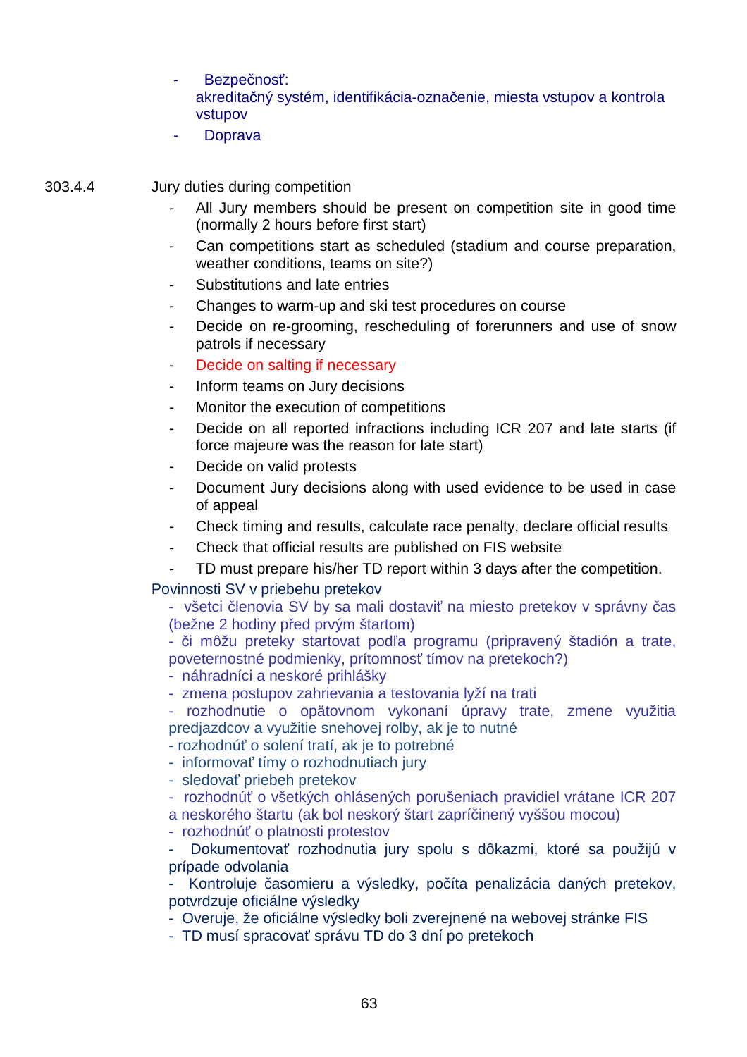- Bezpečnosť:
  akreditačný systém, identifikácia-označenie, miesta vstupov a kontrola vstupov
- Doprava

303.4.4 Jury duties during competition

- All Jury members should be present on competition site in good time (normally 2 hours before first start)
- Can competitions start as scheduled (stadium and course preparation, weather conditions, teams on site?)
- Substitutions and late entries
- Changes to warm-up and ski test procedures on course
- Decide on re-grooming, rescheduling of forerunners and use of snow patrols if necessary
- Decide on salting if necessary
- Inform teams on Jury decisions
- Monitor the execution of competitions
- Decide on all reported infractions including ICR 207 and late starts (if force majeure was the reason for late start)
- Decide on valid protests
- Document Jury decisions along with used evidence to be used in case of appeal
- Check timing and results, calculate race penalty, declare official results
- Check that official results are published on FIS website
- TD must prepare his/her TD report within 3 days after the competition.

Povinnosti SV v priebehu pretekov

- všetci členovia SV by sa mali dostaviť na miesto pretekov v správny čas (bežne 2 hodiny před prvým štartom)
- či môžu preteky startovat podľa programu (pripravený štadión a trate, poveternostné podmienky, prítomnosť tímov na pretekoch?)
- náhradníci a neskoré prihlášky
- zmena postupov zahrievania a testovania lyží na trati
- rozhodnutie o opätovnom vykonaní úpravy trate, zmene využitia predjazdcov a využitie snehovej rolby, ak je to nutné
- rozhodnúť o solení tratí, ak je to potrebné
- informovať tímy o rozhodnutiach jury
- sledovať priebeh pretekov
- rozhodnúť o všetkých ohlásených porušeniach pravidiel vrátane ICR 207 a neskorého štartu (ak bol neskorý štart zapríčinený vyššou mocou)
- rozhodnúť o platnosti protestov
- Dokumentovať rozhodnutia jury spolu s dôkazmi, ktoré sa použijú v prípade odvolania
- Kontroluje časomieru a výsledky, počíta penalizácia daných pretekov, potvrdzuje oficiálne výsledky
- Overuje, že oficiálne výsledky boli zverejnené na webovej stránke FIS
- TD musí spracovať správu TD do 3 dní po pretekoch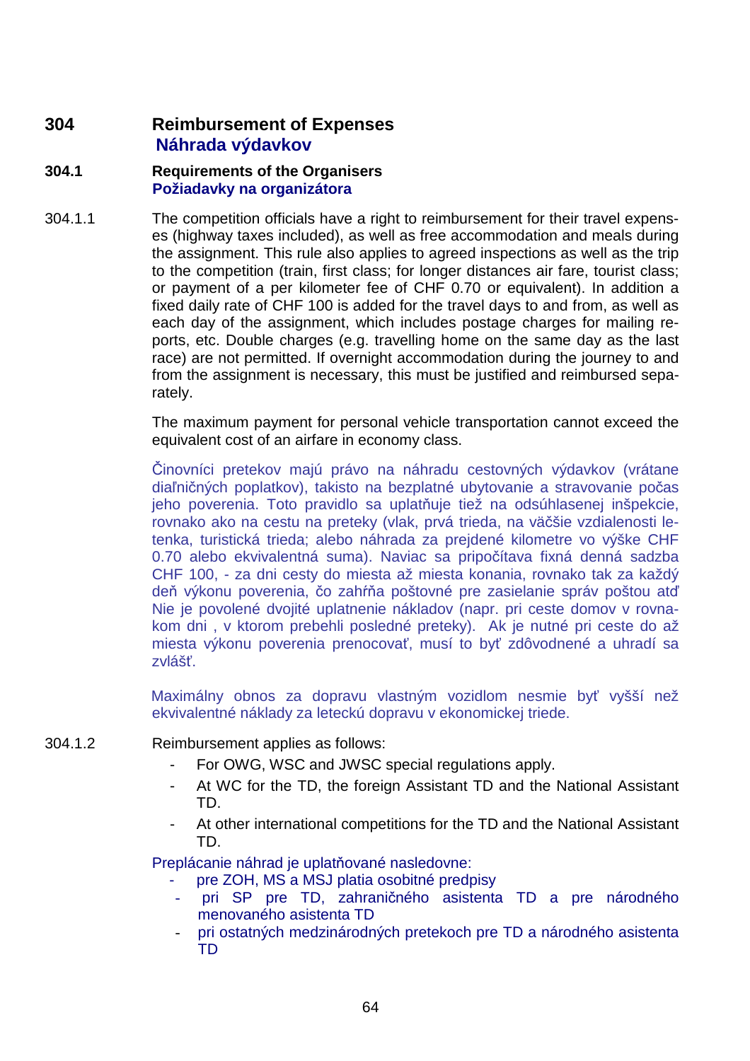## 304 Reimbursement of Expenses
## Náhrada výdavkov

### 304.1 Requirements of the Organisers
### Požiadavky na organizátora

304.1.1 The competition officials have a right to reimbursement for their travel expenses (highway taxes included), as well as free accommodation and meals during the assignment. This rule also applies to agreed inspections as well as the trip to the competition (train, first class; for longer distances air fare, tourist class; or payment of a per kilometer fee of CHF 0.70 or equivalent). In addition a fixed daily rate of CHF 100 is added for the travel days to and from, as well as each day of the assignment, which includes postage charges for mailing reports, etc. Double charges (e.g. travelling home on the same day as the last race) are not permitted. If overnight accommodation during the journey to and from the assignment is necessary, this must be justified and reimbursed separately.

The maximum payment for personal vehicle transportation cannot exceed the equivalent cost of an airfare in economy class.

Činovníci pretekov majú právo na náhradu cestovných výdavkov (vrátane diaľničných poplatkov), takisto na bezplatné ubytovanie a stravovanie počas jeho poverenia. Toto pravidlo sa uplatňuje tiež na odsúhlasenej inšpekcie, rovnako ako na cestu na preteky (vlak, prvá trieda, na väčšie vzdialenosti letenka, turistická trieda; alebo náhrada za prejdené kilometre vo výške CHF 0.70 alebo ekvivalentná suma). Naviac sa pripočítava fixná denná sadzba CHF 100, - za dni cesty do miesta až miesta konania, rovnako tak za každý deň výkonu poverenia, čo zahŕňa poštovné pre zasielanie správ poštou atď Nie je povolené dvojité uplatnenie nákladov (napr. pri ceste domov v rovnakom dni , v ktorom prebehli posledné preteky). Ak je nutné pri ceste do až miesta výkonu poverenia prenocovať, musí to byť zdôvodnené a uhradí sa zvlášť.

Maximálny obnos za dopravu vlastným vozidlom nesmie byť vyšší než ekvivalentné náklady za leteckú dopravu v ekonomickej triede.

304.1.2 Reimbursement applies as follows:

- For OWG, WSC and JWSC special regulations apply.
- At WC for the TD, the foreign Assistant TD and the National Assistant TD.
- At other international competitions for the TD and the National Assistant TD.

Preplácanie náhrad je uplatňované nasledovne:

- pre ZOH, MS a MSJ platia osobitné predpisy
- pri SP pre TD, zahraničného asistenta TD a pre národného menovaného asistenta TD
- pri ostatných medzinárodných pretekoch pre TD a národného asistenta TD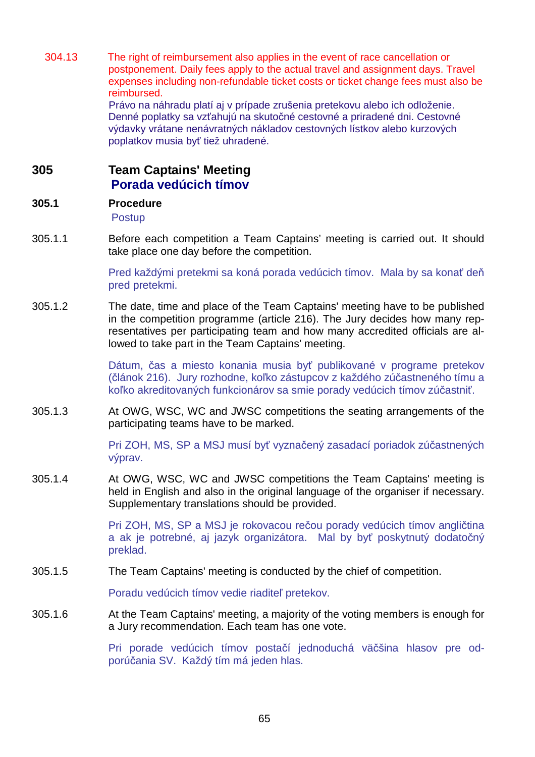304.13 The right of reimbursement also applies in the event of race cancellation or postponement. Daily fees apply to the actual travel and assignment days. Travel expenses including non-refundable ticket costs or ticket change fees must also be reimbursed.

Právo na náhradu platí aj v prípade zrušenia pretekovu alebo ich odloženie. Denné poplatky sa vzťahujú na skutočné cestovné a priradené dni. Cestovné výdavky vrátane nenávratných nákladov cestovných lístkov alebo kurzových poplatkov musia byť tiež uhradené.

## 305 Team Captains' Meeting
## Porada vedúcich tímov

### 305.1 Procedure
Postup

305.1.1 Before each competition a Team Captains' meeting is carried out. It should take place one day before the competition.

Pred každými pretekmi sa koná porada vedúcich tímov. Mala by sa konať deň pred pretekmi.

305.1.2 The date, time and place of the Team Captains' meeting have to be published in the competition programme (article 216). The Jury decides how many representatives per participating team and how many accredited officials are allowed to take part in the Team Captains' meeting.

Dátum, čas a miesto konania musia byť publikované v programe pretekov (článok 216). Jury rozhodne, koľko zástupcov z každého zúčastneného tímu a koľko akreditovaných funkcionárov sa smie porady vedúcich tímov zúčastniť.

305.1.3 At OWG, WSC, WC and JWSC competitions the seating arrangements of the participating teams have to be marked.

Pri ZOH, MS, SP a MSJ musí byť vyznačený zasadací poriadok zúčastnených výprav.

305.1.4 At OWG, WSC, WC and JWSC competitions the Team Captains' meeting is held in English and also in the original language of the organiser if necessary. Supplementary translations should be provided.

Pri ZOH, MS, SP a MSJ je rokovacou rečou porady vedúcich tímov angličtina a ak je potrebné, aj jazyk organizátora. Mal by byť poskytnutý dodatočný preklad.

305.1.5 The Team Captains' meeting is conducted by the chief of competition.

Poradu vedúcich tímov vedie riaditeľ pretekov.

305.1.6 At the Team Captains' meeting, a majority of the voting members is enough for a Jury recommendation. Each team has one vote.

Pri porade vedúcich tímov postačí jednoduchá väčšina hlasov pre odporúčania SV. Každý tím má jeden hlas.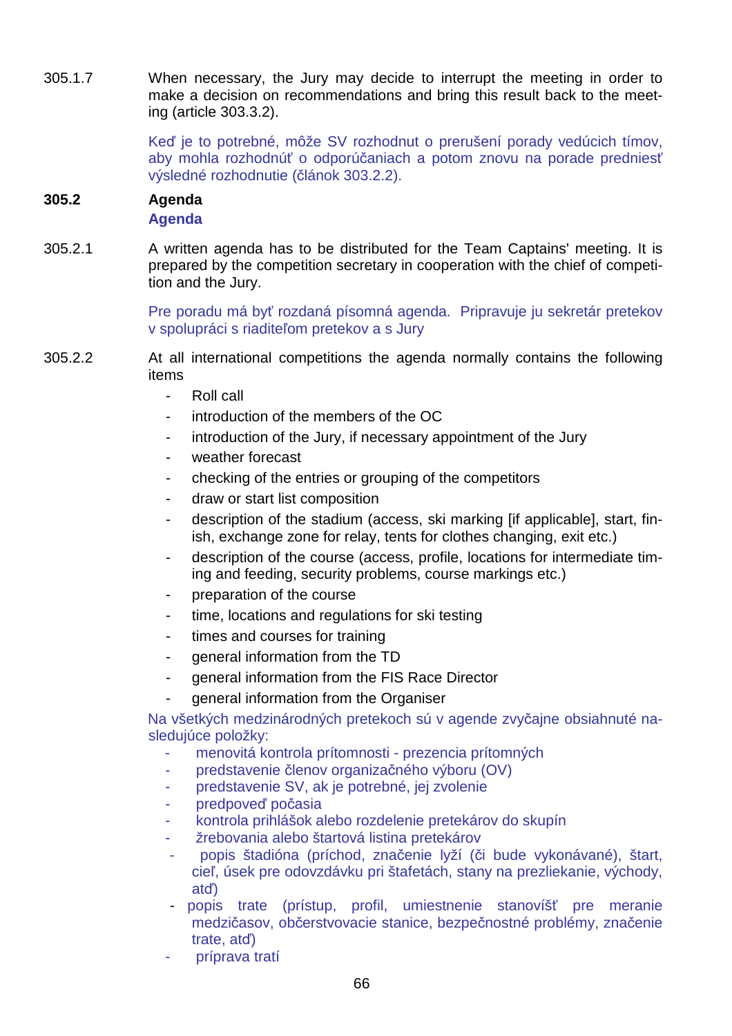305.1.7 When necessary, the Jury may decide to interrupt the meeting in order to make a decision on recommendations and bring this result back to the meeting (article 303.3.2).

Keď je to potrebné, môže SV rozhodnut o prerušení porady vedúcich tímov, aby mohla rozhodnúť o odporúčaniach a potom znovu na porade predniesť výsledné rozhodnutie (článok 303.2.2).

**305.2 Agenda**

**Agenda**

305.2.1 A written agenda has to be distributed for the Team Captains' meeting. It is prepared by the competition secretary in cooperation with the chief of competition and the Jury.

Pre poradu má byť rozdaná písomná agenda. Pripravuje ju sekretár pretekov v spolupráci s riaditeľom pretekov a s Jury

305.2.2 At all international competitions the agenda normally contains the following items

- Roll call
- introduction of the members of the OC
- introduction of the Jury, if necessary appointment of the Jury
- weather forecast
- checking of the entries or grouping of the competitors
- draw or start list composition
- description of the stadium (access, ski marking [if applicable], start, finish, exchange zone for relay, tents for clothes changing, exit etc.)
- description of the course (access, profile, locations for intermediate timing and feeding, security problems, course markings etc.)
- preparation of the course
- time, locations and regulations for ski testing
- times and courses for training
- general information from the TD
- general information from the FIS Race Director
- general information from the Organiser

Na všetkých medzinárodných pretekoch sú v agende zvyčajne obsiahnuté nasledujúce položky:

- menovitá kontrola prítomnosti - prezencia prítomných
- predstavenie členov organizačného výboru (OV)
- predstavenie SV, ak je potrebné, jej zvolenie
- predpoveď počasia
- kontrola prihlášok alebo rozdelenie pretekárov do skupín
- žrebovania alebo štartová listina pretekárov
- popis štadióna (príchod, značenie lyží (či bude vykonávané), štart, cieľ, úsek pre odovzdávku pri štafetách, stany na prezliekanie, východy, atď)
- popis trate (prístup, profil, umiestnenie stanovíšť pre meranie medzičasov, občerstvovacie stanice, bezpečnostné problémy, značenie trate, atď)
- príprava tratí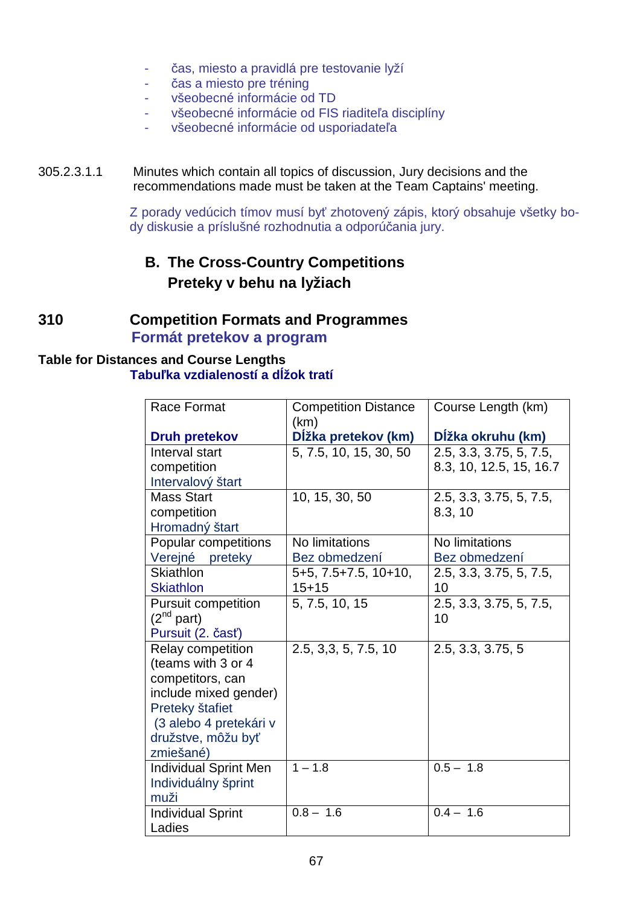- čas, miesto a pravidlá pre testovanie lyží
- čas a miesto pre tréning
- všeobecné informácie od TD
- všeobecné informácie od FIS riaditeľa disciplíny
- všeobecné informácie od usporiadateľa

305.2.3.1.1 Minutes which contain all topics of discussion, Jury decisions and the recommendations made must be taken at the Team Captains' meeting.

Z porady vedúcich tímov musí byť zhotovený zápis, ktorý obsahuje všetky body diskusie a príslušné rozhodnutia a odporúčania jury.

## B. The Cross-Country Competitions
## Preteky v behu na lyžiach

## 310 Competition Formats and Programmes
## Formát pretekov a program

**Table for Distances and Course Lengths**
**Tabuľka vzdialeností a dĺžok tratí**

| Race Format **Druh pretekov** | Competition Distance (km) **Dĺžka pretekov (km)** | Course Length (km) **Dĺžka okruhu (km)** |
|---|---|---|
| Interval start competition Intervalový štart | 5, 7.5, 10, 15, 30, 50 | 2.5, 3.3, 3.75, 5, 7.5, 8.3, 10, 12.5, 15, 16.7 |
| Mass Start competition Hromadný štart | 10, 15, 30, 50 | 2.5, 3.3, 3.75, 5, 7.5, 8.3, 10 |
| Popular competitions Verejné preteky | No limitations Bez obmedzení | No limitations Bez obmedzení |
| Skiathlon Skiathlon | 5+5, 7.5+7.5, 10+10, 15+15 | 2.5, 3.3, 3.75, 5, 7.5, 10 |
| Pursuit competition (2nd part) Pursuit (2. časť) | 5, 7.5, 10, 15 | 2.5, 3.3, 3.75, 5, 7.5, 10 |
| Relay competition (teams with 3 or 4 competitors, can include mixed gender) Preteky štafiet (3 alebo 4 pretekári v družstve, môžu byť zmiešané) | 2.5, 3,3, 5, 7.5, 10 | 2.5, 3.3, 3.75, 5 |
| Individual Sprint Men Individuálny šprint muži | 1 – 1.8 | 0.5 – 1.8 |
| Individual Sprint Ladies | 0.8 – 1.6 | 0.4 – 1.6 |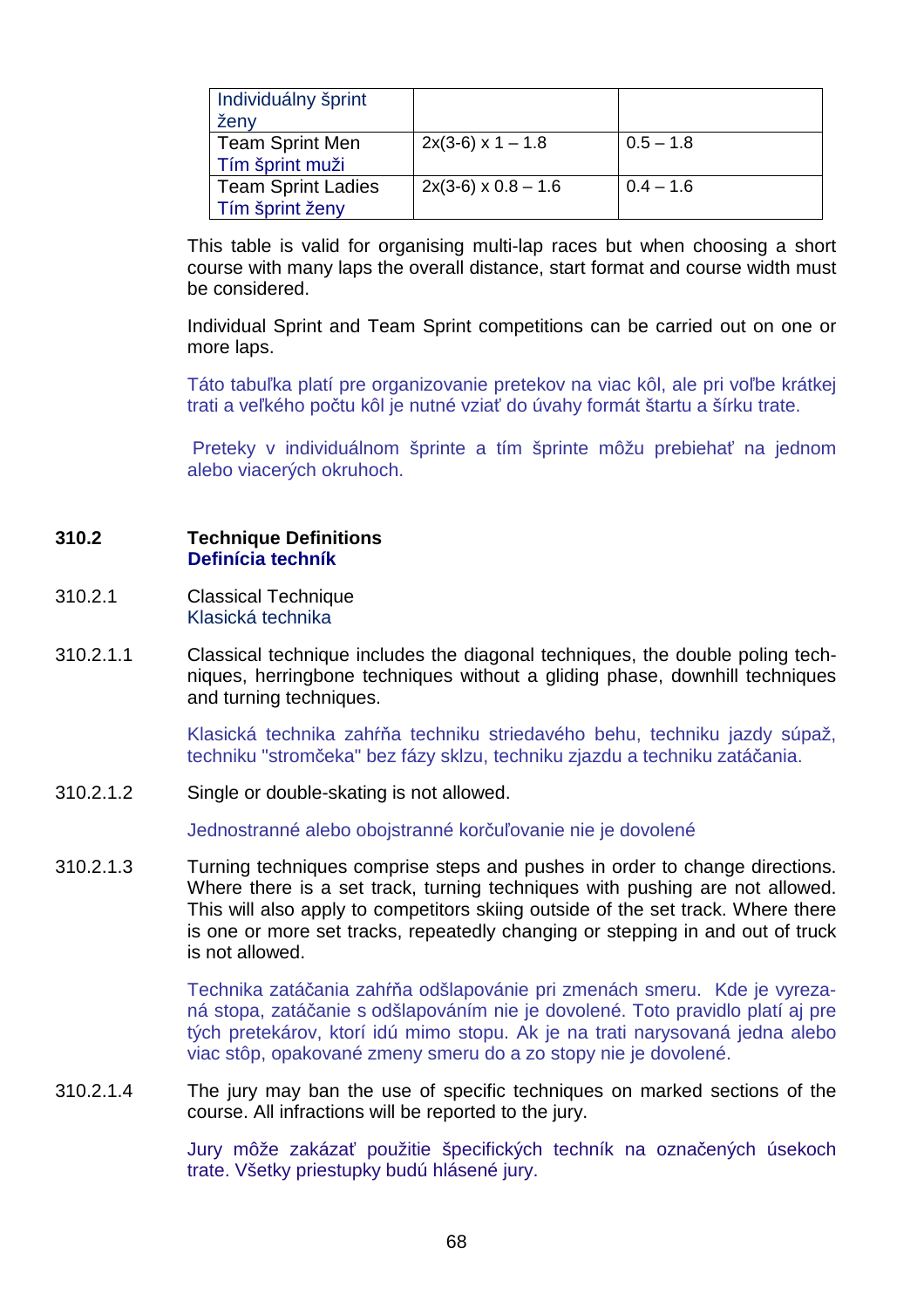| | | |
|---|---|---|
| Individuálny šprint ženy | | |
| Team Sprint Men<br>Tím šprint muži | 2x(3-6) x 1 – 1.8 | 0.5 – 1.8 |
| Team Sprint Ladies<br>Tím šprint ženy | 2x(3-6) x 0.8 – 1.6 | 0.4 – 1.6 |

This table is valid for organising multi-lap races but when choosing a short course with many laps the overall distance, start format and course width must be considered.

Individual Sprint and Team Sprint competitions can be carried out on one or more laps.

Táto tabuľka platí pre organizovanie pretekov na viac kôl, ale pri voľbe krátkej trati a veľkého počtu kôl je nutné vziať do úvahy formát štartu a šírku trate.

Preteky v individuálnom šprinte a tím šprinte môžu prebiehať na jednom alebo viacerých okruhoch.

**310.2 Technique Definitions**
**Definícia techník**

310.2.1 Classical Technique
Klasická technika

310.2.1.1 Classical technique includes the diagonal techniques, the double poling techniques, herringbone techniques without a gliding phase, downhill techniques and turning techniques.

Klasická technika zahŕňa techniku striedavého behu, techniku jazdy súpaž, techniku "stromčeka" bez fázy sklzu, techniku zjazdu a techniku zatáčania.

310.2.1.2 Single or double-skating is not allowed.

Jednostranné alebo obojstranné korčuľovanie nie je dovolené

310.2.1.3 Turning techniques comprise steps and pushes in order to change directions. Where there is a set track, turning techniques with pushing are not allowed. This will also apply to competitors skiing outside of the set track. Where there is one or more set tracks, repeatedly changing or stepping in and out of truck is not allowed.

Technika zatáčania zahŕňa odšlapovánie pri zmenách smeru. Kde je vyrezaná stopa, zatáčanie s odšlapováním nie je dovolené. Toto pravidlo platí aj pre tých pretekárov, ktorí idú mimo stopu. Ak je na trati narysovaná jedna alebo viac stôp, opakované zmeny smeru do a zo stopy nie je dovolené.

310.2.1.4 The jury may ban the use of specific techniques on marked sections of the course. All infractions will be reported to the jury.

Jury môže zakázať použitie špecifických techník na označených úsekoch trate. Všetky priestupky budú hlásené jury.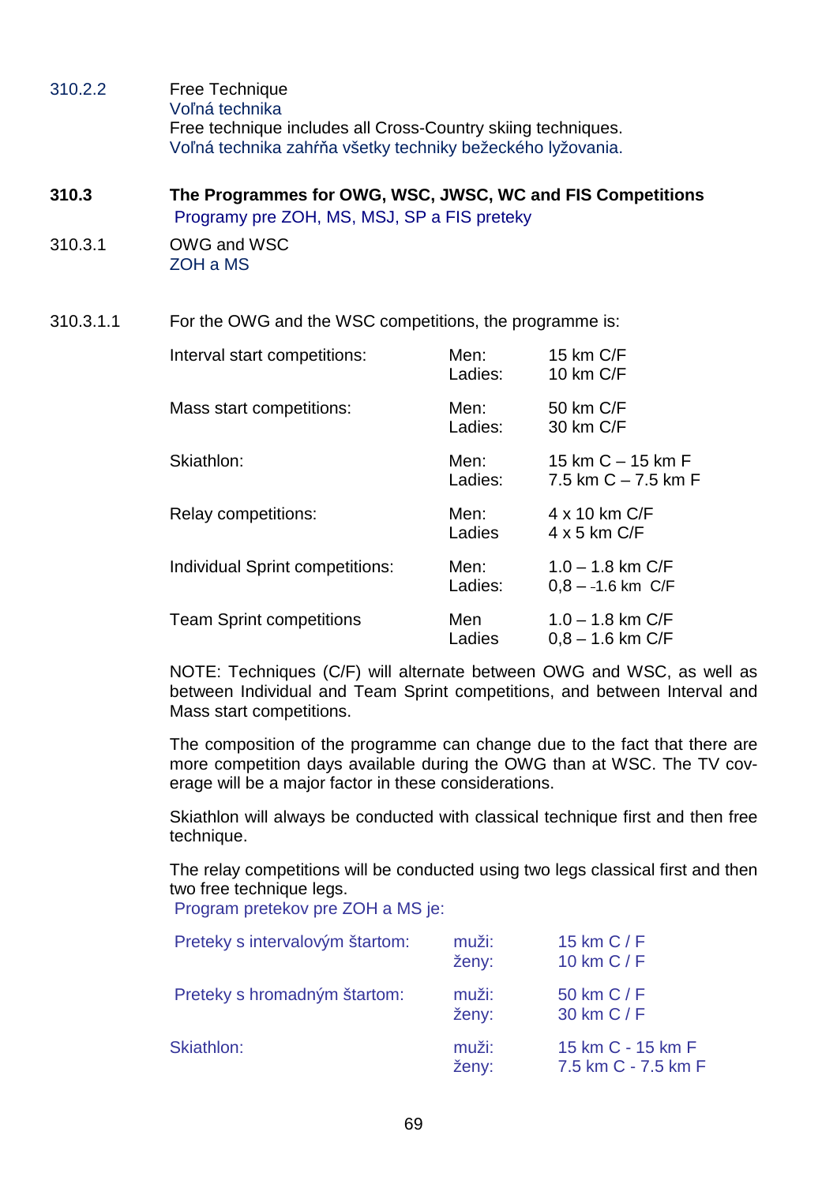310.2.2 Free Technique
Voľná technika
Free technique includes all Cross-Country skiing techniques.
Voľná technika zahŕňa všetky techniky bežeckého lyžovania.

**310.3 The Programmes for OWG, WSC, JWSC, WC and FIS Competitions**
Programy pre ZOH, MS, MSJ, SP a FIS preteky

310.3.1 OWG and WSC
ZOH a MS

310.3.1.1 For the OWG and the WSC competitions, the programme is:

| | | |
|---|---|---|
| Interval start competitions: | Men:<br>Ladies: | 15 km C/F<br>10 km C/F |
| Mass start competitions: | Men:<br>Ladies: | 50 km C/F<br>30 km C/F |
| Skiathlon: | Men:<br>Ladies: | 15 km C – 15 km F<br>7.5 km C – 7.5 km F |
| Relay competitions: | Men:<br>Ladies | 4 x 10 km C/F<br>4 x 5 km C/F |
| Individual Sprint competitions: | Men:<br>Ladies: | 1.0 – 1.8 km C/F<br>0,8 – -1.6 km C/F |
| Team Sprint competitions | Men<br>Ladies | 1.0 – 1.8 km C/F<br>0,8 – 1.6 km C/F |

NOTE: Techniques (C/F) will alternate between OWG and WSC, as well as between Individual and Team Sprint competitions, and between Interval and Mass start competitions.

The composition of the programme can change due to the fact that there are more competition days available during the OWG than at WSC. The TV coverage will be a major factor in these considerations.

Skiathlon will always be conducted with classical technique first and then free technique.

The relay competitions will be conducted using two legs classical first and then two free technique legs.
Program pretekov pre ZOH a MS je:

| | | |
|---|---|---|
| Preteky s intervalovým štartom: | muži:<br>ženy: | 15 km C / F<br>10 km C / F |
| Preteky s hromadným štartom: | muži:<br>ženy: | 50 km C / F<br>30 km C / F |
| Skiathlon: | muži:<br>ženy: | 15 km C - 15 km F<br>7.5 km C - 7.5 km F |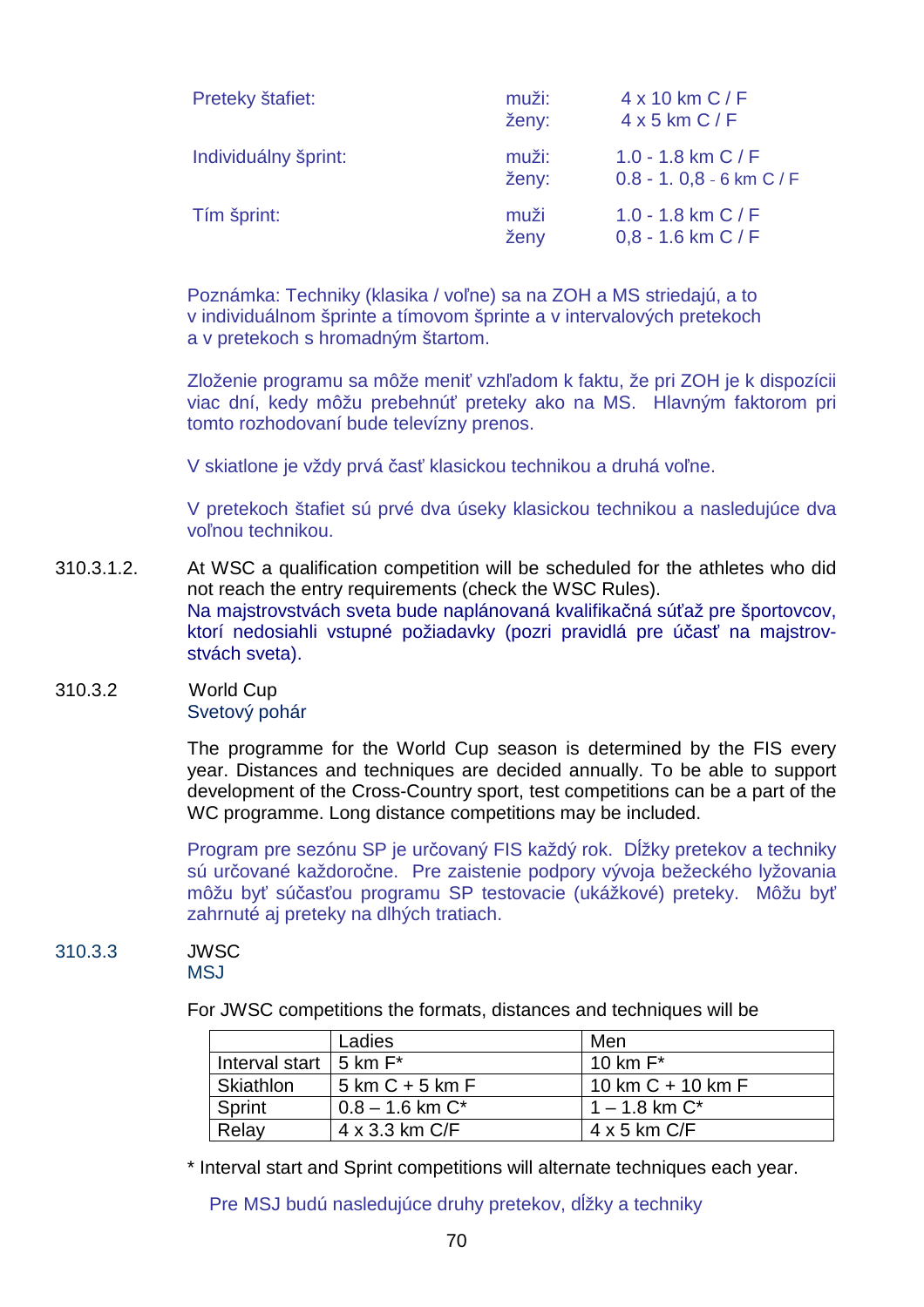| | | |
|---|---|---|
| Preteky štafiet: | muži:<br>ženy: | 4 x 10 km C / F<br>4 x 5 km C / F |
| Individuálny šprint: | muži:<br>ženy: | 1.0 - 1.8 km C / F<br>0.8 - 1. 0,8 - 6 km C / F |
| Tím šprint: | muži<br>ženy | 1.0 - 1.8 km C / F<br>0,8 - 1.6 km C / F |

Poznámka: Techniky (klasika / voľne) sa na ZOH a MS striedajú, a to v individuálnom šprinte a tímovom šprinte a v intervalových pretekoch a v pretekoch s hromadným štartom.

Zloženie programu sa môže meniť vzhľadom k faktu, že pri ZOH je k dispozícii viac dní, kedy môžu prebehnúť preteky ako na MS. Hlavným faktorom pri tomto rozhodovaní bude televízny prenos.

V skiatlone je vždy prvá časť klasickou technikou a druhá voľne.

V pretekoch štafiet sú prvé dva úseky klasickou technikou a nasledujúce dva voľnou technikou.

310.3.1.2. At WSC a qualification competition will be scheduled for the athletes who did not reach the entry requirements (check the WSC Rules).
Na majstrovstvách sveta bude naplánovaná kvalifikačná súťaž pre športovcov, ktorí nedosiahli vstupné požiadavky (pozri pravidlá pre účasť na majstrovstvách sveta).

310.3.2 World Cup
Svetový pohár

The programme for the World Cup season is determined by the FIS every year. Distances and techniques are decided annually. To be able to support development of the Cross-Country sport, test competitions can be a part of the WC programme. Long distance competitions may be included.

Program pre sezónu SP je určovaný FIS každý rok. Dĺžky pretekov a techniky sú určované každoročne. Pre zaistenie podpory vývoja bežeckého lyžovania môžu byť súčasťou programu SP testovacie (ukážkové) preteky. Môžu byť zahrnuté aj preteky na dlhých tratiach.

310.3.3 JWSC
MSJ

For JWSC competitions the formats, distances and techniques will be

| | Ladies | Men |
|---|---|---|
| Interval start | 5 km F* | 10 km F* |
| Skiathlon | 5 km C + 5 km F | 10 km C + 10 km F |
| Sprint | 0.8 – 1.6 km C* | 1 – 1.8 km C* |
| Relay | 4 x 3.3 km C/F | 4 x 5 km C/F |

* Interval start and Sprint competitions will alternate techniques each year.

Pre MSJ budú nasledujúce druhy pretekov, dĺžky a techniky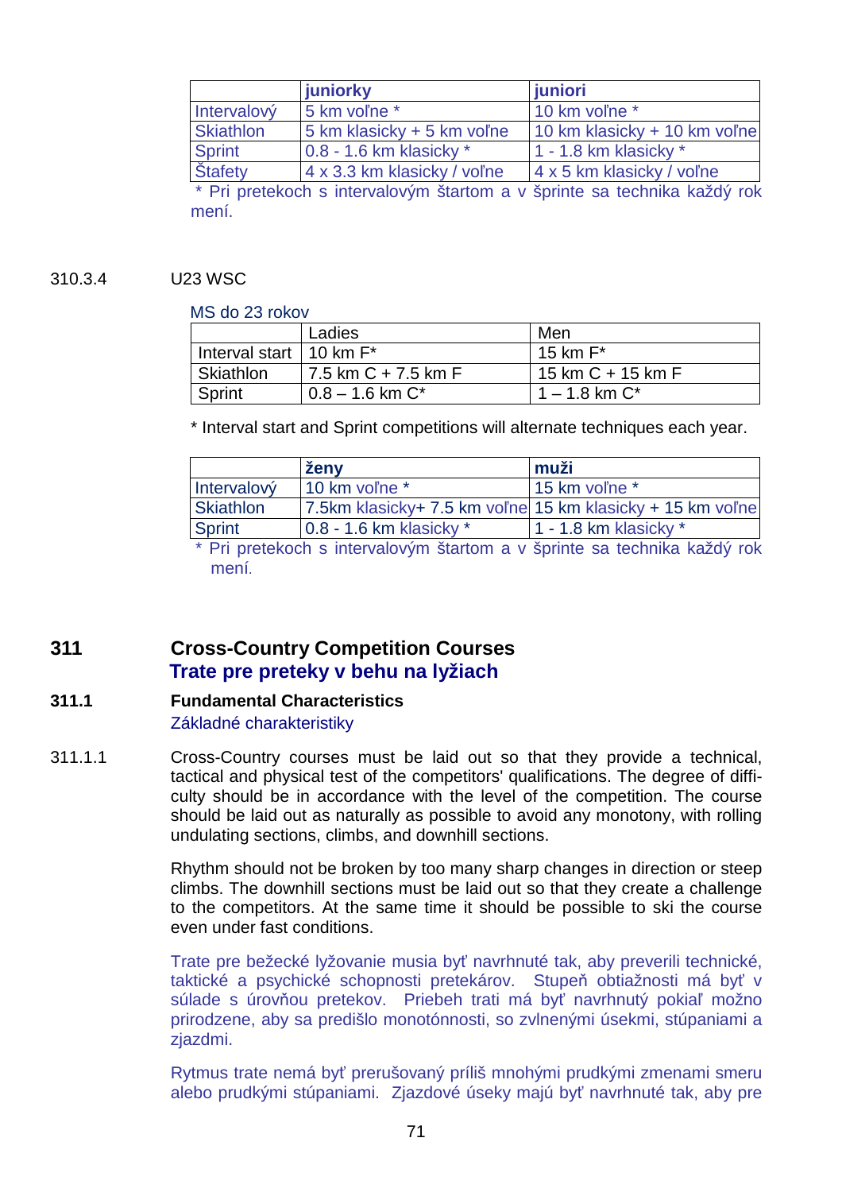| | juniorky | juniori |
|---|---|---|
| Intervalový | 5 km voľne * | 10 km voľne * |
| Skiathlon | 5 km klasicky + 5 km voľne | 10 km klasicky + 10 km voľne |
| Sprint | 0.8 - 1.6 km klasicky * | 1 - 1.8 km klasicky * |
| Štafety | 4 x 3.3 km klasicky / voľne | 4 x 5 km klasicky / voľne |

* Pri pretekoch s intervalovým štartom a v šprinte sa technika každý rok mení.

310.3.4 U23 WSC

MS do 23 rokov

| | Ladies | Men |
|---|---|---|
| Interval start | 10 km F* | 15 km F* |
| Skiathlon | 7.5 km C + 7.5 km F | 15 km C + 15 km F |
| Sprint | 0.8 – 1.6 km C* | 1 – 1.8 km C* |

* Interval start and Sprint competitions will alternate techniques each year.

| | ženy | muži |
|---|---|---|
| Intervalový | 10 km voľne * | 15 km voľne * |
| Skiathlon | 7.5km klasicky+ 7.5 km voľne | 15 km klasicky + 15 km voľne |
| Sprint | 0.8 - 1.6 km klasicky * | 1 - 1.8 km klasicky * |

* Pri pretekoch s intervalovým štartom a v šprinte sa technika každý rok mení.

## 311 Cross-Country Competition Courses
## Trate pre preteky v behu na lyžiach

### 311.1 Fundamental Characteristics

Základné charakteristiky

311.1.1 Cross-Country courses must be laid out so that they provide a technical, tactical and physical test of the competitors' qualifications. The degree of difficulty should be in accordance with the level of the competition. The course should be laid out as naturally as possible to avoid any monotony, with rolling undulating sections, climbs, and downhill sections.

Rhythm should not be broken by too many sharp changes in direction or steep climbs. The downhill sections must be laid out so that they create a challenge to the competitors. At the same time it should be possible to ski the course even under fast conditions.

Trate pre bežecké lyžovanie musia byť navrhnuté tak, aby preverili technické, taktické a psychické schopnosti pretekárov. Stupeň obtiažnosti má byť v súlade s úrovňou pretekov. Priebeh trati má byť navrhnutý pokiaľ možno prirodzene, aby sa predišlo monotónnosti, so zvlnenými úsekmi, stúpaniami a zjazdmi.

Rytmus trate nemá byť prerušovaný príliš mnohými prudkými zmenami smeru alebo prudkými stúpaniami. Zjazdové úseky majú byť navrhnuté tak, aby pre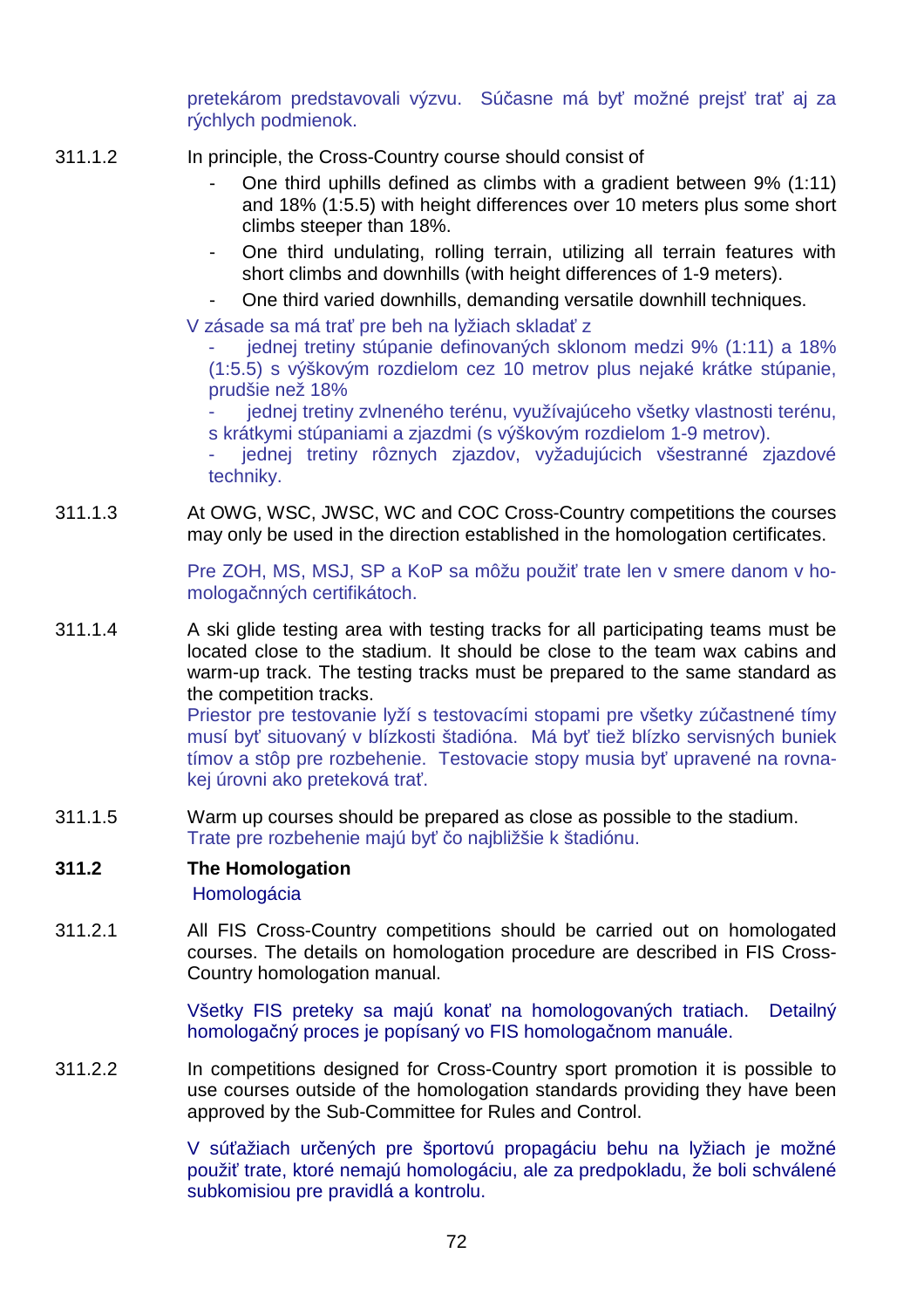pretekárom predstavovali výzvu. Súčasne má byť možné prejsť trať aj za rýchlych podmienok.

311.1.2 In principle, the Cross-Country course should consist of

- One third uphills defined as climbs with a gradient between 9% (1:11) and 18% (1:5.5) with height differences over 10 meters plus some short climbs steeper than 18%.
- One third undulating, rolling terrain, utilizing all terrain features with short climbs and downhills (with height differences of 1-9 meters).
- One third varied downhills, demanding versatile downhill techniques.

V zásade sa má trať pre beh na lyžiach skladať z

- jednej tretiny stúpanie definovaných sklonom medzi 9% (1:11) a 18% (1:5.5) s výškovým rozdielom cez 10 metrov plus nejaké krátke stúpanie, prudšie než 18%
- jednej tretiny zvlneného terénu, využívajúceho všetky vlastnosti terénu, s krátkymi stúpaniami a zjazdmi (s výškovým rozdielom 1-9 metrov).
- jednej tretiny rôznych zjazdov, vyžadujúcich všestranné zjazdové techniky.

311.1.3 At OWG, WSC, JWSC, WC and COC Cross-Country competitions the courses may only be used in the direction established in the homologation certificates.

Pre ZOH, MS, MSJ, SP a KoP sa môžu použiť trate len v smere danom v homologačnných certifikátoch.

311.1.4 A ski glide testing area with testing tracks for all participating teams must be located close to the stadium. It should be close to the team wax cabins and warm-up track. The testing tracks must be prepared to the same standard as the competition tracks.
Priestor pre testovanie lyží s testovacími stopami pre všetky zúčastnené tímy musí byť situovaný v blízkosti štadióna. Má byť tiež blízko servisných buniek tímov a stôp pre rozbehenie. Testovacie stopy musia byť upravené na rovnakej úrovni ako preteková trať.

311.1.5 Warm up courses should be prepared as close as possible to the stadium.
Trate pre rozbehenie majú byť čo najbližšie k štadiónu.

**311.2 The Homologation**

Homologácia

311.2.1 All FIS Cross-Country competitions should be carried out on homologated courses. The details on homologation procedure are described in FIS Cross-Country homologation manual.

Všetky FIS preteky sa majú konať na homologovaných tratiach. Detailný homologačný proces je popísaný vo FIS homologačnom manuále.

311.2.2 In competitions designed for Cross-Country sport promotion it is possible to use courses outside of the homologation standards providing they have been approved by the Sub-Committee for Rules and Control.

V súťažiach určených pre športovú propagáciu behu na lyžiach je možné použiť trate, ktoré nemajú homologáciu, ale za predpokladu, že boli schválené subkomisiou pre pravidlá a kontrolu.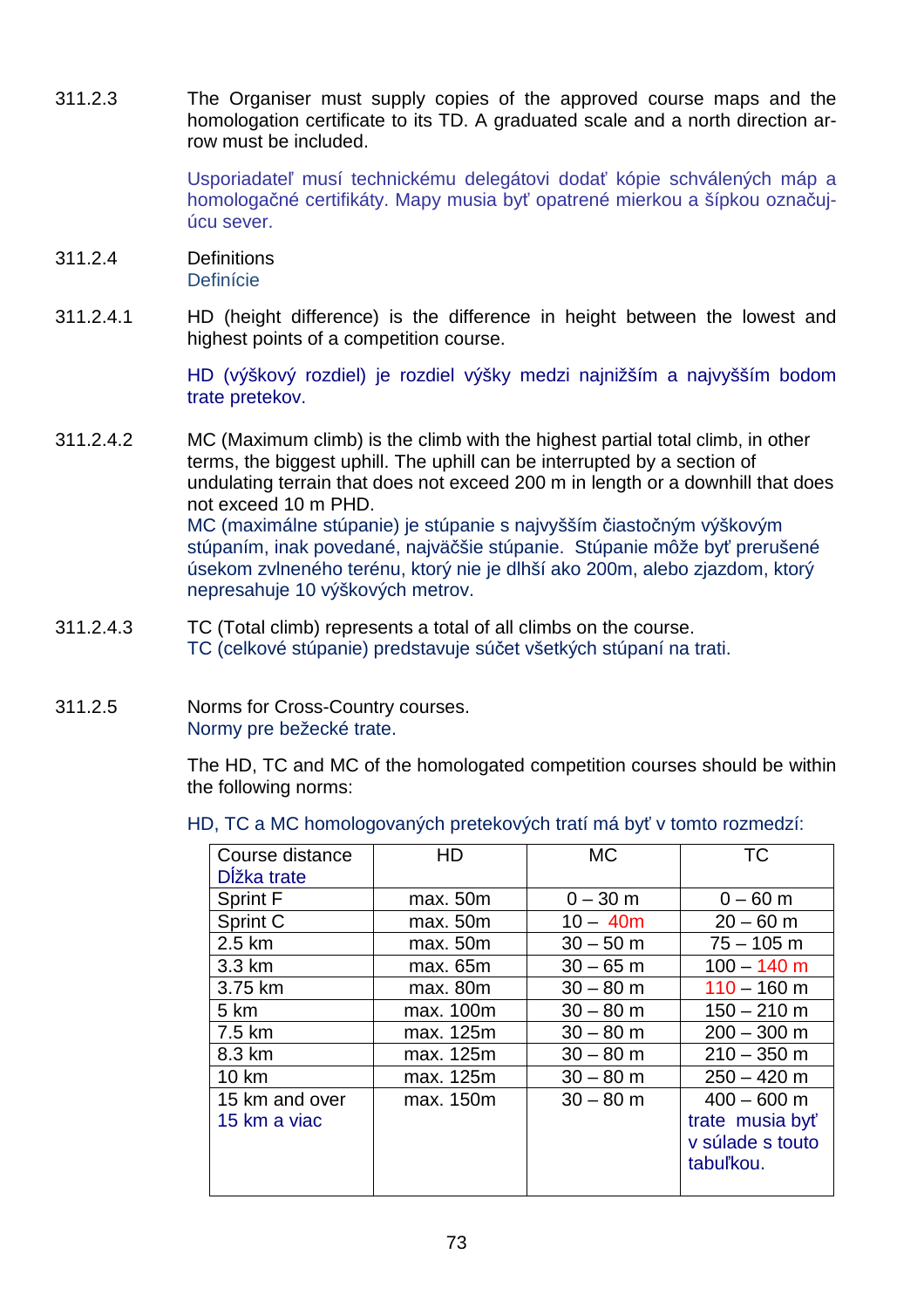311.2.3 The Organiser must supply copies of the approved course maps and the homologation certificate to its TD. A graduated scale and a north direction arrow must be included.

Usporiadateľ musí technickému delegátovi dodať kópie schválených máp a homologačné certifikáty. Mapy musia byť opatrené mierkou a šípkou označujúcu sever.

311.2.4 Definitions
Definície

311.2.4.1 HD (height difference) is the difference in height between the lowest and highest points of a competition course.

HD (výškový rozdiel) je rozdiel výšky medzi najnižším a najvyšším bodom trate pretekov.

311.2.4.2 MC (Maximum climb) is the climb with the highest partial total climb, in other terms, the biggest uphill. The uphill can be interrupted by a section of undulating terrain that does not exceed 200 m in length or a downhill that does not exceed 10 m PHD.
MC (maximálne stúpanie) je stúpanie s najvyšším čiastočným výškovým stúpaním, inak povedané, najväčšie stúpanie. Stúpanie môže byť prerušené úsekom zvlneného terénu, ktorý nie je dlhší ako 200m, alebo zjazdom, ktorý nepresahuje 10 výškových metrov.

311.2.4.3 TC (Total climb) represents a total of all climbs on the course.
TC (celkové stúpanie) predstavuje súčet všetkých stúpaní na trati.

311.2.5 Norms for Cross-Country courses.
Normy pre bežecké trate.

The HD, TC and MC of the homologated competition courses should be within the following norms:

HD, TC a MC homologovaných pretekových tratí má byť v tomto rozmedzí:

| Course distance<br>Dĺžka trate | HD | MC | TC |
|---|---|---|---|
| Sprint F | max. 50m | 0 – 30 m | 0 – 60 m |
| Sprint C | max. 50m | 10 – 40m | 20 – 60 m |
| 2.5 km | max. 50m | 30 – 50 m | 75 – 105 m |
| 3.3 km | max. 65m | 30 – 65 m | 100 – 140 m |
| 3.75 km | max. 80m | 30 – 80 m | 110 – 160 m |
| 5 km | max. 100m | 30 – 80 m | 150 – 210 m |
| 7.5 km | max. 125m | 30 – 80 m | 200 – 300 m |
| 8.3 km | max. 125m | 30 – 80 m | 210 – 350 m |
| 10 km | max. 125m | 30 – 80 m | 250 – 420 m |
| 15 km and over<br>15 km a viac | max. 150m | 30 – 80 m | 400 – 600 m<br>trate musia byť v súlade s touto tabuľkou. |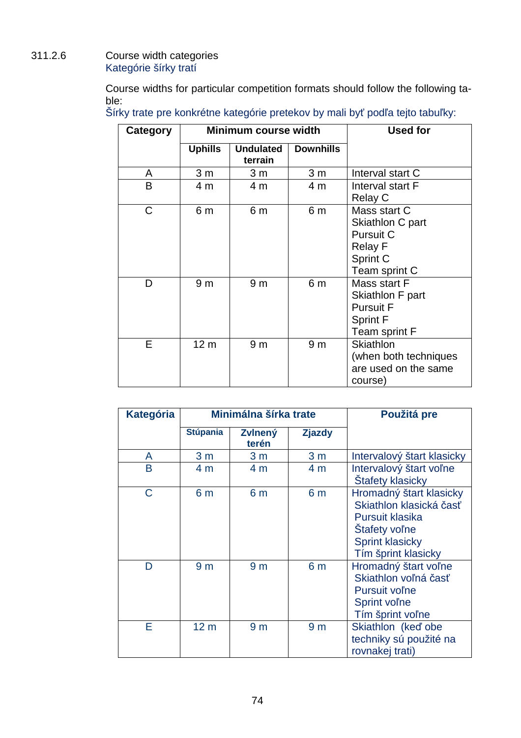311.2.6 Course width categories
Kategórie šírky tratí

Course widths for particular competition formats should follow the following table:
Šírky trate pre konkrétne kategórie pretekov by mali byť podľa tejto tabuľky:

| Category | Minimum course width | | | Used for |
|---|---|---|---|---|
| | **Uphills** | **Undulated terrain** | **Downhills** | |
| A | 3 m | 3 m | 3 m | Interval start C |
| B | 4 m | 4 m | 4 m | Interval start F<br>Relay C |
| C | 6 m | 6 m | 6 m | Mass start C<br>Skiathlon C part<br>Pursuit C<br>Relay F<br>Sprint C<br>Team sprint C |
| D | 9 m | 9 m | 6 m | Mass start F<br>Skiathlon F part<br>Pursuit F<br>Sprint F<br>Team sprint F |
| E | 12 m | 9 m | 9 m | Skiathlon<br>(when both techniques are used on the same course) |

| Kategória | Minimálna šírka trate | | | Použitá pre |
|---|---|---|---|---|
| | **Stúpania** | **Zvlnený terén** | **Zjazdy** | |
| A | 3 m | 3 m | 3 m | Intervalový štart klasicky |
| B | 4 m | 4 m | 4 m | Intervalový štart voľne<br>Štafety klasicky |
| C | 6 m | 6 m | 6 m | Hromadný štart klasicky<br>Skiathlon klasická časť<br>Pursuit klasika<br>Štafety voľne<br>Sprint klasicky<br>Tím šprint klasicky |
| D | 9 m | 9 m | 6 m | Hromadný štart voľne<br>Skiathlon voľná časť<br>Pursuit voľne<br>Sprint voľne<br>Tím šprint voľne |
| E | 12 m | 9 m | 9 m | Skiathlon (keď obe techniky sú použité na rovnakej trati) |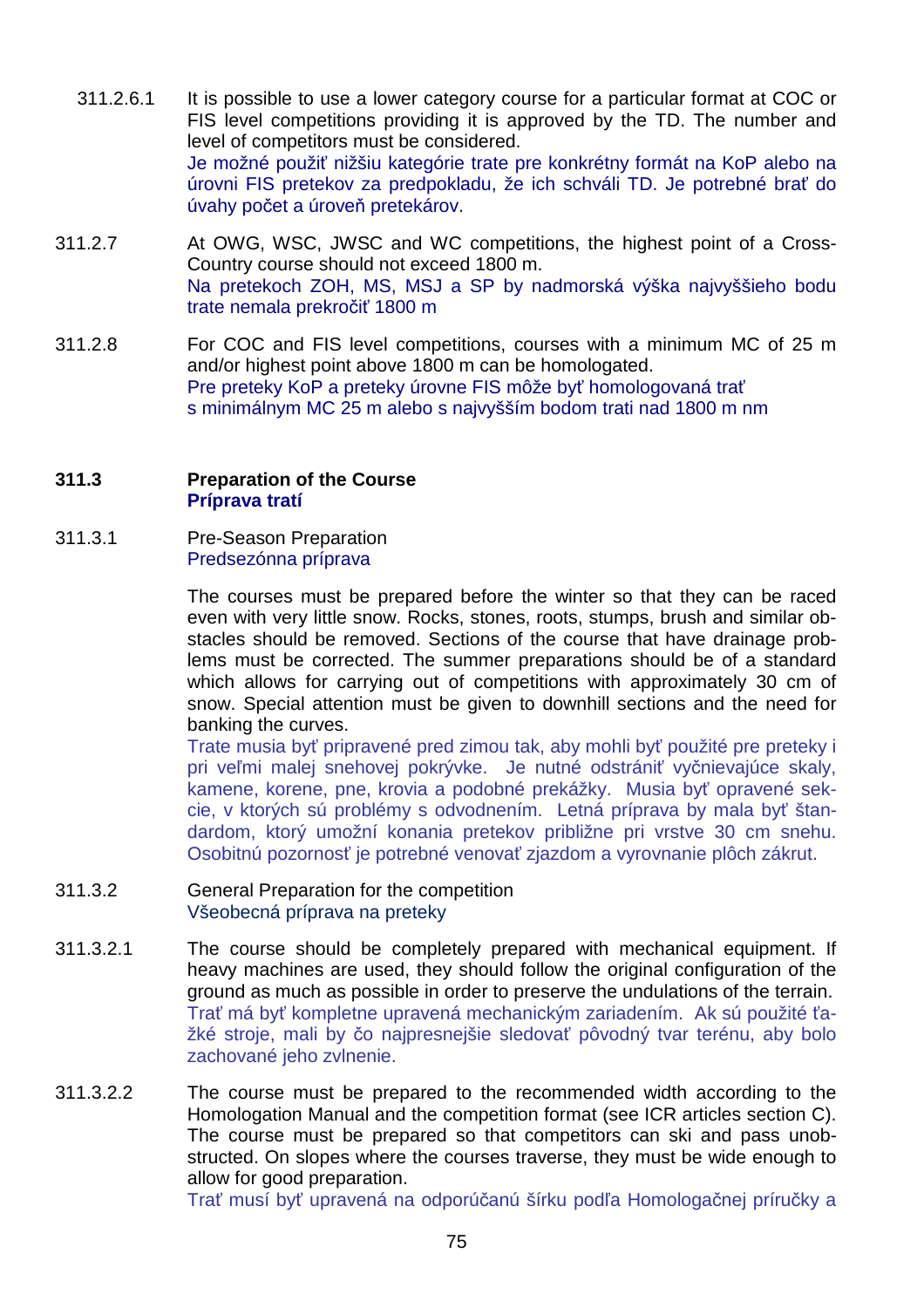311.2.6.1 It is possible to use a lower category course for a particular format at COC or FIS level competitions providing it is approved by the TD. The number and level of competitors must be considered.
Je možné použiť nižšiu kategórie trate pre konkrétny formát na KoP alebo na úrovni FIS pretekov za predpokladu, že ich schváli TD. Je potrebné brať do úvahy počet a úroveň pretekárov.

311.2.7 At OWG, WSC, JWSC and WC competitions, the highest point of a Cross-Country course should not exceed 1800 m.
Na pretekoch ZOH, MS, MSJ a SP by nadmorská výška najvyššieho bodu trate nemala prekročiť 1800 m

311.2.8 For COC and FIS level competitions, courses with a minimum MC of 25 m and/or highest point above 1800 m can be homologated.
Pre preteky KoP a preteky úrovne FIS môže byť homologovaná trať s minimálnym MC 25 m alebo s najvyšším bodom trati nad 1800 m nm

**311.3 Preparation of the Course**
**Príprava tratí**

311.3.1 Pre-Season Preparation
Predsezónna príprava

The courses must be prepared before the winter so that they can be raced even with very little snow. Rocks, stones, roots, stumps, brush and similar obstacles should be removed. Sections of the course that have drainage problems must be corrected. The summer preparations should be of a standard which allows for carrying out of competitions with approximately 30 cm of snow. Special attention must be given to downhill sections and the need for banking the curves.
Trate musia byť pripravené pred zimou tak, aby mohli byť použité pre preteky i pri veľmi malej snehovej pokrývke. Je nutné odstrániť vyčnievajúce skaly, kamene, korene, pne, krovia a podobné prekážky. Musia byť opravené sekcie, v ktorých sú problémy s odvodnením. Letná príprava by mala byť štandardom, ktorý umožní konania pretekov približne pri vrstve 30 cm snehu. Osobitnú pozornosť je potrebné venovať zjazdom a vyrovnanie plôch zákrut.

311.3.2 General Preparation for the competition
Všeobecná príprava na preteky

311.3.2.1 The course should be completely prepared with mechanical equipment. If heavy machines are used, they should follow the original configuration of the ground as much as possible in order to preserve the undulations of the terrain.
Trať má byť kompletne upravená mechanickým zariadením. Ak sú použité ťažké stroje, mali by čo najpresnejšie sledovať pôvodný tvar terénu, aby bolo zachované jeho zvlnenie.

311.3.2.2 The course must be prepared to the recommended width according to the Homologation Manual and the competition format (see ICR articles section C). The course must be prepared so that competitors can ski and pass unobstructed. On slopes where the courses traverse, they must be wide enough to allow for good preparation.
Trať musí byť upravená na odporúčanú šírku podľa Homologačnej príručky a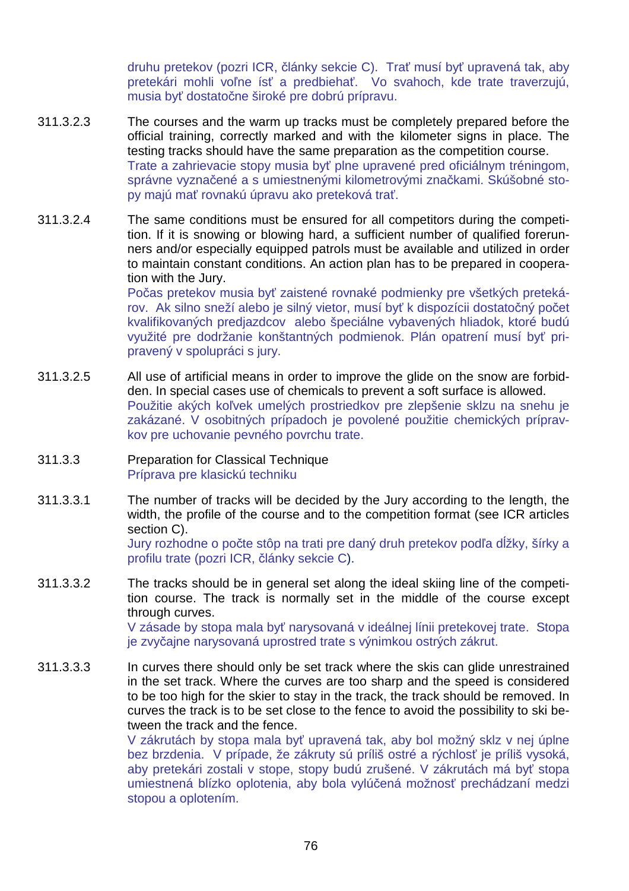druhu pretekov (pozri ICR, články sekcie C). Trať musí byť upravená tak, aby pretekári mohli voľne ísť a predbiehať. Vo svahoch, kde trate traverzujú, musia byť dostatočne široké pre dobrú prípravu.

311.3.2.3 The courses and the warm up tracks must be completely prepared before the official training, correctly marked and with the kilometer signs in place. The testing tracks should have the same preparation as the competition course.
Trate a zahrievacie stopy musia byť plne upravené pred oficiálnym tréningom, správne vyznačené a s umiestnenými kilometrovými značkami. Skúšobné stopy majú mať rovnakú úpravu ako preteková trať.

311.3.2.4 The same conditions must be ensured for all competitors during the competition. If it is snowing or blowing hard, a sufficient number of qualified forerunners and/or especially equipped patrols must be available and utilized in order to maintain constant conditions. An action plan has to be prepared in cooperation with the Jury.
Počas pretekov musia byť zaistené rovnaké podmienky pre všetkých pretekárov. Ak silno sneží alebo je silný vietor, musí byť k dispozícii dostatočný počet kvalifikovaných predjazdcov alebo špeciálne vybavených hliadok, ktoré budú využité pre dodržanie konštantných podmienok. Plán opatrení musí byť pripravený v spolupráci s jury.

311.3.2.5 All use of artificial means in order to improve the glide on the snow are forbidden. In special cases use of chemicals to prevent a soft surface is allowed.
Použitie akých koľvek umelých prostriedkov pre zlepšenie sklzu na snehu je zakázané. V osobitných prípadoch je povolené použitie chemických prípravkov pre uchovanie pevného povrchu trate.

## 311.3.3 Preparation for Classical Technique
Príprava pre klasickú techniku

311.3.3.1 The number of tracks will be decided by the Jury according to the length, the width, the profile of the course and to the competition format (see ICR articles section C).
Jury rozhodne o počte stôp na trati pre daný druh pretekov podľa dĺžky, šírky a profilu trate (pozri ICR, články sekcie C).

311.3.3.2 The tracks should be in general set along the ideal skiing line of the competition course. The track is normally set in the middle of the course except through curves.
V zásade by stopa mala byť narysovaná v ideálnej línii pretekovej trate. Stopa je zvyčajne narysovaná uprostred trate s výnimkou ostrých zákrut.

311.3.3.3 In curves there should only be set track where the skis can glide unrestrained in the set track. Where the curves are too sharp and the speed is considered to be too high for the skier to stay in the track, the track should be removed. In curves the track is to be set close to the fence to avoid the possibility to ski between the track and the fence.
V zákrutách by stopa mala byť upravená tak, aby bol možný sklz v nej úplne bez brzdenia. V prípade, že zákruty sú príliš ostré a rýchlosť je príliš vysoká, aby pretekári zostali v stope, stopy budú zrušené. V zákrutách má byť stopa umiestnená blízko oplotenia, aby bola vylúčená možnosť prechádzaní medzi stopou a oplotením.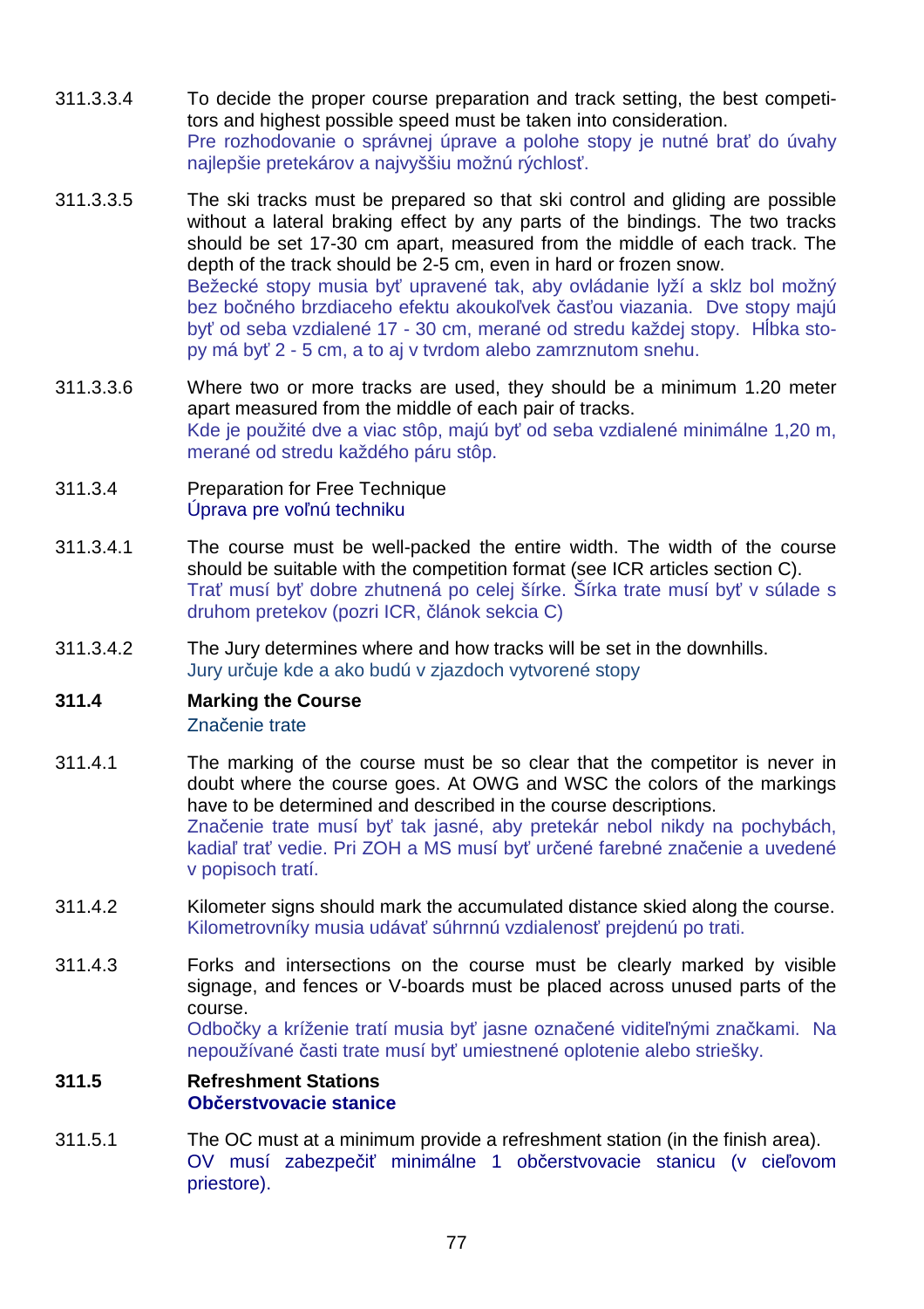311.3.3.4 To decide the proper course preparation and track setting, the best competitors and highest possible speed must be taken into consideration.
Pre rozhodovanie o správnej úprave a polohe stopy je nutné brať do úvahy najlepšie pretekárov a najvyššiu možnú rýchlosť.

311.3.3.5 The ski tracks must be prepared so that ski control and gliding are possible without a lateral braking effect by any parts of the bindings. The two tracks should be set 17-30 cm apart, measured from the middle of each track. The depth of the track should be 2-5 cm, even in hard or frozen snow.
Bežecké stopy musia byť upravené tak, aby ovládanie lyží a sklz bol možný bez bočného brzdiaceho efektu akoukoľvek časťou viazania. Dve stopy majú byť od seba vzdialené 17 - 30 cm, merané od stredu každej stopy. Hĺbka stopy má byť 2 - 5 cm, a to aj v tvrdom alebo zamrznutom snehu.

311.3.3.6 Where two or more tracks are used, they should be a minimum 1.20 meter apart measured from the middle of each pair of tracks.
Kde je použité dve a viac stôp, majú byť od seba vzdialené minimálne 1,20 m, merané od stredu každého páru stôp.

311.3.4 Preparation for Free Technique
Úprava pre voľnú techniku

311.3.4.1 The course must be well-packed the entire width. The width of the course should be suitable with the competition format (see ICR articles section C).
Trať musí byť dobre zhutnená po celej šírke. Šírka trate musí byť v súlade s druhom pretekov (pozri ICR, článok sekcia C)

311.3.4.2 The Jury determines where and how tracks will be set in the downhills.
Jury určuje kde a ako budú v zjazdoch vytvorené stopy

## 311.4 Marking the Course
Značenie trate

311.4.1 The marking of the course must be so clear that the competitor is never in doubt where the course goes. At OWG and WSC the colors of the markings have to be determined and described in the course descriptions.
Značenie trate musí byť tak jasné, aby pretekár nebol nikdy na pochybách, kadiaľ trať vedie. Pri ZOH a MS musí byť určené farebné značenie a uvedené v popisoch tratí.

311.4.2 Kilometer signs should mark the accumulated distance skied along the course.
Kilometrovníky musia udávať súhrnnú vzdialenosť prejdenú po trati.

311.4.3 Forks and intersections on the course must be clearly marked by visible signage, and fences or V-boards must be placed across unused parts of the course.
Odbočky a kríženie tratí musia byť jasne označené viditeľnými značkami. Na nepoužívané časti trate musí byť umiestnené oplotenie alebo striešky.

## 311.5 Refreshment Stations
**Občerstvovacie stanice**

311.5.1 The OC must at a minimum provide a refreshment station (in the finish area).
OV musí zabezpečiť minimálne 1 občerstvovacie stanicu (v cieľovom priestore).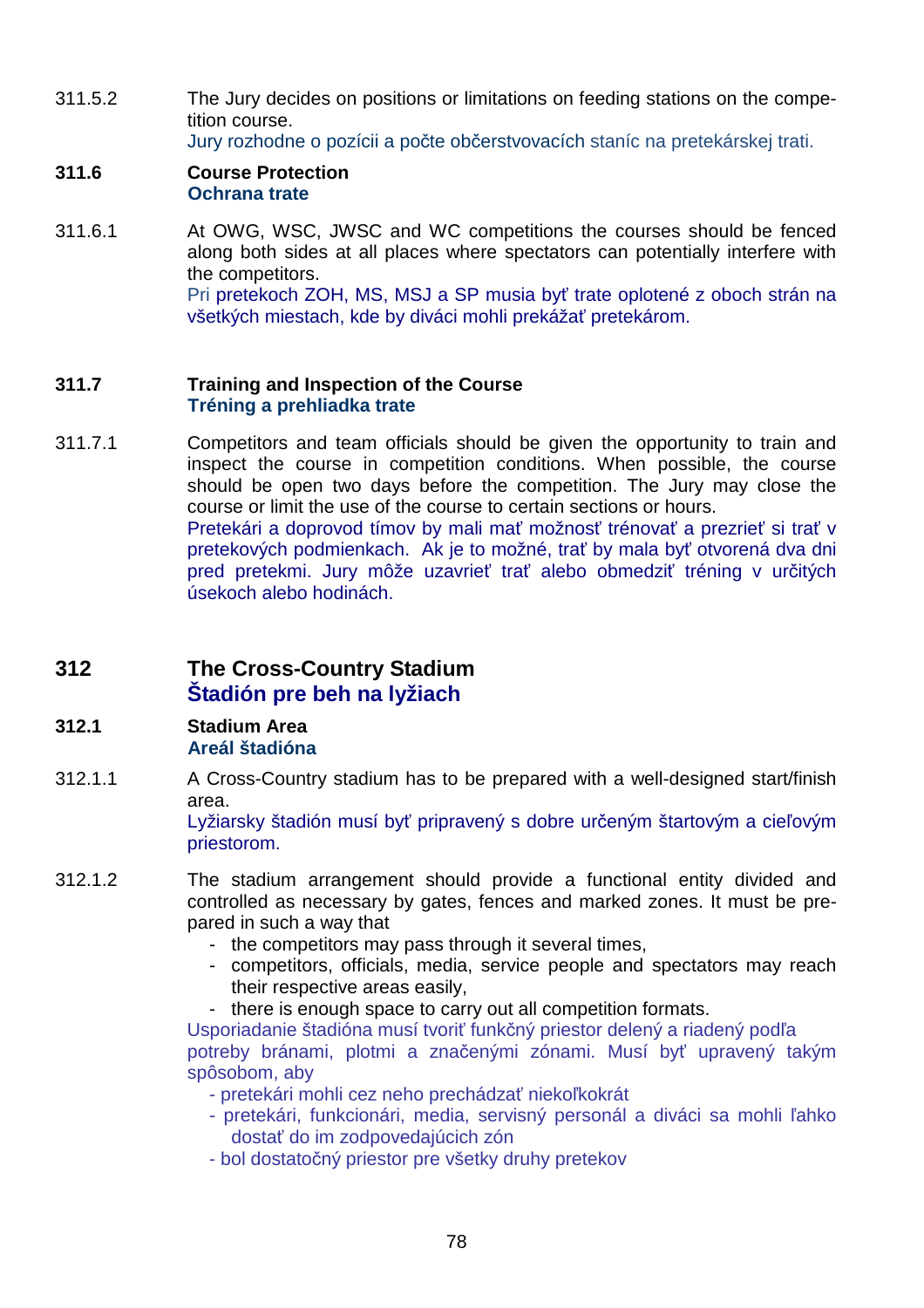311.5.2 The Jury decides on positions or limitations on feeding stations on the competition course.
Jury rozhodne o pozícii a počte občerstvovacích staníc na pretekárskej trati.

**311.6 Course Protection**
**Ochrana trate**

311.6.1 At OWG, WSC, JWSC and WC competitions the courses should be fenced along both sides at all places where spectators can potentially interfere with the competitors.
Pri pretekoch ZOH, MS, MSJ a SP musia byť trate oplotené z oboch strán na všetkých miestach, kde by diváci mohli prekážať pretekárom.

**311.7 Training and Inspection of the Course**
**Tréning a prehliadka trate**

311.7.1 Competitors and team officials should be given the opportunity to train and inspect the course in competition conditions. When possible, the course should be open two days before the competition. The Jury may close the course or limit the use of the course to certain sections or hours.
Pretekári a doprovod tímov by mali mať možnosť trénovať a prezrieť si trať v pretekových podmienkach. Ak je to možné, trať by mala byť otvorená dva dni pred pretekmi. Jury môže uzavrieť trať alebo obmedziť tréning v určitých úsekoch alebo hodinách.

## 312 The Cross-Country Stadium
## Štadión pre beh na lyžiach

**312.1 Stadium Area**
**Areál štadióna**

312.1.1 A Cross-Country stadium has to be prepared with a well-designed start/finish area.
Lyžiarsky štadión musí byť pripravený s dobre určeným štartovým a cieľovým priestorom.

312.1.2 The stadium arrangement should provide a functional entity divided and controlled as necessary by gates, fences and marked zones. It must be prepared in such a way that

- the competitors may pass through it several times,
- competitors, officials, media, service people and spectators may reach their respective areas easily,
- there is enough space to carry out all competition formats.

Usporiadanie štadióna musí tvoriť funkčný priestor delený a riadený podľa potreby bránami, plotmi a značenými zónami. Musí byť upravený takým spôsobom, aby

- pretekári mohli cez neho prechádzať niekoľkokrát
- pretekári, funkcionári, media, servisný personál a diváci sa mohli ľahko dostať do im zodpovedajúcich zón
- bol dostatočný priestor pre všetky druhy pretekov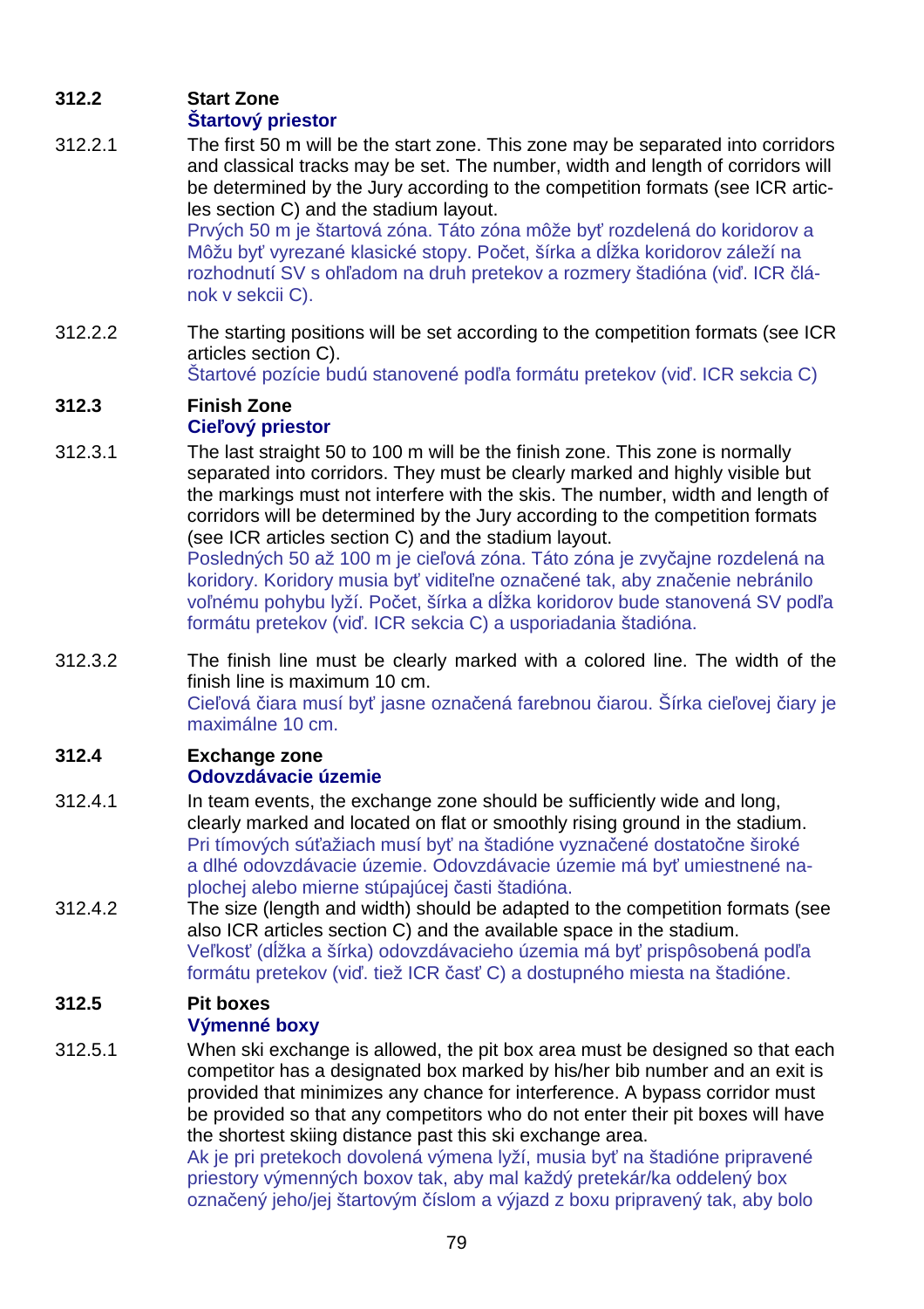**312.2 Start Zone**
**Štartový priestor**

312.2.1 The first 50 m will be the start zone. This zone may be separated into corridors and classical tracks may be set. The number, width and length of corridors will be determined by the Jury according to the competition formats (see ICR articles section C) and the stadium layout.
Prvých 50 m je štartová zóna. Táto zóna môže byť rozdelená do koridorov a Môžu byť vyrezané klasické stopy. Počet, šírka a dĺžka koridorov záleží na rozhodnutí SV s ohľadom na druh pretekov a rozmery štadióna (viď. ICR článok v sekcii C).

312.2.2 The starting positions will be set according to the competition formats (see ICR articles section C).
Štartové pozície budú stanovené podľa formátu pretekov (viď. ICR sekcia C)

**312.3 Finish Zone**
**Cieľový priestor**

312.3.1 The last straight 50 to 100 m will be the finish zone. This zone is normally separated into corridors. They must be clearly marked and highly visible but the markings must not interfere with the skis. The number, width and length of corridors will be determined by the Jury according to the competition formats (see ICR articles section C) and the stadium layout.
Posledných 50 až 100 m je cieľová zóna. Táto zóna je zvyčajne rozdelená na koridory. Koridory musia byť viditeľne označené tak, aby značenie nebránilo voľnému pohybu lyží. Počet, šírka a dĺžka koridorov bude stanovená SV podľa formátu pretekov (viď. ICR sekcia C) a usporiadania štadióna.

312.3.2 The finish line must be clearly marked with a colored line. The width of the finish line is maximum 10 cm.
Cieľová čiara musí byť jasne označená farebnou čiarou. Šírka cieľovej čiary je maximálne 10 cm.

**312.4 Exchange zone**
**Odovzdávacie územie**

312.4.1 In team events, the exchange zone should be sufficiently wide and long, clearly marked and located on flat or smoothly rising ground in the stadium.
Pri tímových súťažiach musí byť na štadióne vyznačené dostatočne široké a dlhé odovzdávacie územie. Odovzdávacie územie má byť umiestnené na plochej alebo mierne stúpajúcej časti štadióna.

312.4.2 The size (length and width) should be adapted to the competition formats (see also ICR articles section C) and the available space in the stadium.
Veľkosť (dĺžka a šírka) odovzdávacieho územia má byť prispôsobená podľa formátu pretekov (viď. tiež ICR časť C) a dostupného miesta na štadióne.

**312.5 Pit boxes**
**Výmenné boxy**

312.5.1 When ski exchange is allowed, the pit box area must be designed so that each competitor has a designated box marked by his/her bib number and an exit is provided that minimizes any chance for interference. A bypass corridor must be provided so that any competitors who do not enter their pit boxes will have the shortest skiing distance past this ski exchange area.
Ak je pri pretekoch dovolená výmena lyží, musia byť na štadióne pripravené priestory výmenných boxov tak, aby mal každý pretekár/ka oddelený box označený jeho/jej štartovým číslom a výjazd z boxu pripravený tak, aby bolo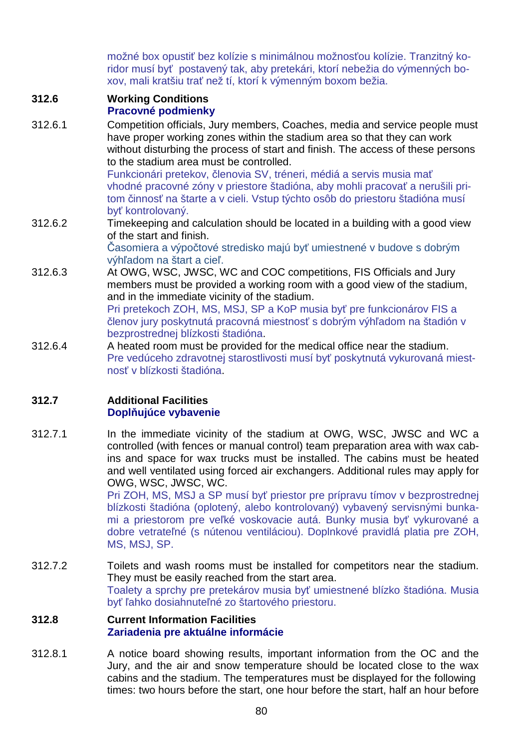možné box opustiť bez kolízie s minimálnou možnosťou kolízie. Tranzitný koridor musí byť postavený tak, aby pretekári, ktorí nebežia do výmenných boxov, mali kratšiu trať než tí, ktorí k výmenným boxom bežia.

### 312.6 Working Conditions
**Pracovné podmienky**

312.6.1 Competition officials, Jury members, Coaches, media and service people must have proper working zones within the stadium area so that they can work without disturbing the process of start and finish. The access of these persons to the stadium area must be controlled.
Funkcionári pretekov, členovia SV, tréneri, médiá a servis musia mať vhodné pracovné zóny v priestore štadióna, aby mohli pracovať a nerušili pritom činnosť na štarte a v cieli. Vstup týchto osôb do priestoru štadióna musí byť kontrolovaný.

312.6.2 Timekeeping and calculation should be located in a building with a good view of the start and finish.
Časomiera a výpočtové stredisko majú byť umiestnené v budove s dobrým výhľadom na štart a cieľ.

312.6.3 At OWG, WSC, JWSC, WC and COC competitions, FIS Officials and Jury members must be provided a working room with a good view of the stadium, and in the immediate vicinity of the stadium.
Pri pretekoch ZOH, MS, MSJ, SP a KoP musia byť pre funkcionárov FIS a členov jury poskytnutá pracovná miestnosť s dobrým výhľadom na štadión v bezprostrednej blízkosti štadióna.

312.6.4 A heated room must be provided for the medical office near the stadium.
Pre vedúceho zdravotnej starostlivosti musí byť poskytnutá vykurovaná miestnosť v blízkosti štadióna.

### 312.7 Additional Facilities
**Doplňujúce vybavenie**

312.7.1 In the immediate vicinity of the stadium at OWG, WSC, JWSC and WC a controlled (with fences or manual control) team preparation area with wax cabins and space for wax trucks must be installed. The cabins must be heated and well ventilated using forced air exchangers. Additional rules may apply for OWG, WSC, JWSC, WC.
Pri ZOH, MS, MSJ a SP musí byť priestor pre prípravu tímov v bezprostrednej blízkosti štadióna (oplotený, alebo kontrolovaný) vybavený servisnými bunkami a priestorom pre veľké voskovacie autá. Bunky musia byť vykurované a dobre vetrateľné (s nútenou ventiláciou). Doplnkové pravidlá platia pre ZOH, MS, MSJ, SP.

312.7.2 Toilets and wash rooms must be installed for competitors near the stadium. They must be easily reached from the start area.
Toalety a sprchy pre pretekárov musia byť umiestnené blízko štadióna. Musia byť ľahko dosiahnuteľné zo štartového priestoru.

### 312.8 Current Information Facilities
**Zariadenia pre aktuálne informácie**

312.8.1 A notice board showing results, important information from the OC and the Jury, and the air and snow temperature should be located close to the wax cabins and the stadium. The temperatures must be displayed for the following times: two hours before the start, one hour before the start, half an hour before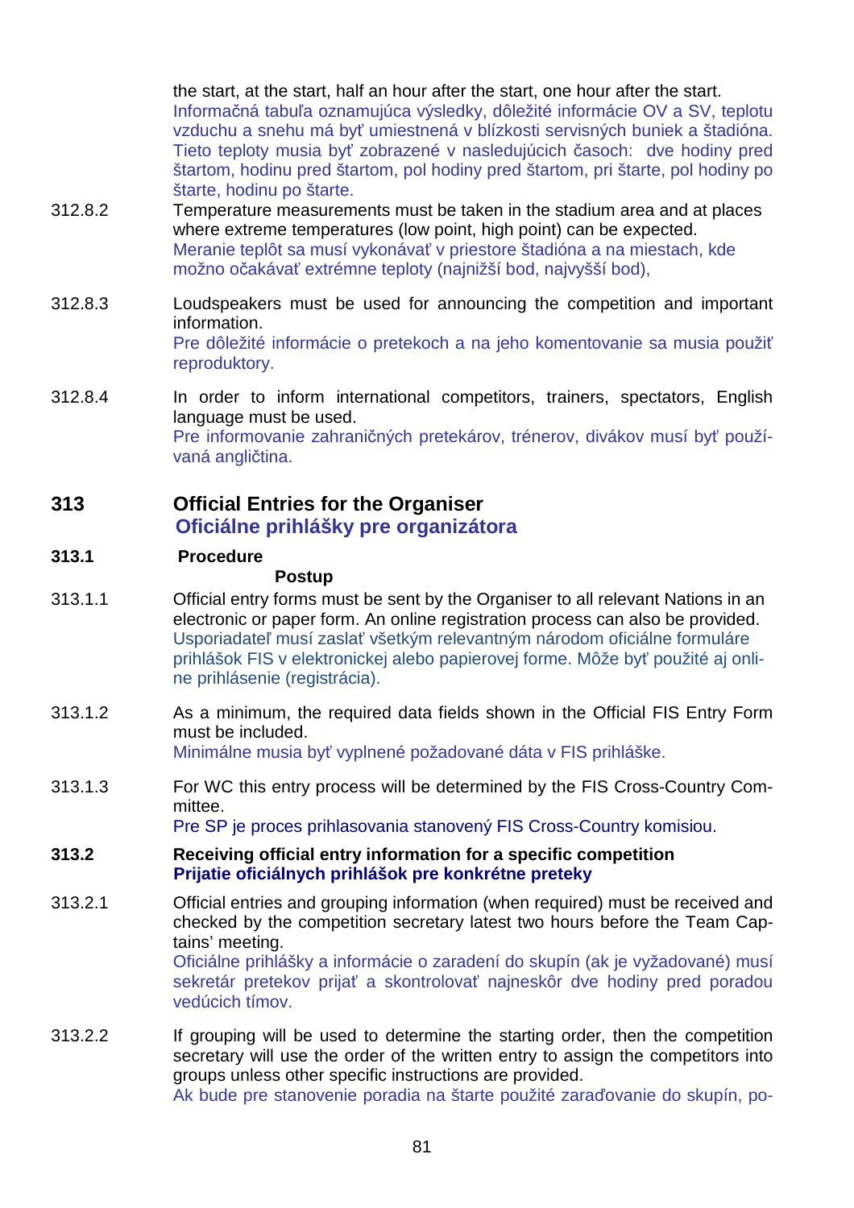the start, at the start, half an hour after the start, one hour after the start.
Informačná tabuľa oznamujúca výsledky, dôležité informácie OV a SV, teplotu vzduchu a snehu má byť umiestnená v blízkosti servisných buniek a štadióna. Tieto teploty musia byť zobrazené v nasledujúcich časoch: dve hodiny pred štartom, hodinu pred štartom, pol hodiny pred štartom, pri štarte, pol hodiny po štarte, hodinu po štarte.

312.8.2 Temperature measurements must be taken in the stadium area and at places where extreme temperatures (low point, high point) can be expected.
Meranie teplôt sa musí vykonávať v priestore štadióna a na miestach, kde možno očakávať extrémne teploty (najnižší bod, najvyšší bod),

312.8.3 Loudspeakers must be used for announcing the competition and important information.
Pre dôležité informácie o pretekoch a na jeho komentovanie sa musia použiť reproduktory.

312.8.4 In order to inform international competitors, trainers, spectators, English language must be used.
Pre informovanie zahraničných pretekárov, trénerov, divákov musí byť používaná angličtina.

## 313 Official Entries for the Organiser
## Oficiálne prihlášky pre organizátora

### 313.1 Procedure
### Postup

313.1.1 Official entry forms must be sent by the Organiser to all relevant Nations in an electronic or paper form. An online registration process can also be provided.
Usporiadateľ musí zaslať všetkým relevantným národom oficiálne formuláre prihlášok FIS v elektronickej alebo papierovej forme. Môže byť použité aj online prihlásenie (registrácia).

313.1.2 As a minimum, the required data fields shown in the Official FIS Entry Form must be included.
Minimálne musia byť vyplnené požadované dáta v FIS prihláške.

313.1.3 For WC this entry process will be determined by the FIS Cross-Country Committee.
Pre SP je proces prihlasovania stanovený FIS Cross-Country komisiou.

### 313.2 Receiving official entry information for a specific competition
### Prijatie oficiálnych prihlášok pre konkrétne preteky

313.2.1 Official entries and grouping information (when required) must be received and checked by the competition secretary latest two hours before the Team Captains' meeting.
Oficiálne prihlášky a informácie o zaradení do skupín (ak je vyžadované) musí sekretár pretekov prijať a skontrolovať najneskôr dve hodiny pred poradou vedúcich tímov.

313.2.2 If grouping will be used to determine the starting order, then the competition secretary will use the order of the written entry to assign the competitors into groups unless other specific instructions are provided.
Ak bude pre stanovenie poradia na štarte použité zaraďovanie do skupín, po-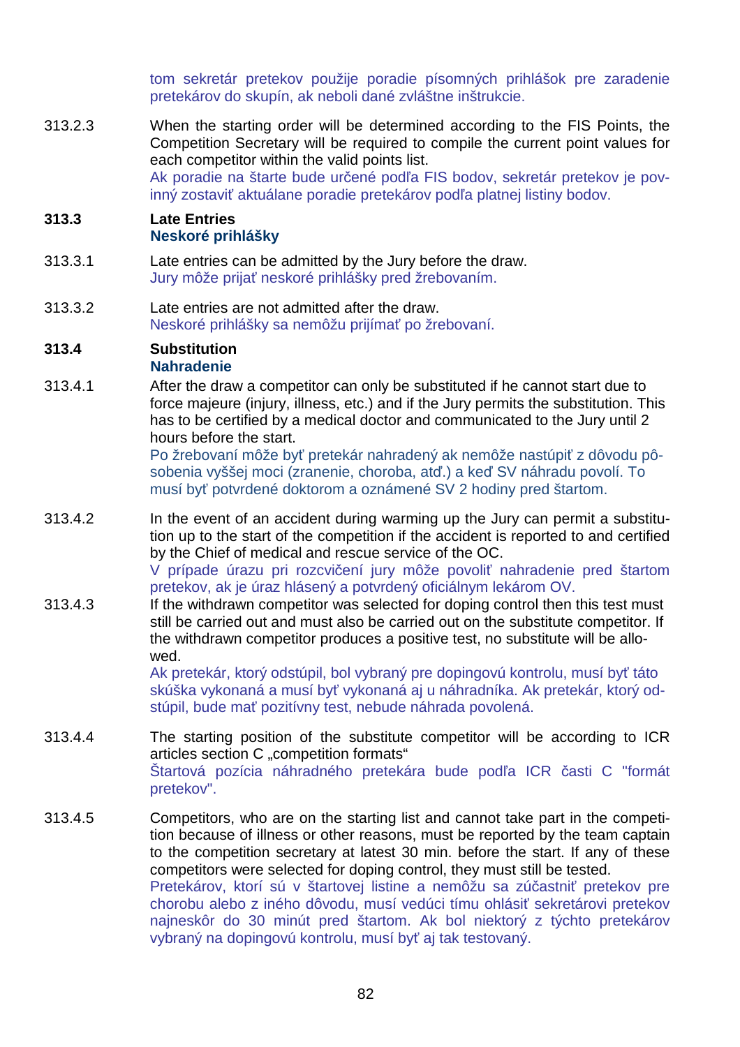tom sekretár pretekov použije poradie písomných prihlášok pre zaradenie pretekárov do skupín, ak neboli dané zvláštne inštrukcie.

313.2.3 When the starting order will be determined according to the FIS Points, the Competition Secretary will be required to compile the current point values for each competitor within the valid points list.
Ak poradie na štarte bude určené podľa FIS bodov, sekretár pretekov je povinný zostaviť aktuálane poradie pretekárov podľa platnej listiny bodov.

### 313.3 Late Entries
### Neskoré prihlášky

313.3.1 Late entries can be admitted by the Jury before the draw.
Jury môže prijať neskoré prihlášky pred žrebovaním.

313.3.2 Late entries are not admitted after the draw.
Neskoré prihlášky sa nemôžu prijímať po žrebovaní.

### 313.4 Substitution
### Nahradenie

313.4.1 After the draw a competitor can only be substituted if he cannot start due to force majeure (injury, illness, etc.) and if the Jury permits the substitution. This has to be certified by a medical doctor and communicated to the Jury until 2 hours before the start.
Po žrebovaní môže byť pretekár nahradený ak nemôže nastúpiť z dôvodu pôsobenia vyššej moci (zranenie, choroba, atď.) a keď SV náhradu povolí. To musí byť potvrdené doktorom a oznámené SV 2 hodiny pred štartom.

313.4.2 In the event of an accident during warming up the Jury can permit a substitution up to the start of the competition if the accident is reported to and certified by the Chief of medical and rescue service of the OC.
V prípade úrazu pri rozcvičení jury môže povoliť nahradenie pred štartom pretekov, ak je úraz hlásený a potvrdený oficiálnym lekárom OV.

313.4.3 If the withdrawn competitor was selected for doping control then this test must still be carried out and must also be carried out on the substitute competitor. If the withdrawn competitor produces a positive test, no substitute will be allowed.
Ak pretekár, ktorý odstúpil, bol vybraný pre dopingovú kontrolu, musí byť táto skúška vykonaná a musí byť vykonaná aj u náhradníka. Ak pretekár, ktorý odstúpil, bude mať pozitívny test, nebude náhrada povolená.

313.4.4 The starting position of the substitute competitor will be according to ICR articles section C „competition formats“
Štartová pozícia náhradného pretekára bude podľa ICR časti C "formát pretekov".

313.4.5 Competitors, who are on the starting list and cannot take part in the competition because of illness or other reasons, must be reported by the team captain to the competition secretary at latest 30 min. before the start. If any of these competitors were selected for doping control, they must still be tested.
Pretekárov, ktorí sú v štartovej listine a nemôžu sa zúčastniť pretekov pre chorobu alebo z iného dôvodu, musí vedúci tímu ohlásiť sekretárovi pretekov najneskôr do 30 minút pred štartom. Ak bol niektorý z týchto pretekárov vybraný na dopingovú kontrolu, musí byť aj tak testovaný.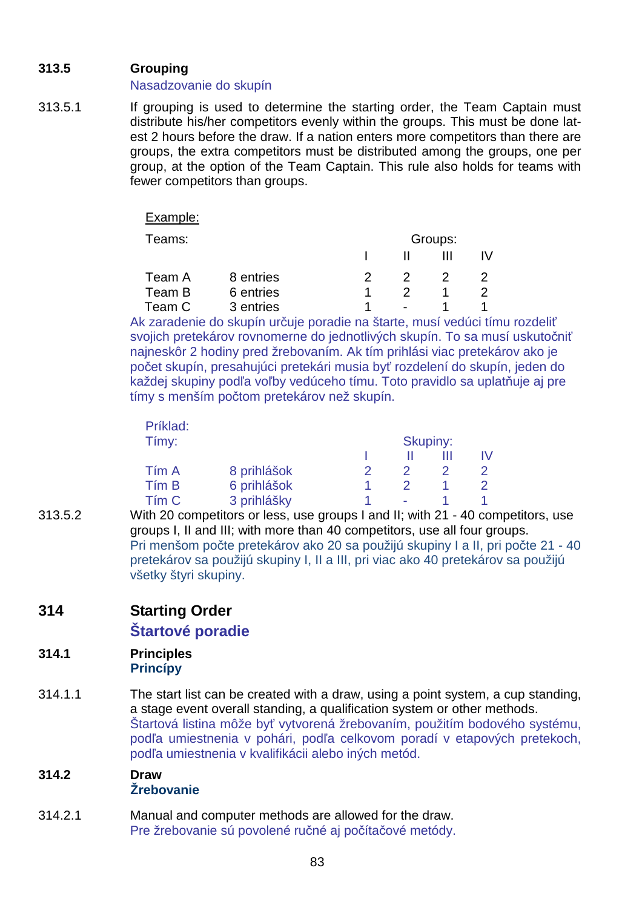**313.5 Grouping**

Nasadzovanie do skupín

313.5.1 If grouping is used to determine the starting order, the Team Captain must distribute his/her competitors evenly within the groups. This must be done latest 2 hours before the draw. If a nation enters more competitors than there are groups, the extra competitors must be distributed among the groups, one per group, at the option of the Team Captain. This rule also holds for teams with fewer competitors than groups.

Example:

| Teams: | | Groups: I | II | III | IV |
|---|---|---|---|---|---|
| Team A | 8 entries | 2 | 2 | 2 | 2 |
| Team B | 6 entries | 1 | 2 | 1 | 2 |
| Team C | 3 entries | 1 | - | 1 | 1 |

Ak zaradenie do skupín určuje poradie na štarte, musí vedúci tímu rozdeliť svojich pretekárov rovnomerne do jednotlivých skupín. To sa musí uskutočniť najneskôr 2 hodiny pred žrebovaním. Ak tím prihlási viac pretekárov ako je počet skupín, presahujúci pretekári musia byť rozdelení do skupín, jeden do každej skupiny podľa voľby vedúceho tímu. Toto pravidlo sa uplatňuje aj pre tímy s menším počtom pretekárov než skupín.

Príklad:

| Tímy: | | Skupiny: I | II | III | IV |
|---|---|---|---|---|---|
| Tím A | 8 prihlášok | 2 | 2 | 2 | 2 |
| Tím B | 6 prihlášok | 1 | 2 | 1 | 2 |
| Tím C | 3 prihlášky | 1 | - | 1 | 1 |

313.5.2 With 20 competitors or less, use groups I and II; with 21 - 40 competitors, use groups I, II and III; with more than 40 competitors, use all four groups.
Pri menšom počte pretekárov ako 20 sa použijú skupiny I a II, pri počte 21 - 40 pretekárov sa použijú skupiny I, II a III, pri viac ako 40 pretekárov sa použijú všetky štyri skupiny.

## 314 Starting Order

## Štartové poradie

### 314.1 Principles

### Princípy

314.1.1 The start list can be created with a draw, using a point system, a cup standing, a stage event overall standing, a qualification system or other methods.
Štartová listina môže byť vytvorená žrebovaním, použitím bodového systému, podľa umiestnenia v pohári, podľa celkovom poradí v etapových pretekoch, podľa umiestnenia v kvalifikácii alebo iných metód.

### 314.2 Draw

### Žrebovanie

314.2.1 Manual and computer methods are allowed for the draw.
Pre žrebovanie sú povolené ručné aj počítačové metódy.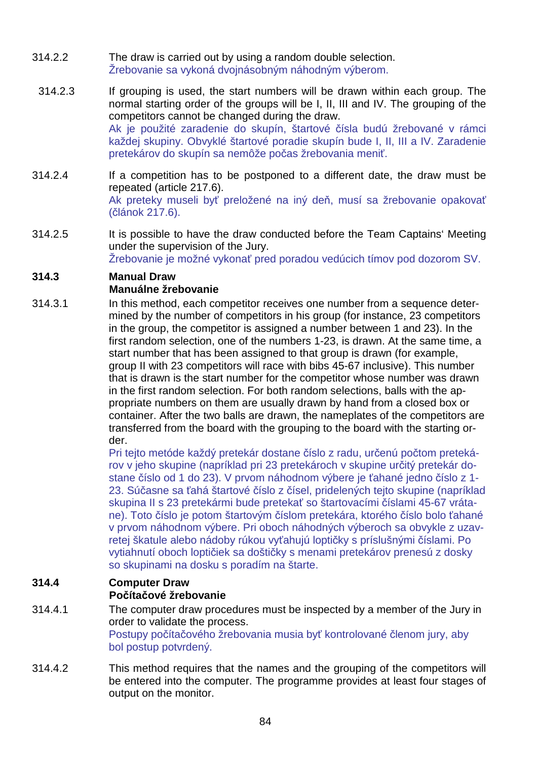314.2.2 The draw is carried out by using a random double selection.
Žrebovanie sa vykoná dvojnásobným náhodným výberom.

314.2.3 If grouping is used, the start numbers will be drawn within each group. The normal starting order of the groups will be I, II, III and IV. The grouping of the competitors cannot be changed during the draw.
Ak je použité zaradenie do skupín, štartové čísla budú žrebované v rámci každej skupiny. Obvyklé štartové poradie skupín bude I, II, III a IV. Zaradenie pretekárov do skupín sa nemôže počas žrebovania meniť.

314.2.4 If a competition has to be postponed to a different date, the draw must be repeated (article 217.6).
Ak preteky museli byť preložené na iný deň, musí sa žrebovanie opakovať (článok 217.6).

314.2.5 It is possible to have the draw conducted before the Team Captains' Meeting under the supervision of the Jury.
Žrebovanie je možné vykonať pred poradou vedúcich tímov pod dozorom SV.

**314.3 Manual Draw**
**Manuálne žrebovanie**

314.3.1 In this method, each competitor receives one number from a sequence determined by the number of competitors in his group (for instance, 23 competitors in the group, the competitor is assigned a number between 1 and 23). In the first random selection, one of the numbers 1-23, is drawn. At the same time, a start number that has been assigned to that group is drawn (for example, group II with 23 competitors will race with bibs 45-67 inclusive). This number that is drawn is the start number for the competitor whose number was drawn in the first random selection. For both random selections, balls with the appropriate numbers on them are usually drawn by hand from a closed box or container. After the two balls are drawn, the nameplates of the competitors are transferred from the board with the grouping to the board with the starting order.
Pri tejto metóde každý pretekár dostane číslo z radu, určenú počtom pretekárov v jeho skupine (napríklad pri 23 pretekároch v skupine určitý pretekár dostane číslo od 1 do 23). V prvom náhodnom výbere je ťahané jedno číslo z 1-23. Súčasne sa ťahá štartové číslo z čísel, pridelených tejto skupine (napríklad skupina II s 23 pretekármi bude pretekať so štartovacími číslami 45-67 vrátane). Toto číslo je potom štartovým číslom pretekára, ktorého číslo bolo ťahané v prvom náhodnom výbere. Pri oboch náhodných výberoch sa obvykle z uzavretej škatule alebo nádoby rúkou vyťahujú loptičky s príslušnými číslami. Po vytiahnutí oboch loptičiek sa doštičky s menami pretekárov prenesú z dosky so skupinami na dosku s poradím na štarte.

**314.4 Computer Draw**
**Počítačové žrebovanie**

314.4.1 The computer draw procedures must be inspected by a member of the Jury in order to validate the process.
Postupy počítačového žrebovania musia byť kontrolované členom jury, aby bol postup potvrdený.

314.4.2 This method requires that the names and the grouping of the competitors will be entered into the computer. The programme provides at least four stages of output on the monitor.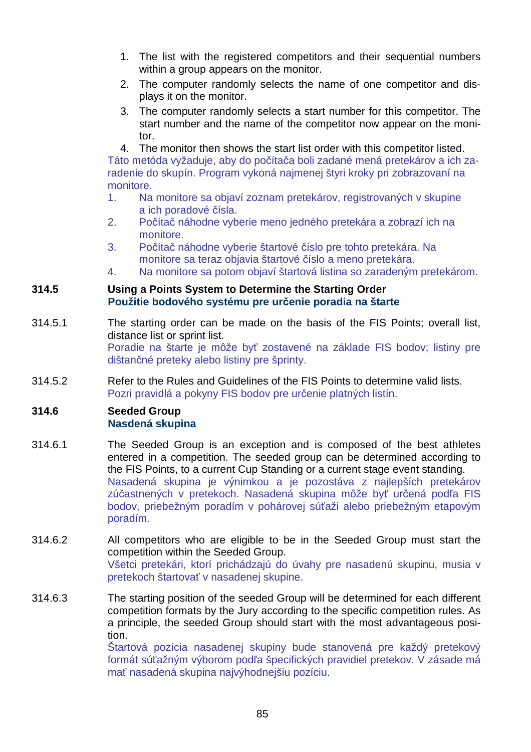1. The list with the registered competitors and their sequential numbers within a group appears on the monitor.
2. The computer randomly selects the name of one competitor and displays it on the monitor.
3. The computer randomly selects a start number for this competitor. The start number and the name of the competitor now appear on the monitor.
4. The monitor then shows the start list order with this competitor listed.

Táto metóda vyžaduje, aby do počítača boli zadané mená pretekárov a ich zaradenie do skupín. Program vykoná najmenej štyri kroky pri zobrazovaní na monitore.

1. Na monitore sa objaví zoznam pretekárov, registrovaných v skupine a ich poradové čísla.
2. Počítač náhodne vyberie meno jedného pretekára a zobrazí ich na monitore.
3. Počítač náhodne vyberie štartové číslo pre tohto pretekára. Na monitore sa teraz objavia štartové číslo a meno pretekára.
4. Na monitore sa potom objaví štartová listina so zaradeným pretekárom.

**314.5 Using a Points System to Determine the Starting Order**
**Použitie bodového systému pre určenie poradia na štarte**

314.5.1 The starting order can be made on the basis of the FIS Points; overall list, distance list or sprint list.
Poradie na štarte je môže byť zostavené na základe FIS bodov; listiny pre dištančné preteky alebo listiny pre šprinty.

314.5.2 Refer to the Rules and Guidelines of the FIS Points to determine valid lists.
Pozri pravidlá a pokyny FIS bodov pre určenie platných listín.

**314.6 Seeded Group**
**Nasdená skupina**

314.6.1 The Seeded Group is an exception and is composed of the best athletes entered in a competition. The seeded group can be determined according to the FIS Points, to a current Cup Standing or a current stage event standing.
Nasadená skupina je výnimkou a je pozostáva z najlepších pretekárov zúčastnených v pretekoch. Nasadená skupina môže byť určená podľa FIS bodov, priebežným poradím v pohárovej súťaži alebo priebežným etapovým poradím.

314.6.2 All competitors who are eligible to be in the Seeded Group must start the competition within the Seeded Group.
Všetci pretekári, ktorí prichádzajú do úvahy pre nasadenú skupinu, musia v pretekoch štartovať v nasadenej skupine.

314.6.3 The starting position of the seeded Group will be determined for each different competition formats by the Jury according to the specific competition rules. As a principle, the seeded Group should start with the most advantageous position.
Štartová pozícia nasadenej skupiny bude stanovená pre každý pretekový formát súťažným výborom podľa špecifických pravidiel pretekov. V zásade má mať nasadená skupina najvýhodnejšiu pozíciu.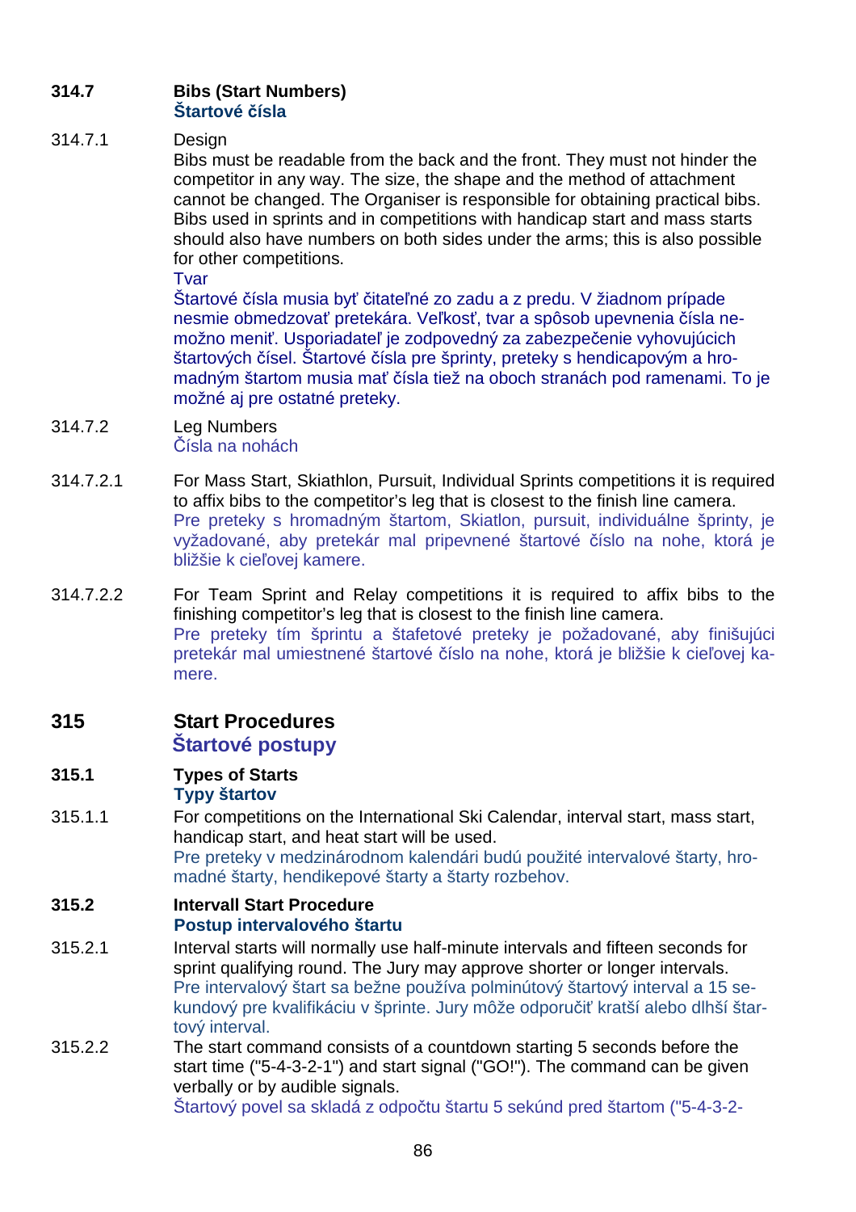**314.7 Bibs (Start Numbers)**
**Štartové čísla**

314.7.1 Design

Bibs must be readable from the back and the front. They must not hinder the competitor in any way. The size, the shape and the method of attachment cannot be changed. The Organiser is responsible for obtaining practical bibs. Bibs used in sprints and in competitions with handicap start and mass starts should also have numbers on both sides under the arms; this is also possible for other competitions.

Tvar

Štartové čísla musia byť čitateľné zo zadu a z predu. V žiadnom prípade nesmie obmedzovať pretekára. Veľkosť, tvar a spôsob upevnenia čísla nemožno meniť. Usporiadateľ je zodpovedný za zabezpečenie vyhovujúcich štartových čísel. Štartové čísla pre šprinty, preteky s hendicapovým a hromadným štartom musia mať čísla tiež na oboch stranách pod ramenami. To je možné aj pre ostatné preteky.

314.7.2 Leg Numbers

Čísla na nohách

314.7.2.1 For Mass Start, Skiathlon, Pursuit, Individual Sprints competitions it is required to affix bibs to the competitor's leg that is closest to the finish line camera.

Pre preteky s hromadným štartom, Skiatlon, pursuit, individuálne šprinty, je vyžadované, aby pretekár mal pripevnené štartové číslo na nohe, ktorá je bližšie k cieľovej kamere.

314.7.2.2 For Team Sprint and Relay competitions it is required to affix bibs to the finishing competitor's leg that is closest to the finish line camera.

Pre preteky tím šprintu a štafetové preteky je požadované, aby finišujúci pretekár mal umiestnené štartové číslo na nohe, ktorá je bližšie k cieľovej kamere.

## 315 Start Procedures
## Štartové postupy

**315.1 Types of Starts**
**Typy štartov**

315.1.1 For competitions on the International Ski Calendar, interval start, mass start, handicap start, and heat start will be used.

Pre preteky v medzinárodnom kalendári budú použité intervalové štarty, hromadné štarty, hendikepové štarty a štarty rozbehov.

**315.2 Intervall Start Procedure**
**Postup intervalového štartu**

315.2.1 Interval starts will normally use half-minute intervals and fifteen seconds for sprint qualifying round. The Jury may approve shorter or longer intervals.

Pre intervalový štart sa bežne používa polminútový štartový interval a 15 sekundový pre kvalifikáciu v šprinte. Jury môže odporučiť kratší alebo dlhší štartový interval.

315.2.2 The start command consists of a countdown starting 5 seconds before the start time ("5-4-3-2-1") and start signal ("GO!"). The command can be given verbally or by audible signals.

Štartový povel sa skladá z odpočtu štartu 5 sekúnd pred štartom ("5-4-3-2-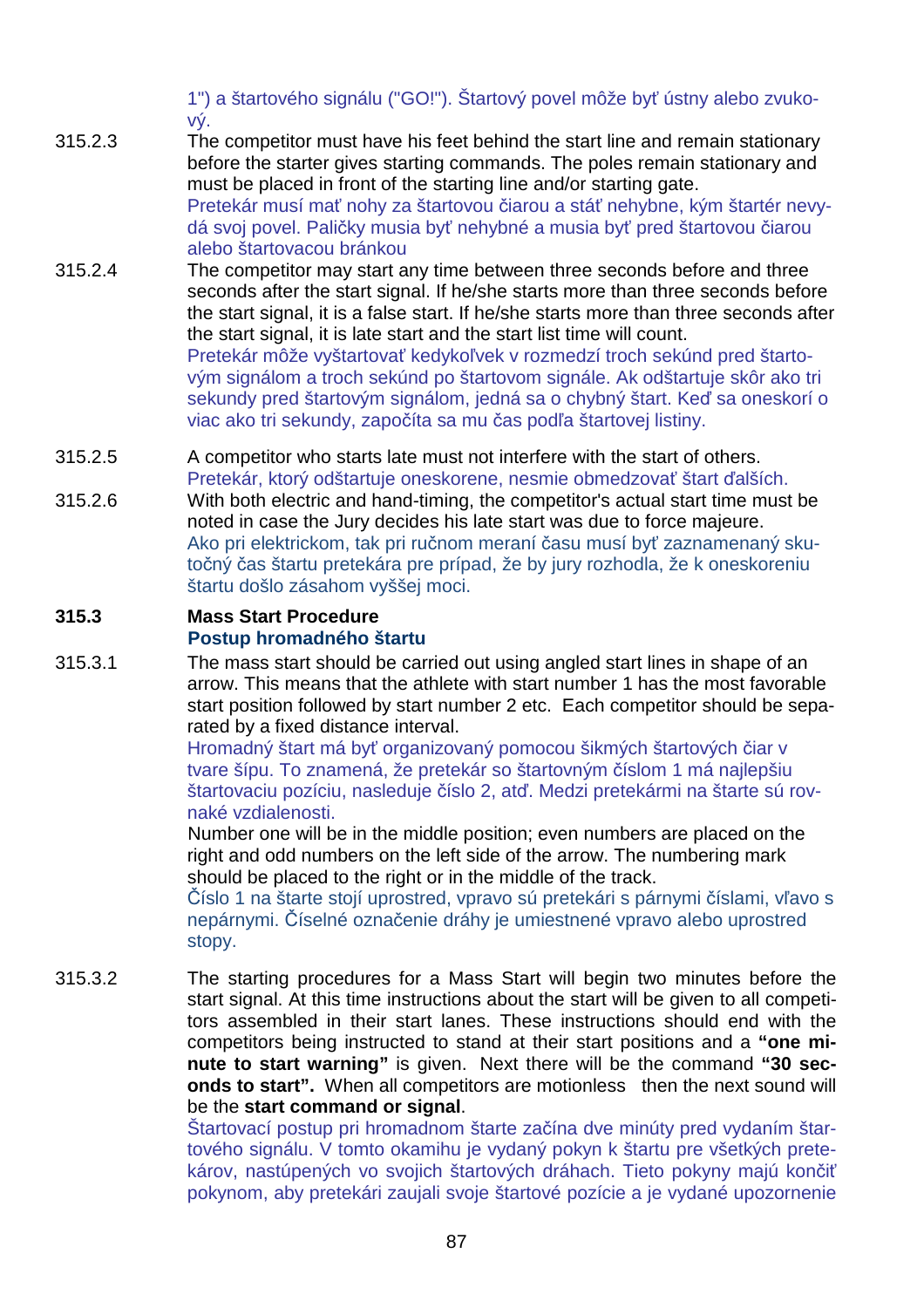1") a štartového signálu ("GO!"). Štartový povel môže byť ústny alebo zvukový.

315.2.3 The competitor must have his feet behind the start line and remain stationary before the starter gives starting commands. The poles remain stationary and must be placed in front of the starting line and/or starting gate.
Pretekár musí mať nohy za štartovou čiarou a stáť nehybne, kým štartér nevydá svoj povel. Paličky musia byť nehybné a musia byť pred štartovou čiarou alebo štartovacou bránkou

315.2.4 The competitor may start any time between three seconds before and three seconds after the start signal. If he/she starts more than three seconds before the start signal, it is a false start. If he/she starts more than three seconds after the start signal, it is late start and the start list time will count.
Pretekár môže vyštartovať kedykoľvek v rozmedzí troch sekúnd pred štartovým signálom a troch sekúnd po štartovom signále. Ak odštartuje skôr ako tri sekundy pred štartovým signálom, jedná sa o chybný štart. Keď sa oneskorí o viac ako tri sekundy, započíta sa mu čas podľa štartovej listiny.

315.2.5 A competitor who starts late must not interfere with the start of others.
Pretekár, ktorý odštartuje oneskorene, nesmie obmedzovať štart ďalších.

315.2.6 With both electric and hand-timing, the competitor's actual start time must be noted in case the Jury decides his late start was due to force majeure.
Ako pri elektrickom, tak pri ručnom meraní času musí byť zaznamenaný skutočný čas štartu pretekára pre prípad, že by jury rozhodla, že k oneskoreniu štartu došlo zásahom vyššej moci.

## 315.3 Mass Start Procedure
## Postup hromadného štartu

315.3.1 The mass start should be carried out using angled start lines in shape of an arrow. This means that the athlete with start number 1 has the most favorable start position followed by start number 2 etc. Each competitor should be separated by a fixed distance interval.
Hromadný štart má byť organizovaný pomocou šikmých štartových čiar v tvare šípu. To znamená, že pretekár so štartovným číslom 1 má najlepšiu štartovaciu pozíciu, nasleduje číslo 2, atď. Medzi pretekármi na štarte sú rovnaké vzdialenosti.
Number one will be in the middle position; even numbers are placed on the right and odd numbers on the left side of the arrow. The numbering mark should be placed to the right or in the middle of the track.
Číslo 1 na štarte stojí uprostred, vpravo sú pretekári s párnymi číslami, vľavo s nepárnymi. Číselné označenie dráhy je umiestnené vpravo alebo uprostred stopy.

315.3.2 The starting procedures for a Mass Start will begin two minutes before the start signal. At this time instructions about the start will be given to all competitors assembled in their start lanes. These instructions should end with the competitors being instructed to stand at their start positions and a **"one minute to start warning"** is given. Next there will be the command **"30 seconds to start".** When all competitors are motionless then the next sound will be the **start command or signal**.
Štartovací postup pri hromadnom štarte začína dve minúty pred vydaním štartového signálu. V tomto okamihu je vydaný pokyn k štartu pre všetkých pretekárov, nastúpených vo svojich štartových dráhach. Tieto pokyny majú končiť pokynom, aby pretekári zaujali svoje štartové pozície a je vydané upozornenie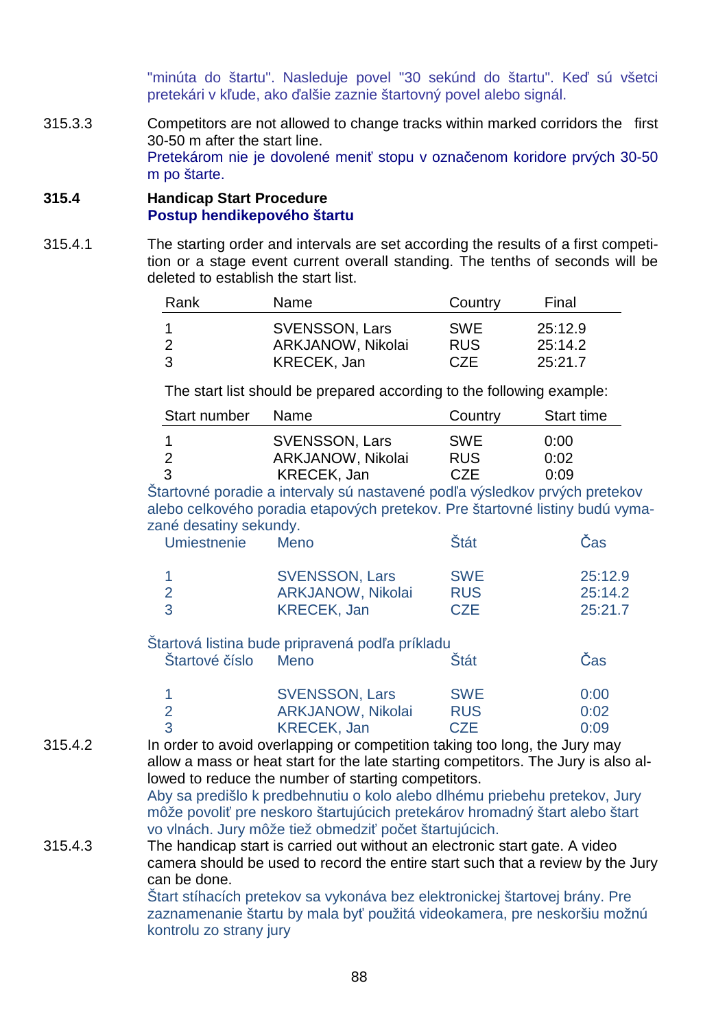"minúta do štartu". Nasleduje povel "30 sekúnd do štartu". Keď sú všetci pretekári v kľude, ako ďalšie zaznie štartovný povel alebo signál.

315.3.3 Competitors are not allowed to change tracks within marked corridors the first 30-50 m after the start line.
Pretekárom nie je dovolené meniť stopu v označenom koridore prvých 30-50 m po štarte.

### 315.4 Handicap Start Procedure
### Postup hendikepového štartu

315.4.1 The starting order and intervals are set according the results of a first competition or a stage event current overall standing. The tenths of seconds will be deleted to establish the start list.

| Rank | Name | Country | Final |
|---|---|---|---|
| 1 | SVENSSON, Lars | SWE | 25:12.9 |
| 2 | ARKJANOW, Nikolai | RUS | 25:14.2 |
| 3 | KRECEK, Jan | CZE | 25:21.7 |

The start list should be prepared according to the following example:

| Start number | Name | Country | Start time |
|---|---|---|---|
| 1 | SVENSSON, Lars | SWE | 0:00 |
| 2 | ARKJANOW, Nikolai | RUS | 0:02 |
| 3 | KRECEK, Jan | CZE | 0:09 |

Štartovné poradie a intervaly sú nastavené podľa výsledkov prvých pretekov alebo celkového poradia etapových pretekov. Pre štartovné listiny budú vymazané desatiny sekundy.

| Umiestnenie | Meno | Štát | Čas |
|---|---|---|---|
| 1 | SVENSSON, Lars | SWE | 25:12.9 |
| 2 | ARKJANOW, Nikolai | RUS | 25:14.2 |
| 3 | KRECEK, Jan | CZE | 25:21.7 |

Štartová listina bude pripravená podľa príkladu

| Štartové číslo | Meno | Štát | Čas |
|---|---|---|---|
| 1 | SVENSSON, Lars | SWE | 0:00 |
| 2 | ARKJANOW, Nikolai | RUS | 0:02 |
| 3 | KRECEK, Jan | CZE | 0:09 |

315.4.2 In order to avoid overlapping or competition taking too long, the Jury may allow a mass or heat start for the late starting competitors. The Jury is also allowed to reduce the number of starting competitors.
Aby sa predišlo k predbehnutiu o kolo alebo dlhému priebehu pretekov, Jury môže povoliť pre neskoro štartujúcich pretekárov hromadný štart alebo štart vo vlnách. Jury môže tiež obmedziť počet štartujúcich.

315.4.3 The handicap start is carried out without an electronic start gate. A video camera should be used to record the entire start such that a review by the Jury can be done.
Štart stíhacích pretekov sa vykonáva bez elektronickej štartovej brány. Pre zaznamenanie štartu by mala byť použitá videokamera, pre neskoršiu možnú kontrolu zo strany jury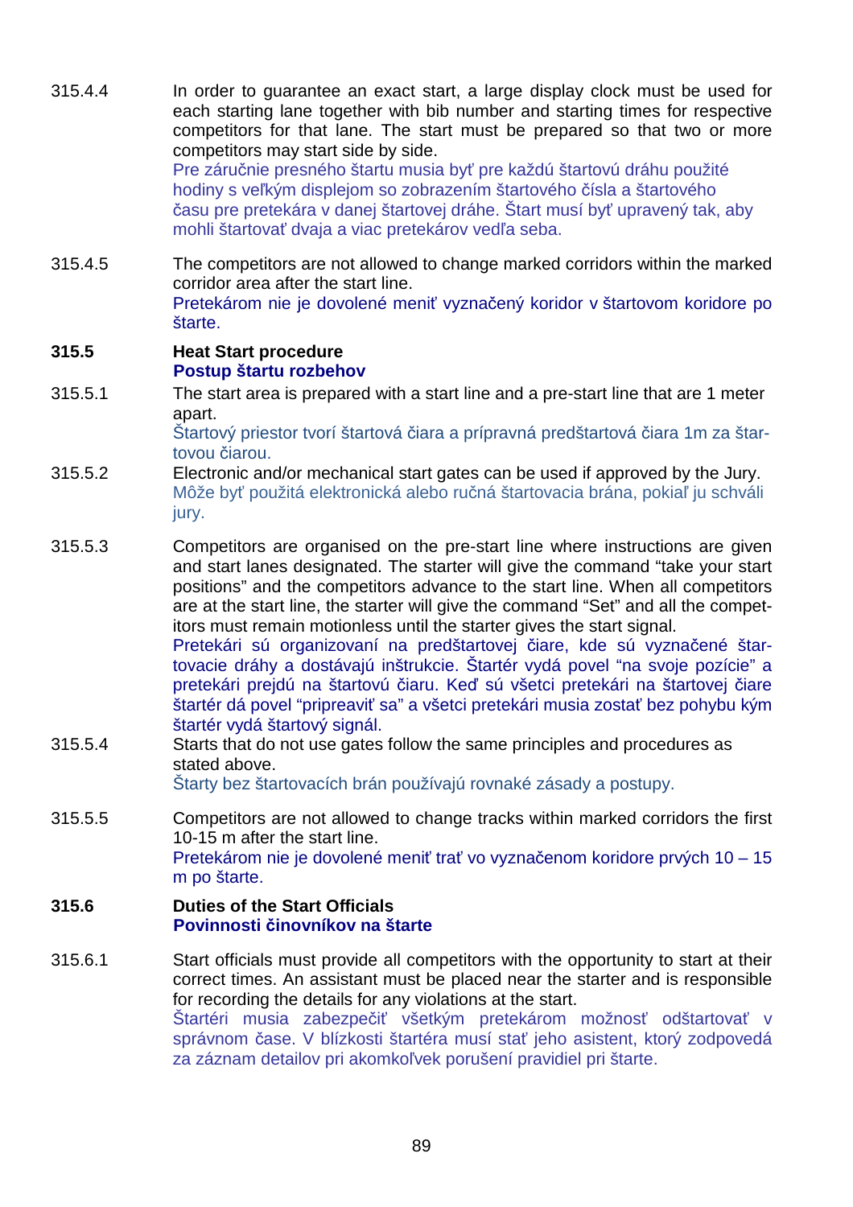315.4.4 In order to guarantee an exact start, a large display clock must be used for each starting lane together with bib number and starting times for respective competitors for that lane. The start must be prepared so that two or more competitors may start side by side.
Pre záručnie presného štartu musia byť pre každú štartovú dráhu použité hodiny s veľkým displejom so zobrazením štartového čísla a štartového času pre pretekára v danej štartovej dráhe. Štart musí byť upravený tak, aby mohli štartovať dvaja a viac pretekárov vedľa seba.

315.4.5 The competitors are not allowed to change marked corridors within the marked corridor area after the start line.
Pretekárom nie je dovolené meniť vyznačený koridor v štartovom koridore po štarte.

**315.5 Heat Start procedure**
**Postup štartu rozbehov**

315.5.1 The start area is prepared with a start line and a pre-start line that are 1 meter apart.
Štartový priestor tvorí štartová čiara a prípravná predštartová čiara 1m za štartovou čiarou.

315.5.2 Electronic and/or mechanical start gates can be used if approved by the Jury.
Môže byť použitá elektronická alebo ručná štartovacia brána, pokiaľ ju schváli jury.

315.5.3 Competitors are organised on the pre-start line where instructions are given and start lanes designated. The starter will give the command “take your start positions” and the competitors advance to the start line. When all competitors are at the start line, the starter will give the command “Set” and all the competitors must remain motionless until the starter gives the start signal.
Pretekári sú organizovaní na predštartovej čiare, kde sú vyznačené štartovacie dráhy a dostávajú inštrukcie. Štartér vydá povel “na svoje pozície” a pretekári prejdú na štartovú čiaru. Keď sú všetci pretekári na štartovej čiare štartér dá povel “pripreaviť sa” a všetci pretekári musia zostať bez pohybu kým štartér vydá štartový signál.

315.5.4 Starts that do not use gates follow the same principles and procedures as stated above.
Štarty bez štartovacích brán používajú rovnaké zásady a postupy.

315.5.5 Competitors are not allowed to change tracks within marked corridors the first 10-15 m after the start line.
Pretekárom nie je dovolené meniť trať vo vyznačenom koridore prvých 10 – 15 m po štarte.

**315.6 Duties of the Start Officials**
**Povinnosti činovníkov na štarte**

315.6.1 Start officials must provide all competitors with the opportunity to start at their correct times. An assistant must be placed near the starter and is responsible for recording the details for any violations at the start.
Štartéri musia zabezpečiť všetkým pretekárom možnosť odštartovať v správnom čase. V blízkosti štartéra musí stať jeho asistent, ktorý zodpovedá za záznam detailov pri akomkoľvek porušení pravidiel pri štarte.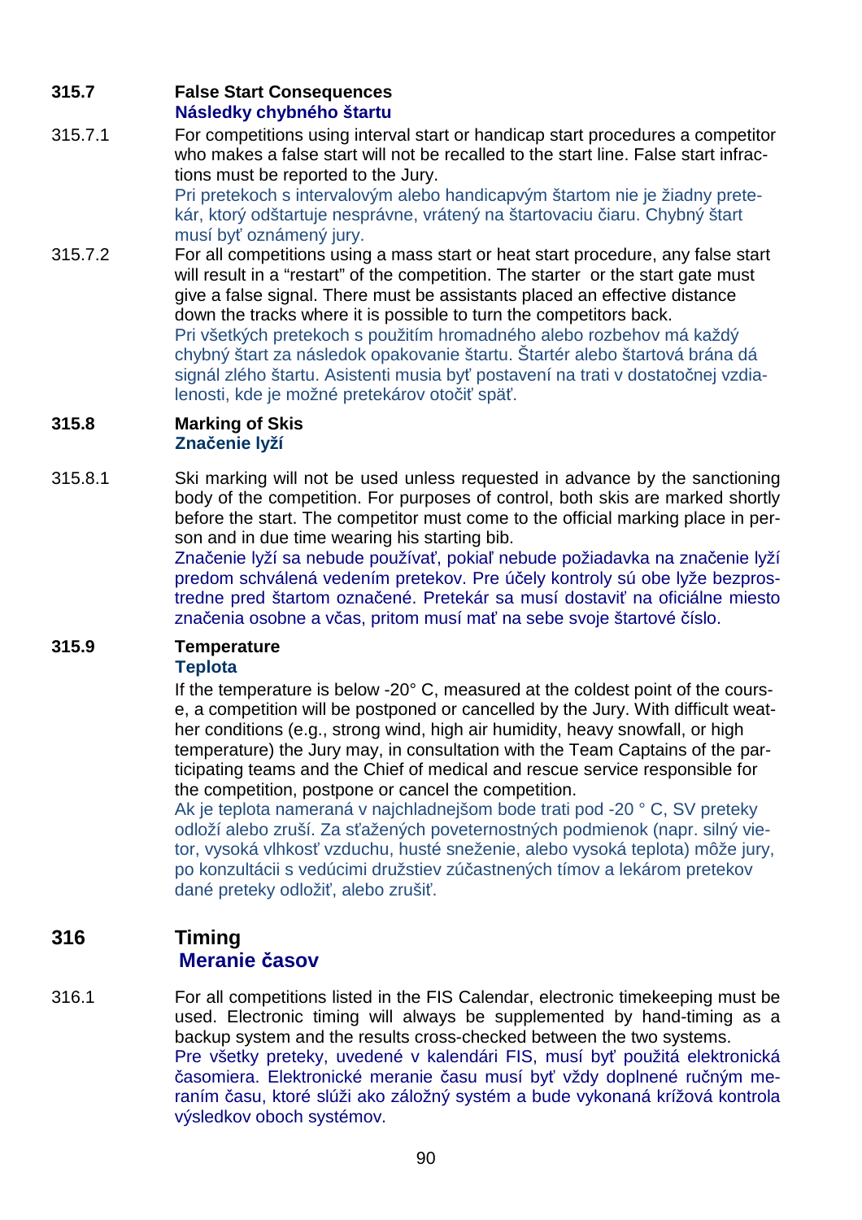**315.7 False Start Consequences**
**Následky chybného štartu**

315.7.1 For competitions using interval start or handicap start procedures a competitor who makes a false start will not be recalled to the start line. False start infractions must be reported to the Jury.
Pri pretekoch s intervalovým alebo handicapvým štartom nie je žiadny pretekár, ktorý odštartuje nesprávne, vrátený na štartovaciu čiaru. Chybný štart musí byť oznámený jury.

315.7.2 For all competitions using a mass start or heat start procedure, any false start will result in a "restart" of the competition. The starter or the start gate must give a false signal. There must be assistants placed an effective distance down the tracks where it is possible to turn the competitors back.
Pri všetkých pretekoch s použitím hromadného alebo rozbehov má každý chybný štart za následok opakovanie štartu. Štartér alebo štartová brána dá signál zlého štartu. Asistenti musia byť postavení na trati v dostatočnej vzdialenosti, kde je možné pretekárov otočiť späť.

**315.8 Marking of Skis**
**Značenie lyží**

315.8.1 Ski marking will not be used unless requested in advance by the sanctioning body of the competition. For purposes of control, both skis are marked shortly before the start. The competitor must come to the official marking place in person and in due time wearing his starting bib.
Značenie lyží sa nebude používať, pokiaľ nebude požiadavka na značenie lyží predom schválená vedením pretekov. Pre účely kontroly sú obe lyže bezprostredne pred štartom označené. Pretekár sa musí dostaviť na oficiálne miesto značenia osobne a včas, pritom musí mať na sebe svoje štartové číslo.

**315.9 Temperature**
**Teplota**

If the temperature is below -20° C, measured at the coldest point of the course, a competition will be postponed or cancelled by the Jury. With difficult weather conditions (e.g., strong wind, high air humidity, heavy snowfall, or high temperature) the Jury may, in consultation with the Team Captains of the participating teams and the Chief of medical and rescue service responsible for the competition, postpone or cancel the competition.
Ak je teplota nameraná v najchladnejšom bode trati pod -20 ° C, SV preteky odloží alebo zruší. Za sťažených poveternostných podmienok (napr. silný vietor, vysoká vlhkosť vzduchu, husté sneženie, alebo vysoká teplota) môže jury, po konzultácii s vedúcimi družstiev zúčastnených tímov a lekárom pretekov dané preteky odložiť, alebo zrušiť.

## 316 Timing
## Meranie časov

316.1 For all competitions listed in the FIS Calendar, electronic timekeeping must be used. Electronic timing will always be supplemented by hand-timing as a backup system and the results cross-checked between the two systems.
Pre všetky preteky, uvedené v kalendári FIS, musí byť použitá elektronická časomiera. Elektronické meranie času musí byť vždy doplnené ručným meraním času, ktoré slúži ako záložný systém a bude vykonaná krížová kontrola výsledkov oboch systémov.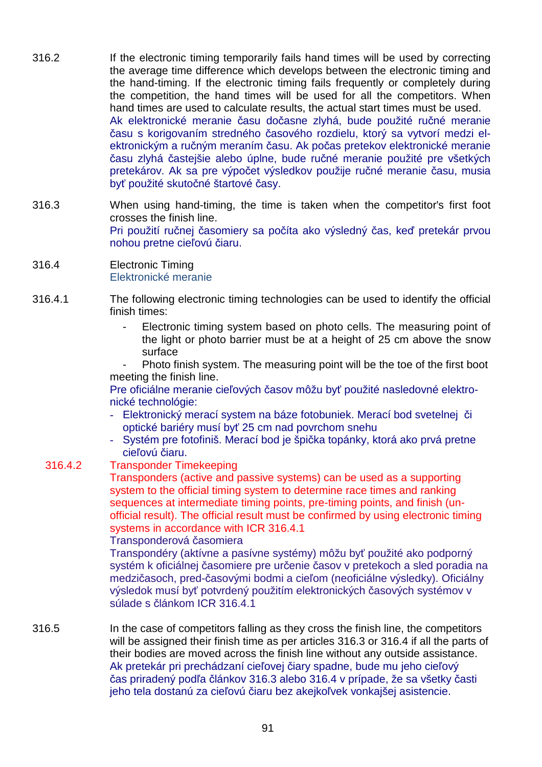316.2 If the electronic timing temporarily fails hand times will be used by correcting the average time difference which develops between the electronic timing and the hand-timing. If the electronic timing fails frequently or completely during the competition, the hand times will be used for all the competitors. When hand times are used to calculate results, the actual start times must be used.
Ak elektronické meranie času dočasne zlyhá, bude použité ručné meranie času s korigovaním stredného časového rozdielu, ktorý sa vytvorí medzi elektronickým a ručným meraním času. Ak počas pretekov elektronické meranie času zlyhá častejšie alebo úplne, bude ručné meranie použité pre všetkých pretekárov. Ak sa pre výpočet výsledkov použije ručné meranie času, musia byť použité skutočné štartové časy.

316.3 When using hand-timing, the time is taken when the competitor's first foot crosses the finish line.
Pri použití ručnej časomiery sa počíta ako výsledný čas, keď pretekár prvou nohou pretne cieľovú čiaru.

316.4 Electronic Timing
Elektronické meranie

316.4.1 The following electronic timing technologies can be used to identify the official finish times:

- Electronic timing system based on photo cells. The measuring point of the light or photo barrier must be at a height of 25 cm above the snow surface
- Photo finish system. The measuring point will be the toe of the first boot meeting the finish line.

Pre oficiálne meranie cieľových časov môžu byť použité nasledovné elektronické technológie:

- Elektronický merací system na báze fotobuniek. Merací bod svetelnej či optické bariéry musí byť 25 cm nad povrchom snehu
- Systém pre fotofiniš. Merací bod je špička topánky, ktorá ako prvá pretne cieľovú čiaru.

316.4.2 Transponder Timekeeping
Transponders (active and passive systems) can be used as a supporting system to the official timing system to determine race times and ranking sequences at intermediate timing points, pre-timing points, and finish (unofficial result). The official result must be confirmed by using electronic timing systems in accordance with ICR 316.4.1
Transponderová časomiera
Transpondéry (aktívne a pasívne systémy) môžu byť použité ako podporný systém k oficiálnej časomiere pre určenie časov v pretekoch a sled poradia na medzičasoch, pred-časovými bodmi a cieľom (neoficiálne výsledky). Oficiálny výsledok musí byť potvrdený použitím elektronických časových systémov v súlade s článkom ICR 316.4.1

316.5 In the case of competitors falling as they cross the finish line, the competitors will be assigned their finish time as per articles 316.3 or 316.4 if all the parts of their bodies are moved across the finish line without any outside assistance.
Ak pretekár pri prechádzaní cieľovej čiary spadne, bude mu jeho cieľový čas priradený podľa článkov 316.3 alebo 316.4 v prípade, že sa všetky časti jeho tela dostanú za cieľovú čiaru bez akejkoľvek vonkajšej asistencie.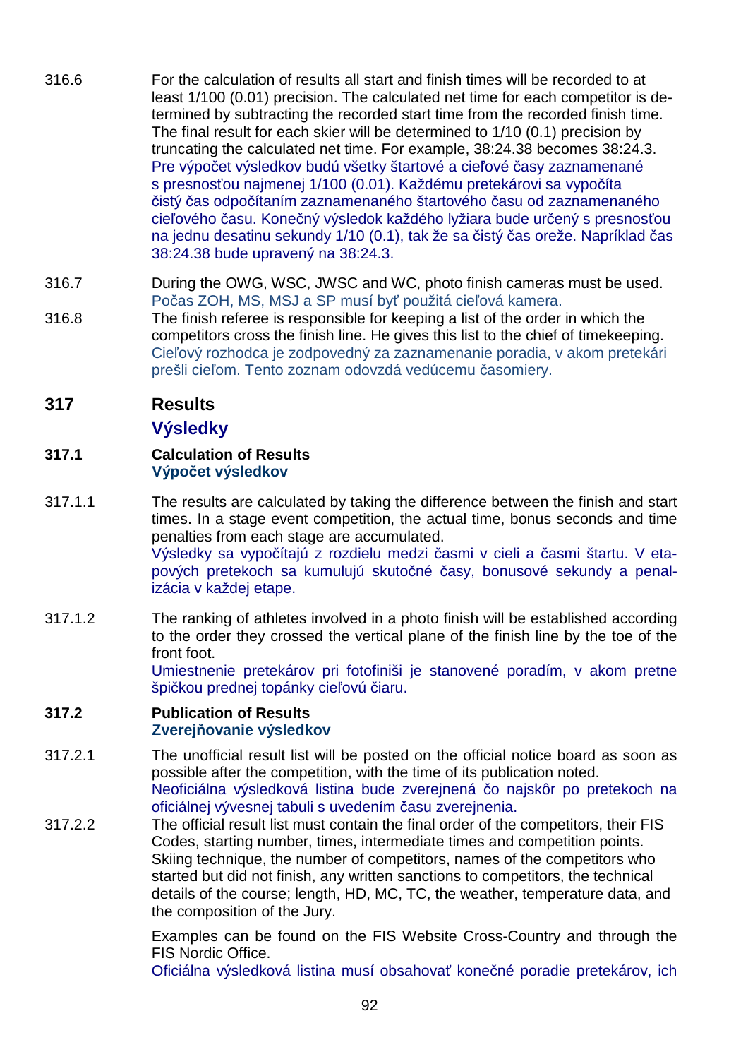316.6 For the calculation of results all start and finish times will be recorded to at least 1/100 (0.01) precision. The calculated net time for each competitor is determined by subtracting the recorded start time from the recorded finish time. The final result for each skier will be determined to 1/10 (0.1) precision by truncating the calculated net time. For example, 38:24.38 becomes 38:24.3.
Pre výpočet výsledkov budú všetky štartové a cieľové časy zaznamenané s presnosťou najmenej 1/100 (0.01). Každému pretekárovi sa vypočíta čistý čas odpočítaním zaznamenaného štartového času od zaznamenaného cieľového času. Konečný výsledok každého lyžiara bude určený s presnosťou na jednu desatinu sekundy 1/10 (0.1), tak že sa čistý čas oreže. Napríklad čas 38:24.38 bude upravený na 38:24.3.

316.7 During the OWG, WSC, JWSC and WC, photo finish cameras must be used.
Počas ZOH, MS, MSJ a SP musí byť použitá cieľová kamera.

316.8 The finish referee is responsible for keeping a list of the order in which the competitors cross the finish line. He gives this list to the chief of timekeeping.
Cieľový rozhodca je zodpovedný za zaznamenanie poradia, v akom pretekári prešli cieľom. Tento zoznam odovzdá vedúcemu časomiery.

## 317 Results

## Výsledky

### 317.1 Calculation of Results

### Výpočet výsledkov

317.1.1 The results are calculated by taking the difference between the finish and start times. In a stage event competition, the actual time, bonus seconds and time penalties from each stage are accumulated.
Výsledky sa vypočítajú z rozdielu medzi časmi v cieli a časmi štartu. V etapových pretekoch sa kumulujú skutočné časy, bonusové sekundy a penalizácia v každej etape.

317.1.2 The ranking of athletes involved in a photo finish will be established according to the order they crossed the vertical plane of the finish line by the toe of the front foot.
Umiestnenie pretekárov pri fotofiniši je stanovené poradím, v akom pretne špičkou prednej topánky cieľovú čiaru.

### 317.2 Publication of Results

### Zverejňovanie výsledkov

317.2.1 The unofficial result list will be posted on the official notice board as soon as possible after the competition, with the time of its publication noted.
Neoficiálna výsledková listina bude zverejnená čo najskôr po pretekoch na oficiálnej vývesnej tabuli s uvedením času zverejnenia.

317.2.2 The official result list must contain the final order of the competitors, their FIS Codes, starting number, times, intermediate times and competition points. Skiing technique, the number of competitors, names of the competitors who started but did not finish, any written sanctions to competitors, the technical details of the course; length, HD, MC, TC, the weather, temperature data, and the composition of the Jury.

Examples can be found on the FIS Website Cross-Country and through the FIS Nordic Office.
Oficiálna výsledková listina musí obsahovať konečné poradie pretekárov, ich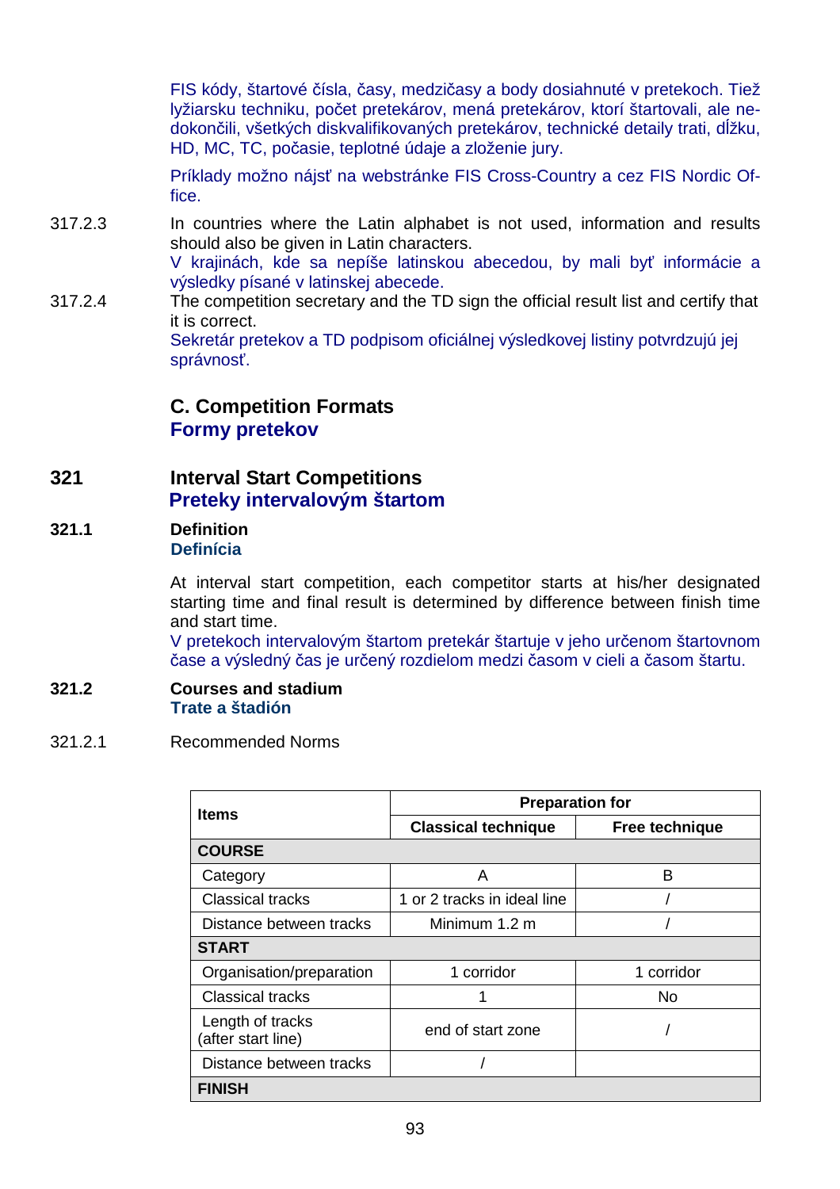FIS kódy, štartové čísla, časy, medzičasy a body dosiahnuté v pretekoch. Tiež lyžiarsku techniku, počet pretekárov, mená pretekárov, ktorí štartovali, ale nedokončili, všetkých diskvalifikovaných pretekárov, technické detaily trati, dĺžku, HD, MC, TC, počasie, teplotné údaje a zloženie jury.

Príklady možno nájsť na webstránke FIS Cross-Country a cez FIS Nordic Office.

317.2.3 In countries where the Latin alphabet is not used, information and results should also be given in Latin characters.
V krajinách, kde sa nepíše latinskou abecedou, by mali byť informácie a výsledky písané v latinskej abecede.

317.2.4 The competition secretary and the TD sign the official result list and certify that it is correct.
Sekretár pretekov a TD podpisom oficiálnej výsledkovej listiny potvrdzujú jej správnosť.

## C. Competition Formats
## Formy pretekov

## 321 Interval Start Competitions
## Preteky intervalovým štartom

### 321.1 Definition
### Definícia

At interval start competition, each competitor starts at his/her designated starting time and final result is determined by difference between finish time and start time.
V pretekoch intervalovým štartom pretekár štartuje v jeho určenom štartovnom čase a výsledný čas je určený rozdielom medzi časom v cieli a časom štartu.

### 321.2 Courses and stadium
### Trate a štadión

321.2.1 Recommended Norms

| Items | Preparation for | |
|---|---|---|
| | **Classical technique** | **Free technique** |
| **COURSE** | | |
| Category | A | B |
| Classical tracks | 1 or 2 tracks in ideal line | / |
| Distance between tracks | Minimum 1.2 m | / |
| **START** | | |
| Organisation/preparation | 1 corridor | 1 corridor |
| Classical tracks | 1 | No |
| Length of tracks (after start line) | end of start zone | / |
| Distance between tracks | / | |
| **FINISH** | | |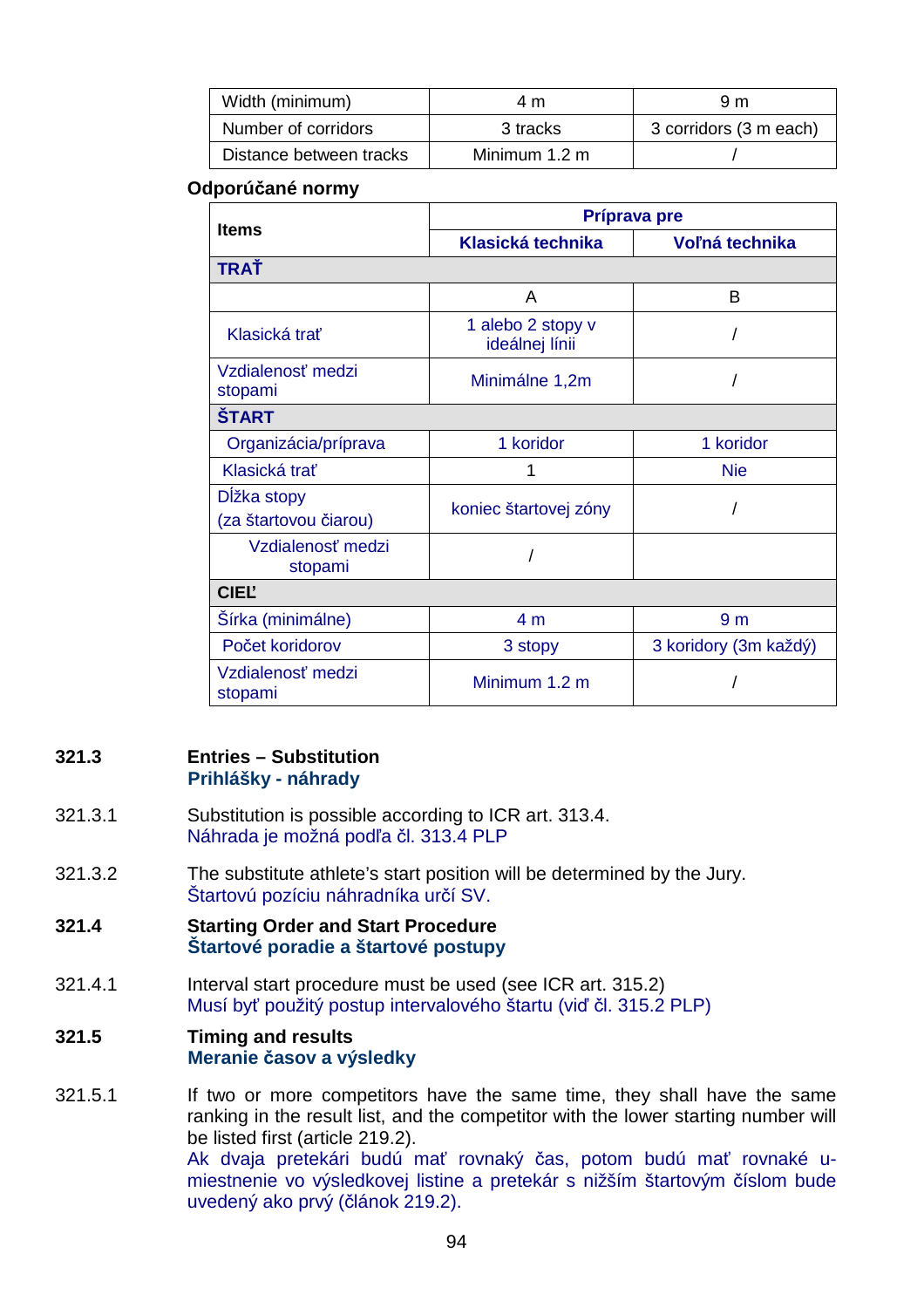| Width (minimum) | 4 m | 9 m |
|---|---|---|
| Number of corridors | 3 tracks | 3 corridors (3 m each) |
| Distance between tracks | Minimum 1.2 m | / |

**Odporúčané normy**

| Items | Príprava pre | |
|---|---|---|
| | **Klasická technika** | **Voľná technika** |
| **TRAŤ** | | |
| | A | B |
| Klasická trať | 1 alebo 2 stopy v ideálnej línii | / |
| Vzdialenosť medzi stopami | Minimálne 1,2m | / |
| **ŠTART** | | |
| Organizácia/príprava | 1 koridor | 1 koridor |
| Klasická trať | 1 | Nie |
| Dĺžka stopy (za štartovou čiarou) | koniec štartovej zóny | / |
| Vzdialenosť medzi stopami | / | |
| **CIEĽ** | | |
| Šírka (minimálne) | 4 m | 9 m |
| Počet koridorov | 3 stopy | 3 koridory (3m každý) |
| Vzdialenosť medzi stopami | Minimum 1.2 m | / |

**321.3 Entries – Substitution**
**Prihlášky - náhrady**

321.3.1 Substitution is possible according to ICR art. 313.4.
Náhrada je možná podľa čl. 313.4 PLP

321.3.2 The substitute athlete's start position will be determined by the Jury.
Štartovú pozíciu náhradníka určí SV.

**321.4 Starting Order and Start Procedure**
**Štartové poradie a štartové postupy**

321.4.1 Interval start procedure must be used (see ICR art. 315.2)
Musí byť použitý postup intervalového štartu (viď čl. 315.2 PLP)

**321.5 Timing and results**
**Meranie časov a výsledky**

321.5.1 If two or more competitors have the same time, they shall have the same ranking in the result list, and the competitor with the lower starting number will be listed first (article 219.2).
Ak dvaja pretekári budú mať rovnaký čas, potom budú mať rovnaké umiestnenie vo výsledkovej listine a pretekár s nižším štartovým číslom bude uvedený ako prvý (článok 219.2).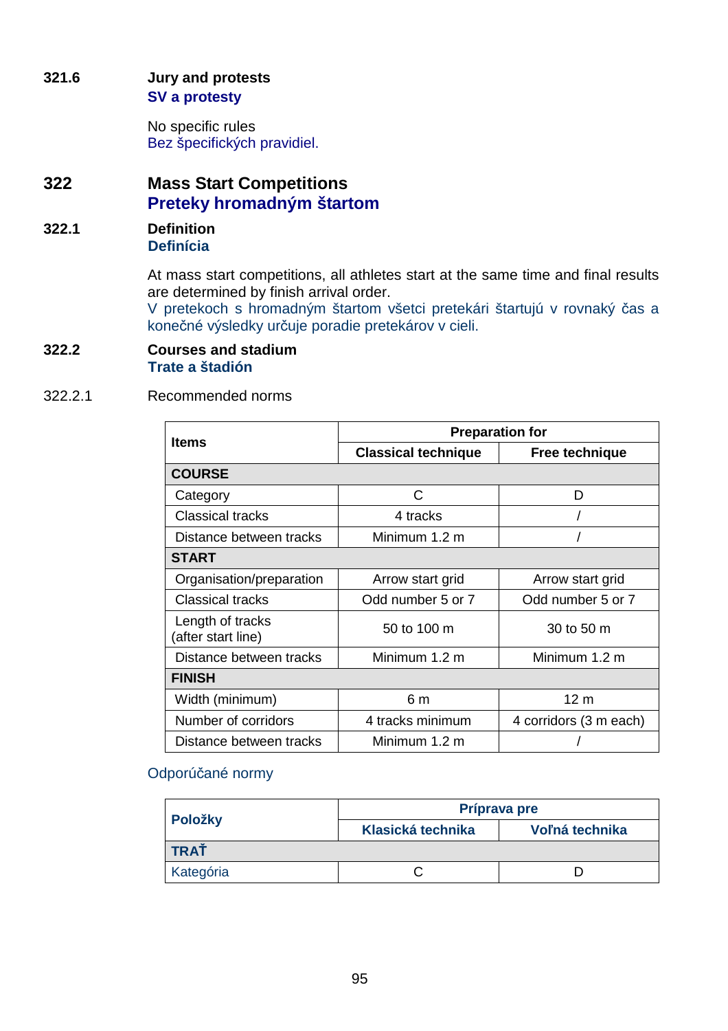**321.6** **Jury and protests**
**SV a protesty**

No specific rules
Bez špecifických pravidiel.

## 322 Mass Start Competitions
## Preteky hromadným štartom

### 322.1 Definition
### Definícia

At mass start competitions, all athletes start at the same time and final results are determined by finish arrival order.
V pretekoch s hromadným štartom všetci pretekári štartujú v rovnaký čas a konečné výsledky určuje poradie pretekárov v cieli.

### 322.2 Courses and stadium
### Trate a štadión

322.2.1 Recommended norms

| **Items** | **Preparation for** | |
|---|---|---|
| | **Classical technique** | **Free technique** |
| **COURSE** | | |
| Category | C | D |
| Classical tracks | 4 tracks | / |
| Distance between tracks | Minimum 1.2 m | / |
| **START** | | |
| Organisation/preparation | Arrow start grid | Arrow start grid |
| Classical tracks | Odd number 5 or 7 | Odd number 5 or 7 |
| Length of tracks (after start line) | 50 to 100 m | 30 to 50 m |
| Distance between tracks | Minimum 1.2 m | Minimum 1.2 m |
| **FINISH** | | |
| Width (minimum) | 6 m | 12 m |
| Number of corridors | 4 tracks minimum | 4 corridors (3 m each) |
| Distance between tracks | Minimum 1.2 m | / |

Odporúčané normy

| **Položky** | **Príprava pre** | |
|---|---|---|
| | **Klasická technika** | **Voľná technika** |
| **TRAŤ** | | |
| Kategória | C | D |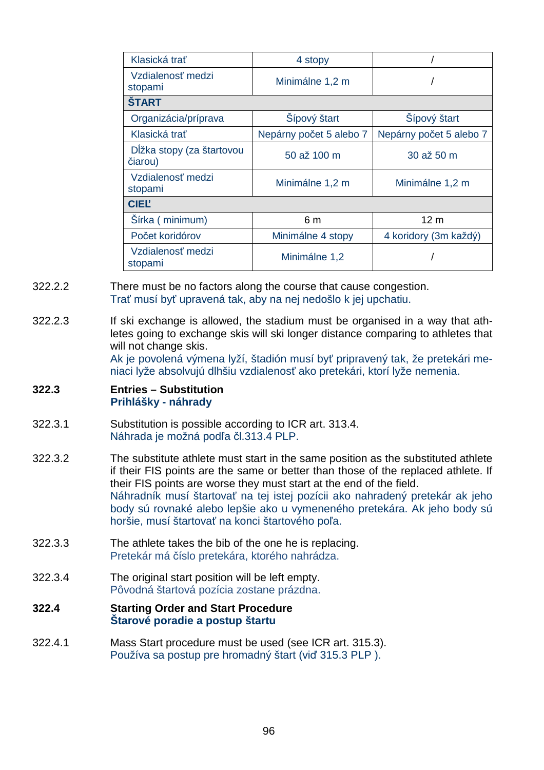| | | |
|---|---|---|
| Klasická trať | 4 stopy | / |
| Vzdialenosť medzi stopami | Minimálne 1,2 m | / |
| **ŠTART** | | |
| Organizácia/príprava | Šípový štart | Šípový štart |
| Klasická trať | Nepárny počet 5 alebo 7 | Nepárny počet 5 alebo 7 |
| Dĺžka stopy (za štartovou čiarou) | 50 až 100 m | 30 až 50 m |
| Vzdialenosť medzi stopami | Minimálne 1,2 m | Minimálne 1,2 m |
| **CIEĽ** | | |
| Šírka ( minimum) | 6 m | 12 m |
| Počet koridórov | Minimálne 4 stopy | 4 koridory (3m každý) |
| Vzdialenosť medzi stopami | Minimálne 1,2 | / |

322.2.2 There must be no factors along the course that cause congestion.
Trať musí byť upravená tak, aby na nej nedošlo k jej upchatiu.

322.2.3 If ski exchange is allowed, the stadium must be organised in a way that athletes going to exchange skis will ski longer distance comparing to athletes that will not change skis.
Ak je povolená výmena lyží, štadión musí byť pripravený tak, že pretekári meniaci lyže absolvujú dlhšiu vzdialenosť ako pretekári, ktorí lyže nemenia.

**322.3 Entries – Substitution**
**Prihlášky - náhrady**

322.3.1 Substitution is possible according to ICR art. 313.4.
Náhrada je možná podľa čl.313.4 PLP.

322.3.2 The substitute athlete must start in the same position as the substituted athlete if their FIS points are the same or better than those of the replaced athlete. If their FIS points are worse they must start at the end of the field.
Náhradník musí štartovať na tej istej pozícii ako nahradený pretekár ak jeho body sú rovnaké alebo lepšie ako u vymeneného pretekára. Ak jeho body sú horšie, musí štartovať na konci štartového poľa.

322.3.3 The athlete takes the bib of the one he is replacing.
Pretekár má číslo pretekára, ktorého nahrádza.

322.3.4 The original start position will be left empty.
Pôvodná štartová pozícia zostane prázdna.

**322.4 Starting Order and Start Procedure**
**Štarové poradie a postup štartu**

322.4.1 Mass Start procedure must be used (see ICR art. 315.3).
Používa sa postup pre hromadný štart (viď 315.3 PLP ).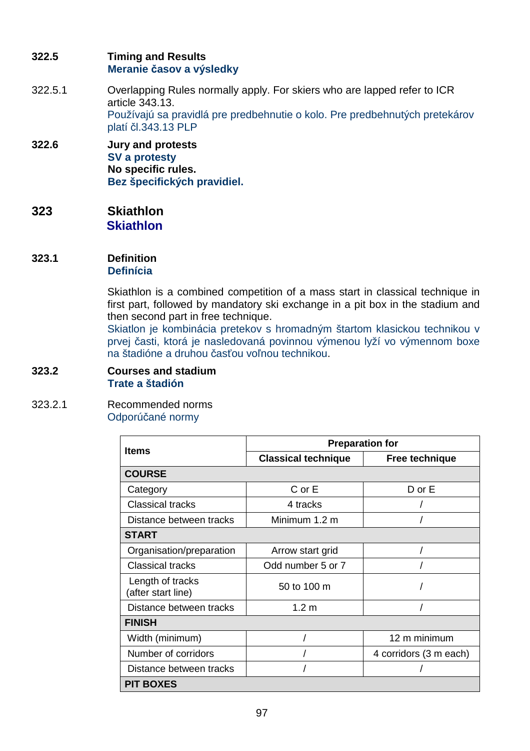**322.5** **Timing and Results**
**Meranie časov a výsledky**

322.5.1 Overlapping Rules normally apply. For skiers who are lapped refer to ICR article 343.13.
Používajú sa pravidlá pre predbehnutie o kolo. Pre predbehnutých pretekárov platí čl.343.13 PLP

**322.6** **Jury and protests**
**SV a protesty**
**No specific rules.**
**Bez špecifických pravidiel.**

## 323 Skiathlon
## Skiathlon

### 323.1 Definition
### Definícia

Skiathlon is a combined competition of a mass start in classical technique in first part, followed by mandatory ski exchange in a pit box in the stadium and then second part in free technique.
Skiatlon je kombinácia pretekov s hromadným štartom klasickou technikou v prvej časti, ktorá je nasledovaná povinnou výmenou lyží vo výmennom boxe na štadióne a druhou časťou voľnou technikou.

### 323.2 Courses and stadium
### Trate a štadión

323.2.1 Recommended norms
Odporúčané normy

| Items | Preparation for | |
|---|---|---|
| | **Classical technique** | **Free technique** |
| **COURSE** | | |
| Category | C or E | D or E |
| Classical tracks | 4 tracks | / |
| Distance between tracks | Minimum 1.2 m | / |
| **START** | | |
| Organisation/preparation | Arrow start grid | / |
| Classical tracks | Odd number 5 or 7 | / |
| Length of tracks (after start line) | 50 to 100 m | / |
| Distance between tracks | 1.2 m | / |
| **FINISH** | | |
| Width (minimum) | / | 12 m minimum |
| Number of corridors | / | 4 corridors (3 m each) |
| Distance between tracks | / | / |
| **PIT BOXES** | | |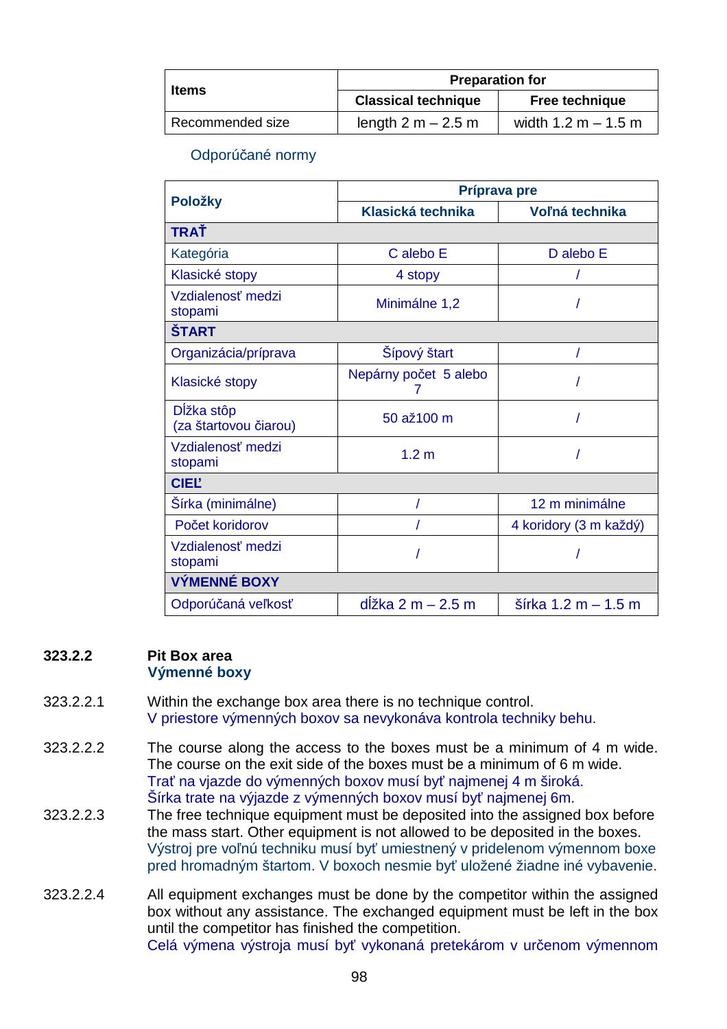| Items | Preparation for | |
|---|---|---|
| | Classical technique | Free technique |
| Recommended size | length 2 m – 2.5 m | width 1.2 m – 1.5 m |

Odporúčané normy

| Položky | Príprava pre | |
|---|---|---|
| | Klasická technika | Voľná technika |
| **TRAŤ** | | |
| Kategória | C alebo E | D alebo E |
| Klasické stopy | 4 stopy | / |
| Vzdialenosť medzi stopami | Minimálne 1,2 | / |
| **ŠTART** | | |
| Organizácia/príprava | Šípový štart | / |
| Klasické stopy | Nepárny počet 5 alebo 7 | / |
| Dĺžka stôp (za štartovou čiarou) | 50 až100 m | / |
| Vzdialenosť medzi stopami | 1.2 m | / |
| **CIEĽ** | | |
| Šírka (minimálne) | / | 12 m minimálne |
| Počet koridorov | / | 4 koridory (3 m každý) |
| Vzdialenosť medzi stopami | / | / |
| **VÝMENNÉ BOXY** | | |
| Odporúčaná veľkosť | dĺžka 2 m – 2.5 m | šírka 1.2 m – 1.5 m |

### 323.2.2 Pit Box area
**Výmenné boxy**

323.2.2.1 Within the exchange box area there is no technique control.
V priestore výmenných boxov sa nevykonáva kontrola techniky behu.

323.2.2.2 The course along the access to the boxes must be a minimum of 4 m wide. The course on the exit side of the boxes must be a minimum of 6 m wide.
Trať na vjazde do výmenných boxov musí byť najmenej 4 m široká.
Šírka trate na výjazde z výmenných boxov musí byť najmenej 6m.

323.2.2.3 The free technique equipment must be deposited into the assigned box before the mass start. Other equipment is not allowed to be deposited in the boxes.
Výstroj pre voľnú techniku musí byť umiestnený v pridelenom výmennom boxe pred hromadným štartom. V boxoch nesmie byť uložené žiadne iné vybavenie.

323.2.2.4 All equipment exchanges must be done by the competitor within the assigned box without any assistance. The exchanged equipment must be left in the box until the competitor has finished the competition.
Celá výmena výstroja musí byť vykonaná pretekárom v určenom výmennom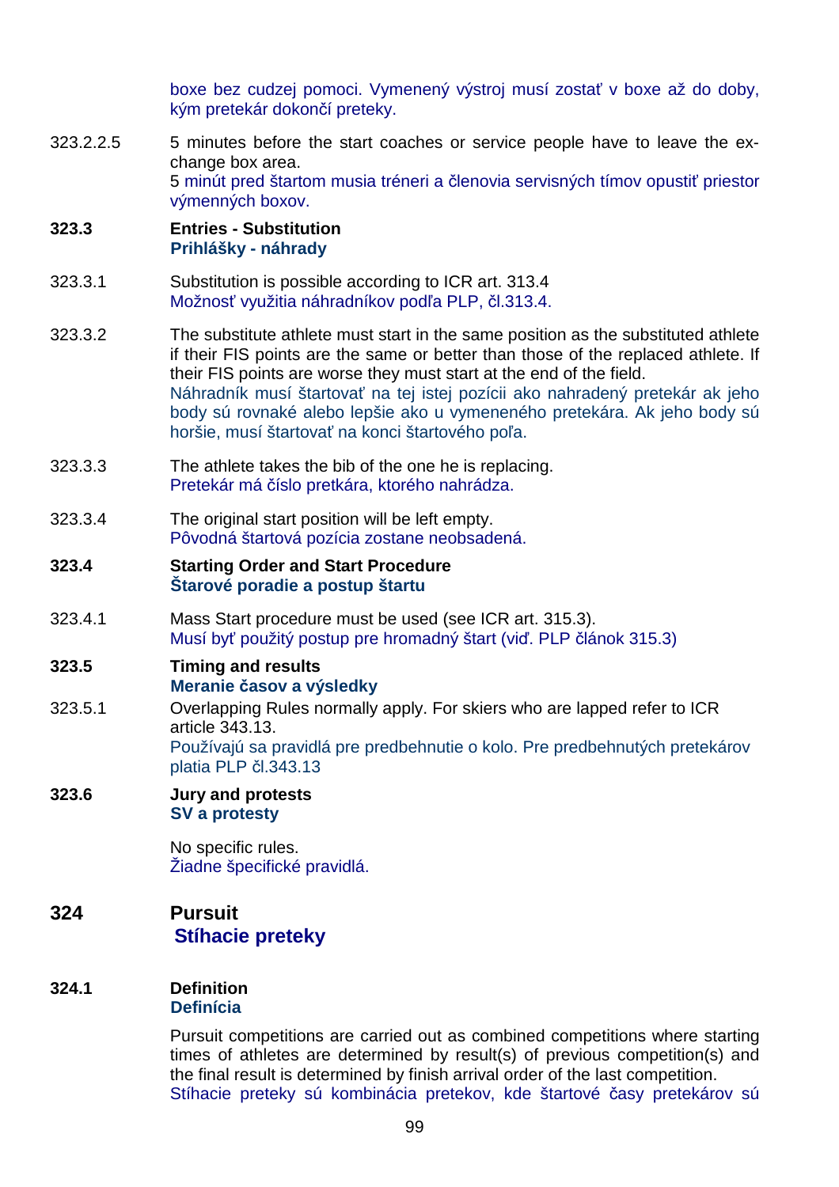boxe bez cudzej pomoci. Vymenený výstroj musí zostať v boxe až do doby, kým pretekár dokončí preteky.

323.2.2.5 5 minutes before the start coaches or service people have to leave the exchange box area.
5 minút pred štartom musia tréneri a členovia servisných tímov opustiť priestor výmenných boxov.

**323.3 Entries - Substitution**
**Prihlášky - náhrady**

323.3.1 Substitution is possible according to ICR art. 313.4
Možnosť využitia náhradníkov podľa PLP, čl.313.4.

323.3.2 The substitute athlete must start in the same position as the substituted athlete if their FIS points are the same or better than those of the replaced athlete. If their FIS points are worse they must start at the end of the field.
Náhradník musí štartovať na tej istej pozícii ako nahradený pretekár ak jeho body sú rovnaké alebo lepšie ako u vymeneného pretekára. Ak jeho body sú horšie, musí štartovať na konci štartového poľa.

323.3.3 The athlete takes the bib of the one he is replacing.
Pretekár má číslo pretkára, ktorého nahrádza.

323.3.4 The original start position will be left empty.
Pôvodná štartová pozícia zostane neobsadená.

**323.4 Starting Order and Start Procedure**
**Štarové poradie a postup štartu**

323.4.1 Mass Start procedure must be used (see ICR art. 315.3).
Musí byť použitý postup pre hromadný štart (viď. PLP článok 315.3)

**323.5 Timing and results**
**Meranie časov a výsledky**

323.5.1 Overlapping Rules normally apply. For skiers who are lapped refer to ICR article 343.13.
Používajú sa pravidlá pre predbehnutie o kolo. Pre predbehnutých pretekárov platia PLP čl.343.13

**323.6 Jury and protests**
**SV a protesty**

No specific rules.
Žiadne špecifické pravidlá.

## 324 Pursuit
## Stíhacie preteky

**324.1 Definition**
**Definícia**

Pursuit competitions are carried out as combined competitions where starting times of athletes are determined by result(s) of previous competition(s) and the final result is determined by finish arrival order of the last competition.
Stíhacie preteky sú kombinácia pretekov, kde štartové časy pretekárov sú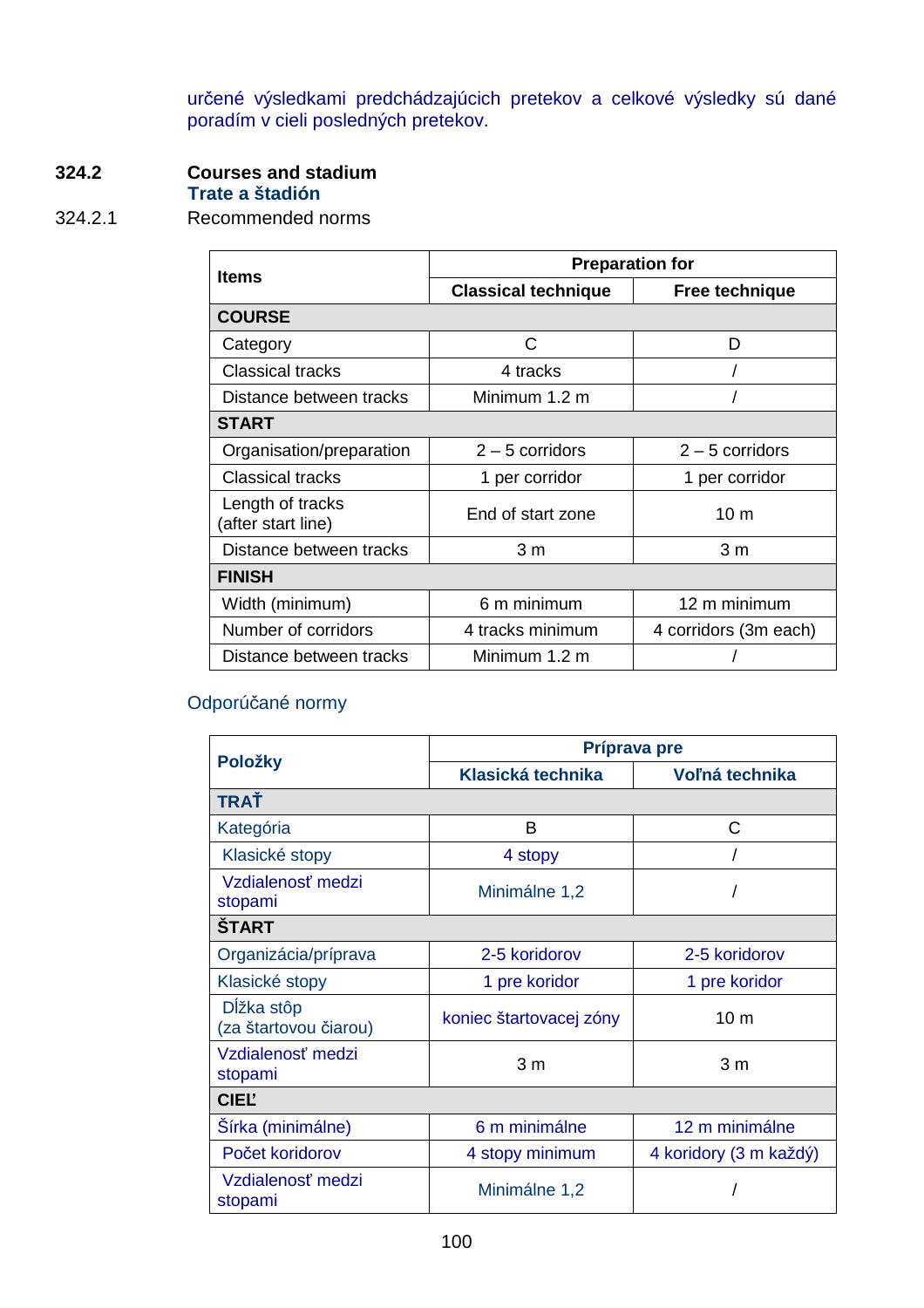určené výsledkami predchádzajúcich pretekov a celkové výsledky sú dané poradím v cieli posledných pretekov.

## 324.2 Courses and stadium

**Trate a štadión**

324.2.1 Recommended norms

| Items | Preparation for | |
|---|---|---|
| | **Classical technique** | **Free technique** |
| **COURSE** | | |
| Category | C | D |
| Classical tracks | 4 tracks | / |
| Distance between tracks | Minimum 1.2 m | / |
| **START** | | |
| Organisation/preparation | 2 – 5 corridors | 2 – 5 corridors |
| Classical tracks | 1 per corridor | 1 per corridor |
| Length of tracks (after start line) | End of start zone | 10 m |
| Distance between tracks | 3 m | 3 m |
| **FINISH** | | |
| Width (minimum) | 6 m minimum | 12 m minimum |
| Number of corridors | 4 tracks minimum | 4 corridors (3m each) |
| Distance between tracks | Minimum 1.2 m | / |

Odporúčané normy

| Položky | Príprava pre | |
|---|---|---|
| | **Klasická technika** | **Voľná technika** |
| **TRAŤ** | | |
| Kategória | B | C |
| Klasické stopy | 4 stopy | / |
| Vzdialenosť medzi stopami | Minimálne 1,2 | / |
| **ŠTART** | | |
| Organizácia/príprava | 2-5 koridorov | 2-5 koridorov |
| Klasické stopy | 1 pre koridor | 1 pre koridor |
| Dĺžka stôp (za štartovou čiarou) | koniec štartovacej zóny | 10 m |
| Vzdialenosť medzi stopami | 3 m | 3 m |
| **CIEĽ** | | |
| Šírka (minimálne) | 6 m minimálne | 12 m minimálne |
| Počet koridorov | 4 stopy minimum | 4 koridory (3 m každý) |
| Vzdialenosť medzi stopami | Minimálne 1,2 | / |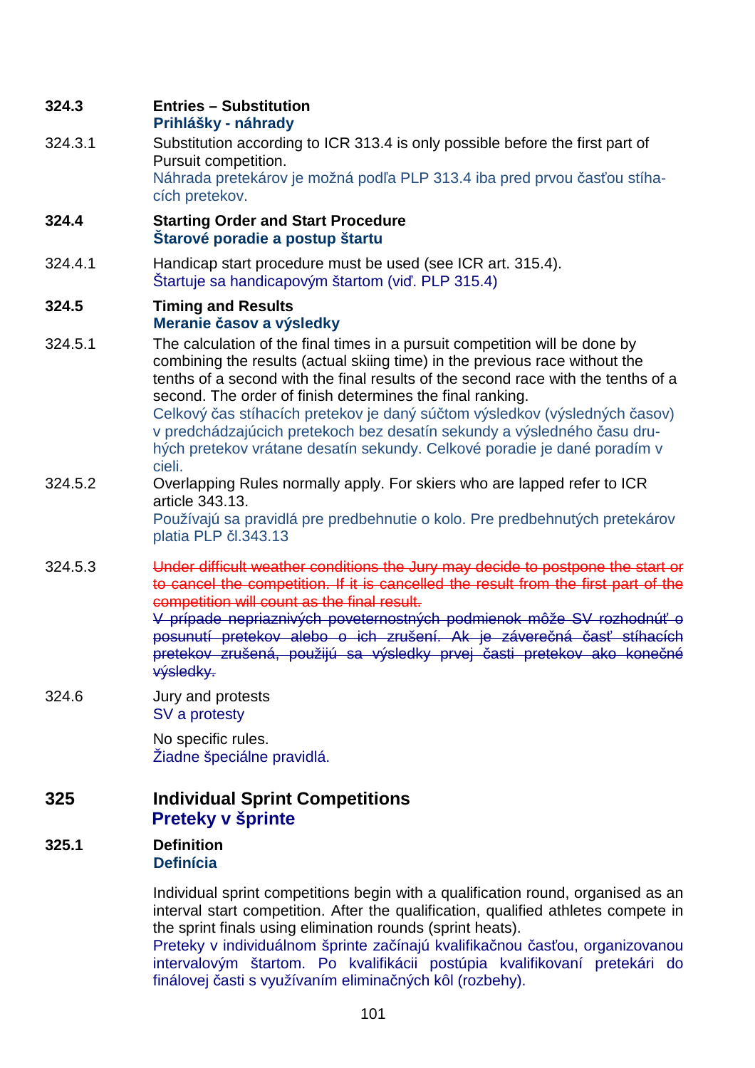**324.3 Entries – Substitution**
**Prihlášky - náhrady**

324.3.1 Substitution according to ICR 313.4 is only possible before the first part of Pursuit competition.
Náhrada pretekárov je možná podľa PLP 313.4 iba pred prvou časťou stíhacích pretekov.

**324.4 Starting Order and Start Procedure**
**Štarové poradie a postup štartu**

324.4.1 Handicap start procedure must be used (see ICR art. 315.4).
Štartuje sa handicapovým štartom (viď. PLP 315.4)

**324.5 Timing and Results**
**Meranie časov a výsledky**

324.5.1 The calculation of the final times in a pursuit competition will be done by combining the results (actual skiing time) in the previous race without the tenths of a second with the final results of the second race with the tenths of a second. The order of finish determines the final ranking.
Celkový čas stíhacích pretekov je daný súčtom výsledkov (výsledných časov) v predchádzajúcich pretekoch bez desatín sekundy a výsledného času druhých pretekov vrátane desatín sekundy. Celkové poradie je dané poradím v cieli.

324.5.2 Overlapping Rules normally apply. For skiers who are lapped refer to ICR article 343.13.
Používajú sa pravidlá pre predbehnutie o kolo. Pre predbehnutých pretekárov platia PLP čl.343.13

324.5.3 ~~Under difficult weather conditions the Jury may decide to postpone the start or to cancel the competition. If it is cancelled the result from the first part of the competition will count as the final result.~~
~~V prípade nepriaznivých poveternostných podmienok môže SV rozhodnúť o posunutí pretekov alebo o ich zrušení. Ak je záverečná časť stíhacích pretekov zrušená, použijú sa výsledky prvej časti pretekov ako konečné výsledky.~~

324.6 Jury and protests
SV a protesty

No specific rules.
Žiadne špeciálne pravidlá.

## 325 Individual Sprint Competitions
## Preteky v šprinte

**325.1 Definition**
**Definícia**

Individual sprint competitions begin with a qualification round, organised as an interval start competition. After the qualification, qualified athletes compete in the sprint finals using elimination rounds (sprint heats).
Preteky v individuálnom šprinte začínajú kvalifikačnou časťou, organizovanou intervalovým štartom. Po kvalifikácii postúpia kvalifikovaní pretekári do finálovej časti s využívaním eliminačných kôl (rozbehy).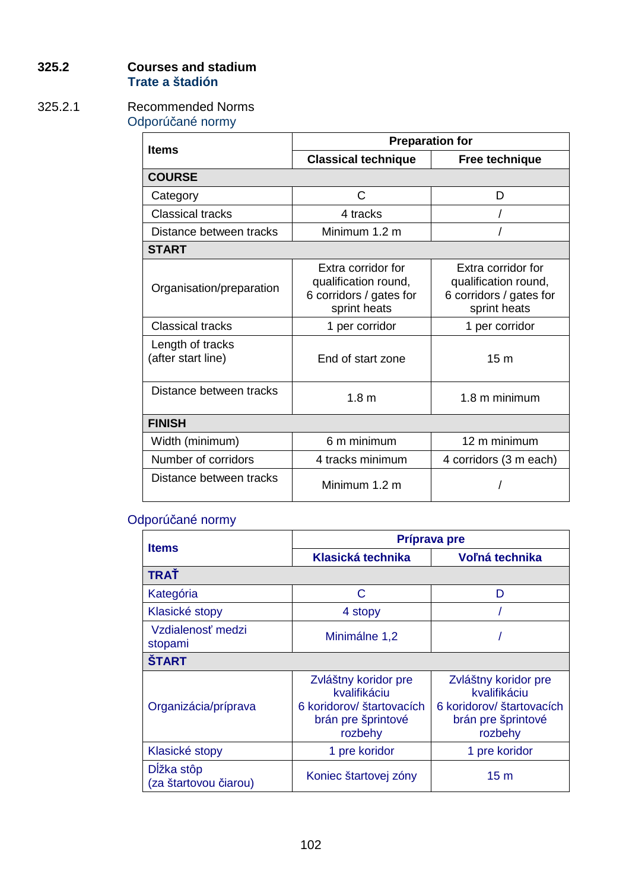## 325.2 Courses and stadium

**Trate a štadión**

### 325.2.1 Recommended Norms

Odporúčané normy

| Items | Preparation for | |
|---|---|---|
| | **Classical technique** | **Free technique** |
| **COURSE** | | |
| Category | C | D |
| Classical tracks | 4 tracks | / |
| Distance between tracks | Minimum 1.2 m | / |
| **START** | | |
| Organisation/preparation | Extra corridor for qualification round, 6 corridors / gates for sprint heats | Extra corridor for qualification round, 6 corridors / gates for sprint heats |
| Classical tracks | 1 per corridor | 1 per corridor |
| Length of tracks (after start line) | End of start zone | 15 m |
| Distance between tracks | 1.8 m | 1.8 m minimum |
| **FINISH** | | |
| Width (minimum) | 6 m minimum | 12 m minimum |
| Number of corridors | 4 tracks minimum | 4 corridors (3 m each) |
| Distance between tracks | Minimum 1.2 m | / |

Odporúčané normy

| Items | Príprava pre | |
|---|---|---|
| | **Klasická technika** | **Voľná technika** |
| **TRAŤ** | | |
| Kategória | C | D |
| Klasické stopy | 4 stopy | / |
| Vzdialenosť medzi stopami | Minimálne 1,2 | / |
| **ŠTART** | | |
| Organizácia/príprava | Zvláštny koridor pre kvalifikáciu 6 koridorov/ štartovacích brán pre šprintové rozbehy | Zvláštny koridor pre kvalifikáciu 6 koridorov/ štartovacích brán pre šprintové rozbehy |
| Klasické stopy | 1 pre koridor | 1 pre koridor |
| Dĺžka stôp (za štartovou čiarou) | Koniec štartovej zóny | 15 m |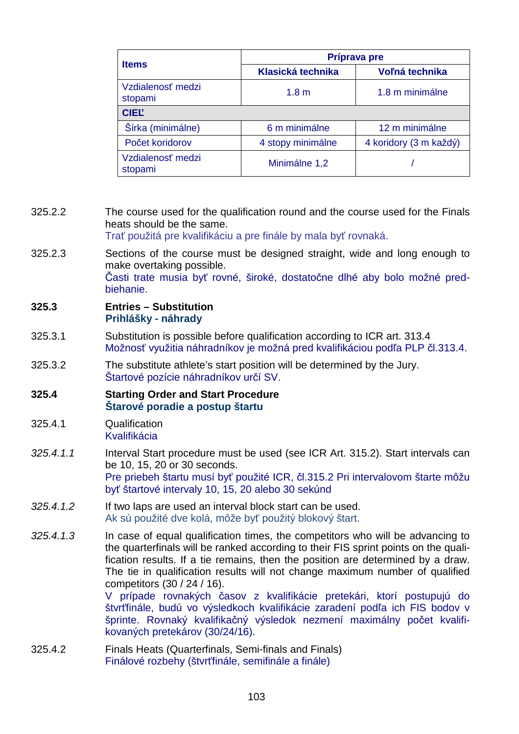| Items | Príprava pre | |
|---|---|---|
| | Klasická technika | Voľná technika |
| Vzdialenosť medzi stopami | 1.8 m | 1.8 m minimálne |
| **CIEĽ** | | |
| Šírka (minimálne) | 6 m minimálne | 12 m minimálne |
| Počet koridorov | 4 stopy minimálne | 4 koridory (3 m každý) |
| Vzdialenosť medzi stopami | Minimálne 1,2 | / |

325.2.2 The course used for the qualification round and the course used for the Finals heats should be the same.
Trať použitá pre kvalifikáciu a pre finále by mala byť rovnaká.

325.2.3 Sections of the course must be designed straight, wide and long enough to make overtaking possible.
Časti trate musia byť rovné, široké, dostatočne dlhé aby bolo možné predbiehanie.

**325.3 Entries – Substitution**
**Prihlášky - náhrady**

325.3.1 Substitution is possible before qualification according to ICR art. 313.4
Možnosť využitia náhradníkov je možná pred kvalifikáciou podľa PLP čl.313.4.

325.3.2 The substitute athlete's start position will be determined by the Jury.
Štartové pozície náhradníkov určí SV.

**325.4 Starting Order and Start Procedure**
**Štarové poradie a postup štartu**

325.4.1 Qualification
Kvalifikácia

*325.4.1.1* Interval Start procedure must be used (see ICR Art. 315.2). Start intervals can be 10, 15, 20 or 30 seconds.
Pre priebeh štartu musí byť použité ICR, čl.315.2 Pri intervalovom štarte môžu byť štartové intervaly 10, 15, 20 alebo 30 sekúnd

*325.4.1.2* If two laps are used an interval block start can be used.
Ak sú použité dve kolá, môže byť použitý blokový štart.

*325.4.1.3* In case of equal qualification times, the competitors who will be advancing to the quarterfinals will be ranked according to their FIS sprint points on the qualification results. If a tie remains, then the position are determined by a draw. The tie in qualification results will not change maximum number of qualified competitors (30 / 24 / 16).
V prípade rovnakých časov z kvalifikácie pretekári, ktorí postupujú do štvrťfinále, budú vo výsledkoch kvalifikácie zaradení podľa ich FIS bodov v šprinte. Rovnaký kvalifikačný výsledok nezmení maximálny počet kvalifikovaných pretekárov (30/24/16).

325.4.2 Finals Heats (Quarterfinals, Semi-finals and Finals)
Finálové rozbehy (štvrťfinále, semifinále a finále)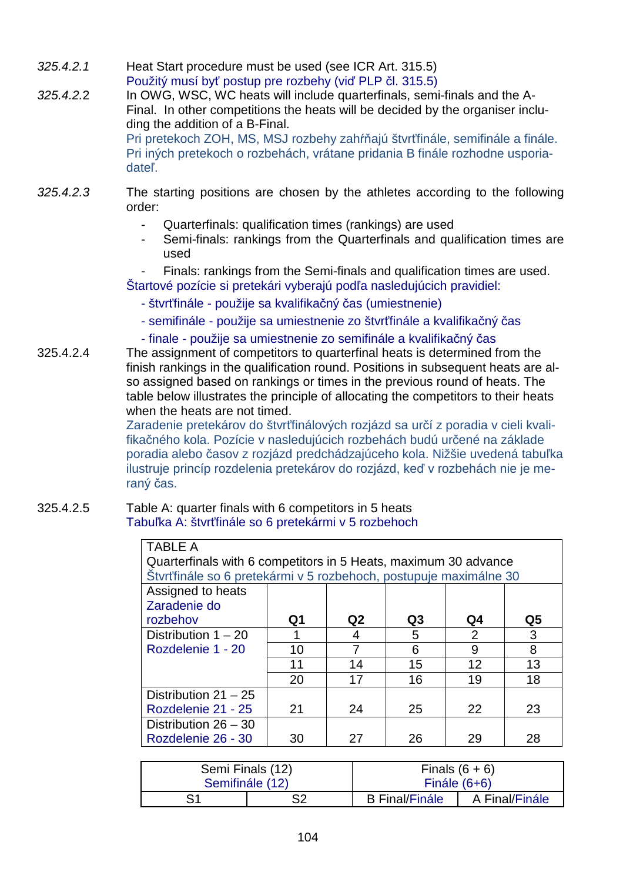*325.4.2.1* Heat Start procedure must be used (see ICR Art. 315.5)
Použitý musí byť postup pre rozbehy (viď PLP čl. 315.5)

*325.4.2.2* In OWG, WSC, WC heats will include quarterfinals, semi-finals and the A-Final. In other competitions the heats will be decided by the organiser including the addition of a B-Final.
Pri pretekoch ZOH, MS, MSJ rozbehy zahŕňajú štvrťfinále, semifinále a finále. Pri iných pretekoch o rozbehách, vrátane pridania B finále rozhodne usporiadateľ.

*325.4.2.3* The starting positions are chosen by the athletes according to the following order:

- Quarterfinals: qualification times (rankings) are used
- Semi-finals: rankings from the Quarterfinals and qualification times are used
- Finals: rankings from the Semi-finals and qualification times are used.

Štartové pozície si pretekári vyberajú podľa nasledujúcich pravidiel:

- štvrťfinále - použije sa kvalifikačný čas (umiestnenie)
- semifinále - použije sa umiestnenie zo štvrťfinále a kvalifikačný čas
- finale - použije sa umiestnenie zo semifinále a kvalifikačný čas

325.4.2.4 The assignment of competitors to quarterfinal heats is determined from the finish rankings in the qualification round. Positions in subsequent heats are also assigned based on rankings or times in the previous round of heats. The table below illustrates the principle of allocating the competitors to their heats when the heats are not timed.
Zaradenie pretekárov do štvrťfinálových rozjázd sa určí z poradia v cieli kvalifikačného kola. Pozície v nasledujúcich rozbehách budú určené na základe poradia alebo časov z rozjázd predchádzajúceho kola. Nižšie uvedená tabuľka ilustruje princíp rozdelenia pretekárov do rozjázd, keď v rozbehách nie je meraný čas.

325.4.2.5 Table A: quarter finals with 6 competitors in 5 heats
Tabuľka A: štvrťfinále so 6 pretekármi v 5 rozbehoch

| TABLE A<br>Quarterfinals with 6 competitors in 5 Heats, maximum 30 advance<br>Štvrťfinále so 6 pretekármi v 5 rozbehoch, postupuje maximálne 30 | | | | | |
|---|---|---|---|---|---|
| Assigned to heats<br>Zaradenie do rozbehov | **Q1** | **Q2** | **Q3** | **Q4** | **Q5** |
| Distribution 1 – 20<br>Rozdelenie 1 - 20 | 1 | 4 | 5 | 2 | 3 |
| | 10 | 7 | 6 | 9 | 8 |
| | 11 | 14 | 15 | 12 | 13 |
| | 20 | 17 | 16 | 19 | 18 |
| Distribution 21 – 25<br>Rozdelenie 21 - 25 | 21 | 24 | 25 | 22 | 23 |
| Distribution 26 – 30<br>Rozdelenie 26 - 30 | 30 | 27 | 26 | 29 | 28 |

| Semi Finals (12)<br>Semifinále (12) | | Finals (6 + 6)<br>Finále (6+6) | |
|---|---|---|---|
| S1 | S2 | B Final/Finále | A Final/Finále |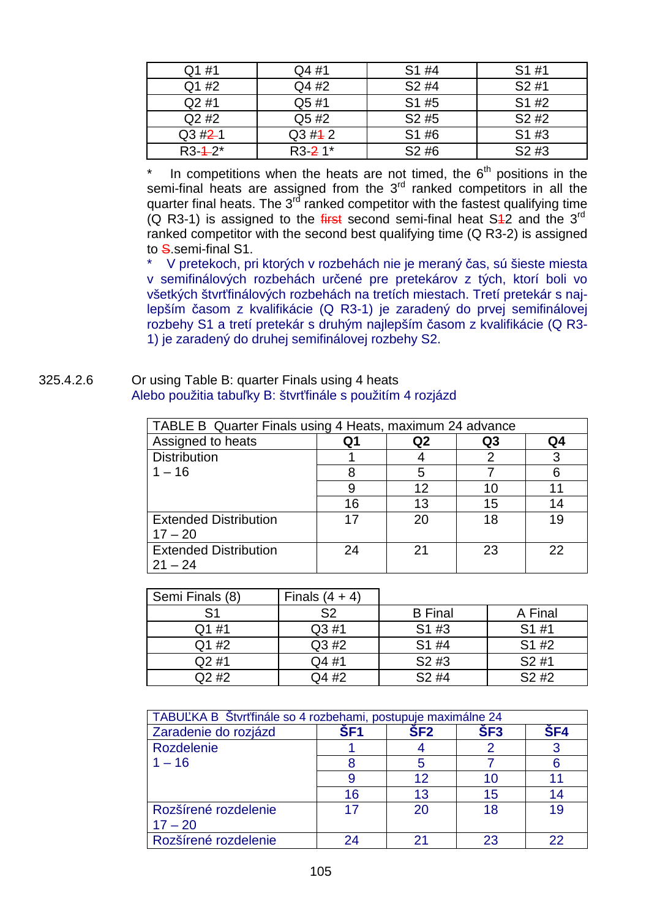| Q1 #1 | Q4 #1 | S1 #4 | S1 #1 |
|---|---|---|---|
| Q1 #2 | Q4 #2 | S2 #4 | S2 #1 |
| Q2 #1 | Q5 #1 | S1 #5 | S1 #2 |
| Q2 #2 | Q5 #2 | S2 #5 | S2 #2 |
| Q3 #~~2~~ 1 | Q3 #~~1~~ 2 | S1 #6 | S1 #3 |
| R3-~~1~~ 2* | R3-~~2~~ 1* | S2 #6 | S2 #3 |

\* In competitions when the heats are not timed, the 6th positions in the semi-final heats are assigned from the 3rd ranked competitors in all the quarter final heats. The 3rd ranked competitor with the fastest qualifying time (Q R3-1) is assigned to the ~~first~~ second semi-final heat S~~1~~2 and the 3rd ranked competitor with the second best qualifying time (Q R3-2) is assigned to ~~S~~.semi-final S1.

\* V pretekoch, pri ktorých v rozbehách nie je meraný čas, sú šieste miesta v semifinálových rozbehách určené pre pretekárov z tých, ktorí boli vo všetkých štvrťfinálových rozbehách na tretích miestach. Tretí pretekár s najlepším časom z kvalifikácie (Q R3-1) je zaradený do prvej semifinálovej rozbehy S1 a tretí pretekár s druhým najlepším časom z kvalifikácie (Q R3-1) je zaradený do druhej semifinálovej rozbehy S2.

325.4.2.6 Or using Table B: quarter Finals using 4 heats
Alebo použitia tabuľky B: štvrťfinále s použitím 4 rozjázd

| TABLE B Quarter Finals using 4 Heats, maximum 24 advance | | | | |
|---|---|---|---|---|
| Assigned to heats | Q1 | Q2 | Q3 | Q4 |
| Distribution 1 – 16 | 1 | 4 | 2 | 3 |
| | 8 | 5 | 7 | 6 |
| | 9 | 12 | 10 | 11 |
| | 16 | 13 | 15 | 14 |
| Extended Distribution 17 – 20 | 17 | 20 | 18 | 19 |
| Extended Distribution 21 – 24 | 24 | 21 | 23 | 22 |

| Semi Finals (8) | Finals (4 + 4) | | |
|---|---|---|---|
| S1 | S2 | B Final | A Final |
| Q1 #1 | Q3 #1 | S1 #3 | S1 #1 |
| Q1 #2 | Q3 #2 | S1 #4 | S1 #2 |
| Q2 #1 | Q4 #1 | S2 #3 | S2 #1 |
| Q2 #2 | Q4 #2 | S2 #4 | S2 #2 |

| TABUĽKA B Štvrťfinále so 4 rozbehami, postupuje maximálne 24 | | | | |
|---|---|---|---|---|
| Zaradenie do rozjázd | ŠF1 | ŠF2 | ŠF3 | ŠF4 |
| Rozdelenie 1 – 16 | 1 | 4 | 2 | 3 |
| | 8 | 5 | 7 | 6 |
| | 9 | 12 | 10 | 11 |
| | 16 | 13 | 15 | 14 |
| Rozšírené rozdelenie 17 – 20 | 17 | 20 | 18 | 19 |
| Rozšírené rozdelenie | 24 | 21 | 23 | 22 |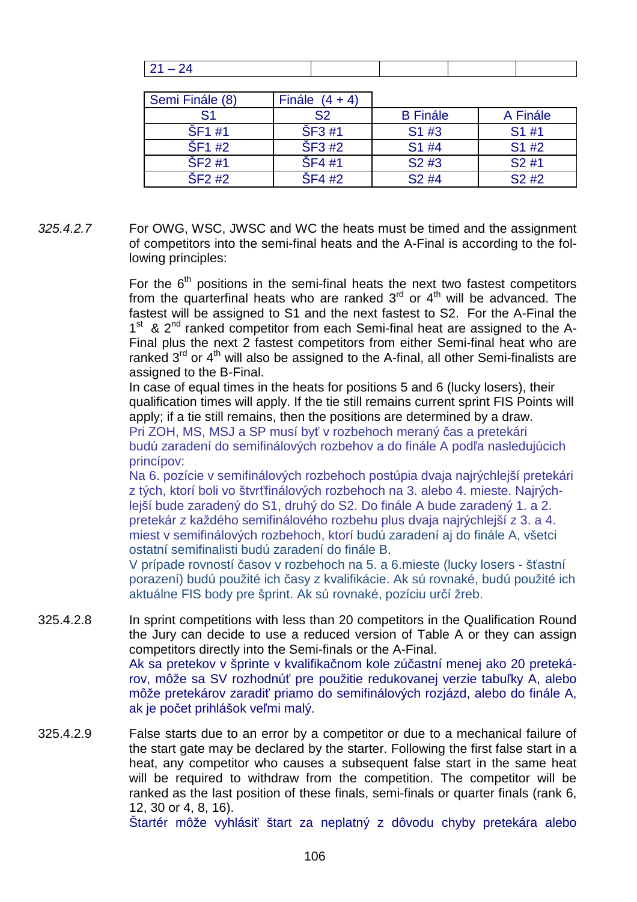| 21 – 24 | | | | |
|---|---|---|---|---|

| Semi Finále (8) | Finále (4 + 4) | | |
|---|---|---|---|
| S1 | S2 | B Finále | A Finále |
| ŠF1 #1 | ŠF3 #1 | S1 #3 | S1 #1 |
| ŠF1 #2 | ŠF3 #2 | S1 #4 | S1 #2 |
| ŠF2 #1 | ŠF4 #1 | S2 #3 | S2 #1 |
| ŠF2 #2 | ŠF4 #2 | S2 #4 | S2 #2 |

*325.4.2.7* For OWG, WSC, JWSC and WC the heats must be timed and the assignment of competitors into the semi-final heats and the A-Final is according to the following principles:

For the 6th positions in the semi-final heats the next two fastest competitors from the quarterfinal heats who are ranked 3rd or 4th will be advanced. The fastest will be assigned to S1 and the next fastest to S2. For the A-Final the 1st & 2nd ranked competitor from each Semi-final heat are assigned to the A-Final plus the next 2 fastest competitors from either Semi-final heat who are ranked 3rd or 4th will also be assigned to the A-final, all other Semi-finalists are assigned to the B-Final.

In case of equal times in the heats for positions 5 and 6 (lucky losers), their qualification times will apply. If the tie still remains current sprint FIS Points will apply; if a tie still remains, then the positions are determined by a draw.

Pri ZOH, MS, MSJ a SP musí byť v rozbehoch meraný čas a pretekári budú zaradení do semifinálových rozbehov a do finále A podľa nasledujúcich princípov:

Na 6. pozície v semifinálových rozbehoch postúpia dvaja najrýchlejší pretekári z tých, ktorí boli vo štvrťfinálových rozbehoch na 3. alebo 4. mieste. Najrýchlejší bude zaradený do S1, druhý do S2. Do finále A bude zaradený 1. a 2. pretekár z každého semifinálového rozbehu plus dvaja najrýchlejší z 3. a 4. miest v semifinálových rozbehoch, ktorí budú zaradení aj do finále A, všetci ostatní semifinalisti budú zaradení do finále B.

V prípade rovností časov v rozbehoch na 5. a 6.mieste (lucky losers - šťastní porazení) budú použité ich časy z kvalifikácie. Ak sú rovnaké, budú použité ich aktuálne FIS body pre šprint. Ak sú rovnaké, pozíciu určí žreb.

325.4.2.8 In sprint competitions with less than 20 competitors in the Qualification Round the Jury can decide to use a reduced version of Table A or they can assign competitors directly into the Semi-finals or the A-Final.

Ak sa pretekov v šprinte v kvalifikačnom kole zúčastní menej ako 20 pretekárov, môže sa SV rozhodnúť pre použitie redukovanej verzie tabuľky A, alebo môže pretekárov zaradiť priamo do semifinálových rozjázd, alebo do finále A, ak je počet prihlášok veľmi malý.

325.4.2.9 False starts due to an error by a competitor or due to a mechanical failure of the start gate may be declared by the starter. Following the first false start in a heat, any competitor who causes a subsequent false start in the same heat will be required to withdraw from the competition. The competitor will be ranked as the last position of these finals, semi-finals or quarter finals (rank 6, 12, 30 or 4, 8, 16).

Štartér môže vyhlásiť štart za neplatný z dôvodu chyby pretekára alebo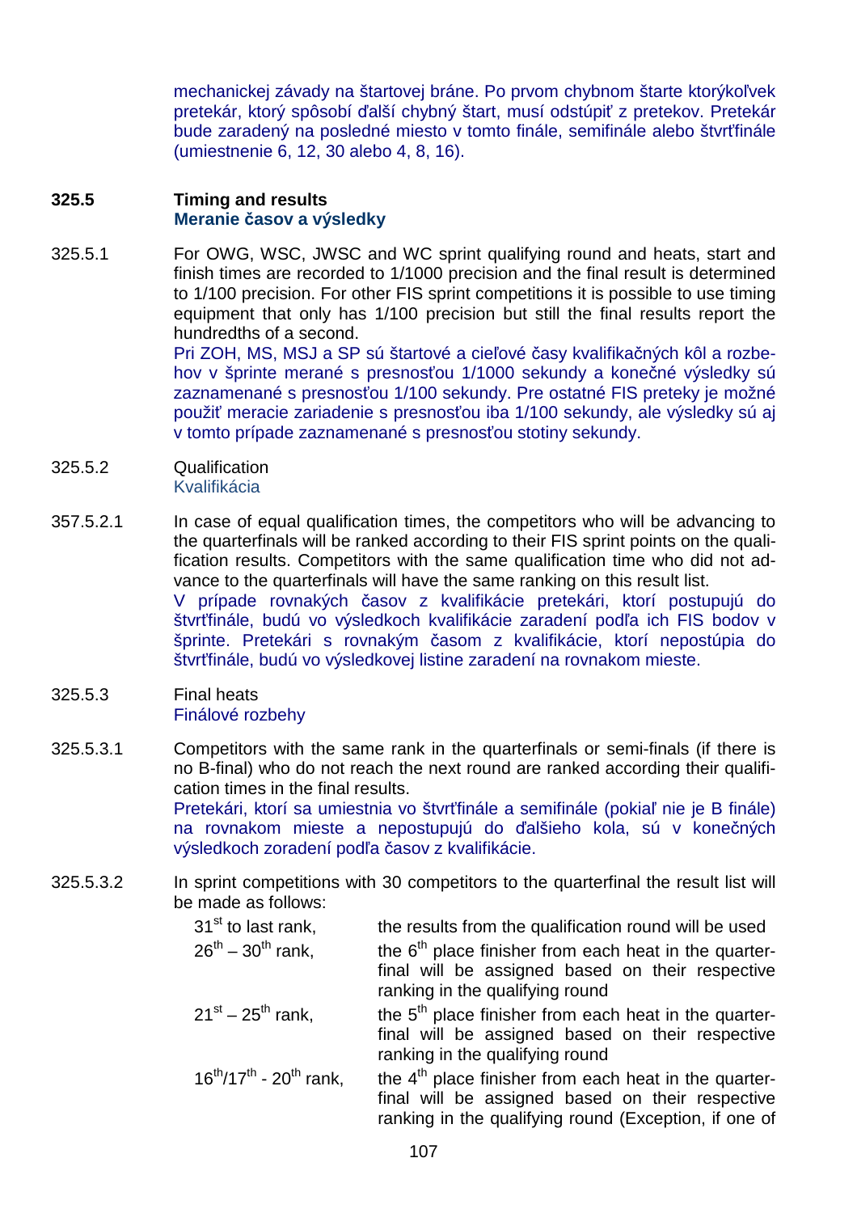mechanickej závady na štartovej bráne. Po prvom chybnom štarte ktorýkoľvek pretekár, ktorý spôsobí ďalší chybný štart, musí odstúpiť z pretekov. Pretekár bude zaradený na posledné miesto v tomto finále, semifinále alebo štvrťfinále (umiestnenie 6, 12, 30 alebo 4, 8, 16).

### 325.5 Timing and results
**Meranie časov a výsledky**

325.5.1 For OWG, WSC, JWSC and WC sprint qualifying round and heats, start and finish times are recorded to 1/1000 precision and the final result is determined to 1/100 precision. For other FIS sprint competitions it is possible to use timing equipment that only has 1/100 precision but still the final results report the hundredths of a second.
Pri ZOH, MS, MSJ a SP sú štartové a cieľové časy kvalifikačných kôl a rozbehov v šprinte merané s presnosťou 1/1000 sekundy a konečné výsledky sú zaznamenané s presnosťou 1/100 sekundy. Pre ostatné FIS preteky je možné použiť meracie zariadenie s presnosťou iba 1/100 sekundy, ale výsledky sú aj v tomto prípade zaznamenané s presnosťou stotiny sekundy.

325.5.2 Qualification
Kvalifikácia

357.5.2.1 In case of equal qualification times, the competitors who will be advancing to the quarterfinals will be ranked according to their FIS sprint points on the qualification results. Competitors with the same qualification time who did not advance to the quarterfinals will have the same ranking on this result list.
V prípade rovnakých časov z kvalifikácie pretekári, ktorí postupujú do štvrťfinále, budú vo výsledkoch kvalifikácie zaradení podľa ich FIS bodov v šprinte. Pretekári s rovnakým časom z kvalifikácie, ktorí nepostúpia do štvrťfinále, budú vo výsledkovej listine zaradení na rovnakom mieste.

325.5.3 Final heats
Finálové rozbehy

325.5.3.1 Competitors with the same rank in the quarterfinals or semi-finals (if there is no B-final) who do not reach the next round are ranked according their qualification times in the final results.
Pretekári, ktorí sa umiestnia vo štvrťfinále a semifinále (pokiaľ nie je B finále) na rovnakom mieste a nepostupujú do ďalšieho kola, sú v konečných výsledkoch zoradení podľa časov z kvalifikácie.

325.5.3.2 In sprint competitions with 30 competitors to the quarterfinal the result list will be made as follows:

| | |
|---|---|
| 31st to last rank, | the results from the qualification round will be used |
| 26th – 30th rank, | the 6th place finisher from each heat in the quarter-final will be assigned based on their respective ranking in the qualifying round |
| 21st – 25th rank, | the 5th place finisher from each heat in the quarter-final will be assigned based on their respective ranking in the qualifying round |
| 16th/17th - 20th rank, | the 4th place finisher from each heat in the quarter-final will be assigned based on their respective ranking in the qualifying round (Exception, if one of |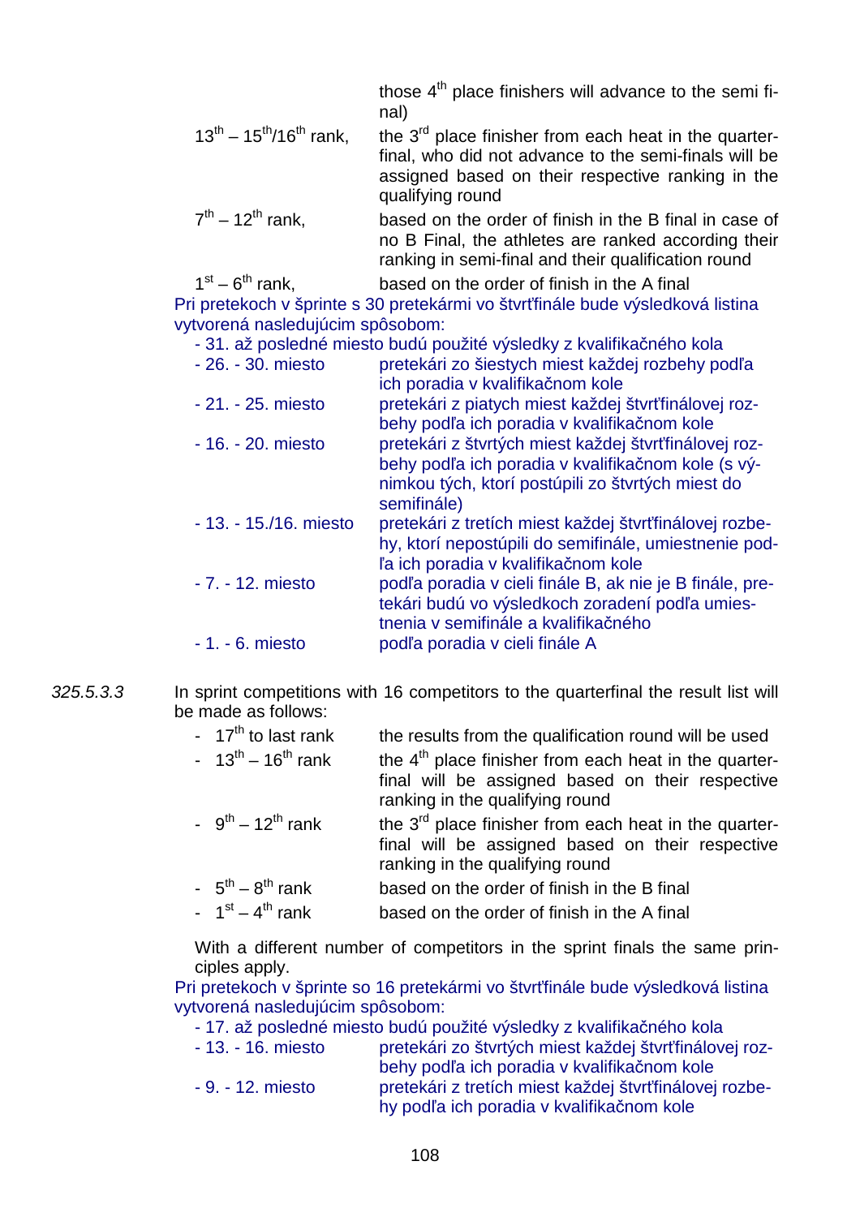those 4th place finishers will advance to the semi final)

| | |
|---|---|
| 13th – 15th/16th rank, | the 3rd place finisher from each heat in the quarterfinal, who did not advance to the semi-finals will be assigned based on their respective ranking in the qualifying round |
| 7th – 12th rank, | based on the order of finish in the B final in case of no B Final, the athletes are ranked according their ranking in semi-final and their qualification round |
| 1st – 6th rank, | based on the order of finish in the A final |

Pri pretekoch v šprinte s 30 pretekármi vo štvrťfinále bude výsledková listina vytvorená nasledujúcim spôsobom:

- 31. až posledné miesto budú použité výsledky z kvalifikačného kola

| | |
|---|---|
| - 26. - 30. miesto | pretekári zo šiestych miest každej rozbehy podľa ich poradia v kvalifikačnom kole |
| - 21. - 25. miesto | pretekári z piatych miest každej štvrťfinálovej rozbehy podľa ich poradia v kvalifikačnom kole |
| - 16. - 20. miesto | pretekári z štvrtých miest každej štvrťfinálovej rozbehy podľa ich poradia v kvalifikačnom kole (s výnimkou tých, ktorí postúpili zo štvrtých miest do semifinále) |
| - 13. - 15./16. miesto | pretekári z tretích miest každej štvrťfinálovej rozbehy, ktorí nepostúpili do semifinále, umiestnenie podľa ich poradia v kvalifikačnom kole |
| - 7. - 12. miesto | podľa poradia v cieli finále B, ak nie je B finále, pretekári budú vo výsledkoch zoradení podľa umiestnenia v semifinále a kvalifikačného |
| - 1. - 6. miesto | podľa poradia v cieli finále A |

*325.5.3.3* In sprint competitions with 16 competitors to the quarterfinal the result list will be made as follows:

| | |
|---|---|
| - 17th to last rank | the results from the qualification round will be used |
| - 13th – 16th rank | the 4th place finisher from each heat in the quarterfinal will be assigned based on their respective ranking in the qualifying round |
| - 9th – 12th rank | the 3rd place finisher from each heat in the quarterfinal will be assigned based on their respective ranking in the qualifying round |
| - 5th – 8th rank | based on the order of finish in the B final |
| - 1st – 4th rank | based on the order of finish in the A final |

With a different number of competitors in the sprint finals the same principles apply.

Pri pretekoch v šprinte so 16 pretekármi vo štvrťfinále bude výsledková listina vytvorená nasledujúcim spôsobom:

- 17. až posledné miesto budú použité výsledky z kvalifikačného kola

| | |
|---|---|
| - 13. - 16. miesto | pretekári zo štvrtých miest každej štvrťfinálovej rozbehy podľa ich poradia v kvalifikačnom kole |
| - 9. - 12. miesto | pretekári z tretích miest každej štvrťfinálovej rozbehy podľa ich poradia v kvalifikačnom kole |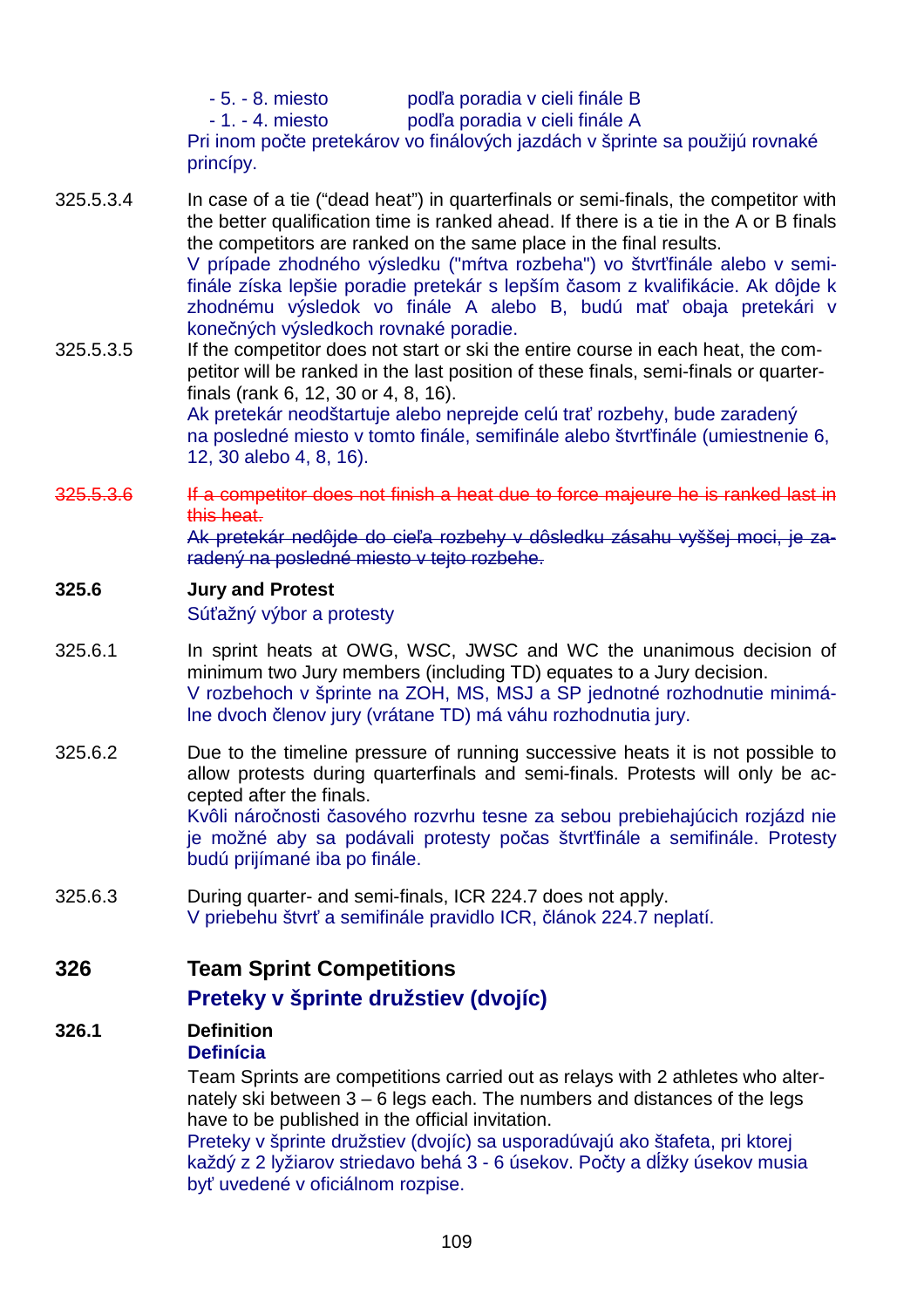- 5. - 8. miesto podľa poradia v cieli finále B
- 1. - 4. miesto podľa poradia v cieli finále A

Pri inom počte pretekárov vo finálových jazdách v šprinte sa použijú rovnaké princípy.

325.5.3.4 In case of a tie ("dead heat") in quarterfinals or semi-finals, the competitor with the better qualification time is ranked ahead. If there is a tie in the A or B finals the competitors are ranked on the same place in the final results.
V prípade zhodného výsledku ("mŕtva rozbeha") vo štvrťfinále alebo v semifinále získa lepšie poradie pretekár s lepším časom z kvalifikácie. Ak dôjde k zhodnému výsledok vo finále A alebo B, budú mať obaja pretekári v konečných výsledkoch rovnaké poradie.

325.5.3.5 If the competitor does not start or ski the entire course in each heat, the competitor will be ranked in the last position of these finals, semi-finals or quarterfinals (rank 6, 12, 30 or 4, 8, 16).
Ak pretekár neodštartuje alebo neprejde celú trať rozbehy, bude zaradený na posledné miesto v tomto finále, semifinále alebo štvrťfinále (umiestnenie 6, 12, 30 alebo 4, 8, 16).

~~325.5.3.6 If a competitor does not finish a heat due to force majeure he is ranked last in this heat.~~
~~Ak pretekár nedôjde do cieľa rozbehy v dôsledku zásahu vyššej moci, je zaradený na posledné miesto v tejto rozbehe.~~

**325.6 Jury and Protest**
Súťažný výbor a protesty

325.6.1 In sprint heats at OWG, WSC, JWSC and WC the unanimous decision of minimum two Jury members (including TD) equates to a Jury decision.
V rozbehoch v šprinte na ZOH, MS, MSJ a SP jednotné rozhodnutie minimálne dvoch členov jury (vrátane TD) má váhu rozhodnutia jury.

325.6.2 Due to the timeline pressure of running successive heats it is not possible to allow protests during quarterfinals and semi-finals. Protests will only be accepted after the finals.
Kvôli náročnosti časového rozvrhu tesne za sebou prebiehajúcich rozjázd nie je možné aby sa podávali protesty počas štvrťfinále a semifinále. Protesty budú prijímané iba po finále.

325.6.3 During quarter- and semi-finals, ICR 224.7 does not apply.
V priebehu štvrť a semifinále pravidlo ICR, článok 224.7 neplatí.

## 326 Team Sprint Competitions
## Preteky v šprinte družstiev (dvojíc)

### 326.1 Definition
### Definícia

Team Sprints are competitions carried out as relays with 2 athletes who alternately ski between 3 – 6 legs each. The numbers and distances of the legs have to be published in the official invitation.
Preteky v šprinte družstiev (dvojíc) sa usporadúvajú ako štafeta, pri ktorej každý z 2 lyžiarov striedavo behá 3 - 6 úsekov. Počty a dĺžky úsekov musia byť uvedené v oficiálnom rozpise.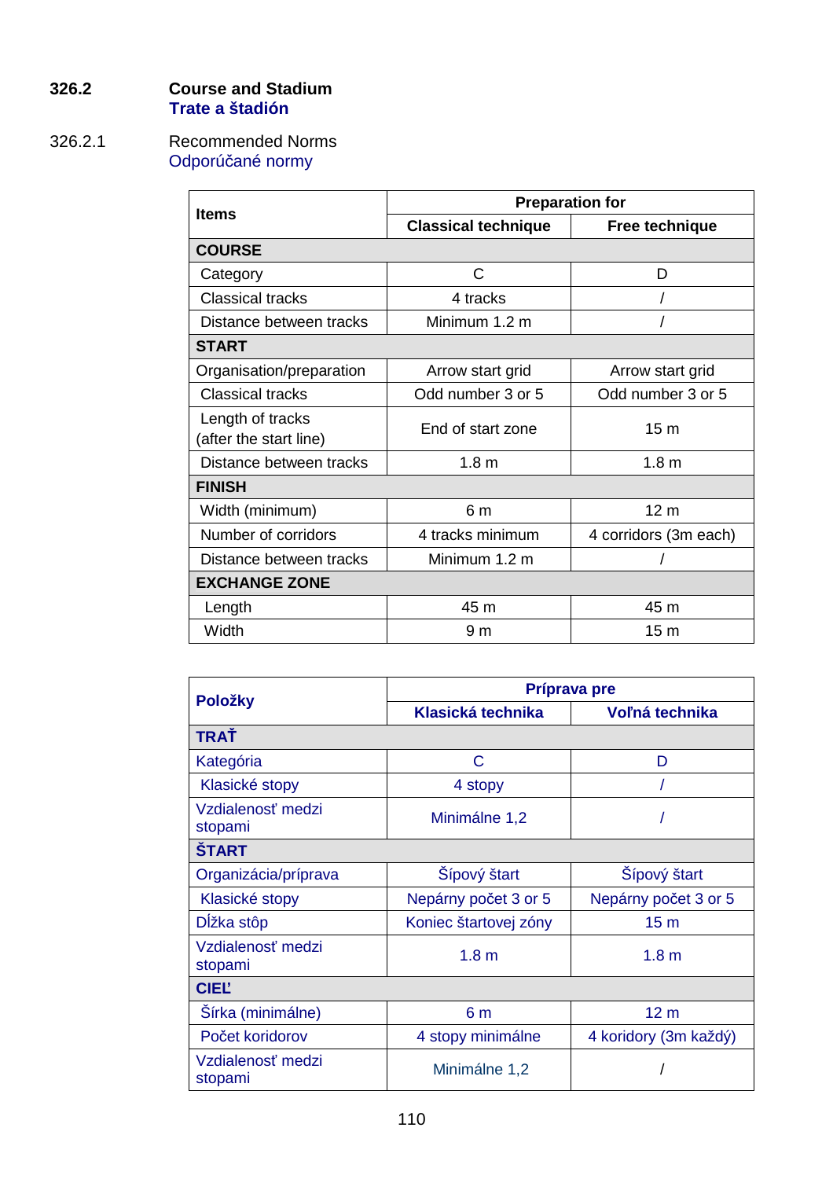### 326.2 Course and Stadium
**Trate a štadión**

326.2.1 Recommended Norms
Odporúčané normy

| Items | Preparation for | |
|---|---|---|
| | Classical technique | Free technique |
| **COURSE** | | |
| Category | C | D |
| Classical tracks | 4 tracks | / |
| Distance between tracks | Minimum 1.2 m | / |
| **START** | | |
| Organisation/preparation | Arrow start grid | Arrow start grid |
| Classical tracks | Odd number 3 or 5 | Odd number 3 or 5 |
| Length of tracks (after the start line) | End of start zone | 15 m |
| Distance between tracks | 1.8 m | 1.8 m |
| **FINISH** | | |
| Width (minimum) | 6 m | 12 m |
| Number of corridors | 4 tracks minimum | 4 corridors (3m each) |
| Distance between tracks | Minimum 1.2 m | / |
| **EXCHANGE ZONE** | | |
| Length | 45 m | 45 m |
| Width | 9 m | 15 m |

| Položky | Príprava pre | |
|---|---|---|
| | Klasická technika | Voľná technika |
| **TRAŤ** | | |
| Kategória | C | D |
| Klasické stopy | 4 stopy | / |
| Vzdialenosť medzi stopami | Minimálne 1,2 | / |
| **ŠTART** | | |
| Organizácia/príprava | Šípový štart | Šípový štart |
| Klasické stopy | Nepárny počet 3 or 5 | Nepárny počet 3 or 5 |
| Dĺžka stôp | Koniec štartovej zóny | 15 m |
| Vzdialenosť medzi stopami | 1.8 m | 1.8 m |
| **CIEĽ** | | |
| Šírka (minimálne) | 6 m | 12 m |
| Počet koridorov | 4 stopy minimálne | 4 koridory (3m každý) |
| Vzdialenosť medzi stopami | Minimálne 1,2 | / |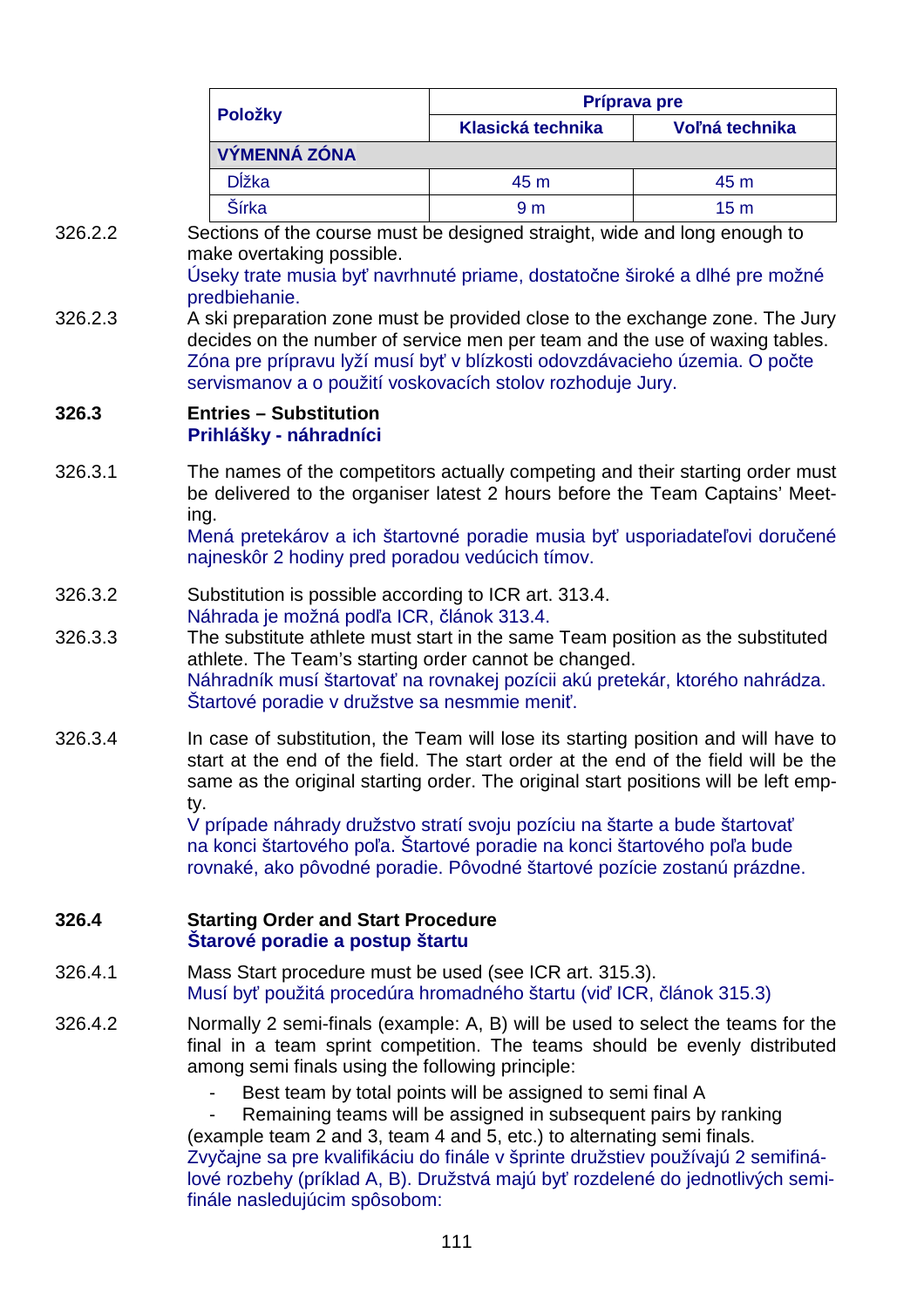| Položky | Príprava pre | |
|---|---|---|
| | Klasická technika | Voľná technika |
| **VÝMENNÁ ZÓNA** | | |
| Dĺžka | 45 m | 45 m |
| Šírka | 9 m | 15 m |

326.2.2 Sections of the course must be designed straight, wide and long enough to make overtaking possible.
Úseky trate musia byť navrhnuté priame, dostatočne široké a dlhé pre možné predbiehanie.

326.2.3 A ski preparation zone must be provided close to the exchange zone. The Jury decides on the number of service men per team and the use of waxing tables.
Zóna pre prípravu lyží musí byť v blízkosti odovzdávacieho územia. O počte servismanov a o použití voskovacích stolov rozhoduje Jury.

### 326.3 Entries – Substitution
### Prihlášky - náhradníci

326.3.1 The names of the competitors actually competing and their starting order must be delivered to the organiser latest 2 hours before the Team Captains' Meeting.
Mená pretekárov a ich štartovné poradie musia byť usporiadateľovi doručené najneskôr 2 hodiny pred poradou vedúcich tímov.

326.3.2 Substitution is possible according to ICR art. 313.4.
Náhrada je možná podľa ICR, článok 313.4.

326.3.3 The substitute athlete must start in the same Team position as the substituted athlete. The Team's starting order cannot be changed.
Náhradník musí štartovať na rovnakej pozícii akú pretekár, ktorého nahrádza. Štartové poradie v družstve sa nesmmie meniť.

326.3.4 In case of substitution, the Team will lose its starting position and will have to start at the end of the field. The start order at the end of the field will be the same as the original starting order. The original start positions will be left empty.
V prípade náhrady družstvo stratí svoju pozíciu na štarte a bude štartovať na konci štartového poľa. Štartové poradie na konci štartového poľa bude rovnaké, ako pôvodné poradie. Pôvodné štartové pozície zostanú prázdne.

### 326.4 Starting Order and Start Procedure
### Štarové poradie a postup štartu

326.4.1 Mass Start procedure must be used (see ICR art. 315.3).
Musí byť použitá procedúra hromadného štartu (viď ICR, článok 315.3)

326.4.2 Normally 2 semi-finals (example: A, B) will be used to select the teams for the final in a team sprint competition. The teams should be evenly distributed among semi finals using the following principle:

- Best team by total points will be assigned to semi final A
- Remaining teams will be assigned in subsequent pairs by ranking (example team 2 and 3, team 4 and 5, etc.) to alternating semi finals.

Zvyčajne sa pre kvalifikáciu do finále v šprinte družstiev používajú 2 semifinálové rozbehy (príklad A, B). Družstvá majú byť rozdelené do jednotlivých semifinále nasledujúcim spôsobom: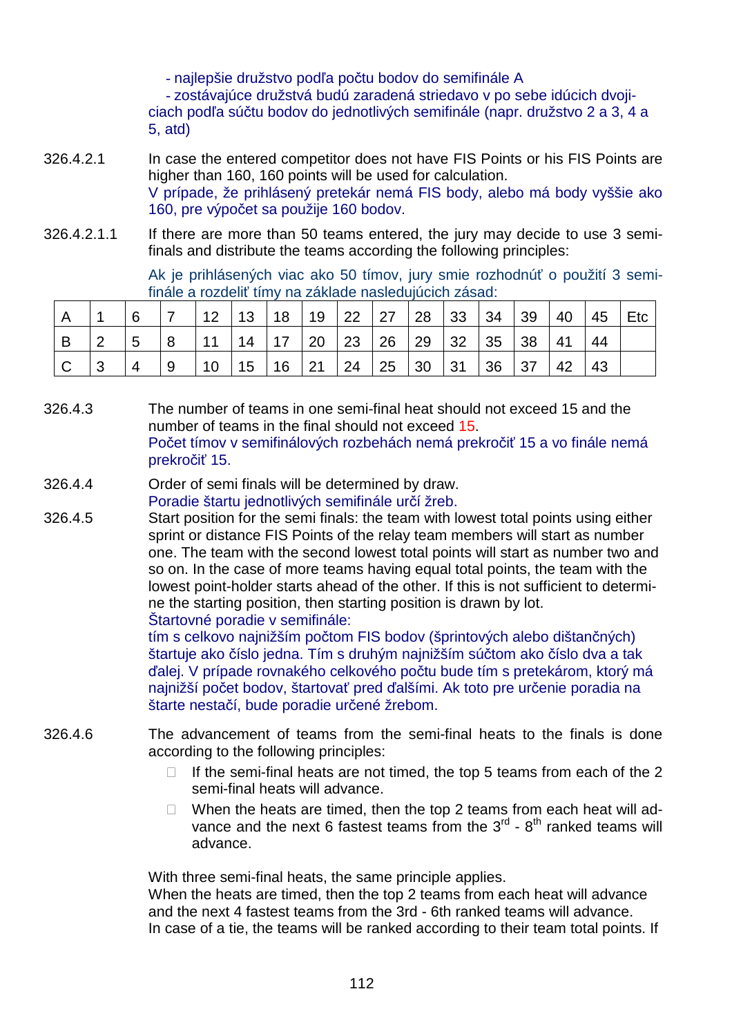- najlepšie družstvo podľa počtu bodov do semifinále A
- zostávajúce družstvá budú zaradená striedavo v po sebe idúcich dvojiciach podľa súčtu bodov do jednotlivých semifinále (napr. družstvo 2 a 3, 4 a 5, atd)

326.4.2.1 In case the entered competitor does not have FIS Points or his FIS Points are higher than 160, 160 points will be used for calculation.
V prípade, že prihlásený pretekár nemá FIS body, alebo má body vyššie ako 160, pre výpočet sa použije 160 bodov.

326.4.2.1.1 If there are more than 50 teams entered, the jury may decide to use 3 semi-finals and distribute the teams according the following principles:

Ak je prihlásených viac ako 50 tímov, jury smie rozhodnúť o použití 3 semifinále a rozdeliť tímy na základe nasledujúcich zásad:

| A | 1 | 6 | 7 | 12 | 13 | 18 | 19 | 22 | 27 | 28 | 33 | 34 | 39 | 40 | 45 | Etc |
|---|---|---|---|---|---|---|---|---|---|---|---|---|---|---|---|---|
| B | 2 | 5 | 8 | 11 | 14 | 17 | 20 | 23 | 26 | 29 | 32 | 35 | 38 | 41 | 44 | |
| C | 3 | 4 | 9 | 10 | 15 | 16 | 21 | 24 | 25 | 30 | 31 | 36 | 37 | 42 | 43 | |

326.4.3 The number of teams in one semi-final heat should not exceed 15 and the number of teams in the final should not exceed 15.
Počet tímov v semifinálových rozbehách nemá prekročiť 15 a vo finále nemá prekročiť 15.

326.4.4 Order of semi finals will be determined by draw.
Poradie štartu jednotlivých semifinále určí žreb.

326.4.5 Start position for the semi finals: the team with lowest total points using either sprint or distance FIS Points of the relay team members will start as number one. The team with the second lowest total points will start as number two and so on. In the case of more teams having equal total points, the team with the lowest point-holder starts ahead of the other. If this is not sufficient to determine the starting position, then starting position is drawn by lot.
Štartovné poradie v semifinále:
tím s celkovo najnižším počtom FIS bodov (šprintových alebo dištančných) štartuje ako číslo jedna. Tím s druhým najnižším súčtom ako číslo dva a tak ďalej. V prípade rovnakého celkového počtu bude tím s pretekárom, ktorý má najnižší počet bodov, štartovať pred ďalšími. Ak toto pre určenie poradia na štarte nestačí, bude poradie určené žrebom.

326.4.6 The advancement of teams from the semi-final heats to the finals is done according to the following principles:

- If the semi-final heats are not timed, the top 5 teams from each of the 2 semi-final heats will advance.
- When the heats are timed, then the top 2 teams from each heat will advance and the next 6 fastest teams from the 3rd - 8th ranked teams will advance.

With three semi-final heats, the same principle applies.
When the heats are timed, then the top 2 teams from each heat will advance and the next 4 fastest from the 3rd - 6th ranked teams will advance.
In case of a tie, the teams will be ranked according to their team total points. If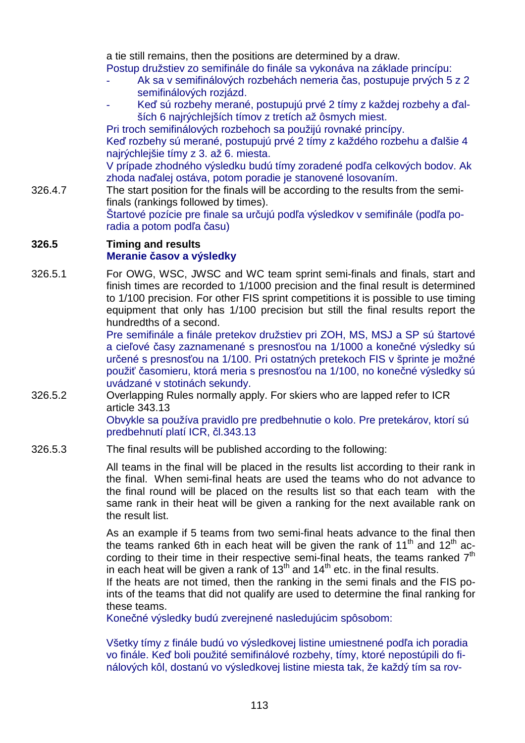a tie still remains, then the positions are determined by a draw.

Postup družstiev zo semifinále do finále sa vykonáva na základe princípu:

- Ak sa v semifinálových rozbehách nemeria čas, postupuje prvých 5 z 2 semifinálových rozjázd.
- Keď sú rozbehy merané, postupujú prvé 2 tímy z každej rozbehy a ďalších 6 najrýchlejších tímov z tretích až ôsmych miest.

Pri troch semifinálových rozbehoch sa použijú rovnaké princípy.

Keď rozbehy sú merané, postupujú prvé 2 tímy z každého rozbehu a ďalšie 4 najrýchlejšie tímy z 3. až 6. miesta.

V prípade zhodného výsledku budú tímy zoradené podľa celkových bodov. Ak zhoda naďalej ostáva, potom poradie je stanovené losovaním.

326.4.7 The start position for the finals will be according to the results from the semi-finals (rankings followed by times).

Štartové pozície pre finale sa určujú podľa výsledkov v semifinále (podľa poradia a potom podľa času)

## 326.5 Timing and results
## Meranie časov a výsledky

326.5.1 For OWG, WSC, JWSC and WC team sprint semi-finals and finals, start and finish times are recorded to 1/1000 precision and the final result is determined to 1/100 precision. For other FIS sprint competitions it is possible to use timing equipment that only has 1/100 precision but still the final results report the hundredths of a second.

Pre semifinále a finále pretekov družstiev pri ZOH, MS, MSJ a SP sú štartové a cieľové časy zaznamenané s presnosťou na 1/1000 a konečné výsledky sú určené s presnosťou na 1/100. Pri ostatných pretekoch FIS v šprinte je možné použiť časomieru, ktorá meria s presnosťou na 1/100, no konečné výsledky sú uvádzané v stotinách sekundy.

326.5.2 Overlapping Rules normally apply. For skiers who are lapped refer to ICR article 343.13

Obvykle sa používa pravidlo pre predbehnutie o kolo. Pre pretekárov, ktorí sú predbehnutí platí ICR, čl.343.13

326.5.3 The final results will be published according to the following:

All teams in the final will be placed in the results list according to their rank in the final. When semi-final heats are used the teams who do not advance to the final round will be placed on the results list so that each team with the same rank in their heat will be given a ranking for the next available rank on the result list.

As an example if 5 teams from two semi-final heats advance to the final then the teams ranked 6th in each heat will be given the rank of 11th and 12th according to their time in their respective semi-final heats, the teams ranked 7th in each heat will be given a rank of 13th and 14th etc. in the final results.

If the heats are not timed, then the ranking in the semi finals and the FIS points of the teams that did not qualify are used to determine the final ranking for these teams.

Konečné výsledky budú zverejnené nasledujúcim spôsobom:

Všetky tímy z finále budú vo výsledkovej listine umiestnené podľa ich poradia vo finále. Keď boli použité semifinálové rozbehy, tímy, ktoré nepostúpili do finálových kôl, dostanú vo výsledkovej listine miesta tak, že každý tím sa rov-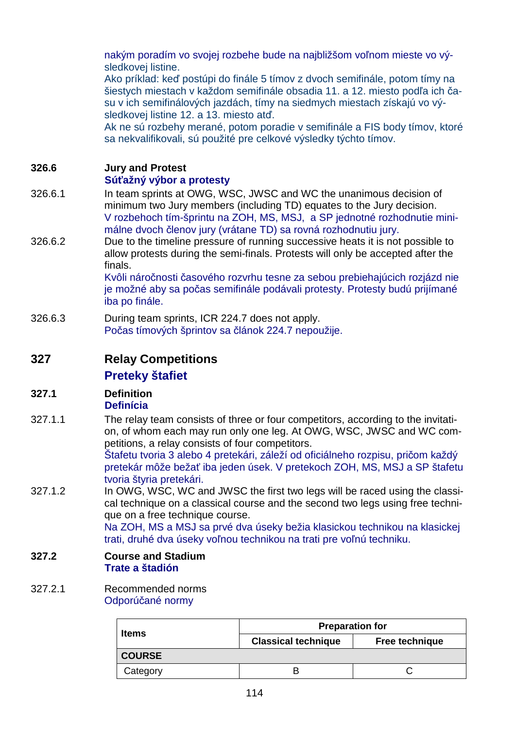nakým poradím vo svojej rozbehe bude na najbližšom voľnom mieste vo výsledkovej listine.
Ako príklad: keď postúpi do finále 5 tímov z dvoch semifinále, potom tímy na šiestych miestach v každom semifinále obsadia 11. a 12. miesto podľa ich času v ich semifinálových jazdách, tímy na siedmych miestach získajú vo výsledkovej listine 12. a 13. miesto atď.
Ak ne sú rozbehy merané, potom poradie v semifinále a FIS body tímov, ktoré sa nekvalifikovali, sú použité pre celkové výsledky týchto tímov.

### 326.6 Jury and Protest
**Súťažný výbor a protesty**

326.6.1 In team sprints at OWG, WSC, JWSC and WC the unanimous decision of minimum two Jury members (including TD) equates to the Jury decision.
V rozbehoch tím-šprintu na ZOH, MS, MSJ, a SP jednotné rozhodnutie minimálne dvoch členov jury (vrátane TD) sa rovná rozhodnutiu jury.

326.6.2 Due to the timeline pressure of running successive heats it is not possible to allow protests during the semi-finals. Protests will only be accepted after the finals.
Kvôli náročnosti časového rozvrhu tesne za sebou prebiehajúcich rozjázd nie je možné aby sa počas semifinále podávali protesty. Protesty budú prijímané iba po finále.

326.6.3 During team sprints, ICR 224.7 does not apply.
Počas tímových šprintov sa článok 224.7 nepoužije.

## 327 Relay Competitions
## Preteky štafiet

### 327.1 Definition
**Definícia**

327.1.1 The relay team consists of three or four competitors, according to the invitation, of whom each may run only one leg. At OWG, WSC, JWSC and WC competitions, a relay consists of four competitors.
Štafetu tvoria 3 alebo 4 pretekári, záleží od oficiálneho rozpisu, pričom každý pretekár môže bežať iba jeden úsek. V pretekoch ZOH, MS, MSJ a SP štafetu tvoria štyria pretekári.

327.1.2 In OWG, WSC, WC and JWSC the first two legs will be raced using the classical technique on a classical course and the second two legs using free technique on a free technique course.
Na ZOH, MS a MSJ sa prvé dva úseky bežia klasickou technikou na klasickej trati, druhé dva úseky voľnou technikou na trati pre voľnú techniku.

### 327.2 Course and Stadium
**Trate a štadión**

327.2.1 Recommended norms
Odporúčané normy

| Items | Preparation for | |
|---|---|---|
| | **Classical technique** | **Free technique** |
| **COURSE** | | |
| Category | B | C |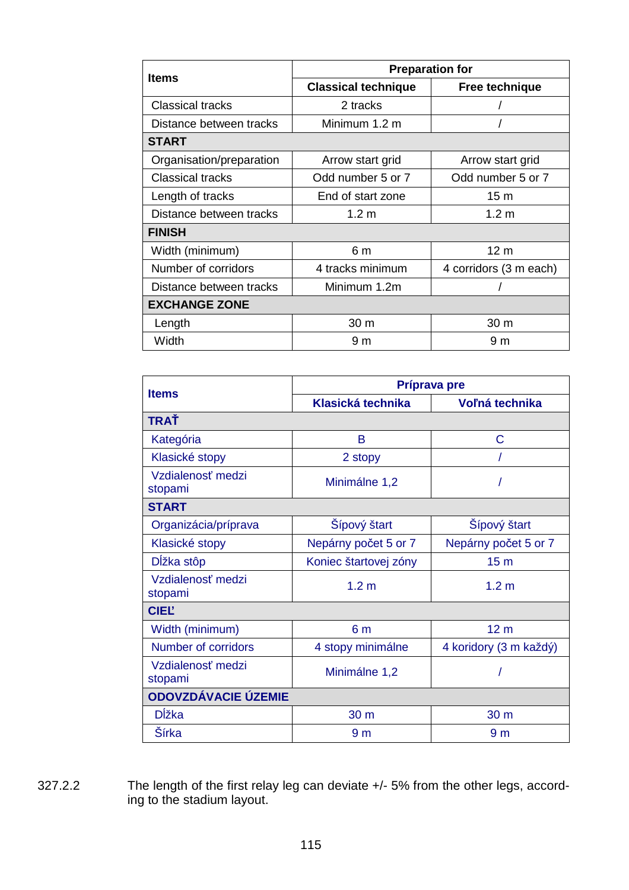| Items | Preparation for | |
|---|---|---|
| | Classical technique | Free technique |
| Classical tracks | 2 tracks | / |
| Distance between tracks | Minimum 1.2 m | / |
| **START** | | |
| Organisation/preparation | Arrow start grid | Arrow start grid |
| Classical tracks | Odd number 5 or 7 | Odd number 5 or 7 |
| Length of tracks | End of start zone | 15 m |
| Distance between tracks | 1.2 m | 1.2 m |
| **FINISH** | | |
| Width (minimum) | 6 m | 12 m |
| Number of corridors | 4 tracks minimum | 4 corridors (3 m each) |
| Distance between tracks | Minimum 1.2m | / |
| **EXCHANGE ZONE** | | |
| Length | 30 m | 30 m |
| Width | 9 m | 9 m |

| Items | Príprava pre | |
|---|---|---|
| | Klasická technika | Voľná technika |
| **TRAŤ** | | |
| Kategória | B | C |
| Klasické stopy | 2 stopy | / |
| Vzdialenosť medzi stopami | Minimálne 1,2 | / |
| **START** | | |
| Organizácia/príprava | Šípový štart | Šípový štart |
| Klasické stopy | Nepárny počet 5 or 7 | Nepárny počet 5 or 7 |
| Dĺžka stôp | Koniec štartovej zóny | 15 m |
| Vzdialenosť medzi stopami | 1.2 m | 1.2 m |
| **CIEĽ** | | |
| Width (minimum) | 6 m | 12 m |
| Number of corridors | 4 stopy minimálne | 4 koridory (3 m každý) |
| Vzdialenosť medzi stopami | Minimálne 1,2 | / |
| **ODOVZDÁVACIE ÚZEMIE** | | |
| Dĺžka | 30 m | 30 m |
| Šírka | 9 m | 9 m |

327.2.2 The length of the first relay leg can deviate +/- 5% from the other legs, according to the stadium layout.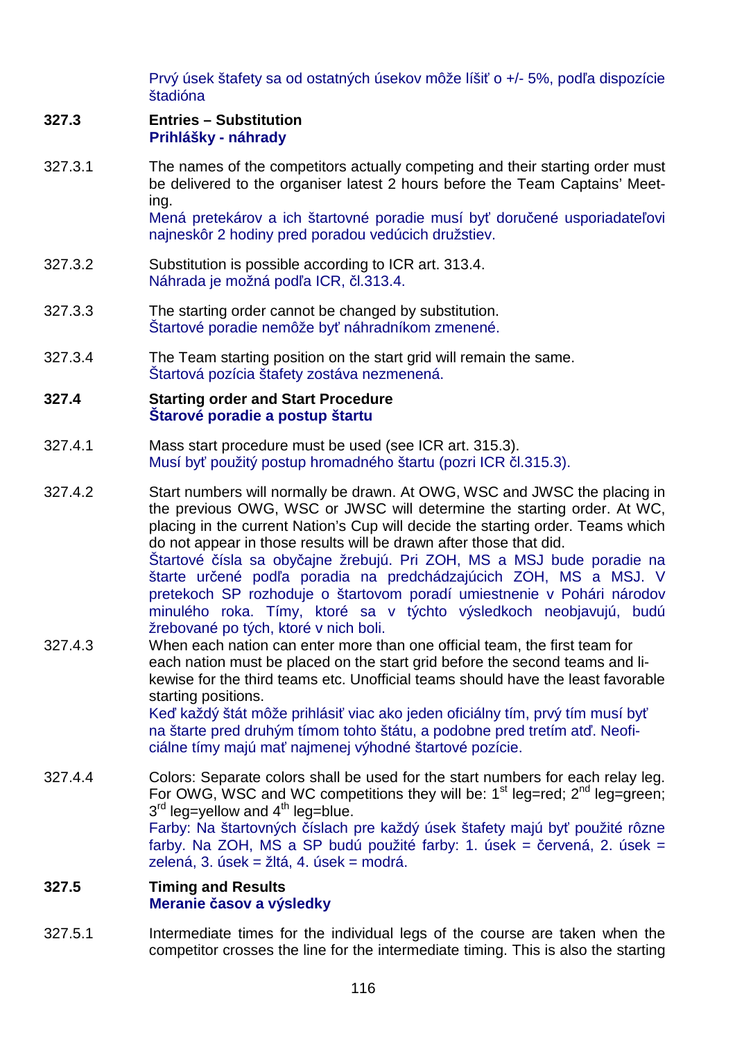Prvý úsek štafety sa od ostatných úsekov môže líšiť o +/- 5%, podľa dispozície štadióna

**327.3 Entries – Substitution**
**Prihlášky - náhrady**

327.3.1 The names of the competitors actually competing and their starting order must be delivered to the organiser latest 2 hours before the Team Captains' Meeting.
Mená pretekárov a ich štartovné poradie musí byť doručené usporiadateľovi najneskôr 2 hodiny pred poradou vedúcich družstiev.

327.3.2 Substitution is possible according to ICR art. 313.4.
Náhrada je možná podľa ICR, čl.313.4.

327.3.3 The starting order cannot be changed by substitution.
Štartové poradie nemôže byť náhradníkom zmenené.

327.3.4 The Team starting position on the start grid will remain the same.
Štartová pozícia štafety zostáva nezmenená.

**327.4 Starting order and Start Procedure**
**Štarové poradie a postup štartu**

327.4.1 Mass start procedure must be used (see ICR art. 315.3).
Musí byť použitý postup hromadného štartu (pozri ICR čl.315.3).

327.4.2 Start numbers will normally be drawn. At OWG, WSC and JWSC the placing in the previous OWG, WSC or JWSC will determine the starting order. At WC, placing in the current Nation's Cup will decide the starting order. Teams which do not appear in those results will be drawn after those that did.
Štartové čísla sa obyčajne žrebujú. Pri ZOH, MS a MSJ bude poradie na štarte určené podľa poradia na predchádzajúcich ZOH, MS a MSJ. V pretekoch SP rozhoduje o štartovom poradí umiestnenie v Pohári národov minulého roka. Tímy, ktoré sa v týchto výsledkoch neobjavujú, budú žrebované po tých, ktoré v nich boli.

327.4.3 When each nation can enter more than one official team, the first team for each nation must be placed on the start grid before the second teams and likewise for the third teams etc. Unofficial teams should have the least favorable starting positions.
Keď každý štát môže prihlásiť viac ako jeden oficiálny tím, prvý tím musí byť na štarte pred druhým tímom tohto štátu, a podobne pred tretím atď. Neoficiálne tímy majú mať najmenej výhodné štartové pozície.

327.4.4 Colors: Separate colors shall be used for the start numbers for each relay leg. For OWG, WSC and WC competitions they will be: 1st leg=red; 2nd leg=green; 3rd leg=yellow and 4th leg=blue.
Farby: Na štartovných číslach pre každý úsek štafety majú byť použité rôzne farby. Na ZOH, MS a SP budú použité farby: 1. úsek = červená, 2. úsek = zelená, 3. úsek = žltá, 4. úsek = modrá.

**327.5 Timing and Results**
**Meranie časov a výsledky**

327.5.1 Intermediate times for the individual legs of the course are taken when the competitor crosses the line for the intermediate timing. This is also the starting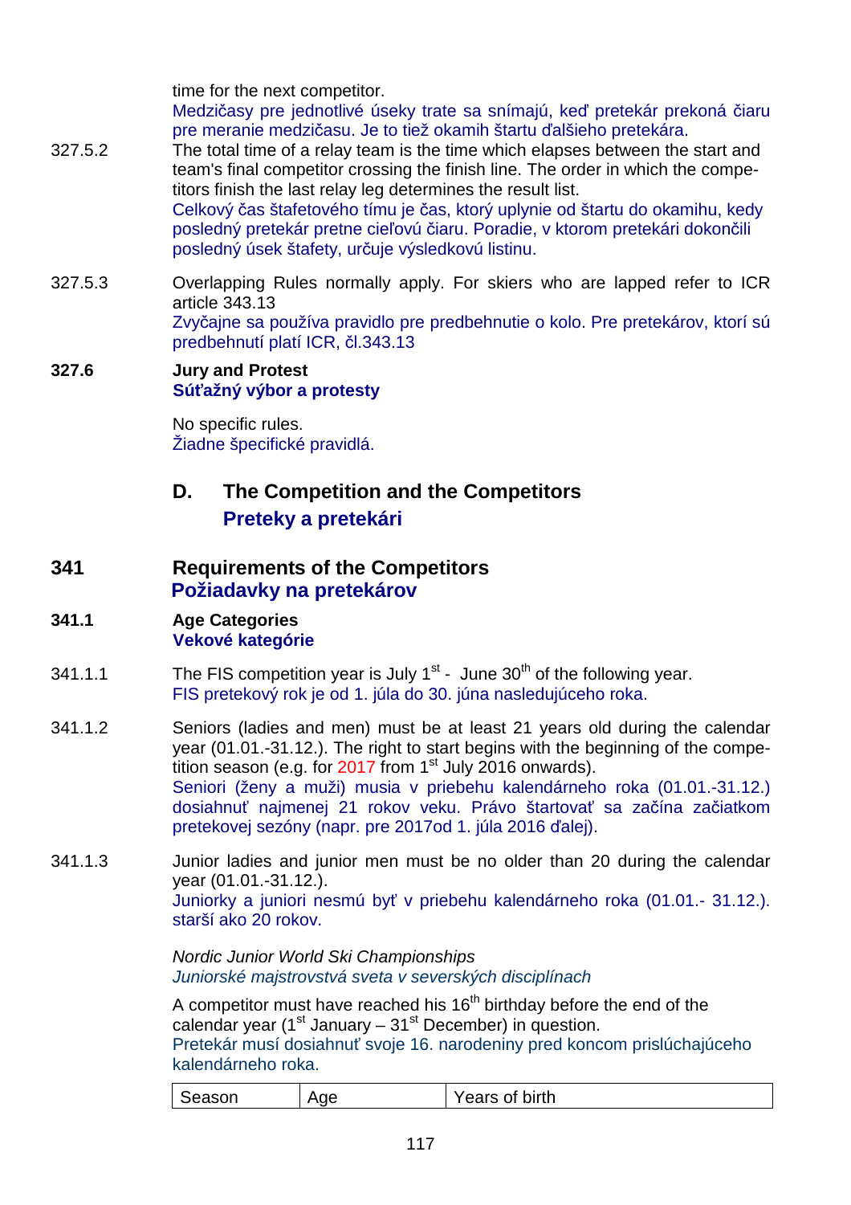time for the next competitor.
Medzičasy pre jednotlivé úseky trate sa snímajú, keď pretekár prekoná čiaru pre meranie medzičasu. Je to tiež okamih štartu ďalšieho pretekára.

327.5.2 The total time of a relay team is the time which elapses between the start and team's final competitor crossing the finish line. The order in which the competitors finish the last relay leg determines the result list.
Celkový čas štafetového tímu je čas, ktorý uplynie od štartu do okamihu, kedy posledný pretekár pretne cieľovú čiaru. Poradie, v ktorom pretekári dokončili posledný úsek štafety, určuje výsledkovú listinu.

327.5.3 Overlapping Rules normally apply. For skiers who are lapped refer to ICR article 343.13
Zvyčajne sa používa pravidlo pre predbehnutie o kolo. Pre pretekárov, ktorí sú predbehnutí platí ICR, čl.343.13

**327.6 Jury and Protest**
**Súťažný výbor a protesty**

No specific rules.
Žiadne špecifické pravidlá.

## D. The Competition and the Competitors
## Preteky a pretekári

## 341 Requirements of the Competitors
## Požiadavky na pretekárov

### 341.1 Age Categories
### Vekové kategórie

341.1.1 The FIS competition year is July 1st - June 30th of the following year.
FIS pretekový rok je od 1. júla do 30. júna nasledujúceho roka.

341.1.2 Seniors (ladies and men) must be at least 21 years old during the calendar year (01.01.-31.12.). The right to start begins with the beginning of the competition season (e.g. for 2017 from 1st July 2016 onwards).
Seniori (ženy a muži) musia v priebehu kalendárneho roka (01.01.-31.12.) dosiahnuť najmenej 21 rokov veku. Právo štartovať sa začína začiatkom pretekovej sezóny (napr. pre 2017od 1. júla 2016 ďalej).

341.1.3 Junior ladies and junior men must be no older than 20 during the calendar year (01.01.-31.12.).
Juniorky a juniori nesmú byť v priebehu kalendárneho roka (01.01.- 31.12.). starší ako 20 rokov.

*Nordic Junior World Ski Championships*
*Juniorské majstrovstvá sveta v severských disciplínach*

A competitor must have reached his 16th birthday before the end of the calendar year (1st January – 31st December) in question.
Pretekár musí dosiahnuť svoje 16. narodeniny pred koncom prislúchajúceho kalendárneho roka.

| Season | Age | Years of birth |
|---|---|---|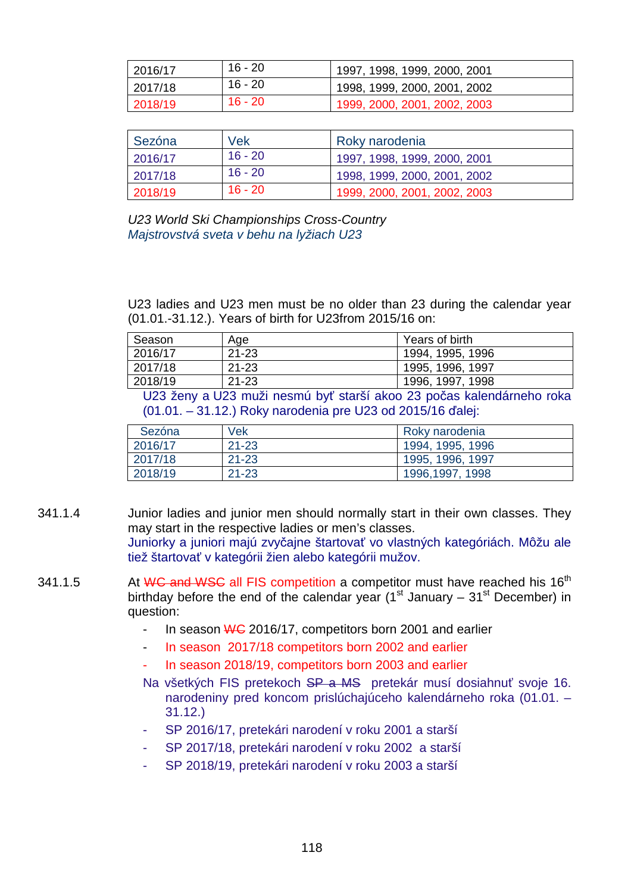| | | |
|---|---|---|
| 2016/17 | 16 - 20 | 1997, 1998, 1999, 2000, 2001 |
| 2017/18 | 16 - 20 | 1998, 1999, 2000, 2001, 2002 |
| 2018/19 | 16 - 20 | 1999, 2000, 2001, 2002, 2003 |

| Sezóna | Vek | Roky narodenia |
|---|---|---|
| 2016/17 | 16 - 20 | 1997, 1998, 1999, 2000, 2001 |
| 2017/18 | 16 - 20 | 1998, 1999, 2000, 2001, 2002 |
| 2018/19 | 16 - 20 | 1999, 2000, 2001, 2002, 2003 |

*U23 World Ski Championships Cross-Country*
*Majstrovstvá sveta v behu na lyžiach U23*

U23 ladies and U23 men must be no older than 23 during the calendar year (01.01.-31.12.). Years of birth for U23from 2015/16 on:

| Season | Age | Years of birth |
|---|---|---|
| 2016/17 | 21-23 | 1994, 1995, 1996 |
| 2017/18 | 21-23 | 1995, 1996, 1997 |
| 2018/19 | 21-23 | 1996, 1997, 1998 |

U23 ženy a U23 muži nesmú byť starší akoo 23 počas kalendárneho roka (01.01. – 31.12.) Roky narodenia pre U23 od 2015/16 ďalej:

| Sezóna | Vek | Roky narodenia |
|---|---|---|
| 2016/17 | 21-23 | 1994, 1995, 1996 |
| 2017/18 | 21-23 | 1995, 1996, 1997 |
| 2018/19 | 21-23 | 1996,1997, 1998 |

341.1.4 Junior ladies and junior men should normally start in their own classes. They may start in the respective ladies or men's classes.
Juniorky a juniori majú zvyčajne štartovať vo vlastných kategóriách. Môžu ale tiež štartovať v kategórii žien alebo kategórii mužov.

341.1.5 At ~~WC and WSC~~ all FIS competition a competitor must have reached his 16th birthday before the end of the calendar year (1st January – 31st December) in question:

- In season ~~WC~~ 2016/17, competitors born 2001 and earlier
- In season 2017/18 competitors born 2002 and earlier
- In season 2018/19, competitors born 2003 and earlier

Na všetkých FIS pretekoch ~~SP a MS~~ pretekár musí dosiahnuť svoje 16. narodeniny pred koncom prislúchajúceho kalendárneho roka (01.01. – 31.12.)

- SP 2016/17, pretekári narodení v roku 2001 a starší
- SP 2017/18, pretekári narodení v roku 2002 a starší
- SP 2018/19, pretekári narodení v roku 2003 a starší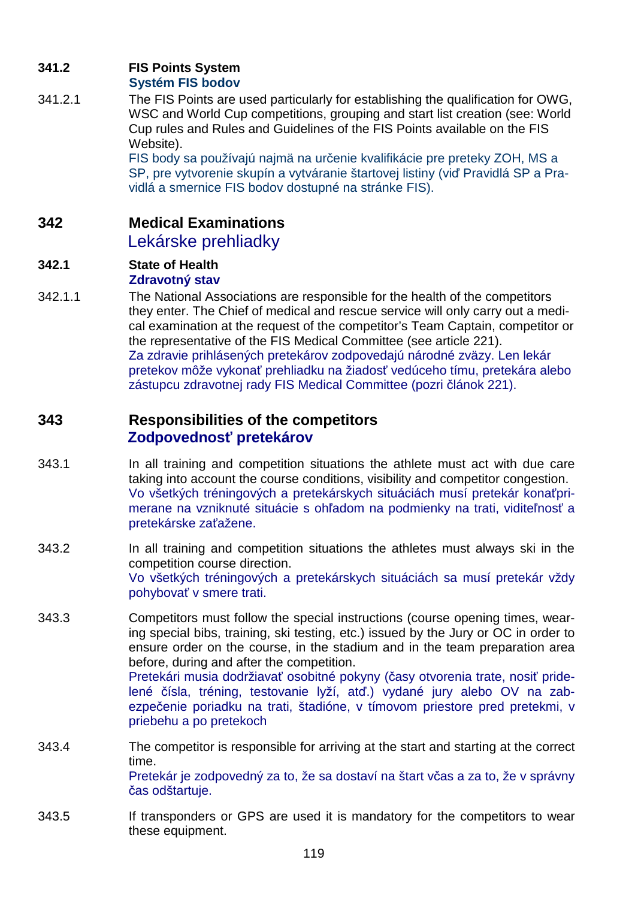### 341.2 FIS Points System
**Systém FIS bodov**

341.2.1 The FIS Points are used particularly for establishing the qualification for OWG, WSC and World Cup competitions, grouping and start list creation (see: World Cup rules and Rules and Guidelines of the FIS Points available on the FIS Website).
FIS body sa používajú najmä na určenie kvalifikácie pre preteky ZOH, MS a SP, pre vytvorenie skupín a vytváranie štartovej listiny (viď Pravidlá SP a Pravidlá a smernice FIS bodov dostupné na stránke FIS).

## 342 Medical Examinations
Lekárske prehliadky

### 342.1 State of Health
**Zdravotný stav**

342.1.1 The National Associations are responsible for the health of the competitors they enter. The Chief of medical and rescue service will only carry out a medical examination at the request of the competitor's Team Captain, competitor or the representative of the FIS Medical Committee (see article 221).
Za zdravie prihlásených pretekárov zodpovedajú národné zväzy. Len lekár pretekov môže vykonať prehliadku na žiadosť vedúceho tímu, pretekára alebo zástupcu zdravotnej rady FIS Medical Committee (pozri článok 221).

## 343 Responsibilities of the competitors
**Zodpovednosť pretekárov**

343.1 In all training and competition situations the athlete must act with due care taking into account the course conditions, visibility and competitor congestion.
Vo všetkých tréningových a pretekárskych situáciách musí pretekár konaťprimerane na vzniknuté situácie s ohľadom na podmienky na trati, viditeľnosť a pretekárske zaťažene.

343.2 In all training and competition situations the athletes must always ski in the competition course direction.
Vo všetkých tréningových a pretekárskych situáciách sa musí pretekár vždy pohybovať v smere trati.

343.3 Competitors must follow the special instructions (course opening times, wearing special bibs, training, ski testing, etc.) issued by the Jury or OC in order to ensure order on the course, in the stadium and in the team preparation area before, during and after the competition.
Pretekári musia dodržiavať osobitné pokyny (časy otvorenia trate, nosiť pridelené čísla, tréning, testovanie lyží, atď.) vydané jury alebo OV na zabezpečenie poriadku na trati, štadióne, v tímovom priestore pred pretekmi, v priebehu a po pretekoch

343.4 The competitor is responsible for arriving at the start and starting at the correct time.
Pretekár je zodpovedný za to, že sa dostaví na štart včas a za to, že v správny čas odštartuje.

343.5 If transponders or GPS are used it is mandatory for the competitors to wear these equipment.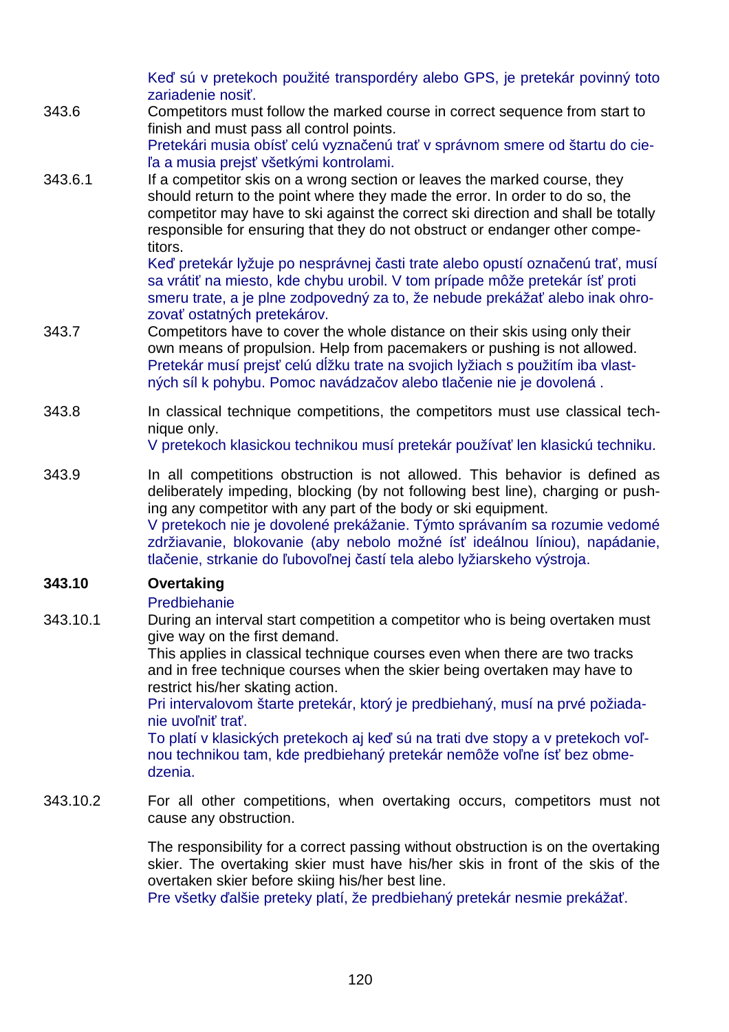Keď sú v pretekoch použité transpordéry alebo GPS, je pretekár povinný toto zariadenie nosiť.

343.6 Competitors must follow the marked course in correct sequence from start to finish and must pass all control points.
Pretekári musia obísť celú vyznačenú trať v správnom smere od štartu do cieľa a musia prejsť všetkými kontrolami.

343.6.1 If a competitor skis on a wrong section or leaves the marked course, they should return to the point where they made the error. In order to do so, the competitor may have to ski against the correct ski direction and shall be totally responsible for ensuring that they do not obstruct or endanger other competitors.
Keď pretekár lyžuje po nesprávnej časti trate alebo opustí označenú trať, musí sa vrátiť na miesto, kde chybu urobil. V tom prípade môže pretekár ísť proti smeru trate, a je plne zodpovedný za to, že nebude prekážať alebo inak ohrozovať ostatných pretekárov.

343.7 Competitors have to cover the whole distance on their skis using only their own means of propulsion. Help from pacemakers or pushing is not allowed.
Pretekár musí prejsť celú dĺžku trate na svojich lyžiach s použitím iba vlastných síl k pohybu. Pomoc navádzačov alebo tlačenie nie je dovolená .

343.8 In classical technique competitions, the competitors must use classical technique only.
V pretekoch klasickou technikou musí pretekár používať len klasickú techniku.

343.9 In all competitions obstruction is not allowed. This behavior is defined as deliberately impeding, blocking (by not following best line), charging or pushing any competitor with any part of the body or ski equipment.
V pretekoch nie je dovolené prekážanie. Týmto správaním sa rozumie vedomé zdržiavanie, blokovanie (aby nebolo možné ísť ideálnou líniou), napádanie, tlačenie, strkanie do ľubovoľnej častí tela alebo lyžiarskeho výstroja.

**343.10 Overtaking**

Predbiehanie

343.10.1 During an interval start competition a competitor who is being overtaken must give way on the first demand.
This applies in classical technique courses even when there are two tracks and in free technique courses when the skier being overtaken may have to restrict his/her skating action.
Pri intervalovom štarte pretekár, ktorý je predbiehaný, musí na prvé požiadanie uvoľniť trať.
To platí v klasických pretekoch aj keď sú na trati dve stopy a v pretekoch voľnou technikou tam, kde predbiehaný pretekár nemôže voľne ísť bez obmedzenia.

343.10.2 For all other competitions, when overtaking occurs, competitors must not cause any obstruction.

The responsibility for a correct passing without obstruction is on the overtaking skier. The overtaking skier must have his/her skis in front of the skis of the overtaken skier before skiing his/her best line.
Pre všetky ďalšie preteky platí, že predbiehaný pretekár nesmie prekážať.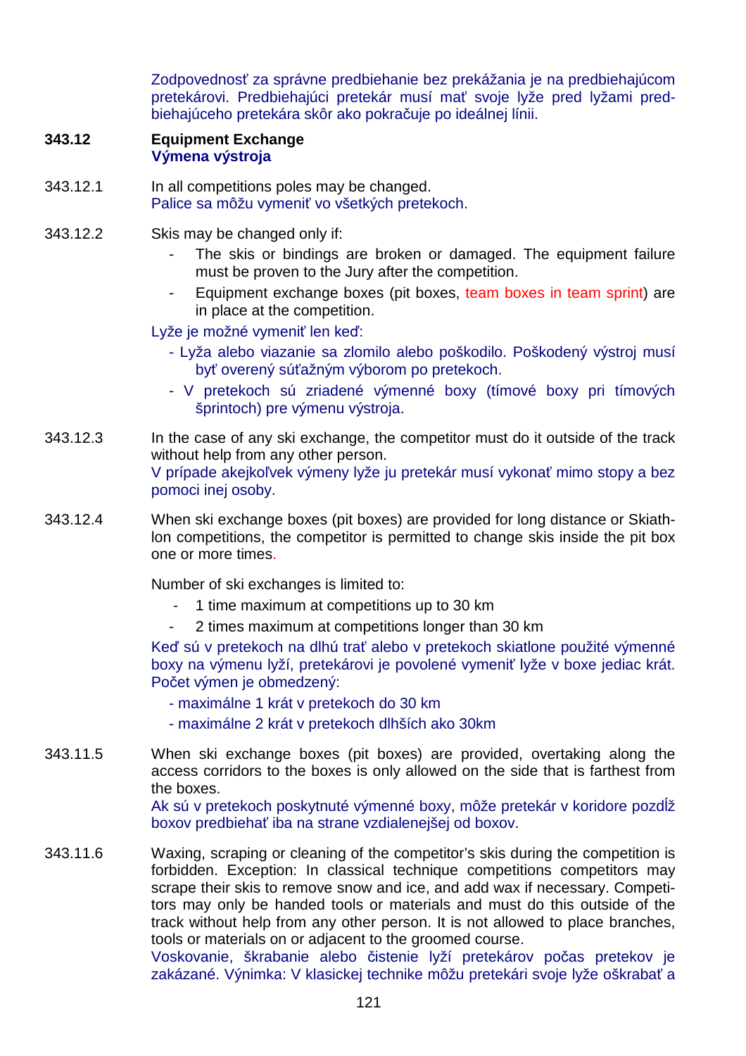Zodpovednosť za správne predbiehanie bez prekážania je na predbiehajúcom pretekárovi. Predbiehajúci pretekár musí mať svoje lyže pred lyžami predbiehajúceho pretekára skôr ako pokračuje po ideálnej línii.

**343.12 Equipment Exchange**
**Výmena výstroja**

343.12.1 In all competitions poles may be changed.
Palice sa môžu vymeniť vo všetkých pretekoch.

343.12.2 Skis may be changed only if:

- The skis or bindings are broken or damaged. The equipment failure must be proven to the Jury after the competition.
- Equipment exchange boxes (pit boxes, team boxes in team sprint) are in place at the competition.

Lyže je možné vymeniť len keď:

- Lyža alebo viazanie sa zlomilo alebo poškodilo. Poškodený výstroj musí byť overený súťažným výborom po pretekoch.
- V pretekoch sú zriadené výmenné boxy (tímové boxy pri tímových šprintoch) pre výmenu výstroja.

343.12.3 In the case of any ski exchange, the competitor must do it outside of the track without help from any other person.
V prípade akejkoľvek výmeny lyže ju pretekár musí vykonať mimo stopy a bez pomoci inej osoby.

343.12.4 When ski exchange boxes (pit boxes) are provided for long distance or Skiathlon competitions, the competitor is permitted to change skis inside the pit box one or more times.

Number of ski exchanges is limited to:

- 1 time maximum at competitions up to 30 km
- 2 times maximum at competitions longer than 30 km

Keď sú v pretekoch na dlhú trať alebo v pretekoch skiatlone použité výmenné boxy na výmenu lyží, pretekárovi je povolené vymeniť lyže v boxe jediac krát. Počet výmen je obmedzený:

- maximálne 1 krát v pretekoch do 30 km
- maximálne 2 krát v pretekoch dlhších ako 30km

343.11.5 When ski exchange boxes (pit boxes) are provided, overtaking along the access corridors to the boxes is only allowed on the side that is farthest from the boxes.
Ak sú v pretekoch poskytnuté výmenné boxy, môže pretekár v koridore pozdĺž boxov predbiehať iba na strane vzdialenejšej od boxov.

343.11.6 Waxing, scraping or cleaning of the competitor's skis during the competition is forbidden. Exception: In classical technique competitions competitors may scrape their skis to remove snow and ice, and add wax if necessary. Competitors may only be handed tools or materials and must do this outside of the track without help from any other person. It is not allowed to place branches, tools or materials on or adjacent to the groomed course.
Voskovanie, škrabanie alebo čistenie lyží pretekárov počas pretekov je zakázané. Výnimka: V klasickej technike môžu pretekári svoje lyže oškrabať a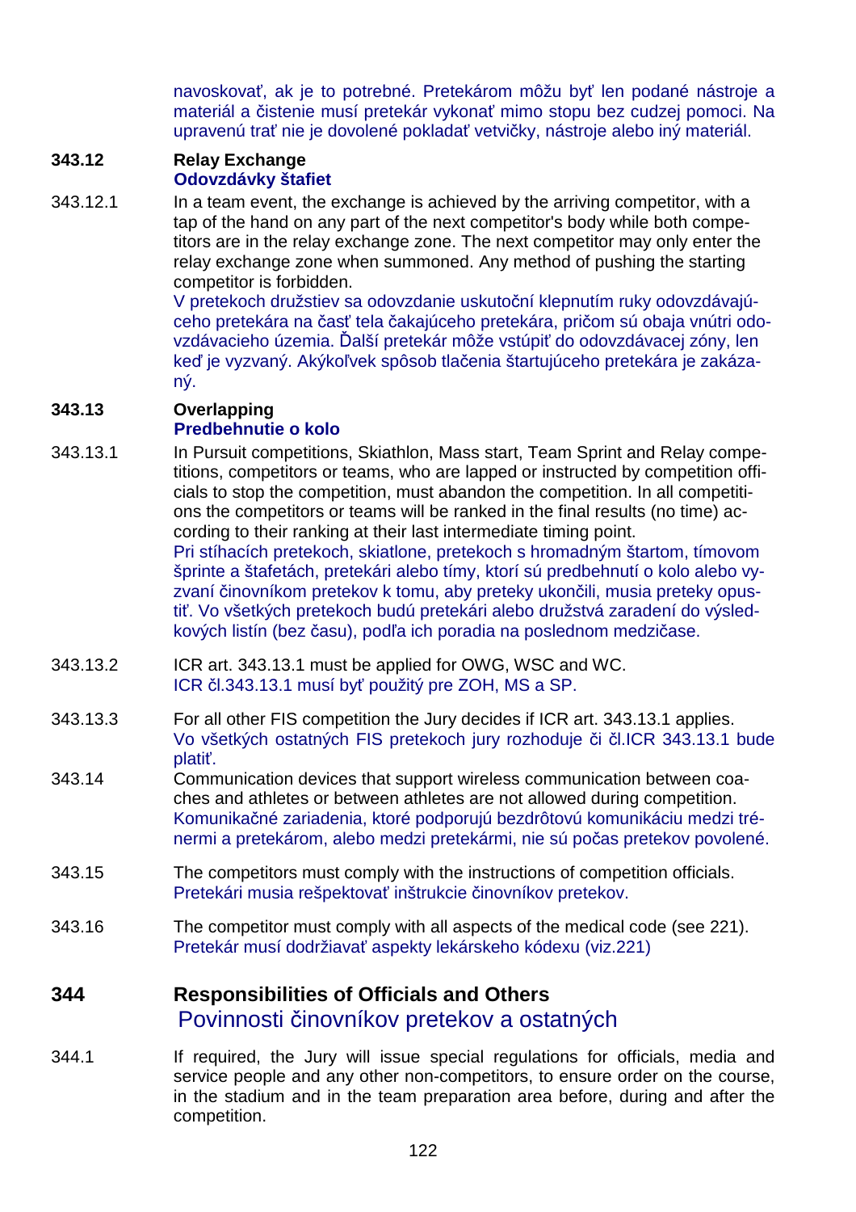navoskovať, ak je to potrebné. Pretekárom môžu byť len podané nástroje a materiál a čistenie musí pretekár vykonať mimo stopu bez cudzej pomoci. Na upravenú trať nie je dovolené pokladať vetvičky, nástroje alebo iný materiál.

**343.12 Relay Exchange**
**Odovzdávky štafiet**

343.12.1 In a team event, the exchange is achieved by the arriving competitor, with a tap of the hand on any part of the next competitor's body while both competitors are in the relay exchange zone. The next competitor may only enter the relay exchange zone when summoned. Any method of pushing the starting competitor is forbidden.
V pretekoch družstiev sa odovzdanie uskutoční klepnutím ruky odovzdávajúceho pretekára na časť tela čakajúceho pretekára, pričom sú obaja vnútri odovzdávacieho územia. Ďalší pretekár môže vstúpiť do odovzdávacej zóny, len keď je vyzvaný. Akýkoľvek spôsob tlačenia štartujúceho pretekára je zakázaný.

**343.13 Overlapping**
**Predbehnutie o kolo**

343.13.1 In Pursuit competitions, Skiathlon, Mass start, Team Sprint and Relay competitions, competitors or teams, who are lapped or instructed by competition officials to stop the competition, must abandon the competition. In all competitions the competitors or teams will be ranked in the final results (no time) according to their ranking at their last intermediate timing point.
Pri stíhacích pretekoch, skiatlone, pretekoch s hromadným štartom, tímovom šprinte a štafetách, pretekári alebo tímy, ktorí sú predbehnutí o kolo alebo vyzvaní činovníkom pretekov k tomu, aby preteky ukončili, musia preteky opustiť. Vo všetkých pretekoch budú pretekári alebo družstvá zaradení do výsledkových listín (bez času), podľa ich poradia na poslednom medzičase.

343.13.2 ICR art. 343.13.1 must be applied for OWG, WSC and WC.
ICR čl.343.13.1 musí byť použitý pre ZOH, MS a SP.

343.13.3 For all other FIS competition the Jury decides if ICR art. 343.13.1 applies.
Vo všetkých ostatných FIS pretekoch jury rozhoduje či čl.ICR 343.13.1 bude platiť.

343.14 Communication devices that support wireless communication between coaches and athletes or between athletes are not allowed during competition.
Komunikačné zariadenia, ktoré podporujú bezdrôtovú komunikáciu medzi trénermi a pretekárom, alebo medzi pretekármi, nie sú počas pretekov povolené.

343.15 The competitors must comply with the instructions of competition officials.
Pretekári musia rešpektovať inštrukcie činovníkov pretekov.

343.16 The competitor must comply with all aspects of the medical code (see 221).
Pretekár musí dodržiavať aspekty lekárskeho kódexu (viz.221)

## 344 Responsibilities of Officials and Others
## Povinnosti činovníkov pretekov a ostatných

344.1 If required, the Jury will issue special regulations for officials, media and service people and any other non-competitors, to ensure order on the course, in the stadium and in the team preparation area before, during and after the competition.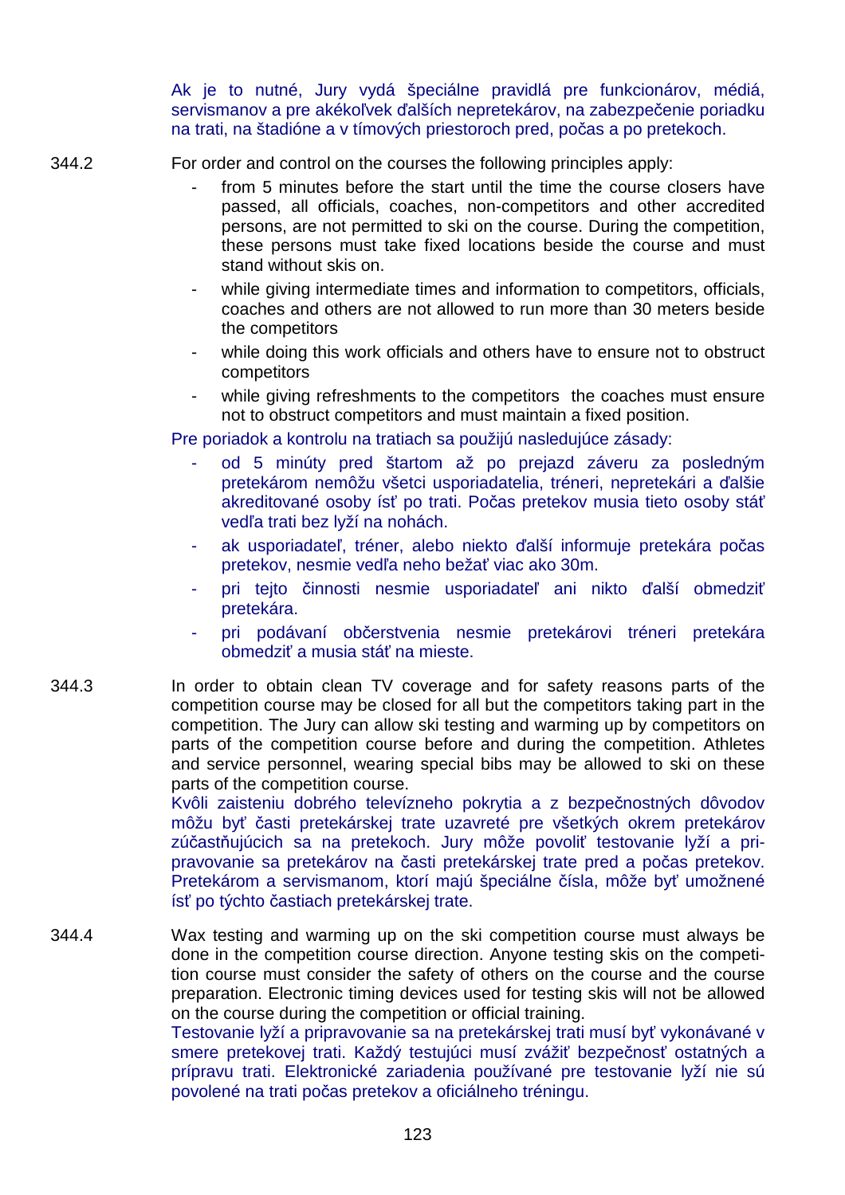Ak je to nutné, Jury vydá špeciálne pravidlá pre funkcionárov, médiá, servismanov a pre akékoľvek ďalších nepretekárov, na zabezpečenie poriadku na trati, na štadióne a v tímových priestoroch pred, počas a po pretekoch.

344.2 For order and control on the courses the following principles apply:

- from 5 minutes before the start until the time the course closers have passed, all officials, coaches, non-competitors and other accredited persons, are not permitted to ski on the course. During the competition, these persons must take fixed locations beside the course and must stand without skis on.
- while giving intermediate times and information to competitors, officials, coaches and others are not allowed to run more than 30 meters beside the competitors
- while doing this work officials and others have to ensure not to obstruct competitors
- while giving refreshments to the competitors the coaches must ensure not to obstruct competitors and must maintain a fixed position.

Pre poriadok a kontrolu na tratiach sa použijú nasledujúce zásady:

- od 5 minúty pred štartom až po prejazd záveru za posledným pretekárom nemôžu všetci usporiadatelia, tréneri, nepretekári a ďalšie akreditované osoby ísť po trati. Počas pretekov musia tieto osoby stáť vedľa trati bez lyží na nohách.
- ak usporiadateľ, tréner, alebo niekto ďalší informuje pretekára počas pretekov, nesmie vedľa neho bežať viac ako 30m.
- pri tejto činnosti nesmie usporiadateľ ani nikto ďalší obmedziť pretekára.
- pri podávaní občerstvenia nesmie pretekárovi tréneri pretekára obmedziť a musia stáť na mieste.

344.3 In order to obtain clean TV coverage and for safety reasons parts of the competition course may be closed for all but the competitors taking part in the competition. The Jury can allow ski testing and warming up by competitors on parts of the competition course before and during the competition. Athletes and service personnel, wearing special bibs may be allowed to ski on these parts of the competition course.
Kvôli zaisteniu dobrého televízneho pokrytia a z bezpečnostných dôvodov môžu byť časti pretekárskej trate uzavreté pre všetkých okrem pretekárov zúčastňujúcich sa na pretekoch. Jury môže povoliť testovanie lyží a pripravovanie sa pretekárov na časti pretekárskej trate pred a počas pretekov. Pretekárom a servismanom, ktorí majú špeciálne čísla, môže byť umožnené ísť po týchto častiach pretekárskej trate.

344.4 Wax testing and warming up on the ski competition course must always be done in the competition course direction. Anyone testing skis on the competition course must consider the safety of others on the course and the course preparation. Electronic timing devices used for testing skis will not be allowed on the course during the competition or official training.
Testovanie lyží a pripravovanie sa na pretekárskej trati musí byť vykonávané v smere pretekovej trati. Každý testujúci musí zvážiť bezpečnosť ostatných a prípravu trati. Elektronické zariadenia používané pre testovanie lyží nie sú povolené na trati počas pretekov a oficiálneho tréningu.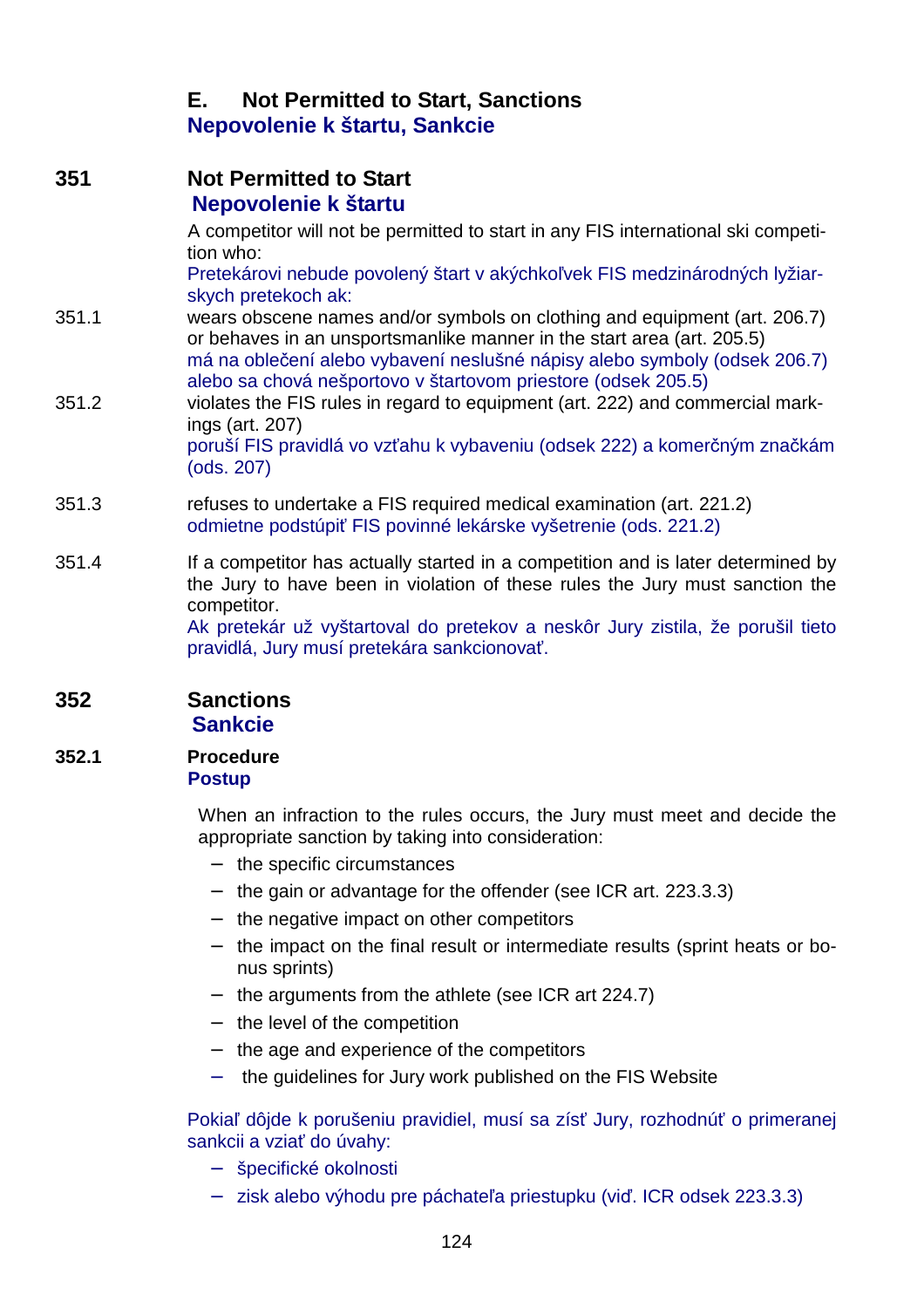## E. Not Permitted to Start, Sanctions
## Nepovolenie k štartu, Sankcie

### 351 Not Permitted to Start
### Nepovolenie k štartu

A competitor will not be permitted to start in any FIS international ski competition who:

Pretekárovi nebude povolený štart v akýchkoľvek FIS medzinárodných lyžiarskych pretekoch ak:

351.1 wears obscene names and/or symbols on clothing and equipment (art. 206.7) or behaves in an unsportsmanlike manner in the start area (art. 205.5)
má na oblečení alebo vybavení neslušné nápisy alebo symboly (odsek 206.7) alebo sa chová nešportovo v štartovom priestore (odsek 205.5)

351.2 violates the FIS rules in regard to equipment (art. 222) and commercial markings (art. 207)
poruší FIS pravidlá vo vzťahu k vybaveniu (odsek 222) a komerčným značkám (ods. 207)

351.3 refuses to undertake a FIS required medical examination (art. 221.2)
odmietne podstúpiť FIS povinné lekárske vyšetrenie (ods. 221.2)

351.4 If a competitor has actually started in a competition and is later determined by the Jury to have been in violation of these rules the Jury must sanction the competitor.
Ak pretekár už vyštartoval do pretekov a neskôr Jury zistila, že porušil tieto pravidlá, Jury musí pretekára sankcionovať.

### 352 Sanctions
### Sankcie

#### 352.1 Procedure
#### Postup

When an infraction to the rules occurs, the Jury must meet and decide the appropriate sanction by taking into consideration:

- the specific circumstances
- the gain or advantage for the offender (see ICR art. 223.3.3)
- the negative impact on other competitors
- the impact on the final result or intermediate results (sprint heats or bonus sprints)
- the arguments from the athlete (see ICR art 224.7)
- the level of the competition
- the age and experience of the competitors
- the guidelines for Jury work published on the FIS Website

Pokiaľ dôjde k porušeniu pravidiel, musí sa zísť Jury, rozhodnúť o primeranej sankcii a vziať do úvahy:

- špecifické okolnosti
- zisk alebo výhodu pre páchateľa priestupku (viď. ICR odsek 223.3.3)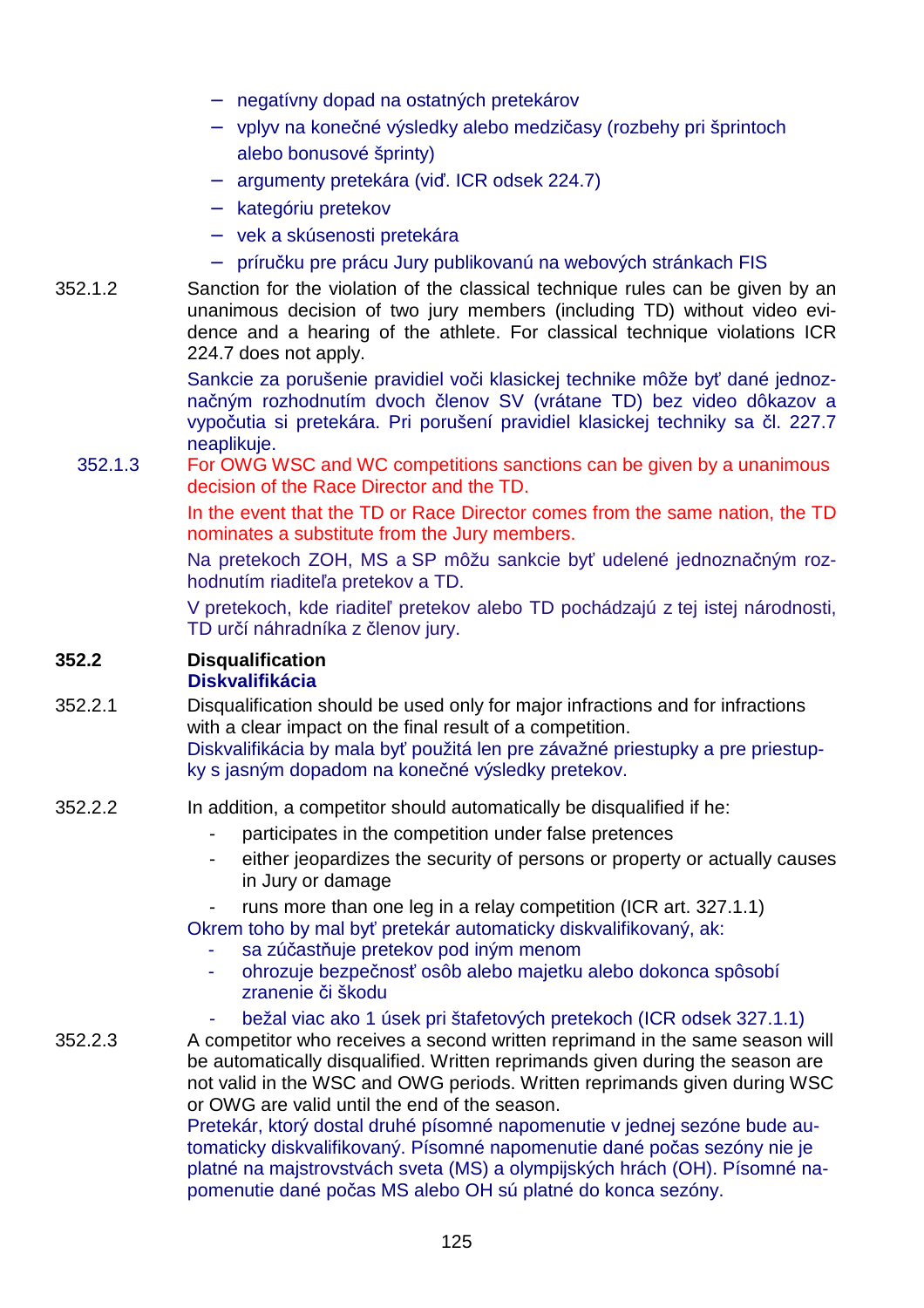- negatívny dopad na ostatných pretekárov
- vplyv na konečné výsledky alebo medzičasy (rozbehy pri šprintoch alebo bonusové šprinty)
- argumenty pretekára (viď. ICR odsek 224.7)
- kategóriu pretekov
- vek a skúsenosti pretekára
- príručku pre prácu Jury publikovanú na webových stránkach FIS

352.1.2 Sanction for the violation of the classical technique rules can be given by an unanimous decision of two jury members (including TD) without video evidence and a hearing of the athlete. For classical technique violations ICR 224.7 does not apply.

Sankcie za porušenie pravidiel voči klasickej technike môže byť dané jednoznačným rozhodnutím dvoch členov SV (vrátane TD) bez video dôkazov a vypočutia si pretekára. Pri porušení pravidiel klasickej techniky sa čl. 227.7 neaplikuje.

352.1.3 For OWG WSC and WC competitions sanctions can be given by a unanimous decision of the Race Director and the TD.

In the event that the TD or Race Director comes from the same nation, the TD nominates a substitute from the Jury members.

Na pretekoch ZOH, MS a SP môžu sankcie byť udelené jednoznačným rozhodnutím riaditeľa pretekov a TD.

V pretekoch, kde riaditeľ pretekov alebo TD pochádzajú z tej istej národnosti, TD určí náhradníka z členov jury.

**352.2 Disqualification**
**Diskvalifikácia**

352.2.1 Disqualification should be used only for major infractions and for infractions with a clear impact on the final result of a competition.
Diskvalifikácia by mala byť použitá len pre závažné priestupky a pre priestupky s jasným dopadom na konečné výsledky pretekov.

352.2.2 In addition, a competitor should automatically be disqualified if he:

- participates in the competition under false pretences
- either jeopardizes the security of persons or property or actually causes in Jury or damage
- runs more than one leg in a relay competition (ICR art. 327.1.1)

Okrem toho by mal byť pretekár automaticky diskvalifikovaný, ak:

- sa zúčastňuje pretekov pod iným menom
- ohrozuje bezpečnosť osôb alebo majetku alebo dokonca spôsobí zranenie či škodu
- bežal viac ako 1 úsek pri štafetových pretekoch (ICR odsek 327.1.1)

352.2.3 A competitor who receives a second written reprimand in the same season will be automatically disqualified. Written reprimands given during the season are not valid in the WSC and OWG periods. Written reprimands given during WSC or OWG are valid until the end of the season.
Pretekár, ktorý dostal druhé písomné napomenutie v jednej sezóne bude automaticky diskvalifikovaný. Písomné napomenutie dané počas sezóny nie je platné na majstrovstvách sveta (MS) a olympijských hrách (OH). Písomné napomenutie dané počas MS alebo OH sú platné do konca sezóny.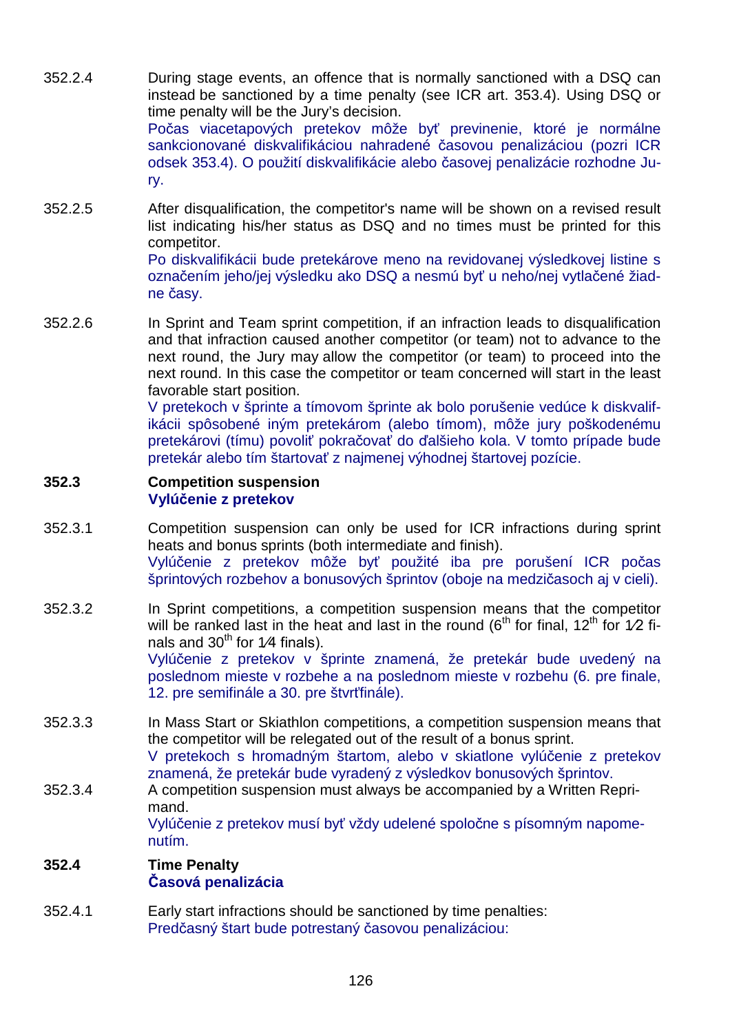352.2.4 During stage events, an offence that is normally sanctioned with a DSQ can instead be sanctioned by a time penalty (see ICR art. 353.4). Using DSQ or time penalty will be the Jury's decision.
Počas viacetapových pretekov môže byť previnenie, ktoré je normálne sankcionované diskvalifikáciou nahradené časovou penalizáciou (pozri ICR odsek 353.4). O použití diskvalifikácie alebo časovej penalizácie rozhodne Jury.

352.2.5 After disqualification, the competitor's name will be shown on a revised result list indicating his/her status as DSQ and no times must be printed for this competitor.
Po diskvalifikácii bude pretekárove meno na revidovanej výsledkovej listine s označením jeho/jej výsledku ako DSQ a nesmú byť u neho/nej vytlačené žiadne časy.

352.2.6 In Sprint and Team sprint competition, if an infraction leads to disqualification and that infraction caused another competitor (or team) not to advance to the next round, the Jury may allow the competitor (or team) to proceed into the next round. In this case the competitor or team concerned will start in the least favorable start position.
V pretekoch v šprinte a tímovom šprinte ak bolo porušenie vedúce k diskvalifikácii spôsobené iným pretekárom (alebo tímom), môže jury poškodenému pretekárovi (tímu) povoliť pokračovať do ďalšieho kola. V tomto prípade bude pretekár alebo tím štartovať z najmenej výhodnej štartovej pozície.

## 352.3 Competition suspension
## Vylúčenie z pretekov

352.3.1 Competition suspension can only be used for ICR infractions during sprint heats and bonus sprints (both intermediate and finish).
Vylúčenie z pretekov môže byť použité iba pre porušení ICR počas šprintových rozbehov a bonusových šprintov (oboje na medzičasoch aj v cieli).

352.3.2 In Sprint competitions, a competition suspension means that the competitor will be ranked last in the heat and last in the round (6th for final, 12th for 1⁄2 finals and 30th for 1⁄4 finals).
Vylúčenie z pretekov v šprinte znamená, že pretekár bude uvedený na poslednom mieste v rozbehe a na poslednom mieste v rozbehu (6. pre finale, 12. pre semifinále a 30. pre štvrťfinále).

352.3.3 In Mass Start or Skiathlon competitions, a competition suspension means that the competitor will be relegated out of the result of a bonus sprint.
V pretekoch s hromadným štartom, alebo v skiatlone vylúčenie z pretekov znamená, že pretekár bude vyradený z výsledkov bonusových šprintov.

352.3.4 A competition suspension must always be accompanied by a Written Reprimand.
Vylúčenie z pretekov musí byť vždy udelené spoločne s písomným napomenutím.

## 352.4 Time Penalty
## Časová penalizácia

352.4.1 Early start infractions should be sanctioned by time penalties:
Predčasný štart bude potrestaný časovou penalizáciou: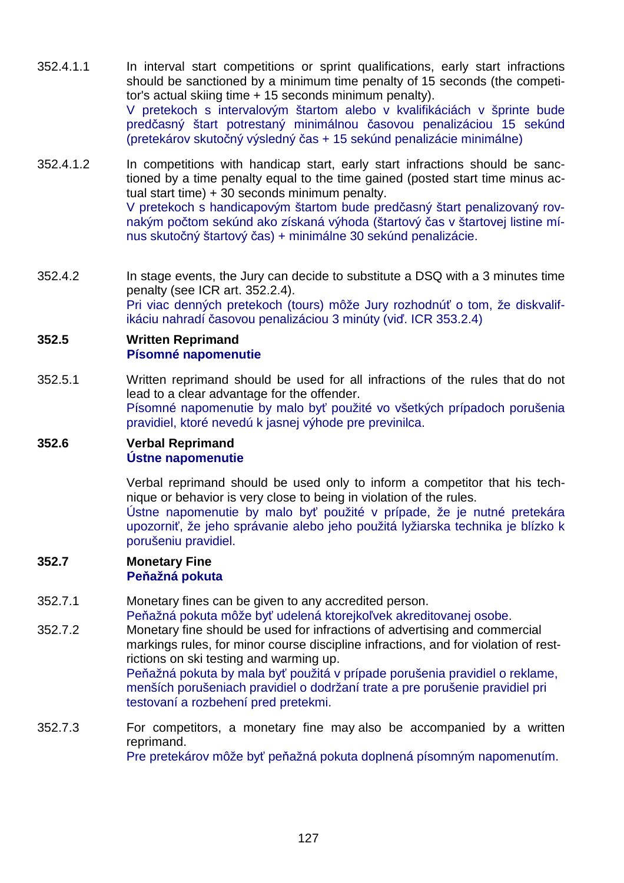352.4.1.1 In interval start competitions or sprint qualifications, early start infractions should be sanctioned by a minimum time penalty of 15 seconds (the competitor's actual skiing time + 15 seconds minimum penalty).
V pretekoch s intervalovým štartom alebo v kvalifikáciách v šprinte bude predčasný štart potrestaný minimálnou časovou penalizáciou 15 sekúnd (pretekárov skutočný výsledný čas + 15 sekúnd penalizácie minimálne)

352.4.1.2 In competitions with handicap start, early start infractions should be sanctioned by a time penalty equal to the time gained (posted start time minus actual start time) + 30 seconds minimum penalty.
V pretekoch s handicapovým štartom bude predčasný štart penalizovaný rovnakým počtom sekúnd ako získaná výhoda (štartový čas v štartovej listine mínus skutočný štartový čas) + minimálne 30 sekúnd penalizácie.

352.4.2 In stage events, the Jury can decide to substitute a DSQ with a 3 minutes time penalty (see ICR art. 352.2.4).
Pri viac denných pretekoch (tours) môže Jury rozhodnúť o tom, že diskvalifikáciu nahradí časovou penalizáciou 3 minúty (viď. ICR 353.2.4)

## 352.5 Written Reprimand
## Písomné napomenutie

352.5.1 Written reprimand should be used for all infractions of the rules that do not lead to a clear advantage for the offender.
Písomné napomenutie by malo byť použité vo všetkých prípadoch porušenia pravidiel, ktoré nevedú k jasnej výhode pre previnilca.

## 352.6 Verbal Reprimand
## Ústne napomenutie

Verbal reprimand should be used only to inform a competitor that his technique or behavior is very close to being in violation of the rules.
Ústne napomenutie by malo byť použité v prípade, že je nutné pretekára upozorniť, že jeho správanie alebo jeho použitá lyžiarska technika je blízko k porušeniu pravidiel.

## 352.7 Monetary Fine
## Peňažná pokuta

352.7.1 Monetary fines can be given to any accredited person.
Peňažná pokuta môže byť udelená ktorejkoľvek akreditovanej osobe.

352.7.2 Monetary fine should be used for infractions of advertising and commercial markings rules, for minor course discipline infractions, and for violation of restrictions on ski testing and warming up.
Peňažná pokuta by mala byť použitá v prípade porušenia pravidiel o reklame, menších porušeniach pravidiel o dodržaní trate a pre porušenie pravidiel pri testovaní a rozbehení pred pretekmi.

352.7.3 For competitors, a monetary fine may also be accompanied by a written reprimand.
Pre pretekárov môže byť peňažná pokuta doplnená písomným napomenutím.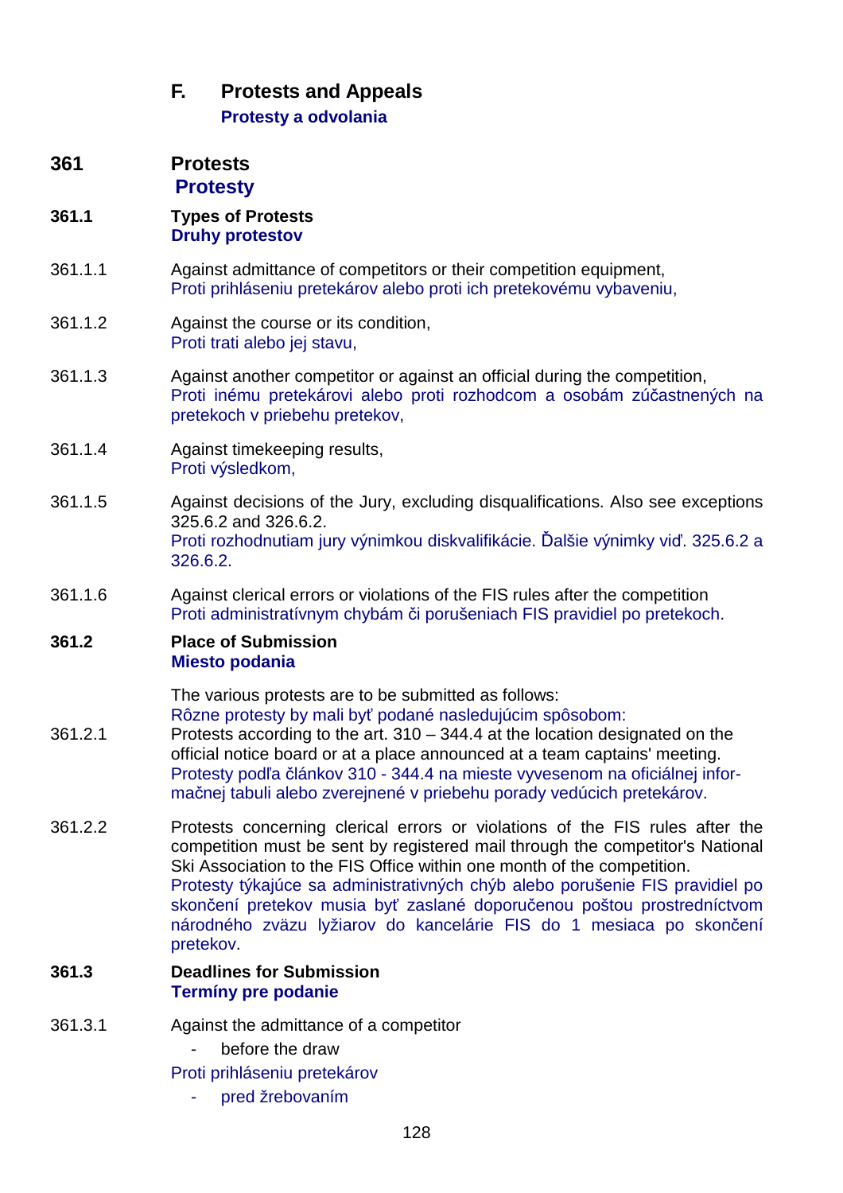## F. Protests and Appeals

**Protesty a odvolania**

## 361 Protests

**Protesty**

### 361.1 Types of Protests

**Druhy protestov**

361.1.1 Against admittance of competitors or their competition equipment,
Proti prihláseniu pretekárov alebo proti ich pretekovému vybaveniu,

361.1.2 Against the course or its condition,
Proti trati alebo jej stavu,

361.1.3 Against another competitor or against an official during the competition,
Proti inému pretekárovi alebo proti rozhodcom a osobám zúčastnených na pretekoch v priebehu pretekov,

361.1.4 Against timekeeping results,
Proti výsledkom,

361.1.5 Against decisions of the Jury, excluding disqualifications. Also see exceptions 325.6.2 and 326.6.2.
Proti rozhodnutiam jury výnimkou diskvalifikácie. Ďalšie výnimky viď. 325.6.2 a 326.6.2.

361.1.6 Against clerical errors or violations of the FIS rules after the competition
Proti administratívnym chybám či porušeniach FIS pravidiel po pretekoch.

### 361.2 Place of Submission

**Miesto podania**

The various protests are to be submitted as follows:
Rôzne protesty by mali byť podané nasledujúcim spôsobom:

361.2.1 Protests according to the art. 310 – 344.4 at the location designated on the official notice board or at a place announced at a team captains' meeting.
Protesty podľa článkov 310 - 344.4 na mieste vyvesenom na oficiálnej informačnej tabuli alebo zverejnené v priebehu porady vedúcich pretekárov.

361.2.2 Protests concerning clerical errors or violations of the FIS rules after the competition must be sent by registered mail through the competitor's National Ski Association to the FIS Office within one month of the competition.
Protesty týkajúce sa administrativných chýb alebo porušenie FIS pravidiel po skončení pretekov musia byť zaslané doporučenou poštou prostredníctvom národného zväzu lyžiarov do kancelárie FIS do 1 mesiaca po skončení pretekov.

### 361.3 Deadlines for Submission

**Termíny pre podanie**

361.3.1 Against the admittance of a competitor

- before the draw

Proti prihláseniu pretekárov

- pred žrebovaním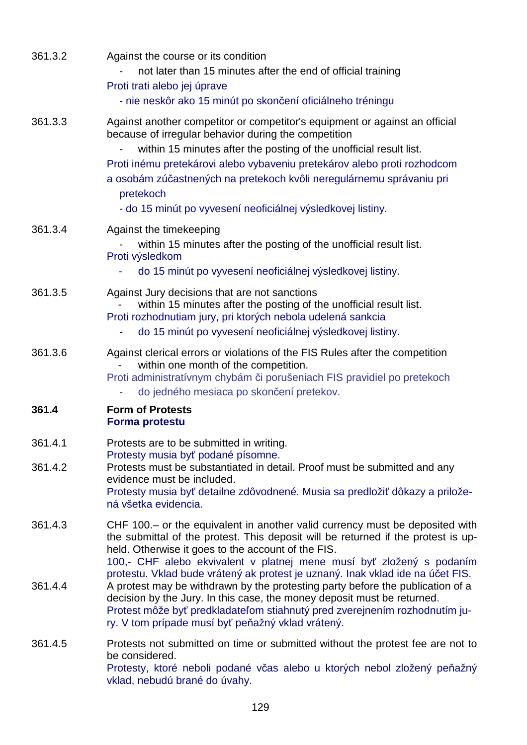361.3.2 Against the course or its condition

- not later than 15 minutes after the end of official training

Proti trati alebo jej úprave

- nie neskôr ako 15 minút po skončení oficiálneho tréningu

361.3.3 Against another competitor or competitor's equipment or against an official because of irregular behavior during the competition

- within 15 minutes after the posting of the unofficial result list.

Proti inému pretekárovi alebo vybaveniu pretekárov alebo proti rozhodcom a osobám zúčastnených na pretekoch kvôli neregulárnemu správaniu pri pretekoch

- do 15 minút po vyvesení neoficiálnej výsledkovej listiny.

361.3.4 Against the timekeeping

- within 15 minutes after the posting of the unofficial result list.

Proti výsledkom

- do 15 minút po vyvesení neoficiálnej výsledkovej listiny.

361.3.5 Against Jury decisions that are not sanctions

- within 15 minutes after the posting of the unofficial result list.

Proti rozhodnutiam jury, pri ktorých nebola udelená sankcia

- do 15 minút po vyvesení neoficiálnej výsledkovej listiny.

361.3.6 Against clerical errors or violations of the FIS Rules after the competition

- within one month of the competition.

Proti administratívnym chybám či porušeniach FIS pravidiel po pretekoch

- do jedného mesiaca po skončení pretekov.

**361.4 Form of Protests**
**Forma protestu**

361.4.1 Protests are to be submitted in writing.
Protesty musia byť podané písomne.

361.4.2 Protests must be substantiated in detail. Proof must be submitted and any evidence must be included.
Protesty musia byť detailne zdôvodnené. Musia sa predložiť dôkazy a priložená všetka evidencia.

361.4.3 CHF 100.– or the equivalent in another valid currency must be deposited with the submittal of the protest. This deposit will be returned if the protest is upheld. Otherwise it goes to the account of the FIS.
100,- CHF alebo ekvivalent v platnej mene musí byť zložený s podaním protestu. Vklad bude vrátený ak protest je uznaný. Inak vklad ide na účet FIS.

361.4.4 A protest may be withdrawn by the protesting party before the publication of a decision by the Jury. In this case, the money deposit must be returned.
Protest môže byť predkladateľom stiahnutý pred zverejnením rozhodnutím jury. V tom prípade musí byť peňažný vklad vrátený.

361.4.5 Protests not submitted on time or submitted without the protest fee are not to be considered.
Protesty, ktoré neboli podané včas alebo u ktorých nebol zložený peňažný vklad, nebudú brané do úvahy.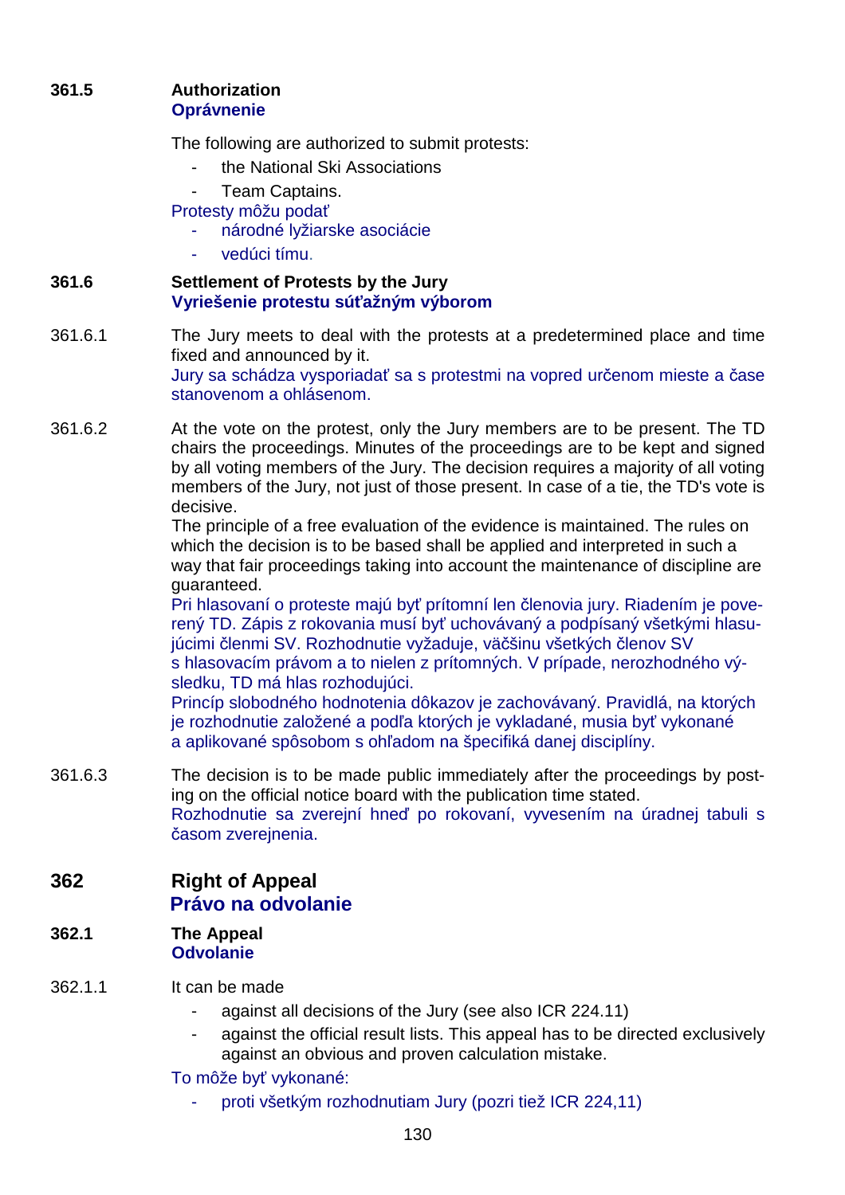### 361.5 Authorization
**Oprávnenie**

The following are authorized to submit protests:

- the National Ski Associations
- Team Captains.

Protesty môžu podať

- národné lyžiarske asociácie
- vedúci tímu.

### 361.6 Settlement of Protests by the Jury
**Vyriešenie protestu súťažným výborom**

361.6.1 The Jury meets to deal with the protests at a predetermined place and time fixed and announced by it.
Jury sa schádza vysporiadať sa s protestmi na vopred určenom mieste a čase stanovenom a ohlásenom.

361.6.2 At the vote on the protest, only the Jury members are to be present. The TD chairs the proceedings. Minutes of the proceedings are to be kept and signed by all voting members of the Jury. The decision requires a majority of all voting members of the Jury, not just of those present. In case of a tie, the TD's vote is decisive.
The principle of a free evaluation of the evidence is maintained. The rules on which the decision is to be based shall be applied and interpreted in such a way that fair proceedings taking into account the maintenance of discipline are guaranteed.
Pri hlasovaní o proteste majú byť prítomní len členovia jury. Riadením je poverený TD. Zápis z rokovania musí byť uchovávaný a podpísaný všetkými hlasujúcimi členmi SV. Rozhodnutie vyžaduje, väčšinu všetkých členov SV s hlasovacím právom a to nielen z prítomných. V prípade, nerozhodného výsledku, TD má hlas rozhodujúci.
Princíp slobodného hodnotenia dôkazov je zachovávaný. Pravidlá, na ktorých je rozhodnutie založené a podľa ktorých je vykladané, musia byť vykonané a aplikované spôsobom s ohľadom na špecifiká danej disciplíny.

361.6.3 The decision is to be made public immediately after the proceedings by posting on the official notice board with the publication time stated.
Rozhodnutie sa zverejní hneď po rokovaní, vyvesením na úradnej tabuli s časom zverejnenia.

## 362 Right of Appeal
**Právo na odvolanie**

### 362.1 The Appeal
**Odvolanie**

362.1.1 It can be made

- against all decisions of the Jury (see also ICR 224.11)
- against the official result lists. This appeal has to be directed exclusively against an obvious and proven calculation mistake.

To môže byť vykonané:

- proti všetkým rozhodnutiam Jury (pozri tiež ICR 224,11)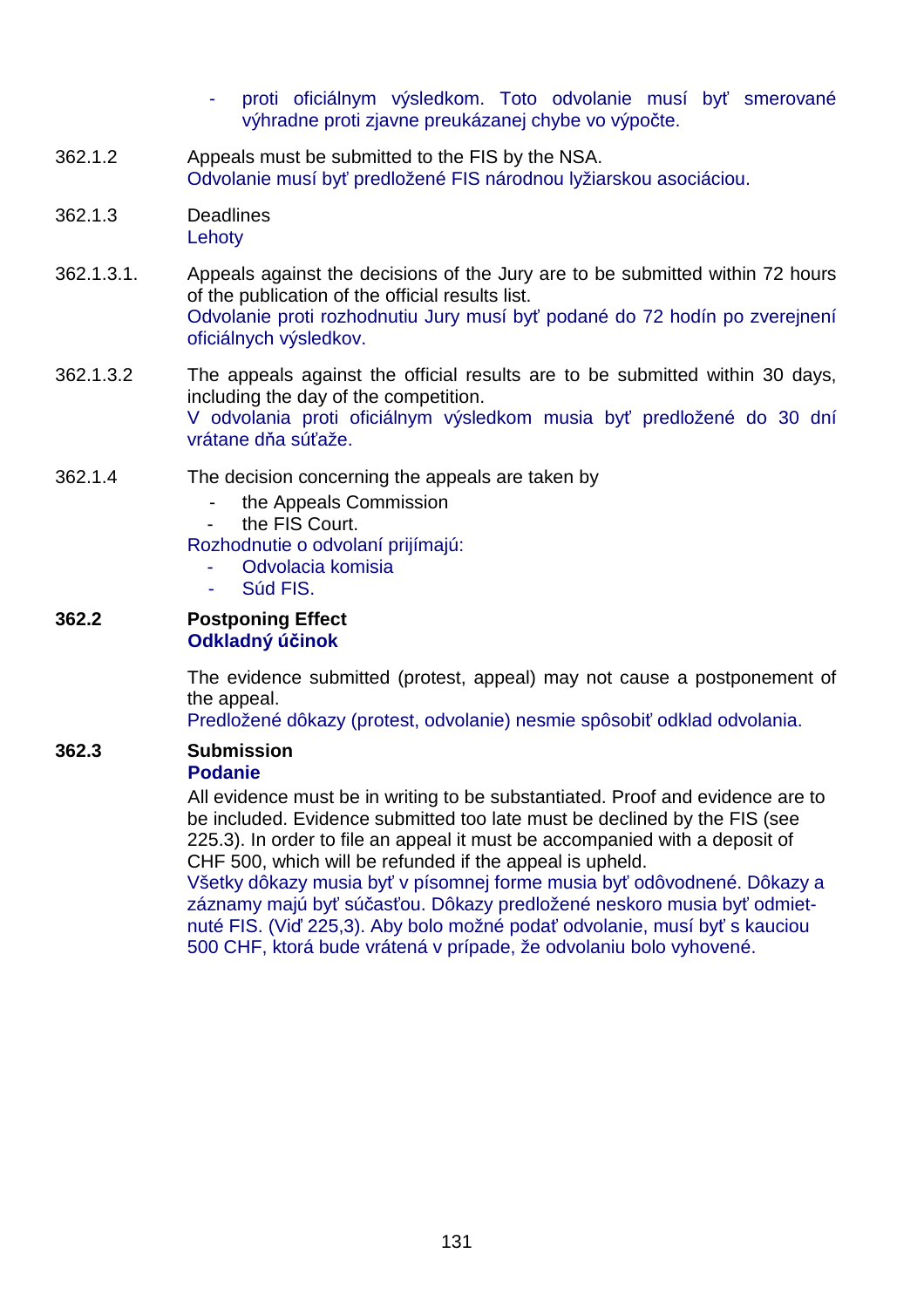- proti oficiálnym výsledkom. Toto odvolanie musí byť smerované výhradne proti zjavne preukázanej chybe vo výpočte.

362.1.2 Appeals must be submitted to the FIS by the NSA.
Odvolanie musí byť predložené FIS národnou lyžiarskou asociáciou.

362.1.3 Deadlines
Lehoty

362.1.3.1. Appeals against the decisions of the Jury are to be submitted within 72 hours of the publication of the official results list.
Odvolanie proti rozhodnutiu Jury musí byť podané do 72 hodín po zverejnení oficiálnych výsledkov.

362.1.3.2 The appeals against the official results are to be submitted within 30 days, including the day of the competition.
V odvolania proti oficiálnym výsledkom musia byť predložené do 30 dní vrátane dňa súťaže.

362.1.4 The decision concerning the appeals are taken by

- the Appeals Commission
- the FIS Court.

Rozhodnutie o odvolaní prijímajú:

- Odvolacia komisia
- Súd FIS.

**362.2 Postponing Effect**
**Odkladný účinok**

The evidence submitted (protest, appeal) may not cause a postponement of the appeal.
Predložené dôkazy (protest, odvolanie) nesmie spôsobiť odklad odvolania.

**362.3 Submission**
**Podanie**

All evidence must be in writing to be substantiated. Proof and evidence are to be included. Evidence submitted too late must be declined by the FIS (see 225.3). In order to file an appeal it must be accompanied with a deposit of CHF 500, which will be refunded if the appeal is upheld.
Všetky dôkazy musia byť v písomnej forme musia byť odôvodnené. Dôkazy a záznamy majú byť súčasťou. Dôkazy predložené neskoro musia byť odmietnuté FIS. (Viď 225,3). Aby bolo možné podať odvolanie, musí byť s kauciou 500 CHF, ktorá bude vrátená v prípade, že odvolaniu bolo vyhovené.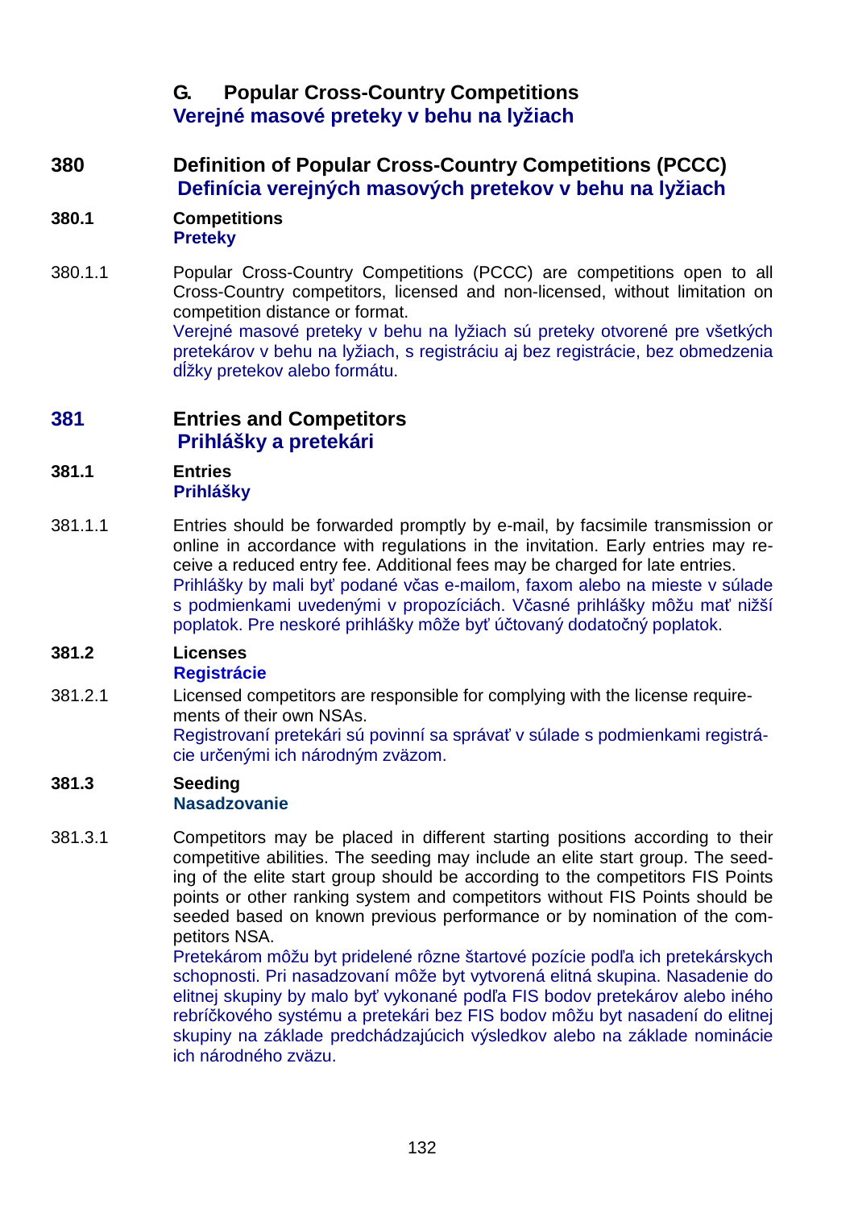## G. Popular Cross-Country Competitions
## Verejné masové preteky v behu na lyžiach

### 380 Definition of Popular Cross-Country Competitions (PCCC)
### Definícia verejných masových pretekov v behu na lyžiach

#### 380.1 Competitions
#### Preteky

380.1.1 Popular Cross-Country Competitions (PCCC) are competitions open to all Cross-Country competitors, licensed and non-licensed, without limitation on competition distance or format.
Verejné masové preteky v behu na lyžiach sú preteky otvorené pre všetkých pretekárov v behu na lyžiach, s registráciu aj bez registrácie, bez obmedzenia dĺžky pretekov alebo formátu.

### 381 Entries and Competitors
### Prihlášky a pretekári

#### 381.1 Entries
#### Prihlášky

381.1.1 Entries should be forwarded promptly by e-mail, by facsimile transmission or online in accordance with regulations in the invitation. Early entries may receive a reduced entry fee. Additional fees may be charged for late entries.
Prihlášky by mali byť podané včas e-mailom, faxom alebo na mieste v súlade s podmienkami uvedenými v propozíciách. Včasné prihlášky môžu mať nižší poplatok. Pre neskoré prihlášky môže byť účtovaný dodatočný poplatok.

#### 381.2 Licenses
#### Registrácie

381.2.1 Licensed competitors are responsible for complying with the license requirements of their own NSAs.
Registrovaní pretekári sú povinní sa správať v súlade s podmienkami registrácie určenými ich národným zväzom.

#### 381.3 Seeding
#### Nasadzovanie

381.3.1 Competitors may be placed in different starting positions according to their competitive abilities. The seeding may include an elite start group. The seeding of the elite start group should be according to the competitors FIS Points points or other ranking system and competitors without FIS Points should be seeded based on known previous performance or by nomination of the competitors NSA.
Pretekárom môžu byt pridelené rôzne štartové pozície podľa ich pretekárskych schopnosti. Pri nasadzovaní môže byt vytvorená elitná skupina. Nasadenie do elitnej skupiny by malo byť vykonané podľa FIS bodov pretekárov alebo iného rebríčkového systému a pretekári bez FIS bodov môžu byt nasadení do elitnej skupiny na základe predchádzajúcich výsledkov alebo na základe nominácie ich národného zväzu.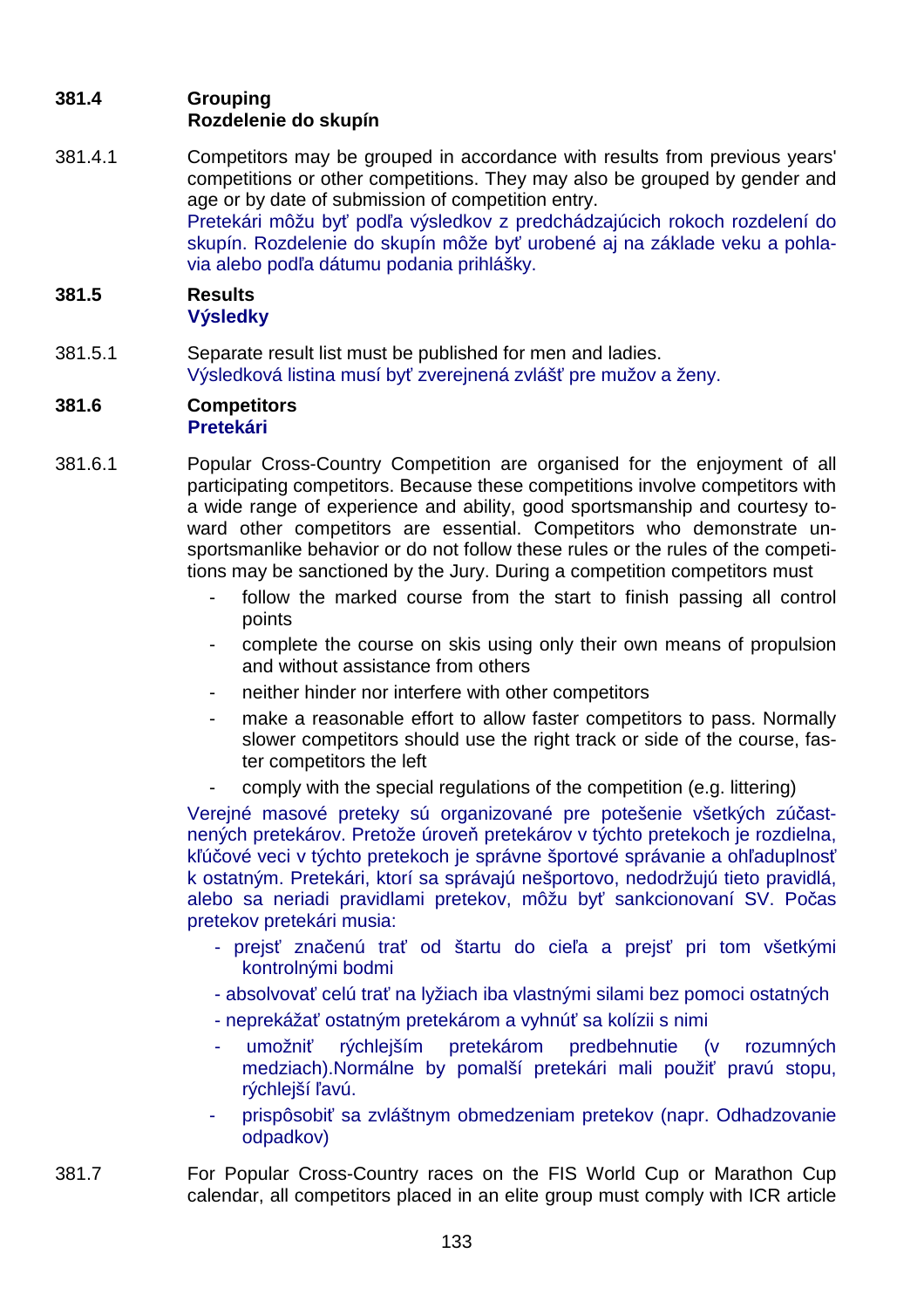**381.4 Grouping**
**Rozdelenie do skupín**

381.4.1 Competitors may be grouped in accordance with results from previous years' competitions or other competitions. They may also be grouped by gender and age or by date of submission of competition entry.
Pretekári môžu byť podľa výsledkov z predchádzajúcich rokoch rozdelení do skupín. Rozdelenie do skupín môže byť urobené aj na základe veku a pohlavia alebo podľa dátumu podania prihlášky.

**381.5 Results**
**Výsledky**

381.5.1 Separate result list must be published for men and ladies.
Výsledková listina musí byť zverejnená zvlášť pre mužov a ženy.

**381.6 Competitors**
**Pretekári**

381.6.1 Popular Cross-Country Competition are organised for the enjoyment of all participating competitors. Because these competitions involve competitors with a wide range of experience and ability, good sportsmanship and courtesy toward other competitors are essential. Competitors who demonstrate unsportsmanlike behavior or do not follow these rules or the rules of the competitions may be sanctioned by the Jury. During a competition competitors must

- follow the marked course from the start to finish passing all control points
- complete the course on skis using only their own means of propulsion and without assistance from others
- neither hinder nor interfere with other competitors
- make a reasonable effort to allow faster competitors to pass. Normally slower competitors should use the right track or side of the course, faster competitors the left
- comply with the special regulations of the competition (e.g. littering)

Verejné masové preteky sú organizované pre potešenie všetkých zúčastnených pretekárov. Pretože úroveň pretekárov v týchto pretekoch je rozdielna, kľúčové veci v týchto pretekoch je správne športové správanie a ohľaduplnosť k ostatným. Pretekári, ktorí sa správajú nešportovo, nedodržujú tieto pravidlá, alebo sa neriadi pravidlami pretekov, môžu byť sankcionovaní SV. Počas pretekov pretekári musia:

- prejsť značenú trať od štartu do cieľa a prejsť pri tom všetkými kontrolnými bodmi
- absolvovať celú trať na lyžiach iba vlastnými silami bez pomoci ostatných
- neprekážať ostatným pretekárom a vyhnúť sa kolízii s nimi
- umožniť rýchlejším pretekárom predbehnutie (v rozumných medziach).Normálne by pomalší pretekári mali použiť pravú stopu, rýchlejší ľavú.
- prispôsobiť sa zvláštnym obmedzeniam pretekov (napr. Odhadzovanie odpadkov)

381.7 For Popular Cross-Country races on the FIS World Cup or Marathon Cup calendar, all competitors placed in an elite group must comply with ICR article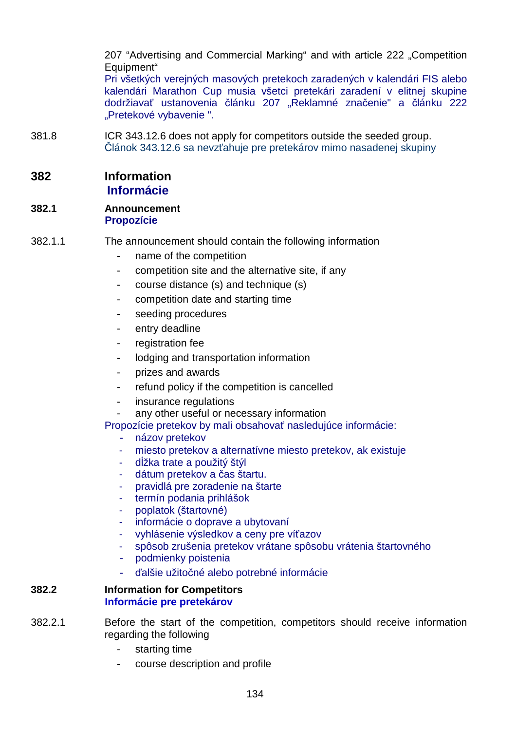207 “Advertising and Commercial Marking“ and with article 222 „Competition Equipment“
Pri všetkých verejných masových pretekoch zaradených v kalendári FIS alebo kalendári Marathon Cup musia všetci pretekári zaradení v elitnej skupine dodržiavať ustanovenia článku 207 „Reklamné značenie" a článku 222 „Pretekové vybavenie ".

381.8 ICR 343.12.6 does not apply for competitors outside the seeded group.
Článok 343.12.6 sa nevzťahuje pre pretekárov mimo nasadenej skupiny

## 382 Information
## Informácie

### 382.1 Announcement
### Propozície

382.1.1 The announcement should contain the following information

- name of the competition
- competition site and the alternative site, if any
- course distance (s) and technique (s)
- competition date and starting time
- seeding procedures
- entry deadline
- registration fee
- lodging and transportation information
- prizes and awards
- refund policy if the competition is cancelled
- insurance regulations
- any other useful or necessary information

Propozície pretekov by mali obsahovať nasledujúce informácie:

- názov pretekov
- miesto pretekov a alternatívne miesto pretekov, ak existuje
- dĺžka trate a použitý štýl
- dátum pretekov a čas štartu.
- pravidlá pre zoradenie na štarte
- termín podania prihlášok
- poplatok (štartovné)
- informácie o doprave a ubytovaní
- vyhlásenie výsledkov a ceny pre víťazov
- spôsob zrušenia pretekov vrátane spôsobu vrátenia štartovného
- podmienky poistenia
- ďalšie užitočné alebo potrebné informácie

### 382.2 Information for Competitors
### Informácie pre pretekárov

382.2.1 Before the start of the competition, competitors should receive information regarding the following

- starting time
- course description and profile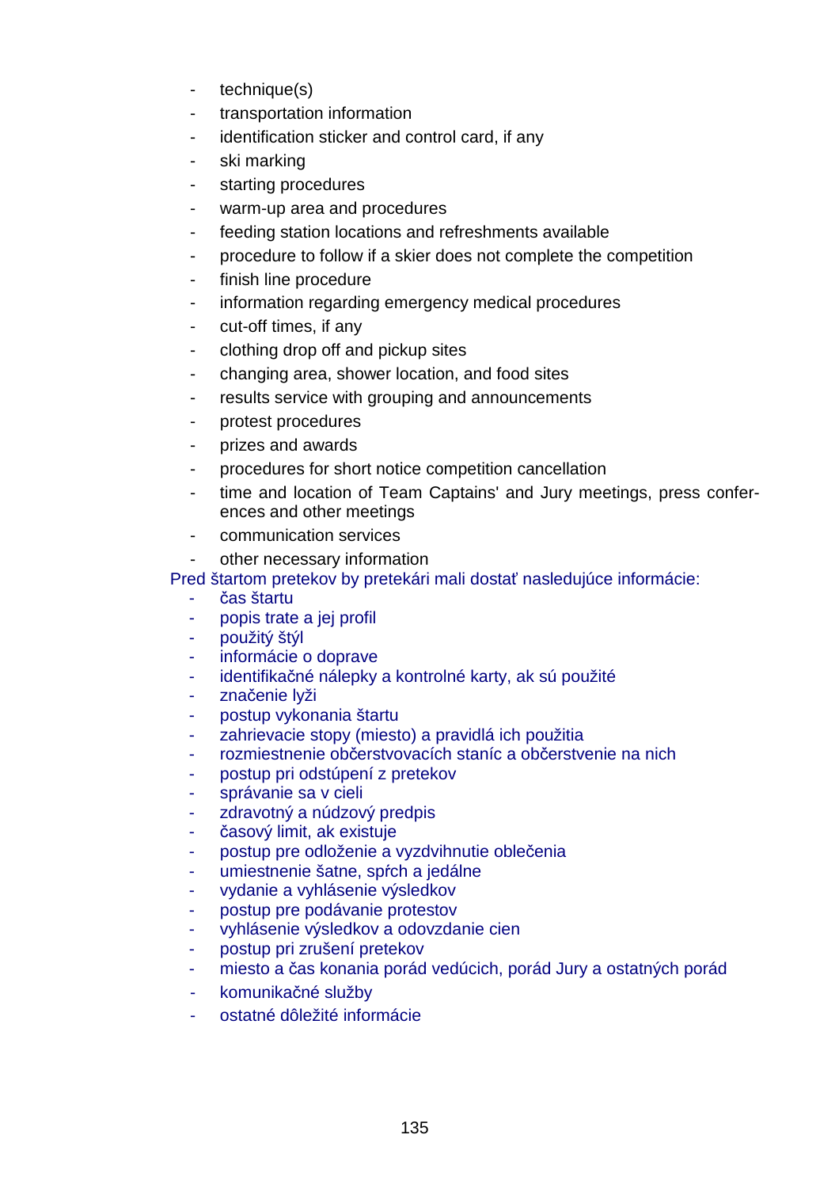- technique(s)
- transportation information
- identification sticker and control card, if any
- ski marking
- starting procedures
- warm-up area and procedures
- feeding station locations and refreshments available
- procedure to follow if a skier does not complete the competition
- finish line procedure
- information regarding emergency medical procedures
- cut-off times, if any
- clothing drop off and pickup sites
- changing area, shower location, and food sites
- results service with grouping and announcements
- protest procedures
- prizes and awards
- procedures for short notice competition cancellation
- time and location of Team Captains' and Jury meetings, press conferences and other meetings
- communication services
- other necessary information

Pred štartom pretekov by pretekári mali dostať nasledujúce informácie:

- čas štartu
- popis trate a jej profil
- použitý štýl
- informácie o doprave
- identifikačné nálepky a kontrolné karty, ak sú použité
- značenie lyží
- postup vykonania štartu
- zahrievacie stopy (miesto) a pravidlá ich použitia
- rozmiestnenie občerstvovacích staníc a občerstvenie na nich
- postup pri odstúpení z pretekov
- správanie sa v cieli
- zdravotný a núdzový predpis
- časový limit, ak existuje
- postup pre odloženie a vyzdvihnutie oblečenia
- umiestnenie šatne, spŕch a jedálne
- vydanie a vyhlásenie výsledkov
- postup pre podávanie protestov
- vyhlásenie výsledkov a odovzdanie cien
- postup pri zrušení pretekov
- miesto a čas konania porád vedúcich, porád Jury a ostatných porád
- komunikačné služby
- ostatné dôležité informácie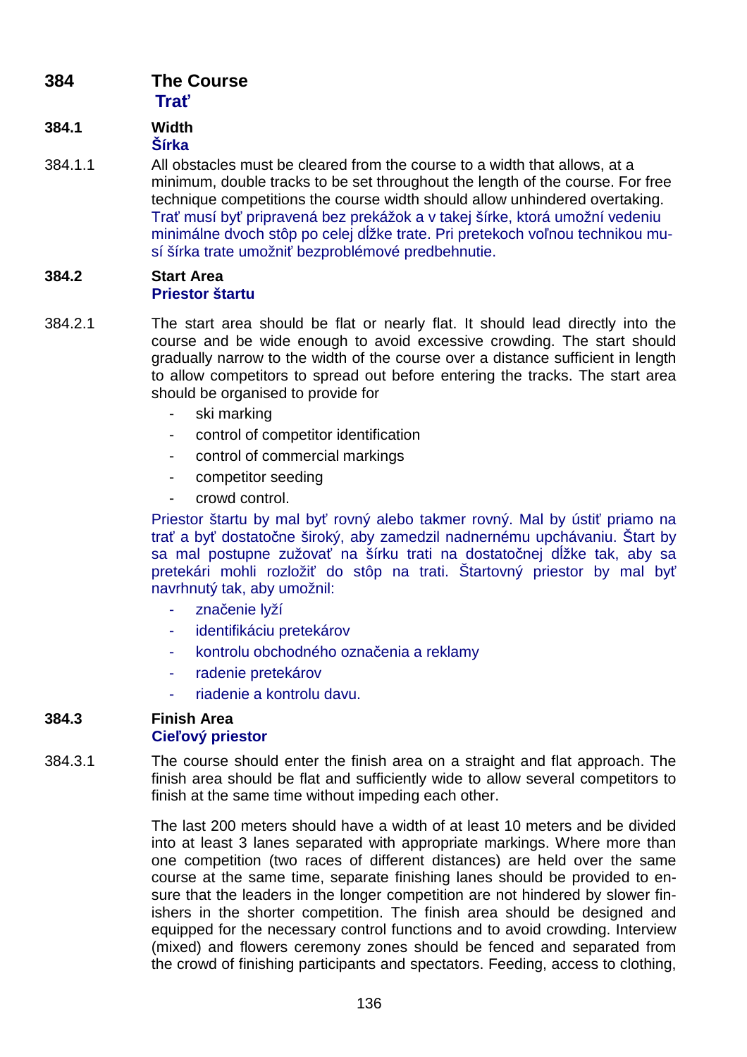## 384 The Course
**Trať**

### 384.1 Width
**Šírka**

384.1.1 All obstacles must be cleared from the course to a width that allows, at a minimum, double tracks to be set throughout the length of the course. For free technique competitions the course width should allow unhindered overtaking.
Trať musí byť pripravená bez prekážok a v takej šírke, ktorá umožní vedeniu minimálne dvoch stôp po celej dĺžke trate. Pri pretekoch voľnou technikou musí šírka trate umožniť bezproblémové predbehnutie.

### 384.2 Start Area
**Priestor štartu**

384.2.1 The start area should be flat or nearly flat. It should lead directly into the course and be wide enough to avoid excessive crowding. The start should gradually narrow to the width of the course over a distance sufficient in length to allow competitors to spread out before entering the tracks. The start area should be organised to provide for

- ski marking
- control of competitor identification
- control of commercial markings
- competitor seeding
- crowd control.

Priestor štartu by mal byť rovný alebo takmer rovný. Mal by ústiť priamo na trať a byť dostatočne široký, aby zamedzil nadnernému upchávaniu. Štart by sa mal postupne zužovať na šírku trati na dostatočnej dĺžke tak, aby sa pretekári mohli rozložiť do stôp na trati. Štartovný priestor by mal byť navrhnutý tak, aby umožnil:

- značenie lyží
- identifikáciu pretekárov
- kontrolu obchodného označenia a reklamy
- radenie pretekárov
- riadenie a kontrolu davu.

### 384.3 Finish Area
**Cieľový priestor**

384.3.1 The course should enter the finish area on a straight and flat approach. The finish area should be flat and sufficiently wide to allow several competitors to finish at the same time without impeding each other.

The last 200 meters should have a width of at least 10 meters and be divided into at least 3 lanes separated with appropriate markings. Where more than one competition (two races of different distances) are held over the same course at the same time, separate finishing lanes should be provided to ensure that the leaders in the longer competition are not hindered by slower finishers in the shorter competition. The finish area should be designed and equipped for the necessary control functions and to avoid crowding. Interview (mixed) and flowers ceremony zones should be fenced and separated from the crowd of finishing participants and spectators. Feeding, access to clothing,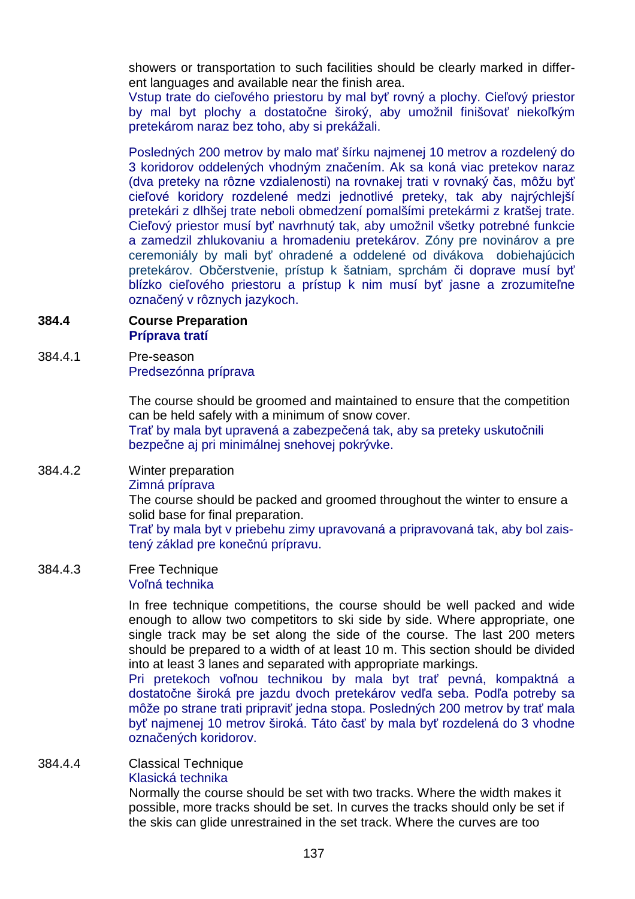showers or transportation to such facilities should be clearly marked in different languages and available near the finish area.
Vstup trate do cieľového priestoru by mal byť rovný a plochy. Cieľový priestor by mal byt plochy a dostatočne široký, aby umožnil finišovať niekoľkým pretekárom naraz bez toho, aby si prekážali.

Posledných 200 metrov by malo mať šírku najmenej 10 metrov a rozdelený do 3 koridorov oddelených vhodným značením. Ak sa koná viac pretekov naraz (dva preteky na rôzne vzdialenosti) na rovnakej trati v rovnaký čas, môžu byť cieľové koridory rozdelené medzi jednotlivé preteky, tak aby najrýchlejší pretekári z dlhšej trate neboli obmedzení pomalšími pretekármi z kratšej trate. Cieľový priestor musí byť navrhnutý tak, aby umožnil všetky potrebné funkcie a zamedzil zhlukovaniu a hromadeniu pretekárov. Zóny pre novinárov a pre ceremoniály by mali byť ohradené a oddelené od divákova dobiehajúcich pretekárov. Občerstvenie, prístup k šatniam, sprchám či doprave musí byť blízko cieľového priestoru a prístup k nim musí byť jasne a zrozumiteľne označený v rôznych jazykoch.

## 384.4 Course Preparation
## Príprava tratí

### 384.4.1 Pre-season
Predsezónna príprava

The course should be groomed and maintained to ensure that the competition can be held safely with a minimum of snow cover.
Trať by mala byt upravená a zabezpečená tak, aby sa preteky uskutočnili bezpečne aj pri minimálnej snehovej pokrývke.

### 384.4.2 Winter preparation
Zimná príprava

The course should be packed and groomed throughout the winter to ensure a solid base for final preparation.
Trať by mala byt v priebehu zimy upravovaná a pripravovaná tak, aby bol zaistený základ pre konečnú prípravu.

### 384.4.3 Free Technique
Voľná technika

In free technique competitions, the course should be well packed and wide enough to allow two competitors to ski side by side. Where appropriate, one single track may be set along the side of the course. The last 200 meters should be prepared to a width of at least 10 m. This section should be divided into at least 3 lanes and separated with appropriate markings.
Pri pretekoch voľnou technikou by mala byt trať pevná, kompaktná a dostatočne široká pre jazdu dvoch pretekárov vedľa seba. Podľa potreby sa môže po strane trati pripraviť jedna stopa. Posledných 200 metrov by trať mala byť najmenej 10 metrov široká. Táto časť by mala byť rozdelená do 3 vhodne označených koridorov.

### 384.4.4 Classical Technique
Klasická technika

Normally the course should be set with two tracks. Where the width makes it possible, more tracks should be set. In curves the tracks should only be set if the skis can glide unrestrained in the set track. Where the curves are too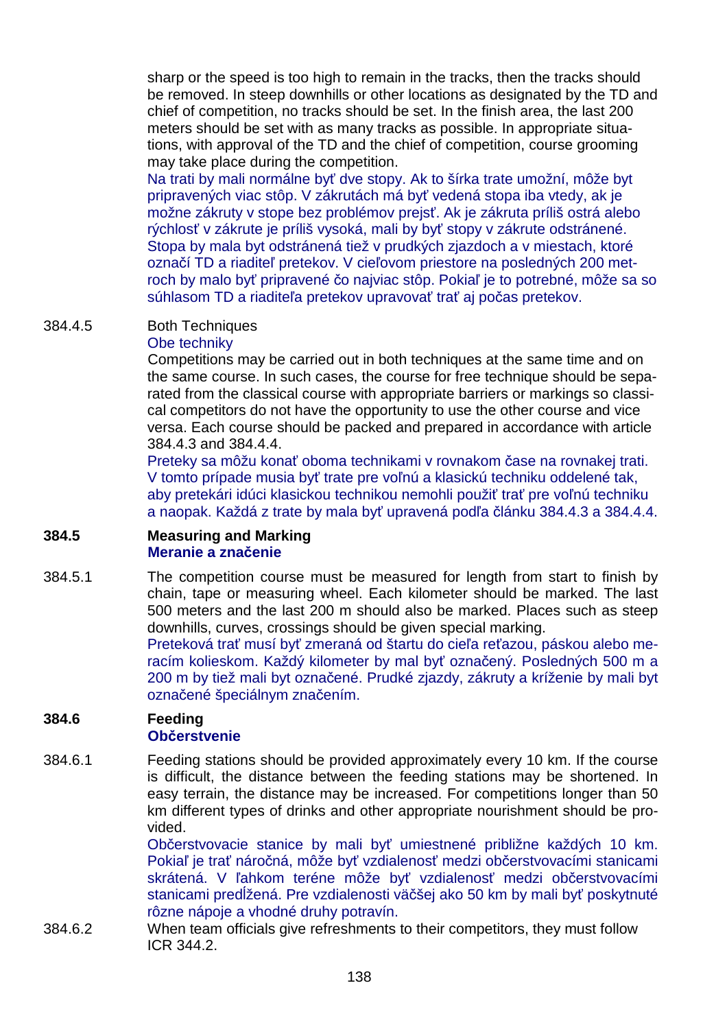sharp or the speed is too high to remain in the tracks, then the tracks should be removed. In steep downhills or other locations as designated by the TD and chief of competition, no tracks should be set. In the finish area, the last 200 meters should be set with as many tracks as possible. In appropriate situations, with approval of the TD and the chief of competition, course grooming may take place during the competition.

Na trati by mali normálne byť dve stopy. Ak to šírka trate umožní, môže byt pripravených viac stôp. V zákrutách má byť vedená stopa iba vtedy, ak je možné zákruty v stope bez problémov prejsť. Ak je zákruta príliš ostrá alebo rýchlosť v zákrute je príliš vysoká, mali by byť stopy v zákrute odstránené. Stopa by mala byt odstránená tiež v prudkých zjazdoch a v miestach, ktoré označí TD a riaditeľ pretekov. V cieľovom priestore na posledných 200 metroch by malo byť pripravené čo najviac stôp. Pokiaľ je to potrebné, môže sa so súhlasom TD a riaditeľa pretekov upravovať trať aj počas pretekov.

384.4.5 Both Techniques
Obe techniky

Competitions may be carried out in both techniques at the same time and on the same course. In such cases, the course for free technique should be separated from the classical course with appropriate barriers or markings so classical competitors do not have the opportunity to use the other course and vice versa. Each course should be packed and prepared in accordance with article 384.4.3 and 384.4.4.

Preteky sa môžu konať oboma technikami v rovnakom čase na rovnakej trati. V tomto prípade musia byť trate pre voľnú a klasickú techniku oddelené tak, aby pretekári idúci klasickou technikou nemohli použiť trať pre voľnú techniku a naopak. Každá z trate by mala byť upravená podľa článku 384.4.3 a 384.4.4.

## 384.5 Measuring and Marking
## Meranie a značenie

384.5.1 The competition course must be measured for length from start to finish by chain, tape or measuring wheel. Each kilometer should be marked. The last 500 meters and the last 200 m should also be marked. Places such as steep downhills, curves, crossings should be given special marking.

Preteková trať musí byť zmeraná od štartu do cieľa reťazou, páskou alebo meracím kolieskom. Každý kilometer by mal byť označený. Posledných 500 m a 200 m by tiež mali byt označené. Prudké zjazdy, zákruty a kríženie by mali byt označené špeciálnym značením.

## 384.6 Feeding
## Občerstvenie

384.6.1 Feeding stations should be provided approximately every 10 km. If the course is difficult, the distance between the feeding stations may be shortened. In easy terrain, the distance may be increased. For competitions longer than 50 km different types of drinks and other appropriate nourishment should be provided.

Občerstvovacie stanice by mali byť umiestnené približne každých 10 km. Pokiaľ je trať náročná, môže byť vzdialenosť medzi občerstvovacími stanicami skrátená. V ľahkom teréne môže byť vzdialenosť medzi občerstvovacími stanicami predĺžená. Pre vzdialenosti väčšej ako 50 km by mali byť poskytnuté rôzne nápoje a vhodné druhy potravín.

384.6.2 When team officials give refreshments to their competitors, they must follow ICR 344.2.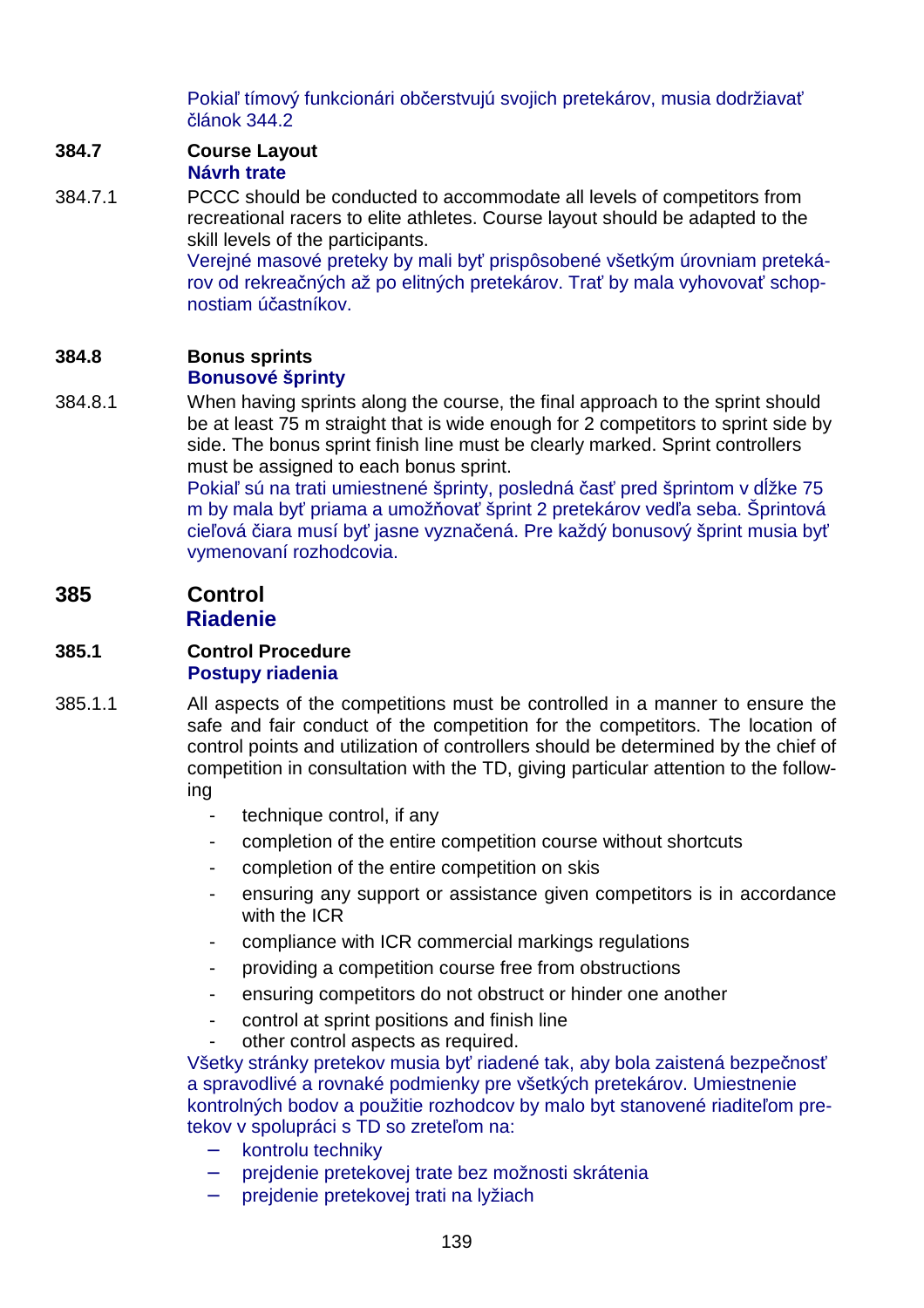Pokiaľ tímový funkcionári občerstvujú svojich pretekárov, musia dodržiavať článok 344.2

### 384.7 Course Layout
**Návrh trate**

384.7.1 PCCC should be conducted to accommodate all levels of competitors from recreational racers to elite athletes. Course layout should be adapted to the skill levels of the participants.
Verejné masové preteky by mali byť prispôsobené všetkým úrovniam pretekárov od rekreačných až po elitných pretekárov. Trať by mala vyhovovať schopnostiam účastníkov.

### 384.8 Bonus sprints
**Bonusové šprinty**

384.8.1 When having sprints along the course, the final approach to the sprint should be at least 75 m straight that is wide enough for 2 competitors to sprint side by side. The bonus sprint finish line must be clearly marked. Sprint controllers must be assigned to each bonus sprint.
Pokiaľ sú na trati umiestnené šprinty, posledná časť pred šprintom v dĺžke 75 m by mala byť priama a umožňovať šprint 2 pretekárov vedľa seba. Šprintová cieľová čiara musí byť jasne vyznačená. Pre každý bonusový šprint musia byť vymenovaní rozhodcovia.

## 385 Control
**Riadenie**

### 385.1 Control Procedure
**Postupy riadenia**

385.1.1 All aspects of the competitions must be controlled in a manner to ensure the safe and fair conduct of the competition for the competitors. The location of control points and utilization of controllers should be determined by the chief of competition in consultation with the TD, giving particular attention to the following

- technique control, if any
- completion of the entire competition course without shortcuts
- completion of the entire competition on skis
- ensuring any support or assistance given competitors is in accordance with the ICR
- compliance with ICR commercial markings regulations
- providing a competition course free from obstructions
- ensuring competitors do not obstruct or hinder one another
- control at sprint positions and finish line
- other control aspects as required.

Všetky stránky pretekov musia byť riadené tak, aby bola zaistená bezpečnosť a spravodlivé a rovnaké podmienky pre všetkých pretekárov. Umiestnenie kontrolných bodov a použitie rozhodcov by malo byt stanovené riaditeľom pretekov v spolupráci s TD so zreteľom na:

- kontrolu techniky
- prejdenie pretekovej trate bez možnosti skrátenia
- prejdenie pretekovej trati na lyžiach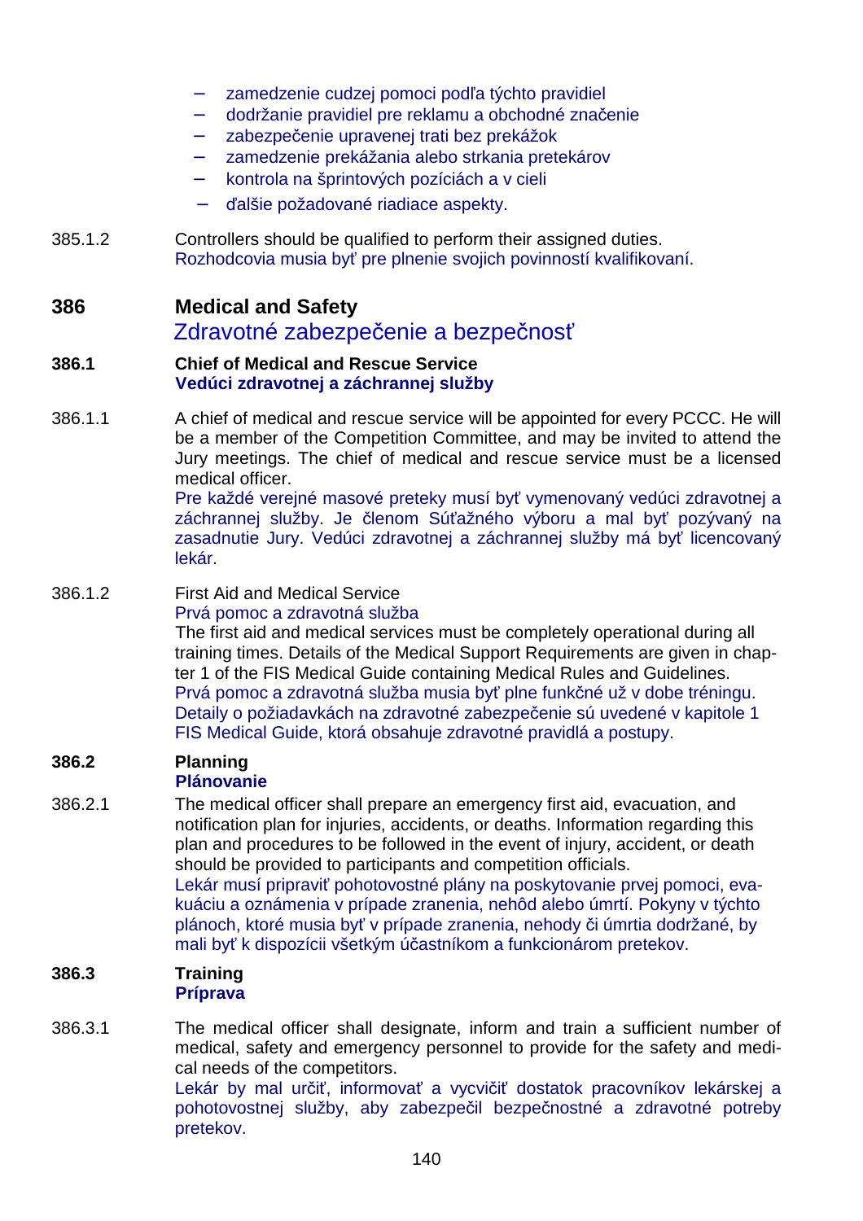- zamedzenie cudzej pomoci podľa týchto pravidiel
- dodržanie pravidiel pre reklamu a obchodné značenie
- zabezpečenie upravenej trati bez prekážok
- zamedzenie prekážania alebo strkania pretekárov
- kontrola na šprintových pozíciách a v cieli
- ďalšie požadované riadiace aspekty.

385.1.2 Controllers should be qualified to perform their assigned duties.
Rozhodcovia musia byť pre plnenie svojich povinností kvalifikovaní.

## 386 Medical and Safety
## Zdravotné zabezpečenie a bezpečnosť

### 386.1 Chief of Medical and Rescue Service
### Vedúci zdravotnej a záchrannej služby

386.1.1 A chief of medical and rescue service will be appointed for every PCCC. He will be a member of the Competition Committee, and may be invited to attend the Jury meetings. The chief of medical and rescue service must be a licensed medical officer.
Pre každé verejné masové preteky musí byť vymenovaný vedúci zdravotnej a záchrannej služby. Je členom Súťažného výboru a mal byť pozývaný na zasadnutie Jury. Vedúci zdravotnej a záchrannej služby má byť licencovaný lekár.

386.1.2 First Aid and Medical Service
Prvá pomoc a zdravotná služba
The first aid and medical services must be completely operational during all training times. Details of the Medical Support Requirements are given in chapter 1 of the FIS Medical Guide containing Medical Rules and Guidelines.
Prvá pomoc a zdravotná služba musia byť plne funkčné už v dobe tréningu. Detaily o požiadavkách na zdravotné zabezpečenie sú uvedené v kapitole 1 FIS Medical Guide, ktorá obsahuje zdravotné pravidlá a postupy.

### 386.2 Planning
### Plánovanie

386.2.1 The medical officer shall prepare an emergency first aid, evacuation, and notification plan for injuries, accidents, or deaths. Information regarding this plan and procedures to be followed in the event of injury, accident, or death should be provided to participants and competition officials.
Lekár musí pripraviť pohotovostné plány na poskytovanie prvej pomoci, evakuáciu a oznámenia v prípade zranenia, nehôd alebo úmrtí. Pokyny v týchto plánoch, ktoré musia byť v prípade zranenia, nehody či úmrtia dodržané, by mali byť k dispozícii všetkým účastníkom a funkcionárom pretekov.

### 386.3 Training
### Príprava

386.3.1 The medical officer shall designate, inform and train a sufficient number of medical, safety and emergency personnel to provide for the safety and medical needs of the competitors.
Lekár by mal určiť, informovať a vycvičiť dostatok pracovníkov lekárskej a pohotovostnej služby, aby zabezpečil bezpečnostné a zdravotné potreby pretekov.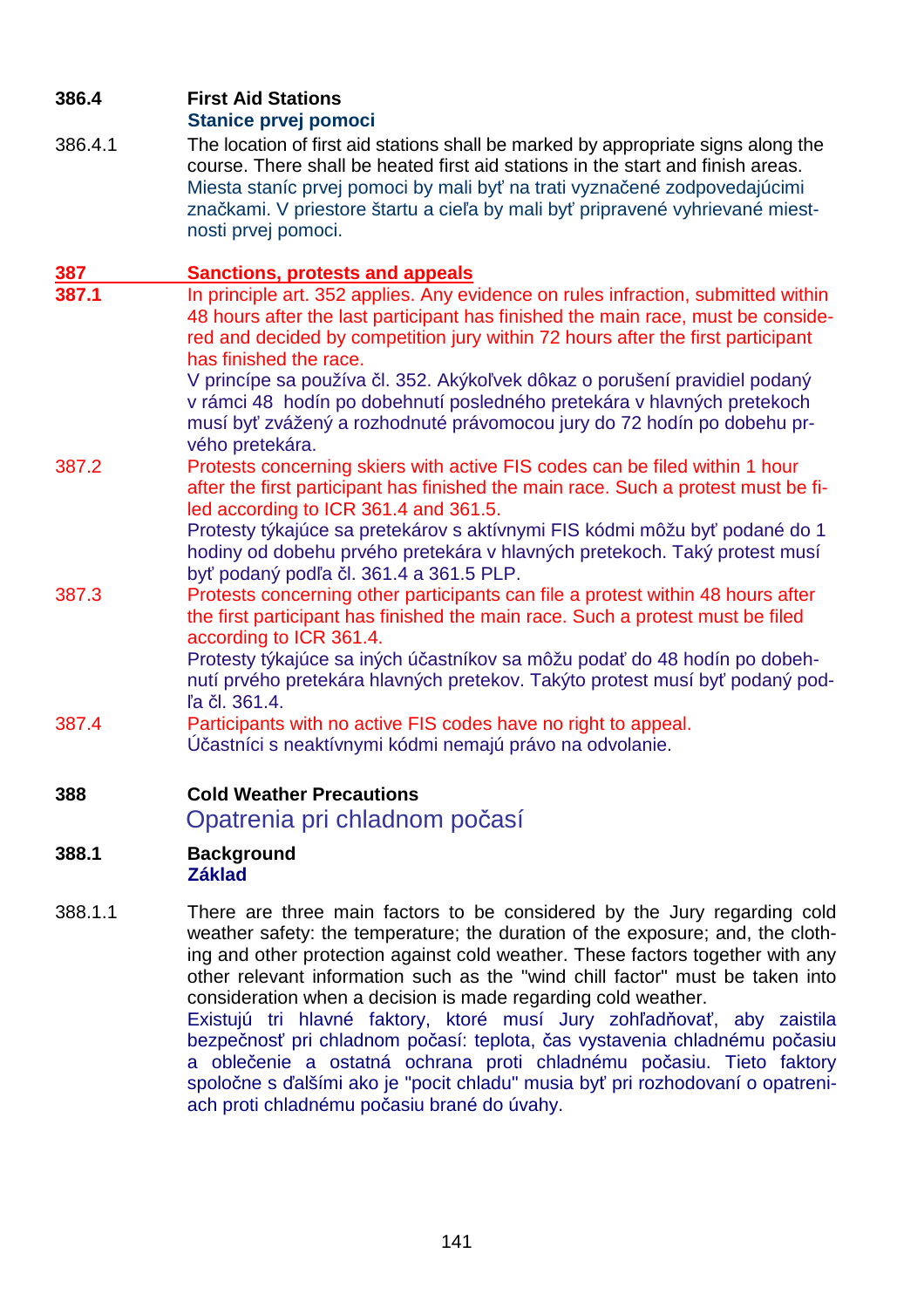**386.4 First Aid Stations**
**Stanice prvej pomoci**

386.4.1 The location of first aid stations shall be marked by appropriate signs along the course. There shall be heated first aid stations in the start and finish areas.
Miesta staníc prvej pomoci by mali byť na trati vyznačené zodpovedajúcimi značkami. V priestore štartu a cieľa by mali byť pripravené vyhrievané miestnosti prvej pomoci.

## 387 Sanctions, protests and appeals

**387.1** In principle art. 352 applies. Any evidence on rules infraction, submitted within 48 hours after the last participant has finished the main race, must be considered and decided by competition jury within 72 hours after the first participant has finished the race.
V princípe sa používa čl. 352. Akýkoľvek dôkaz o porušení pravidiel podaný v rámci 48 hodín po dobehnutí posledného pretekára v hlavných pretekoch musí byť zvážený a rozhodnuté právomocou jury do 72 hodín po dobehu prvého pretekára.

387.2 Protests concerning skiers with active FIS codes can be filed within 1 hour after the first participant has finished the main race. Such a protest must be filed according to ICR 361.4 and 361.5.
Protesty týkajúce sa pretekárov s aktívnymi FIS kódmi môžu byť podané do 1 hodiny od dobehu prvého pretekára v hlavných pretekoch. Taký protest musí byť podaný podľa čl. 361.4 a 361.5 PLP.

387.3 Protests concerning other participants can file a protest within 48 hours after the first participant has finished the main race. Such a protest must be filed according to ICR 361.4.
Protesty týkajúce sa iných účastníkov sa môžu podať do 48 hodín po dobehnutí prvého pretekára hlavných pretekov. Takýto protest musí byť podaný podľa čl. 361.4.

387.4 Participants with no active FIS codes have no right to appeal.
Účastníci s neaktívnymi kódmi nemajú právo na odvolanie.

## 388 Cold Weather Precautions
## Opatrenia pri chladnom počasí

**388.1 Background**
**Základ**

388.1.1 There are three main factors to be considered by the Jury regarding cold weather safety: the temperature; the duration of the exposure; and, the clothing and other protection against cold weather. These factors together with any other relevant information such as the "wind chill factor" must be taken into consideration when a decision is made regarding cold weather.
Existujú tri hlavné faktory, ktoré musí Jury zohľadňovať, aby zaistila bezpečnosť pri chladnom počasí: teplota, čas vystavenia chladnému počasiu a oblečenie a ostatná ochrana proti chladnému počasiu. Tieto faktory spoločne s ďalšími ako je "pocit chladu" musia byť pri rozhodovaní o opatreniach proti chladnému počasiu brané do úvahy.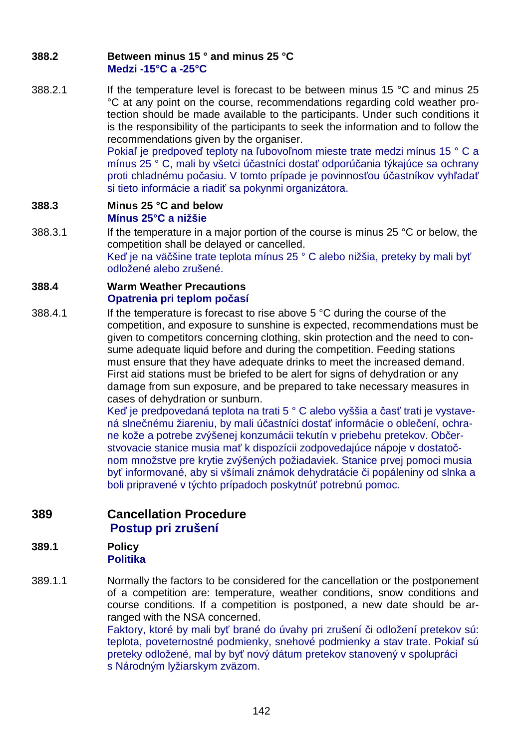**388.2 Between minus 15 ° and minus 25 °C**
**Medzi -15°C a -25°C**

388.2.1 If the temperature level is forecast to be between minus 15 °C and minus 25 °C at any point on the course, recommendations regarding cold weather protection should be made available to the participants. Under such conditions it is the responsibility of the participants to seek the information and to follow the recommendations given by the organiser.
Pokiaľ je predpoveď teploty na ľubovoľnom mieste trate medzi mínus 15 ° C a mínus 25 ° C, mali by všetci účastníci dostať odporúčania týkajúce sa ochrany proti chladnému počasiu. V tomto prípade je povinnosťou účastníkov vyhľadať si tieto informácie a riadiť sa pokynmi organizátora.

**388.3 Minus 25 °C and below**
**Mínus 25°C a nižšie**

388.3.1 If the temperature in a major portion of the course is minus 25 °C or below, the competition shall be delayed or cancelled.
Keď je na väčšine trate teplota mínus 25 ° C alebo nižšia, preteky by mali byť odložené alebo zrušené.

**388.4 Warm Weather Precautions**
**Opatrenia pri teplom počasí**

388.4.1 If the temperature is forecast to rise above 5 °C during the course of the competition, and exposure to sunshine is expected, recommendations must be given to competitors concerning clothing, skin protection and the need to consume adequate liquid before and during the competition. Feeding stations must ensure that they have adequate drinks to meet the increased demand. First aid stations must be briefed to be alert for signs of dehydration or any damage from sun exposure, and be prepared to take necessary measures in cases of dehydration or sunburn.
Keď je predpovedaná teplota na trati 5 ° C alebo vyššia a časť trati je vystavená slnečnému žiareniu, by mali účastníci dostať informácie o oblečení, ochrane kože a potrebe zvýšenej konzumácii tekutín v priebehu pretekov. Občerstvovacie stanice musia mať k dispozícii zodpovedajúce nápoje v dostatočnom množstve pre krytie zvýšených požiadaviek. Stanice prvej pomoci musia byť informované, aby si všímali známok dehydratácie či popáleniny od slnka a boli pripravené v týchto prípadoch poskytnúť potrebnú pomoc.

## 389 Cancellation Procedure
## Postup pri zrušení

**389.1 Policy**
**Politika**

389.1.1 Normally the factors to be considered for the cancellation or the postponement of a competition are: temperature, weather conditions, snow conditions and course conditions. If a competition is postponed, a new date should be arranged with the NSA concerned.
Faktory, ktoré by mali byť brané do úvahy pri zrušení či odložení pretekov sú: teplota, poveternostné podmienky, snehové podmienky a stav trate. Pokiaľ sú preteky odložené, mal by byť nový dátum pretekov stanovený v spolupráci s Národným lyžiarskym zväzom.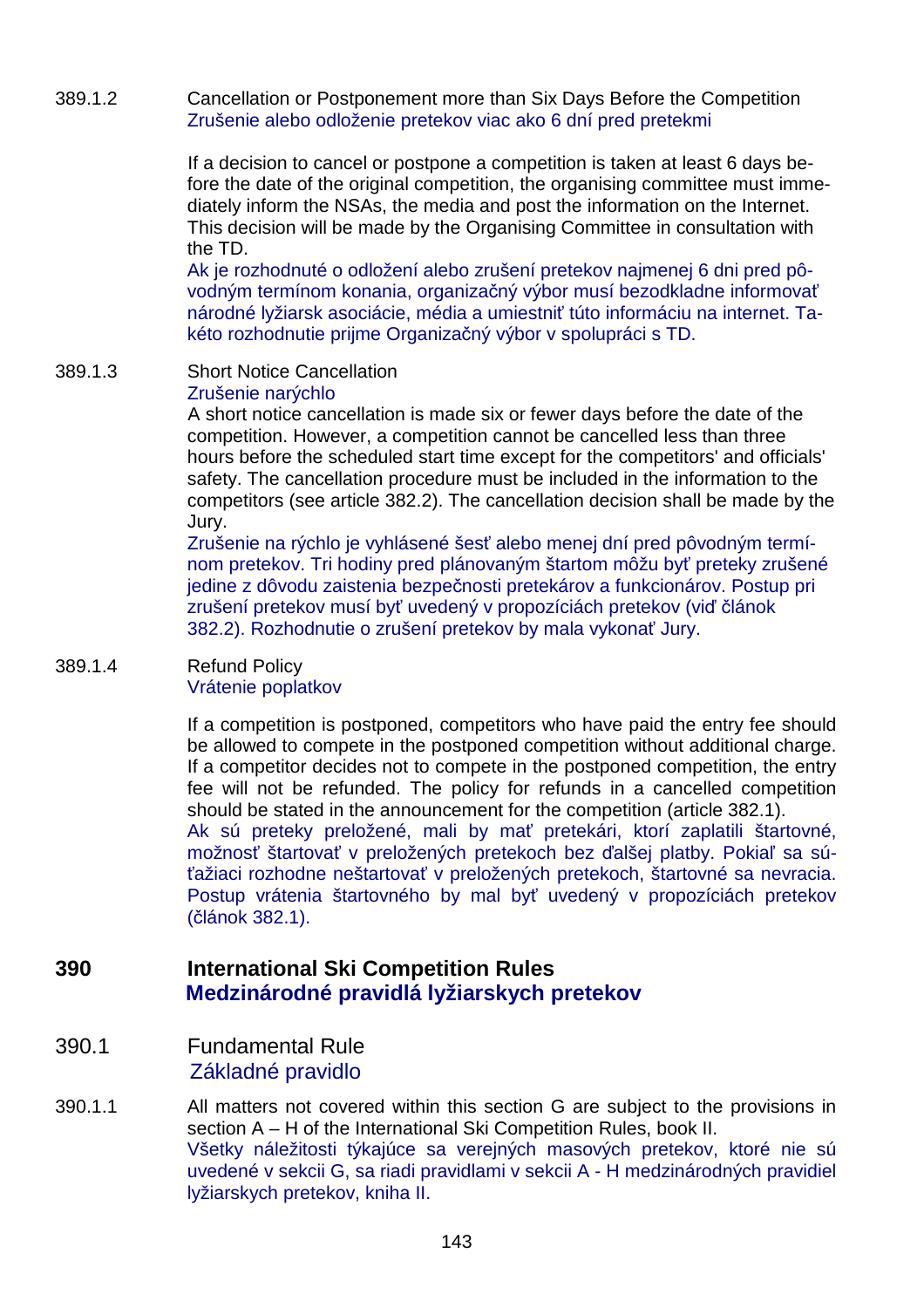389.1.2 Cancellation or Postponement more than Six Days Before the Competition
Zrušenie alebo odloženie pretekov viac ako 6 dní pred pretekmi

If a decision to cancel or postpone a competition is taken at least 6 days before the date of the original competition, the organising committee must immediately inform the NSAs, the media and post the information on the Internet. This decision will be made by the Organising Committee in consultation with the TD.
Ak je rozhodnuté o odložení alebo zrušení pretekov najmenej 6 dni pred pôvodným termínom konania, organizačný výbor musí bezodkladne informovať národné lyžiarsk asociácie, média a umiestniť túto informáciu na internet. Takéto rozhodnutie prijme Organizačný výbor v spolupráci s TD.

389.1.3 Short Notice Cancellation
Zrušenie narýchlo
A short notice cancellation is made six or fewer days before the date of the competition. However, a competition cannot be cancelled less than three hours before the scheduled start time except for the competitors' and officials' safety. The cancellation procedure must be included in the information to the competitors (see article 382.2). The cancellation decision shall be made by the Jury.
Zrušenie na rýchlo je vyhlásené šesť alebo menej dní pred pôvodným termínom pretekov. Tri hodiny pred plánovaným štartom môžu byť preteky zrušené jedine z dôvodu zaistenia bezpečnosti pretekárov a funkcionárov. Postup pri zrušení pretekov musí byť uvedený v propozíciách pretekov (viď článok 382.2). Rozhodnutie o zrušení pretekov by mala vykonať Jury.

389.1.4 Refund Policy
Vrátenie poplatkov

If a competition is postponed, competitors who have paid the entry fee should be allowed to compete in the postponed competition without additional charge. If a competitor decides not to compete in the postponed competition, the entry fee will not be refunded. The policy for refunds in a cancelled competition should be stated in the announcement for the competition (article 382.1).
Ak sú preteky preložené, mali by mať pretekári, ktorí zaplatili štartovné, možnosť štartovať v preložených pretekoch bez ďalšej platby. Pokiaľ sa súťažiaci rozhodne neštartovať v preložených pretekoch, štartovné sa nevracia. Postup vrátenia štartovného by mal byť uvedený v propozíciách pretekov (článok 382.1).

## 390 International Ski Competition Rules
## Medzinárodné pravidlá lyžiarskych pretekov

### 390.1 Fundamental Rule
### Základné pravidlo

390.1.1 All matters not covered within this section G are subject to the provisions in section A – H of the International Ski Competition Rules, book II.
Všetky náležitosti týkajúce sa verejných masových pretekov, ktoré nie sú uvedené v sekcii G, sa riadi pravidlami v sekcii A - H medzinárodných pravidiel lyžiarskych pretekov, kniha II.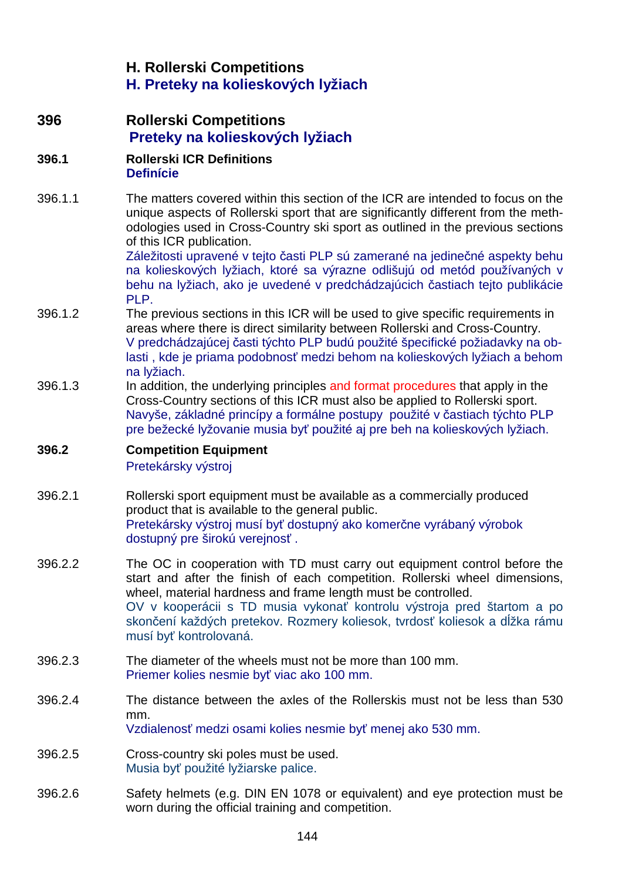# H. Rollerski Competitions
# H. Preteky na kolieskových lyžiach

## 396 Rollerski Competitions
## Preteky na kolieskových lyžiach

### 396.1 Rollerski ICR Definitions
### Definície

396.1.1 The matters covered within this section of the ICR are intended to focus on the unique aspects of Rollerski sport that are significantly different from the methodologies used in Cross-Country ski sport as outlined in the previous sections of this ICR publication.
Záležitosti upravené v tejto časti PLP sú zamerané na jedinečné aspekty behu na kolieskových lyžiach, ktoré sa výrazne odlišujú od metód používaných v behu na lyžiach, ako je uvedené v predchádzajúcich častiach tejto publikácie PLP.

396.1.2 The previous sections in this ICR will be used to give specific requirements in areas where there is direct similarity between Rollerski and Cross-Country.
V predchádzajúcej časti týchto PLP budú použité špecifické požiadavky na oblasti , kde je priama podobnosť medzi behom na kolieskových lyžiach a behom na lyžiach.

396.1.3 In addition, the underlying principles and format procedures that apply in the Cross-Country sections of this ICR must also be applied to Rollerski sport.
Navyše, základné princípy a formálne postupy použité v častiach týchto PLP pre bežecké lyžovanie musia byť použité aj pre beh na kolieskových lyžiach.

### 396.2 Competition Equipment
Pretekársky výstroj

396.2.1 Rollerski sport equipment must be available as a commercially produced product that is available to the general public.
Pretekársky výstroj musí byť dostupný ako komerčne vyrábaný výrobok dostupný pre širokú verejnosť .

396.2.2 The OC in cooperation with TD must carry out equipment control before the start and after the finish of each competition. Rollerski wheel dimensions, wheel, material hardness and frame length must be controlled.
OV v kooperácii s TD musia vykonať kontrolu výstroja pred štartom a po skončení každých pretekov. Rozmery koliesok, tvrdosť koliesok a dĺžka rámu musí byť kontrolovaná.

396.2.3 The diameter of the wheels must not be more than 100 mm.
Priemer kolies nesmie byť viac ako 100 mm.

396.2.4 The distance between the axles of the Rollerskis must not be less than 530 mm.
Vzdialenosť medzi osami kolies nesmie byť menej ako 530 mm.

396.2.5 Cross-country ski poles must be used.
Musia byť použité lyžiarske palice.

396.2.6 Safety helmets (e.g. DIN EN 1078 or equivalent) and eye protection must be worn during the official training and competition.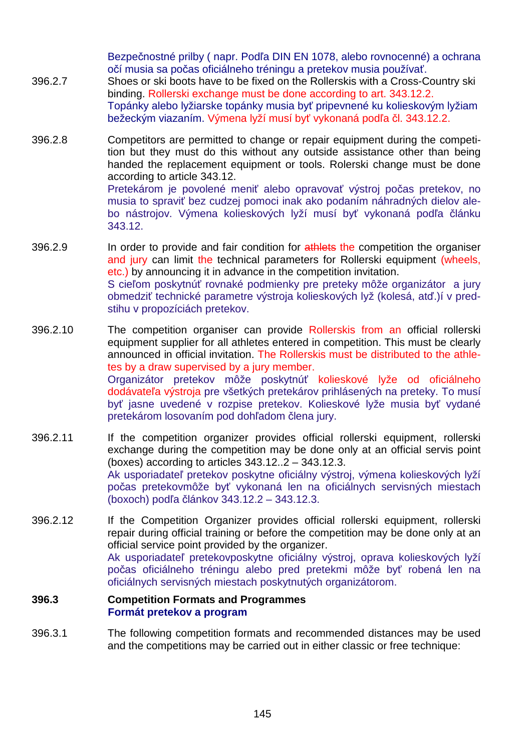Bezpečnostné prilby ( napr. Podľa DIN EN 1078, alebo rovnocenné) a ochrana očí musia sa počas oficiálneho tréningu a pretekov musia používať.

396.2.7 Shoes or ski boots have to be fixed on the Rollerskis with a Cross-Country ski binding. Rollerski exchange must be done according to art. 343.12.2.
Topánky alebo lyžiarske topánky musia byť pripevnené ku kolieskovým lyžiam bežeckým viazaním. Výmena lyží musí byť vykonaná podľa čl. 343.12.2.

396.2.8 Competitors are permitted to change or repair equipment during the competition but they must do this without any outside assistance other than being handed the replacement equipment or tools. Rolerski change must be done according to article 343.12.
Pretekárom je povolené meniť alebo opravovať výstroj počas pretekov, no musia to spraviť bez cudzej pomoci inak ako podaním náhradných dielov alebo nástrojov. Výmena kolieskových lyží musí byť vykonaná podľa článku 343.12.

396.2.9 In order to provide and fair condition for ~~athlets~~ the competition the organiser and jury can limit the technical parameters for Rollerski equipment (wheels, etc.) by announcing it in advance in the competition invitation.
S cieľom poskytnúť rovnaké podmienky pre preteky môže organizátor a jury obmedziť technické parametre výstroja kolieskových lyž (kolesá, atď.)í v predstihu v propozíciách pretekov.

396.2.10 The competition organiser can provide Rollerskis from an official rollerski equipment supplier for all athletes entered in competition. This must be clearly announced in official invitation. The Rollerskis must be distributed to the athletes by a draw supervised by a jury member.
Organizátor pretekov môže poskytnúť kolieskové lyže od oficiálneho dodávateľa výstroja pre všetkých pretekárov prihlásených na preteky. To musí byť jasne uvedené v rozpise pretekov. Kolieskové lyže musia byť vydané pretekárom losovaním pod dohľadom člena jury.

396.2.11 If the competition organizer provides official rollerski equipment, rollerski exchange during the competition may be done only at an official servis point (boxes) according to articles 343.12..2 – 343.12.3.
Ak usporiadateľ pretekov poskytne oficiálny výstroj, výmena kolieskových lyží počas pretekovmôže byť vykonaná len na oficiálnych servisných miestach (boxoch) podľa článkov 343.12.2 – 343.12.3.

396.2.12 If the Competition Organizer provides official rollerski equipment, rollerski repair during official training or before the competition may be done only at an official service point provided by the organizer.
Ak usporiadateľ pretekovposkytne oficiálny výstroj, oprava kolieskových lyží počas oficiálneho tréningu alebo pred pretekmi môže byť robená len na oficiálnych servisných miestach poskytnutých organizátorom.

**396.3 Competition Formats and Programmes**
**Formát pretekov a program**

396.3.1 The following competition formats and recommended distances may be used and the competitions may be carried out in either classic or free technique: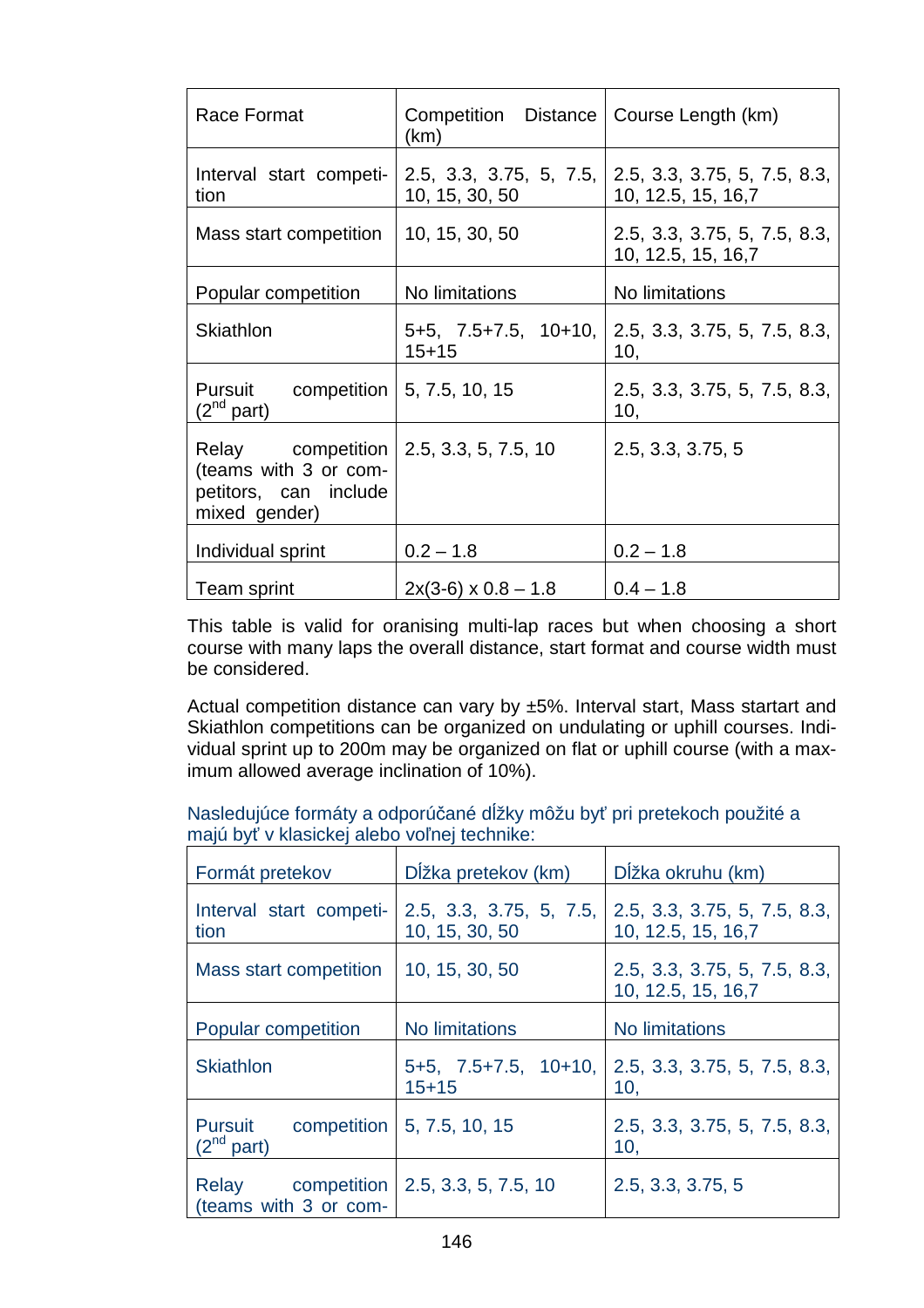| Race Format | Competition Distance (km) | Course Length (km) |
|---|---|---|
| Interval start competition | 2.5, 3.3, 3.75, 5, 7.5, 10, 15, 30, 50 | 2.5, 3.3, 3.75, 5, 7.5, 8.3, 10, 12.5, 15, 16,7 |
| Mass start competition | 10, 15, 30, 50 | 2.5, 3.3, 3.75, 5, 7.5, 8.3, 10, 12.5, 15, 16,7 |
| Popular competition | No limitations | No limitations |
| Skiathlon | 5+5, 7.5+7.5, 10+10, 15+15 | 2.5, 3.3, 3.75, 5, 7.5, 8.3, 10, |
| Pursuit competition (2nd part) | 5, 7.5, 10, 15 | 2.5, 3.3, 3.75, 5, 7.5, 8.3, 10, |
| Relay competition (teams with 3 or competitors, can include mixed gender) | 2.5, 3.3, 5, 7.5, 10 | 2.5, 3.3, 3.75, 5 |
| Individual sprint | 0.2 – 1.8 | 0.2 – 1.8 |
| Team sprint | 2x(3-6) x 0.8 – 1.8 | 0.4 – 1.8 |

This table is valid for oranising multi-lap races but when choosing a short course with many laps the overall distance, start format and course width must be considered.

Actual competition distance can vary by ±5%. Interval start, Mass startart and Skiathlon competitions can be organized on undulating or uphill courses. Individual sprint up to 200m may be organized on flat or uphill course (with a maximum allowed average inclination of 10%).

Nasledujúce formáty a odporúčané dĺžky môžu byť pri pretekoch použité a majú byť v klasickej alebo voľnej technike:

| Formát pretekov | Dĺžka pretekov (km) | Dĺžka okruhu (km) |
|---|---|---|
| Interval start competition | 2.5, 3.3, 3.75, 5, 7.5, 10, 15, 30, 50 | 2.5, 3.3, 3.75, 5, 7.5, 8.3, 10, 12.5, 15, 16,7 |
| Mass start competition | 10, 15, 30, 50 | 2.5, 3.3, 3.75, 5, 7.5, 8.3, 10, 12.5, 15, 16,7 |
| Popular competition | No limitations | No limitations |
| Skiathlon | 5+5, 7.5+7.5, 10+10, 15+15 | 2.5, 3.3, 3.75, 5, 7.5, 8.3, 10, |
| Pursuit competition (2nd part) | 5, 7.5, 10, 15 | 2.5, 3.3, 3.75, 5, 7.5, 8.3, 10, |
| Relay competition (teams with 3 or com- | 2.5, 3.3, 5, 7.5, 10 | 2.5, 3.3, 3.75, 5 |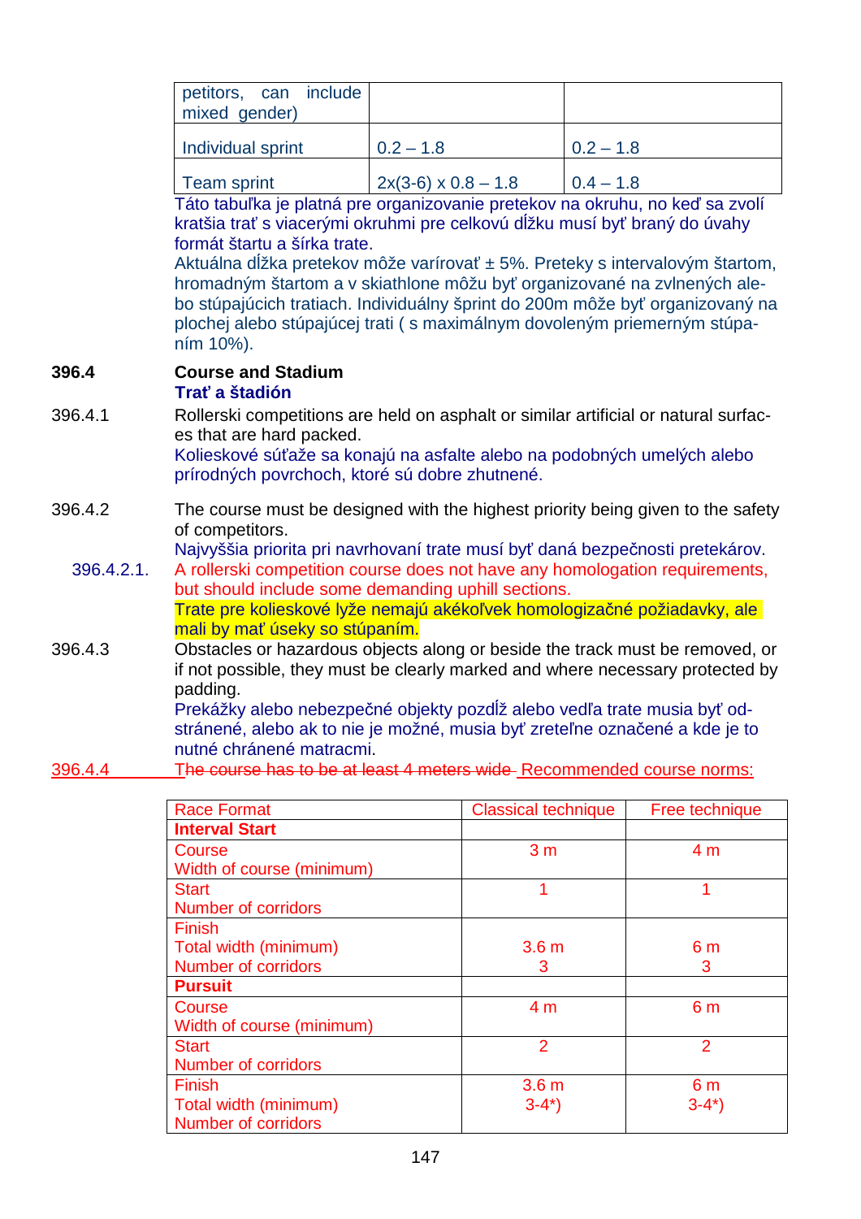| petitors, can include mixed gender) | | |
|---|---|---|
| Individual sprint | 0.2 – 1.8 | 0.2 – 1.8 |
| Team sprint | 2x(3-6) x 0.8 – 1.8 | 0.4 – 1.8 |

Táto tabuľka je platná pre organizovanie pretekov na okruhu, no keď sa zvolí kratšia trať s viacerými okruhmi pre celkovú dĺžku musí byť braný do úvahy formát štartu a šírka trate.
Aktuálna dĺžka pretekov môže varírovať ± 5%. Preteky s intervalovým štartom, hromadným štartom a v skiathlone môžu byť organizované na zvlnených alebo stúpajúcich tratiach. Individuálny šprint do 200m môže byť organizovaný na plochej alebo stúpajúcej trati ( s maximálnym dovoleným priemerným stúpaním 10%).

**396.4 Course and Stadium**
**Trať a štadión**

396.4.1 Rollerski competitions are held on asphalt or similar artificial or natural surfaces that are hard packed.
Kolieskové súťaže sa konajú na asfalte alebo na podobných umelých alebo prírodných povrchoch, ktoré sú dobre zhutnené.

396.4.2 The course must be designed with the highest priority being given to the safety of competitors.
Najvyššia priorita pri navrhovaní trate musí byť daná bezpečnosti pretekárov.

396.4.2.1. A rollerski competition course does not have any homologation requirements, but should include some demanding uphill sections.
Trate pre kolieskové lyže nemajú akékoľvek homologizačné požiadavky, ale mali by mať úseky so stúpaním.

396.4.3 Obstacles or hazardous objects along or beside the track must be removed, or if not possible, they must be clearly marked and where necessary protected by padding.
Prekážky alebo nebezpečné objekty pozdĺž alebo vedľa trate musia byť odstránené, alebo ak to nie je možné, musia byť zreteľne označené a kde je to nutné chránené matracmi.

396.4.4 ~~The course has to be at least 4 meters wide~~ Recommended course norms:

| Race Format | Classical technique | Free technique |
|---|---|---|
| **Interval Start** | | |
| Course<br>Width of course (minimum) | 3 m | 4 m |
| Start<br>Number of corridors | 1 | 1 |
| Finish<br>Total width (minimum)<br>Number of corridors | 3.6 m<br>3 | 6 m<br>3 |
| **Pursuit** | | |
| Course<br>Width of course (minimum) | 4 m | 6 m |
| Start<br>Number of corridors | 2 | 2 |
| Finish<br>Total width (minimum)<br>Number of corridors | 3.6 m<br>3-4*) | 6 m<br>3-4*) |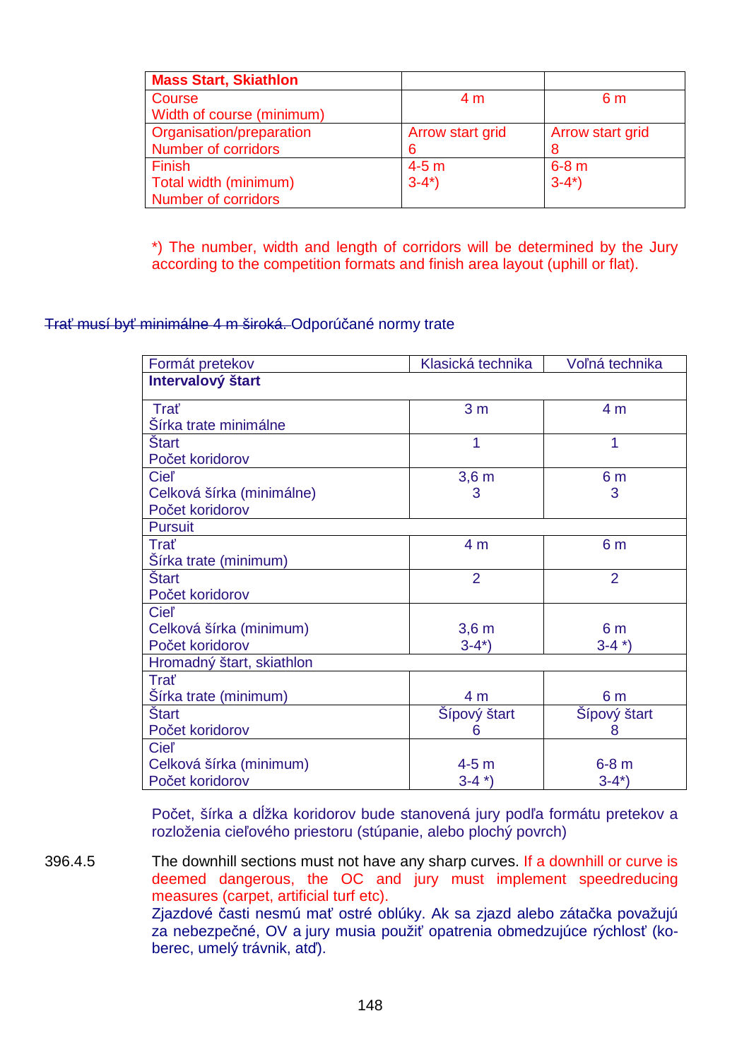| Mass Start, Skiathlon | | |
|---|---|---|
| Course<br>Width of course (minimum) | 4 m | 6 m |
| Organisation/preparation<br>Number of corridors | Arrow start grid<br>6 | Arrow start grid<br>8 |
| Finish<br>Total width (minimum)<br>Number of corridors | 4-5 m<br>3-4*) | 6-8 m<br>3-4*) |

*) The number, width and length of corridors will be determined by the Jury according to the competition formats and finish area layout (uphill or flat).

~~Trať musí byť minimálne 4 m široká.~~ Odporúčané normy trate

| Formát pretekov | Klasická technika | Voľná technika |
|---|---|---|
| **Intervalový štart** | | |
| Trať<br>Šírka trate minimálne | 3 m | 4 m |
| Štart<br>Počet koridorov | 1 | 1 |
| Cieľ<br>Celková šírka (minimálne)<br>Počet koridorov | 3,6 m<br>3 | 6 m<br>3 |
| Pursuit | | |
| Trať<br>Šírka trate (minimum) | 4 m | 6 m |
| Štart<br>Počet koridorov | 2 | 2 |
| Cieľ<br>Celková šírka (minimum)<br>Počet koridorov | 3,6 m<br>3-4*) | 6 m<br>3-4 *) |
| Hromadný štart, skiathlon | | |
| Trať<br>Šírka trate (minimum) | 4 m | 6 m |
| Štart<br>Počet koridorov | Šípový štart<br>6 | Šípový štart<br>8 |
| Cieľ<br>Celková šírka (minimum)<br>Počet koridorov | 4-5 m<br>3-4 *) | 6-8 m<br>3-4*) |

Počet, šírka a dĺžka koridorov bude stanovená jury podľa formátu pretekov a rozloženia cieľového priestoru (stúpanie, alebo plochý povrch)

396.4.5 The downhill sections must not have any sharp curves. If a downhill or curve is deemed dangerous, the OC and jury must implement speedreducing measures (carpet, artificial turf etc).
Zjazdové časti nesmú mať ostré oblúky. Ak sa zjazd alebo zátačka považujú za nebezpečné, OV a jury musia použiť opatrenia obmedzujúce rýchlosť (koberec, umelý trávnik, atď).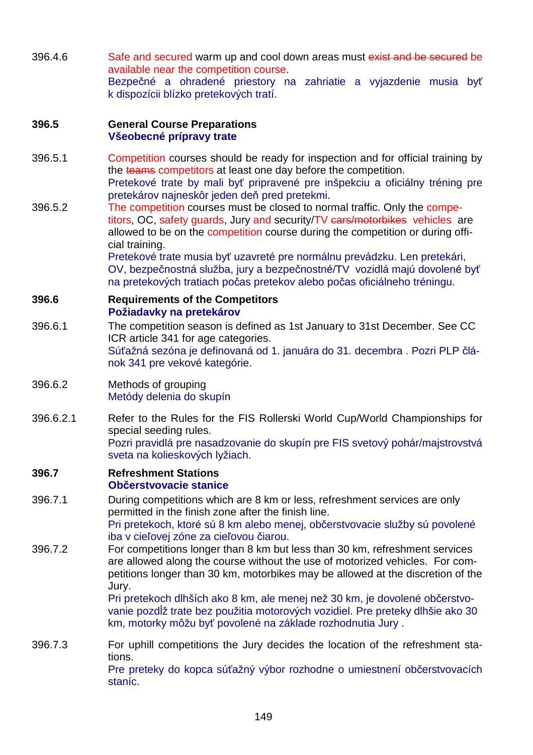396.4.6 Safe and secured warm up and cool down areas must ~~exist and be secured~~ be available near the competition course.
Bezpečné a ohradené priestory na zahriatie a vyjazdenie musia byť k dispozícii blízko pretekových tratí.

**396.5 General Course Preparations**
**Všeobecné prípravy trate**

396.5.1 Competition courses should be ready for inspection and for official training by the ~~teams~~ competitors at least one day before the competition.
Pretekové trate by mali byť pripravené pre inšpekciu a oficiálny tréning pre pretekárov najneskôr jeden deň pred pretekmi.

396.5.2 The competition courses must be closed to normal traffic. Only the competitors, OC, safety guards, Jury and security/TV ~~cars/motorbikes~~ vehicles are allowed to be on the competition course during the competition or during official training.
Pretekové trate musia byť uzavreté pre normálnu prevádzku. Len pretekári, OV, bezpečnostná služba, jury a bezpečnostné/TV vozidlá majú dovolené byť na pretekových tratiach počas pretekov alebo počas oficiálneho tréningu.

**396.6 Requirements of the Competitors**
**Požiadavky na pretekárov**

396.6.1 The competition season is defined as 1st January to 31st December. See CC ICR article 341 for age categories.
Súťažná sezóna je definovaná od 1. januára do 31. decembra . Pozri PLP článok 341 pre vekové kategórie.

396.6.2 Methods of grouping
Metódy delenia do skupín

396.6.2.1 Refer to the Rules for the FIS Rollerski World Cup/World Championships for special seeding rules.
Pozri pravidlá pre nasadzovanie do skupín pre FIS svetový pohár/majstrovstvá sveta na kolieskových lyžiach.

**396.7 Refreshment Stations**
**Občerstvovacie stanice**

396.7.1 During competitions which are 8 km or less, refreshment services are only permitted in the finish zone after the finish line.
Pri pretekoch, ktoré sú 8 km alebo menej, občerstvovacie služby sú povolené iba v cieľovej zóne za cieľovou čiarou.

396.7.2 For competitions longer than 8 km but less than 30 km, refreshment services are allowed along the course without the use of motorized vehicles. For competitions longer than 30 km, motorbikes may be allowed at the discretion of the Jury.
Pri pretekoch dlhších ako 8 km, ale menej než 30 km, je dovolené občerstvovanie pozdĺž trate bez použitia motorových vozidiel. Pre preteky dlhšie ako 30 km, motorky môžu byť povolené na základe rozhodnutia Jury .

396.7.3 For uphill competitions the Jury decides the location of the refreshment stations.
Pre preteky do kopca súťažný výbor rozhodne o umiestnení občerstvovacích staníc.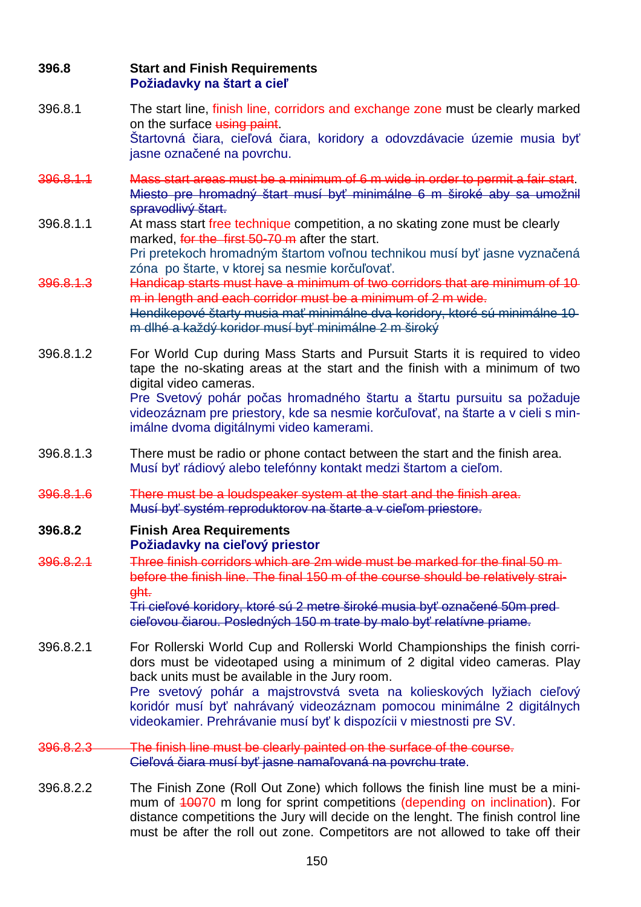**396.8 Start and Finish Requirements**
**Požiadavky na štart a cieľ**

396.8.1 The start line, finish line, corridors and exchange zone must be clearly marked on the surface ~~using paint~~.
Štartovná čiara, cieľová čiara, koridory a odovzdávacie územie musia byť jasne označené na povrchu.

~~396.8.1.1 Mass start areas must be a minimum of 6 m wide in order to permit a fair start.~~
~~Miesto pre hromadný štart musí byť minimálne 6 m široké aby sa umožnil spravodlivý štart.~~

396.8.1.1 At mass start free technique competition, a no skating zone must be clearly marked, ~~for the first 50-70 m~~ after the start.
Pri pretekoch hromadným štartom voľnou technikou musí byť jasne vyznačená zóna po štarte, v ktorej sa nesmie korčuľovať.

~~396.8.1.3 Handicap starts must have a minimum of two corridors that are minimum of 10 m in length and each corridor must be a minimum of 2 m wide.~~
~~Hendikepové štarty musia mať minimálne dva koridory, ktoré sú minimálne 10 m dlhé a každý koridor musí byť minimálne 2 m široký~~

396.8.1.2 For World Cup during Mass Starts and Pursuit Starts it is required to video tape the no-skating areas at the start and the finish with a minimum of two digital video cameras.
Pre Svetový pohár počas hromadného štartu a štartu pursuitu sa požaduje videozáznam pre priestory, kde sa nesmie korčuľovať, na štarte a v cieli s minimálne dvoma digitálnymi video kamerami.

396.8.1.3 There must be radio or phone contact between the start and the finish area.
Musí byť rádiový alebo telefónny kontakt medzi štartom a cieľom.

~~396.8.1.6 There must be a loudspeaker system at the start and the finish area.~~
~~Musí byť systém reproduktorov na štarte a v cieľom priestore.~~

**396.8.2 Finish Area Requirements**
**Požiadavky na cieľový priestor**

~~396.8.2.1 Three finish corridors which are 2m wide must be marked for the final 50 m before the finish line. The final 150 m of the course should be relatively straight.~~
~~Tri cieľové koridory, ktoré sú 2 metre široké musia byť označené 50m pred cieľovou čiarou. Posledných 150 m trate by malo byť relatívne priame.~~

396.8.2.1 For Rollerski World Cup and Rollerski World Championships the finish corridors must be videotaped using a minimum of 2 digital video cameras. Play back units must be available in the Jury room.
Pre svetový pohár a majstrovstvá sveta na kolieskových lyžiach cieľový koridór musí byť nahrávaný videozáznam pomocou minimálne 2 digitálnych videokamier. Prehrávanie musí byť k dispozícii v miestnosti pre SV.

~~396.8.2.3 The finish line must be clearly painted on the surface of the course.~~
~~Cieľová čiara musí byť jasne namaľovaná na povrchu trate.~~

396.8.2.2 The Finish Zone (Roll Out Zone) which follows the finish line must be a minimum of ~~100~~70 m long for sprint competitions (depending on inclination). For distance competitions the Jury will decide on the lenght. The finish control line must be after the roll out zone. Competitors are not allowed to take off their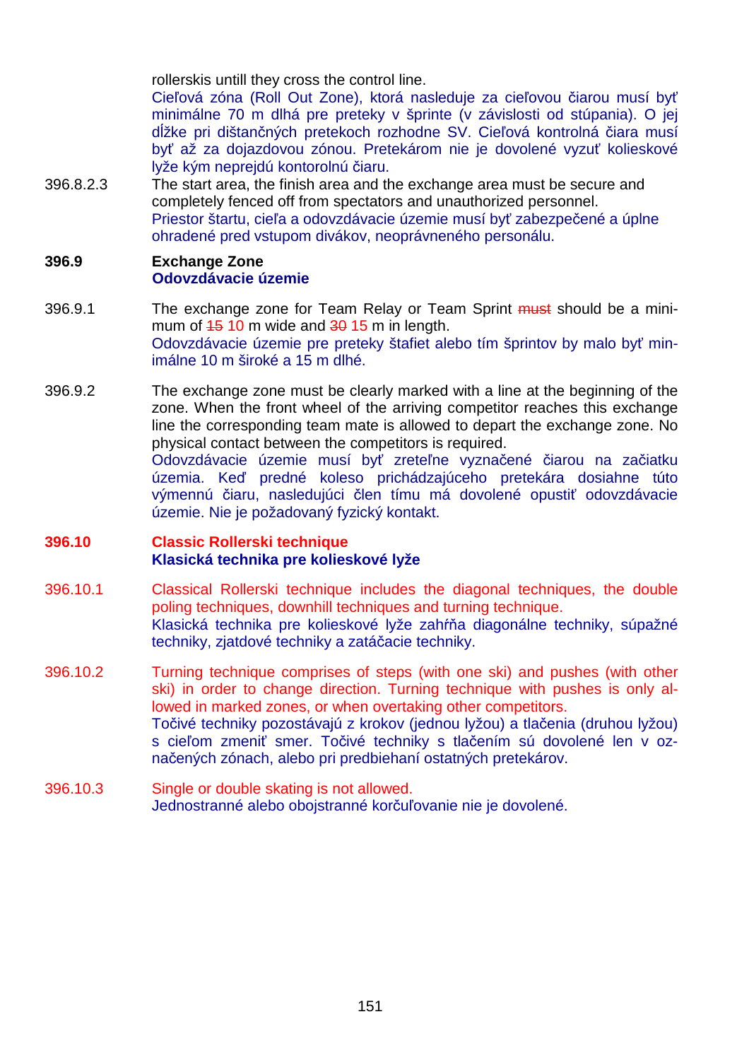rollerskis untill they cross the control line.
Cieľová zóna (Roll Out Zone), ktorá nasleduje za cieľovou čiarou musí byť minimálne 70 m dlhá pre preteky v šprinte (v závislosti od stúpania). O jej dĺžke pri dištančných pretekoch rozhodne SV. Cieľová kontrolná čiara musí byť až za dojazdovou zónou. Pretekárom nie je dovolené vyzuť kolieskové lyže kým neprejdú kontorolnú čiaru.

396.8.2.3 The start area, the finish area and the exchange area must be secure and completely fenced off from spectators and unauthorized personnel.
Priestor štartu, cieľa a odovzdávacie územie musí byť zabezpečené a úplne ohradené pred vstupom divákov, neoprávneného personálu.

## 396.9 Exchange Zone
## Odovzdávacie územie

396.9.1 The exchange zone for Team Relay or Team Sprint ~~must~~ should be a minimum of ~~15~~ 10 m wide and ~~30~~ 15 m in length.
Odovzdávacie územie pre preteky štafiet alebo tím šprintov by malo byť minimálne 10 m široké a 15 m dlhé.

396.9.2 The exchange zone must be clearly marked with a line at the beginning of the zone. When the front wheel of the arriving competitor reaches this exchange line the corresponding team mate is allowed to depart the exchange zone. No physical contact between the competitors is required.
Odovzdávacie územie musí byť zreteľne vyznačené čiarou na začiatku územia. Keď predné koleso prichádzajúceho pretekára dosiahne túto výmennú čiaru, nasledujúci člen tímu má dovolené opustiť odovzdávacie územie. Nie je požadovaný fyzický kontakt.

## 396.10 Classic Rollerski technique
## Klasická technika pre kolieskové lyže

396.10.1 Classical Rollerski technique includes the diagonal techniques, the double poling techniques, downhill techniques and turning technique.
Klasická technika pre kolieskové lyže zahŕňa diagonálne techniky, súpažné techniky, zjatdové techniky a zatáčacie techniky.

396.10.2 Turning technique comprises of steps (with one ski) and pushes (with other ski) in order to change direction. Turning technique with pushes is only allowed in marked zones, or when overtaking other competitors.
Točivé techniky pozostávajú z krokov (jednou lyžou) a tlačenia (druhou lyžou) s cieľom zmeniť smer. Točivé techniky s tlačením sú dovolené len v označených zónach, alebo pri predbiehaní ostatných pretekárov.

396.10.3 Single or double skating is not allowed.
Jednostranné alebo obojstranné korčuľovanie nie je dovolené.